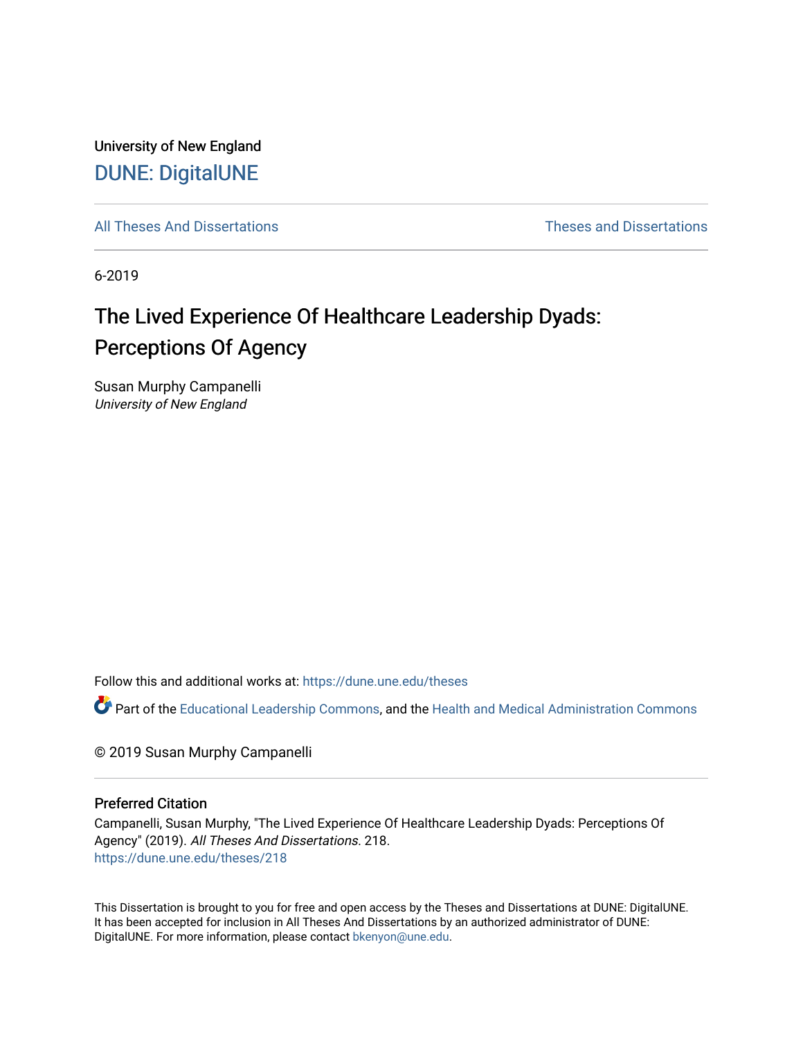University of New England

DUNE: DigitalUNE

All Theses And Dissertations | Theses and Dissertations

6-2019

# The Lived Experience Of Healthcare Leadership Dyads: Perceptions Of Agency

Susan Murphy Campanelli
*University of New England*

Follow this and additional works at: https://dune.une.edu/theses

Part of the Educational Leadership Commons, and the Health and Medical Administration Commons

© 2019 Susan Murphy Campanelli

## Preferred Citation

Campanelli, Susan Murphy, "The Lived Experience Of Healthcare Leadership Dyads: Perceptions Of Agency" (2019). *All Theses And Dissertations*. 218.
https://dune.une.edu/theses/218

This Dissertation is brought to you for free and open access by the Theses and Dissertations at DUNE: DigitalUNE. It has been accepted for inclusion in All Theses And Dissertations by an authorized administrator of DUNE: DigitalUNE. For more information, please contact bkenyon@une.edu.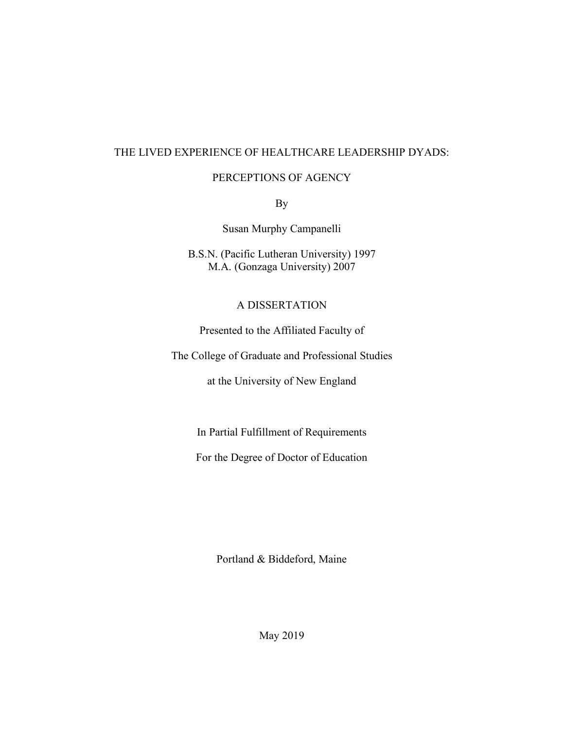THE LIVED EXPERIENCE OF HEALTHCARE LEADERSHIP DYADS:

PERCEPTIONS OF AGENCY

By

Susan Murphy Campanelli

B.S.N. (Pacific Lutheran University) 1997
M.A. (Gonzaga University) 2007

A DISSERTATION

Presented to the Affiliated Faculty of

The College of Graduate and Professional Studies

at the University of New England

In Partial Fulfillment of Requirements

For the Degree of Doctor of Education

Portland & Biddeford, Maine

May 2019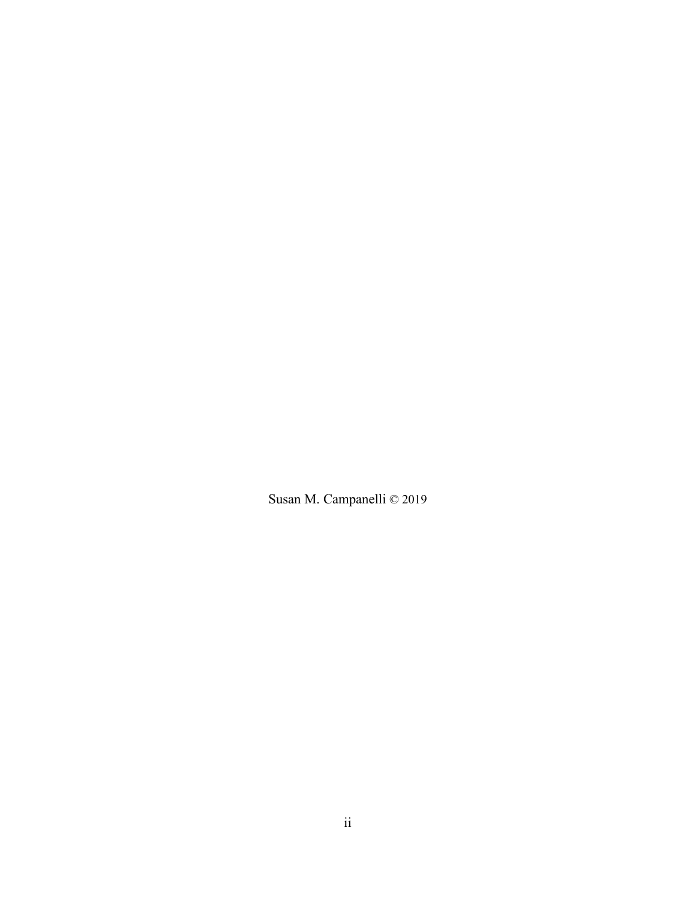Susan M. Campanelli © 2019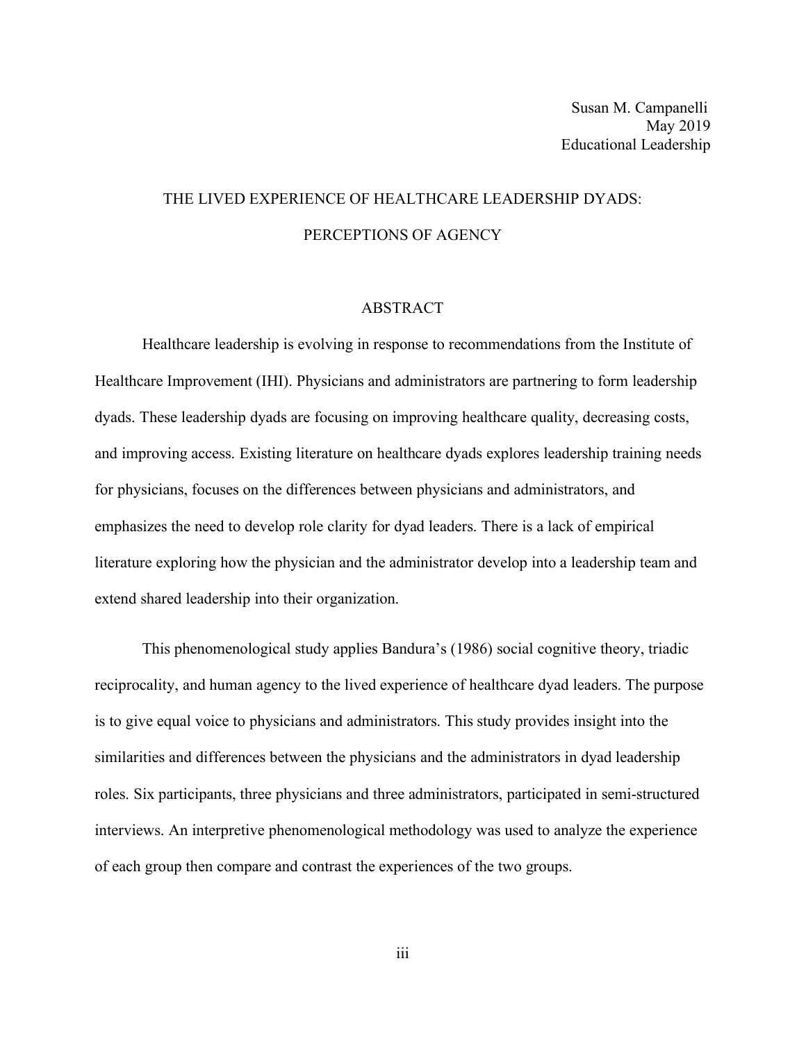Susan M. Campanelli  
May 2019  
Educational Leadership

# THE LIVED EXPERIENCE OF HEALTHCARE LEADERSHIP DYADS: PERCEPTIONS OF AGENCY

## ABSTRACT

Healthcare leadership is evolving in response to recommendations from the Institute of Healthcare Improvement (IHI). Physicians and administrators are partnering to form leadership dyads. These leadership dyads are focusing on improving healthcare quality, decreasing costs, and improving access. Existing literature on healthcare dyads explores leadership training needs for physicians, focuses on the differences between physicians and administrators, and emphasizes the need to develop role clarity for dyad leaders. There is a lack of empirical literature exploring how the physician and the administrator develop into a leadership team and extend shared leadership into their organization.

This phenomenological study applies Bandura's (1986) social cognitive theory, triadic reciprocality, and human agency to the lived experience of healthcare dyad leaders. The purpose is to give equal voice to physicians and administrators. This study provides insight into the similarities and differences between the physicians and the administrators in dyad leadership roles. Six participants, three physicians and three administrators, participated in semi-structured interviews. An interpretive phenomenological methodology was used to analyze the experience of each group then compare and contrast the experiences of the two groups.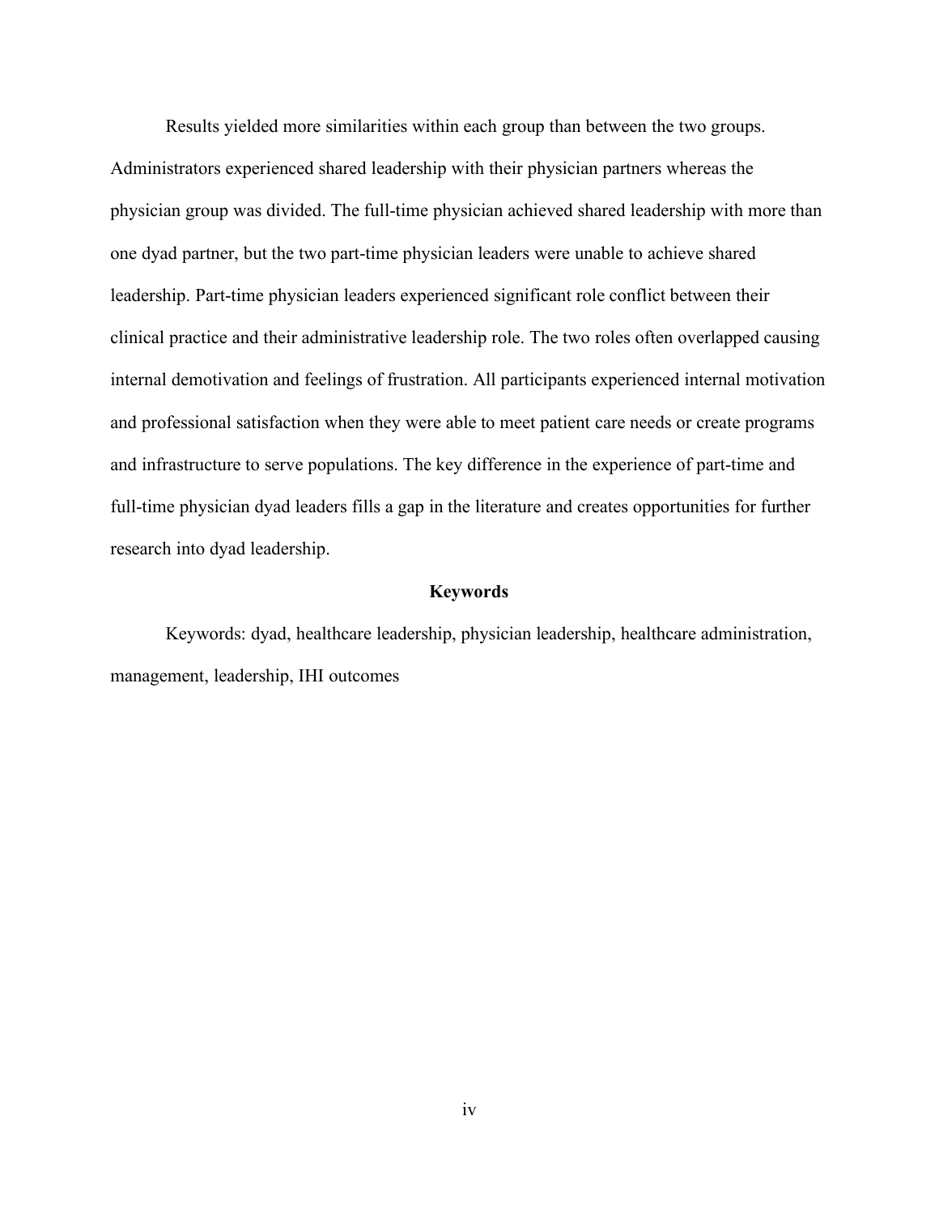Results yielded more similarities within each group than between the two groups. Administrators experienced shared leadership with their physician partners whereas the physician group was divided. The full-time physician achieved shared leadership with more than one dyad partner, but the two part-time physician leaders were unable to achieve shared leadership. Part-time physician leaders experienced significant role conflict between their clinical practice and their administrative leadership role. The two roles often overlapped causing internal demotivation and feelings of frustration. All participants experienced internal motivation and professional satisfaction when they were able to meet patient care needs or create programs and infrastructure to serve populations. The key difference in the experience of part-time and full-time physician dyad leaders fills a gap in the literature and creates opportunities for further research into dyad leadership.

## Keywords

Keywords: dyad, healthcare leadership, physician leadership, healthcare administration, management, leadership, IHI outcomes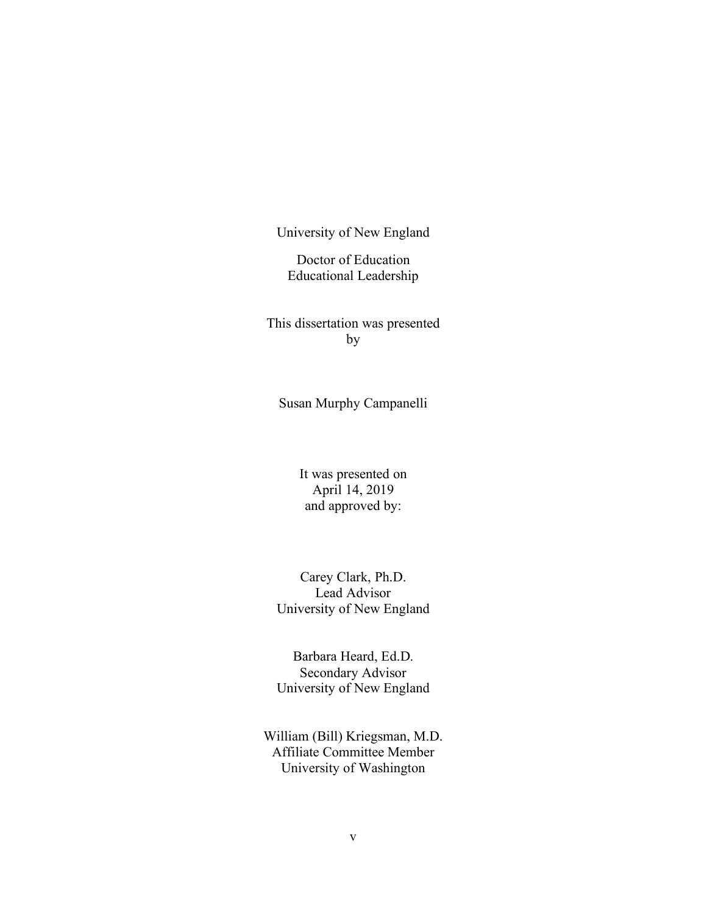University of New England

Doctor of Education
Educational Leadership

This dissertation was presented
by

Susan Murphy Campanelli

It was presented on
April 14, 2019
and approved by:

Carey Clark, Ph.D.
Lead Advisor
University of New England

Barbara Heard, Ed.D.
Secondary Advisor
University of New England

William (Bill) Kriegsman, M.D.
Affiliate Committee Member
University of Washington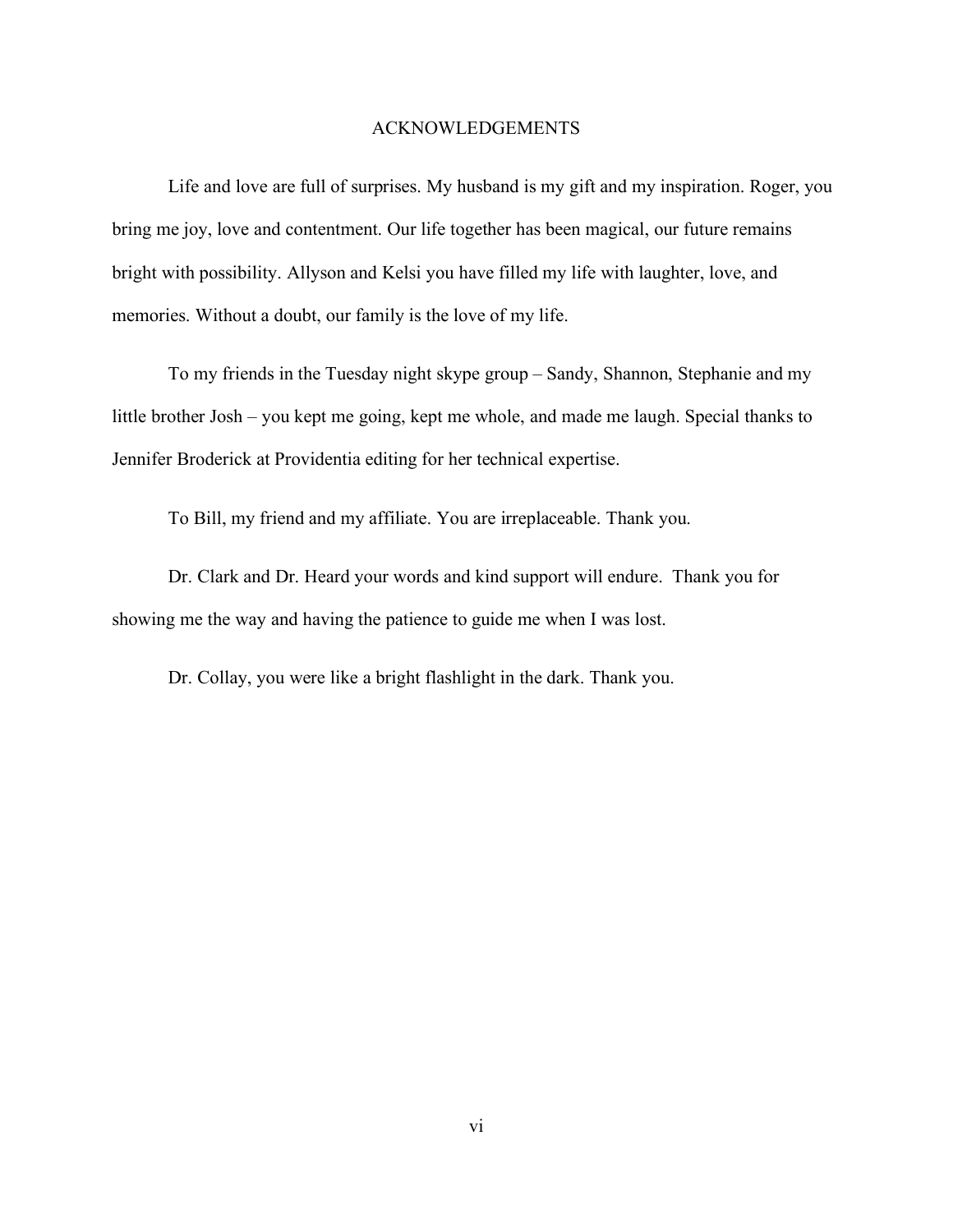# ACKNOWLEDGEMENTS

Life and love are full of surprises. My husband is my gift and my inspiration. Roger, you bring me joy, love and contentment. Our life together has been magical, our future remains bright with possibility. Allyson and Kelsi you have filled my life with laughter, love, and memories. Without a doubt, our family is the love of my life.

To my friends in the Tuesday night skype group – Sandy, Shannon, Stephanie and my little brother Josh – you kept me going, kept me whole, and made me laugh. Special thanks to Jennifer Broderick at Providentia editing for her technical expertise.

To Bill, my friend and my affiliate. You are irreplaceable. Thank you.

Dr. Clark and Dr. Heard your words and kind support will endure.  Thank you for showing me the way and having the patience to guide me when I was lost.

Dr. Collay, you were like a bright flashlight in the dark. Thank you.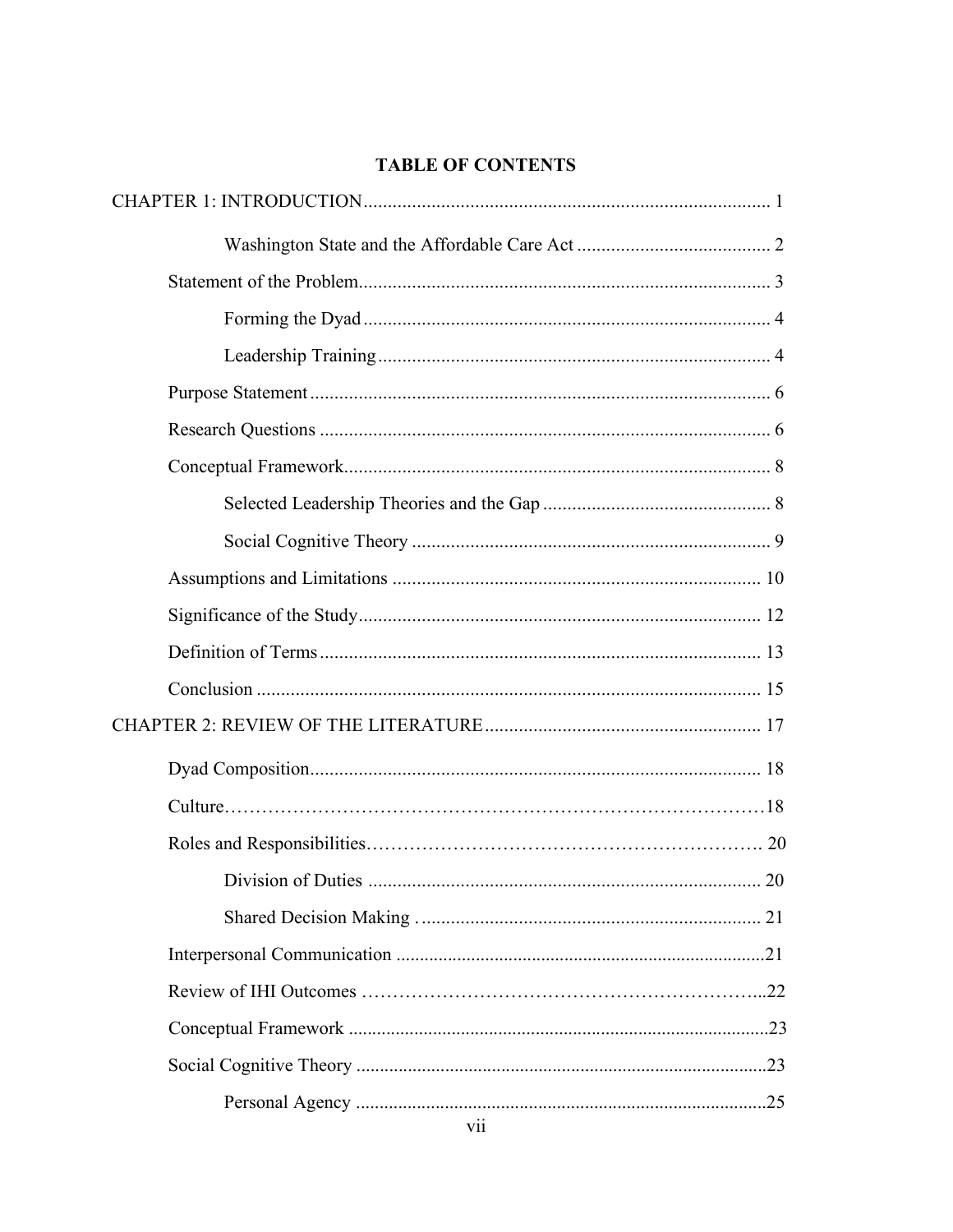# TABLE OF CONTENTS

CHAPTER 1: INTRODUCTION .................................................................................... 1

Washington State and the Affordable Care Act ........................................ 2

Statement of the Problem..................................................................................... 3

Forming the Dyad .................................................................................... 4

Leadership Training ................................................................................. 4

Purpose Statement ............................................................................................... 6

Research Questions ............................................................................................. 6

Conceptual Framework......................................................................................... 8

Selected Leadership Theories and the Gap ............................................... 8

Social Cognitive Theory .......................................................................... 9

Assumptions and Limitations ............................................................................ 10

Significance of the Study.................................................................................... 12

Definition of Terms ............................................................................................ 13

Conclusion ......................................................................................................... 15

CHAPTER 2: REVIEW OF THE LITERATURE ......................................................... 17

Dyad Composition.............................................................................................. 18

Culture…………………………………………………………………………18

Roles and Responsibilities……………………………………………………. 20

Division of Duties .................................................................................. 20

Shared Decision Making . ....................................................................... 21

Interpersonal Communication .............................................................................21

Review of IHI Outcomes ……………………………………………………...22

Conceptual Framework .........................................................................................23

Social Cognitive Theory .......................................................................................23

Personal Agency .......................................................................................25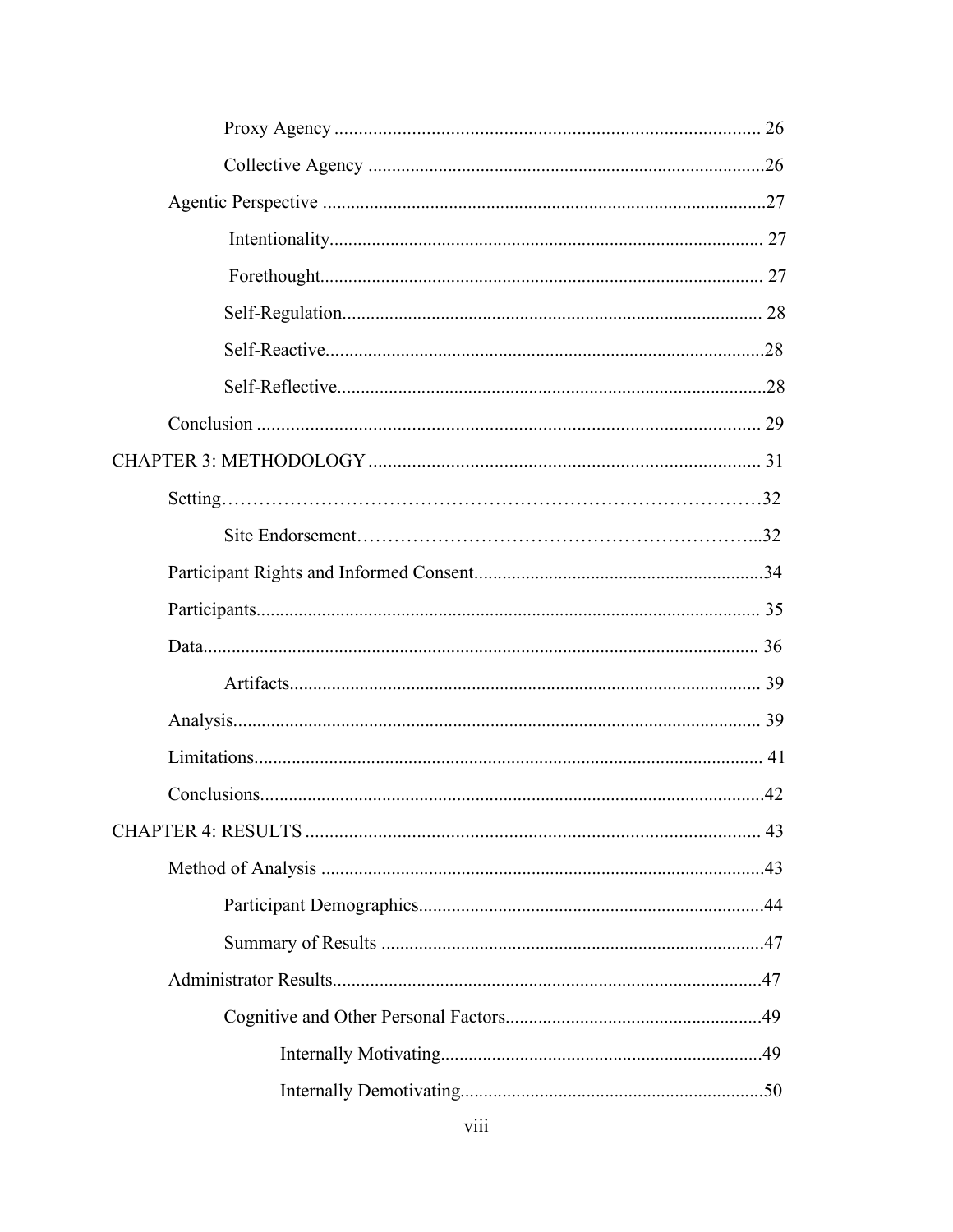Proxy Agency ........................................................................................ 26

Collective Agency ...................................................................................26

Agentic Perspective ............................................................................................27

Intentionality.......................................................................................... 27

Forethought............................................................................................ 27

Self-Regulation........................................................................................ 28

Self-Reactive...........................................................................................28

Self-Reflective.........................................................................................28

Conclusion ........................................................................................................ 29

CHAPTER 3: METHODOLOGY ................................................................................ 31

Setting……………………………………………………………………………32

Site Endorsement………………………………………………………...32

Participant Rights and Informed Consent............................................................34

Participants......................................................................................................... 35

Data.................................................................................................................... 36

Artifacts................................................................................................... 39

Analysis............................................................................................................... 39

Limitations........................................................................................................... 41

Conclusions.........................................................................................................42

CHAPTER 4: RESULTS ............................................................................................... 43

Method of Analysis .............................................................................................43

Participant Demographics........................................................................44

Summary of Results ................................................................................47

Administrator Results..........................................................................................47

Cognitive and Other Personal Factors......................................................49

Internally Motivating...................................................................49

Internally Demotivating...............................................................50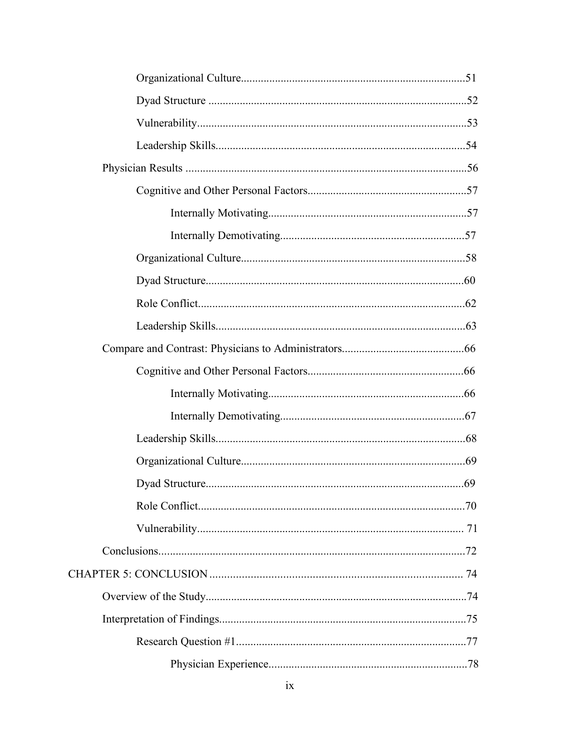Organizational Culture..............................................................................51

Dyad Structure ..........................................................................................52

Vulnerability..............................................................................................53

Leadership Skills.......................................................................................54

Physician Results ..................................................................................................56

Cognitive and Other Personal Factors........................................................57

Internally Motivating.....................................................................57

Internally Demotivating.................................................................57

Organizational Culture..............................................................................58

Dyad Structure..........................................................................................60

Role Conflict.............................................................................................62

Leadership Skills.......................................................................................63

Compare and Contrast: Physicians to Administrators...........................................66

Cognitive and Other Personal Factors.......................................................66

Internally Motivating....................................................................66

Internally Demotivating.................................................................67

Leadership Skills.......................................................................................68

Organizational Culture..............................................................................69

Dyad Structure..........................................................................................69

Role Conflict.............................................................................................70

Vulnerability............................................................................................. 71

Conclusions..........................................................................................................72

CHAPTER 5: CONCLUSION ........................................................................................ 74

Overview of the Study...........................................................................................74

Interpretation of Findings......................................................................................75

Research Question #1................................................................................77

Physician Experience.....................................................................78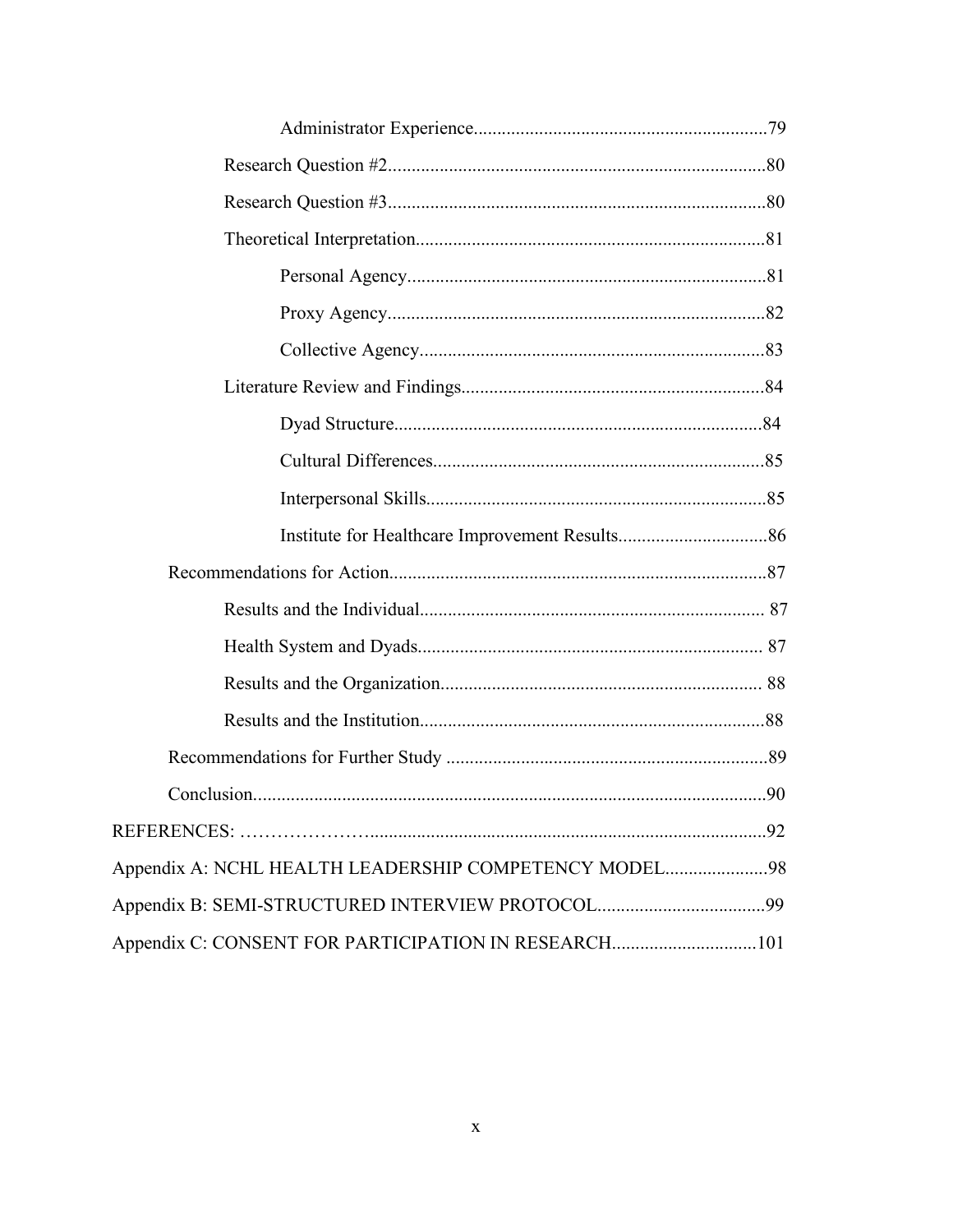Administrator Experience..............................................................79

Research Question #2.................................................................................80

Research Question #3.................................................................................80

Theoretical Interpretation..........................................................................81

Personal Agency............................................................................81

Proxy Agency................................................................................82

Collective Agency.........................................................................83

Literature Review and Findings.................................................................84

Dyad Structure..............................................................................84

Cultural Differences......................................................................85

Interpersonal Skills........................................................................85

Institute for Healthcare Improvement Results................................86

Recommendations for Action................................................................................87

Results and the Individual......................................................................... 87

Health System and Dyads......................................................................... 87

Results and the Organization.................................................................... 88

Results and the Institution.........................................................................88

Recommendations for Further Study ....................................................................89

Conclusion.............................................................................................................90

REFERENCES: ………………….....................................................................................92

Appendix A: NCHL HEALTH LEADERSHIP COMPETENCY MODEL......................98

Appendix B: SEMI-STRUCTURED INTERVIEW PROTOCOL....................................99

Appendix C: CONSENT FOR PARTICIPATION IN RESEARCH...............................101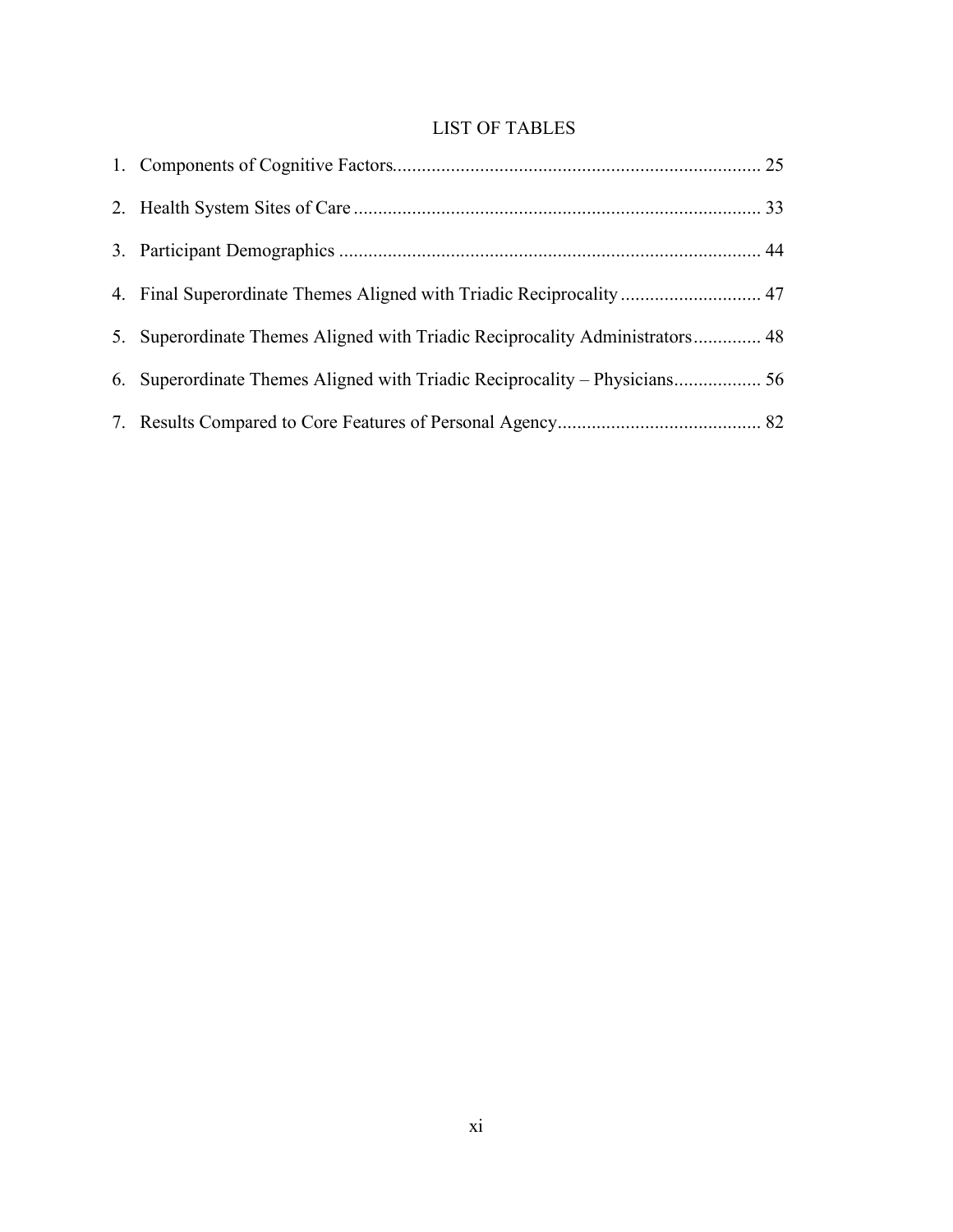## LIST OF TABLES

1. Components of Cognitive Factors........................................................................... 25
2. Health System Sites of Care .................................................................................. 33
3. Participant Demographics ..................................................................................... 44
4. Final Superordinate Themes Aligned with Triadic Reciprocality ............................. 47
5. Superordinate Themes Aligned with Triadic Reciprocality Administrators.............. 48
6. Superordinate Themes Aligned with Triadic Reciprocality – Physicians.................. 56
7. Results Compared to Core Features of Personal Agency.......................................... 82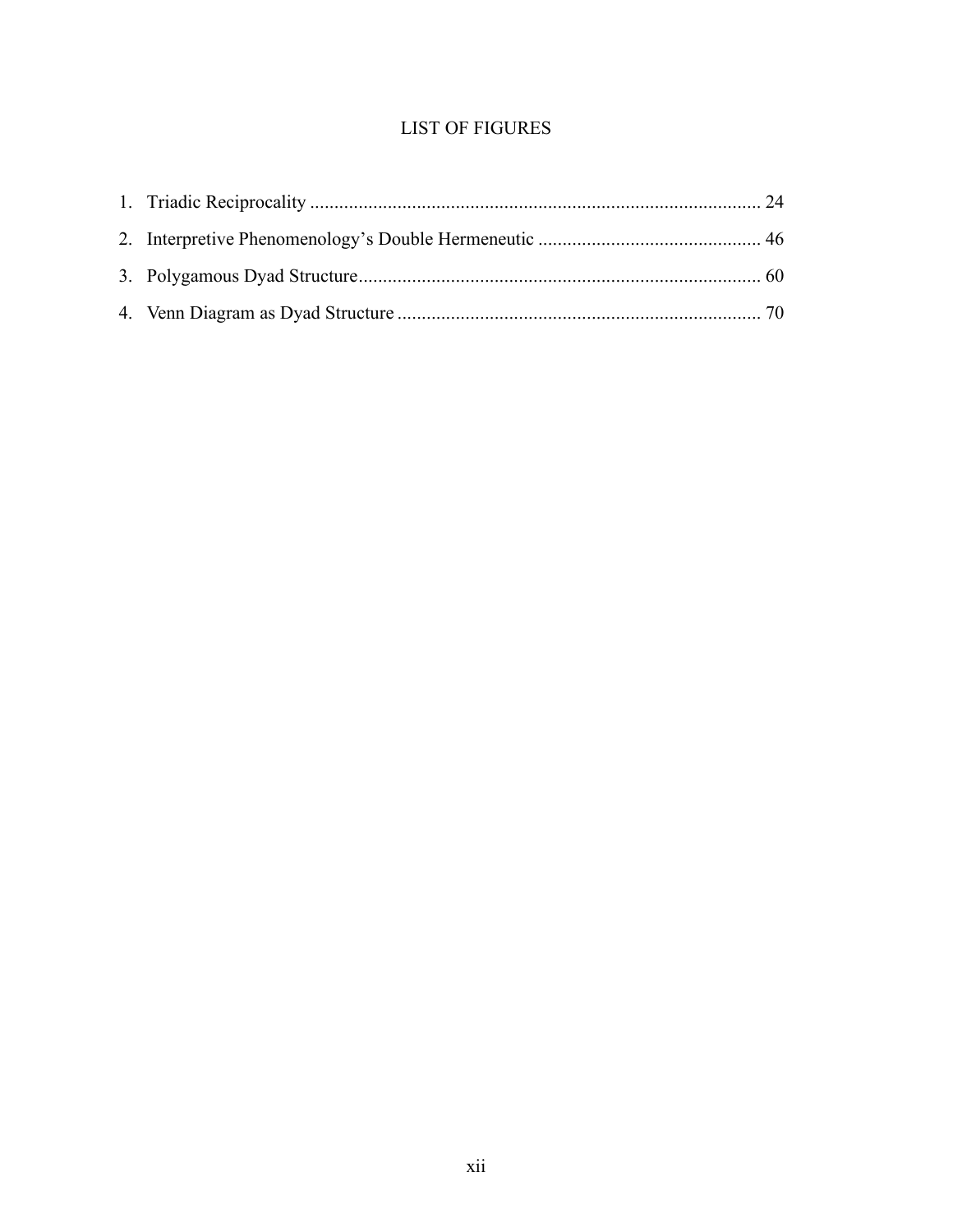# LIST OF FIGURES

1. Triadic Reciprocality ........................................................................................... 24
2. Interpretive Phenomenology's Double Hermeneutic ............................................. 46
3. Polygamous Dyad Structure.................................................................................. 60
4. Venn Diagram as Dyad Structure .......................................................................... 70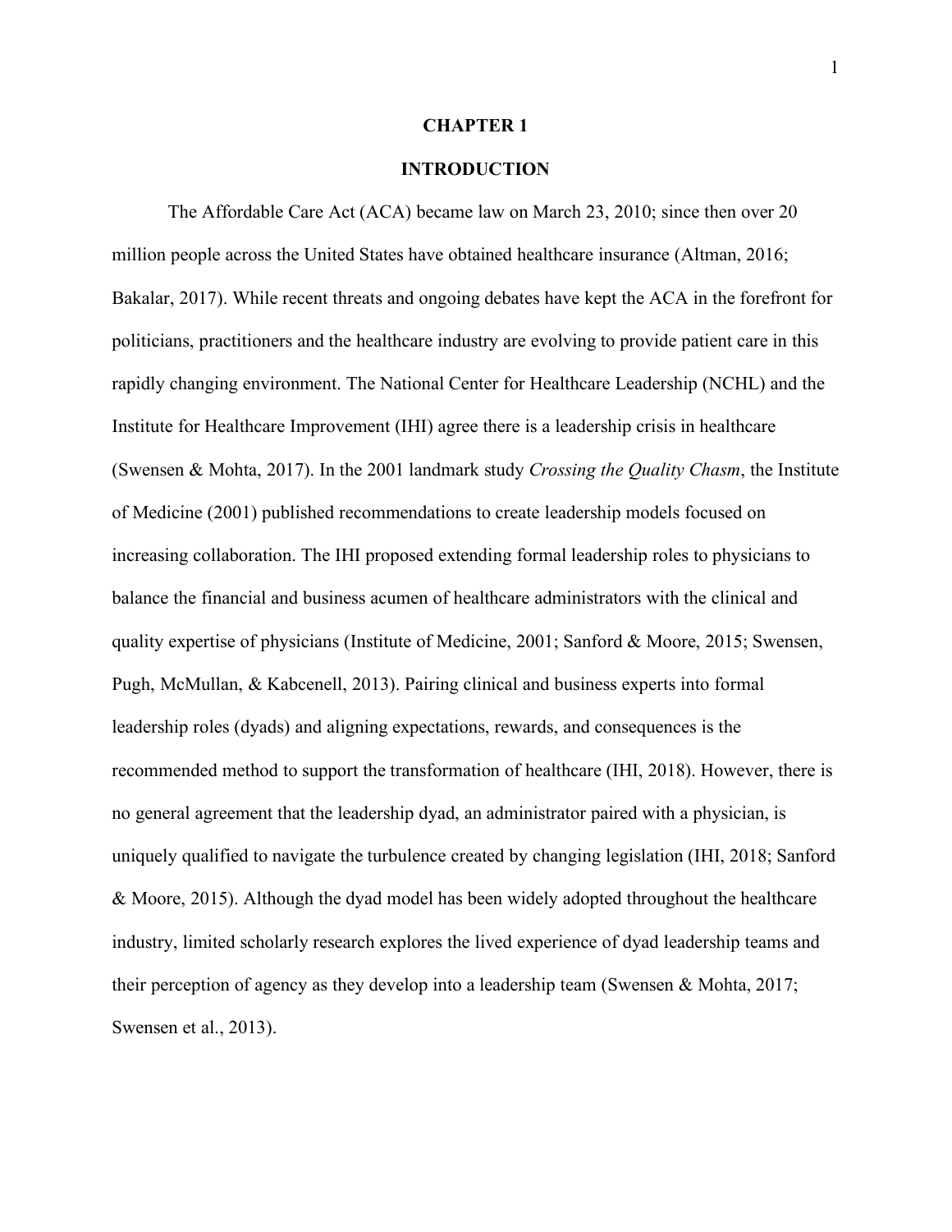# CHAPTER 1

# INTRODUCTION

The Affordable Care Act (ACA) became law on March 23, 2010; since then over 20 million people across the United States have obtained healthcare insurance (Altman, 2016; Bakalar, 2017). While recent threats and ongoing debates have kept the ACA in the forefront for politicians, practitioners and the healthcare industry are evolving to provide patient care in this rapidly changing environment. The National Center for Healthcare Leadership (NCHL) and the Institute for Healthcare Improvement (IHI) agree there is a leadership crisis in healthcare (Swensen & Mohta, 2017). In the 2001 landmark study *Crossing the Quality Chasm*, the Institute of Medicine (2001) published recommendations to create leadership models focused on increasing collaboration. The IHI proposed extending formal leadership roles to physicians to balance the financial and business acumen of healthcare administrators with the clinical and quality expertise of physicians (Institute of Medicine, 2001; Sanford & Moore, 2015; Swensen, Pugh, McMullan, & Kabcenell, 2013). Pairing clinical and business experts into formal leadership roles (dyads) and aligning expectations, rewards, and consequences is the recommended method to support the transformation of healthcare (IHI, 2018). However, there is no general agreement that the leadership dyad, an administrator paired with a physician, is uniquely qualified to navigate the turbulence created by changing legislation (IHI, 2018; Sanford & Moore, 2015). Although the dyad model has been widely adopted throughout the healthcare industry, limited scholarly research explores the lived experience of dyad leadership teams and their perception of agency as they develop into a leadership team (Swensen & Mohta, 2017; Swensen et al., 2013).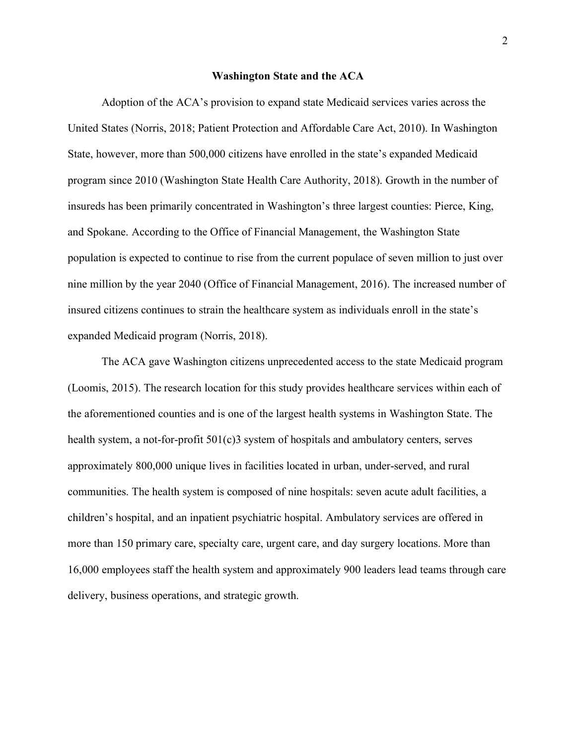## Washington State and the ACA

Adoption of the ACA's provision to expand state Medicaid services varies across the United States (Norris, 2018; Patient Protection and Affordable Care Act, 2010). In Washington State, however, more than 500,000 citizens have enrolled in the state's expanded Medicaid program since 2010 (Washington State Health Care Authority, 2018). Growth in the number of insureds has been primarily concentrated in Washington's three largest counties: Pierce, King, and Spokane. According to the Office of Financial Management, the Washington State population is expected to continue to rise from the current populace of seven million to just over nine million by the year 2040 (Office of Financial Management, 2016). The increased number of insured citizens continues to strain the healthcare system as individuals enroll in the state's expanded Medicaid program (Norris, 2018).

The ACA gave Washington citizens unprecedented access to the state Medicaid program (Loomis, 2015). The research location for this study provides healthcare services within each of the aforementioned counties and is one of the largest health systems in Washington State. The health system, a not-for-profit 501(c)3 system of hospitals and ambulatory centers, serves approximately 800,000 unique lives in facilities located in urban, under-served, and rural communities. The health system is composed of nine hospitals: seven acute adult facilities, a children's hospital, and an inpatient psychiatric hospital. Ambulatory services are offered in more than 150 primary care, specialty care, urgent care, and day surgery locations. More than 16,000 employees staff the health system and approximately 900 leaders lead teams through care delivery, business operations, and strategic growth.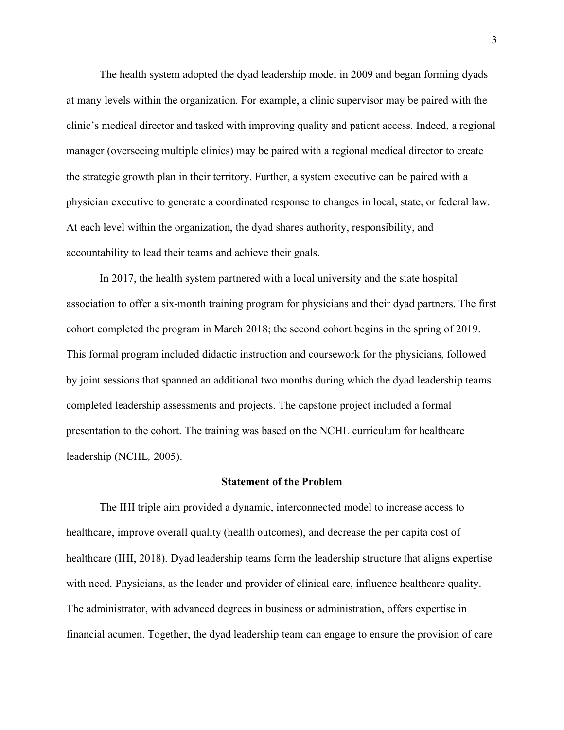The health system adopted the dyad leadership model in 2009 and began forming dyads at many levels within the organization. For example, a clinic supervisor may be paired with the clinic's medical director and tasked with improving quality and patient access. Indeed, a regional manager (overseeing multiple clinics) may be paired with a regional medical director to create the strategic growth plan in their territory. Further, a system executive can be paired with a physician executive to generate a coordinated response to changes in local, state, or federal law. At each level within the organization, the dyad shares authority, responsibility, and accountability to lead their teams and achieve their goals.

In 2017, the health system partnered with a local university and the state hospital association to offer a six-month training program for physicians and their dyad partners. The first cohort completed the program in March 2018; the second cohort begins in the spring of 2019. This formal program included didactic instruction and coursework for the physicians, followed by joint sessions that spanned an additional two months during which the dyad leadership teams completed leadership assessments and projects. The capstone project included a formal presentation to the cohort. The training was based on the NCHL curriculum for healthcare leadership (NCHL*,* 2005).

## Statement of the Problem

The IHI triple aim provided a dynamic, interconnected model to increase access to healthcare, improve overall quality (health outcomes), and decrease the per capita cost of healthcare (IHI, 2018). Dyad leadership teams form the leadership structure that aligns expertise with need. Physicians, as the leader and provider of clinical care, influence healthcare quality. The administrator, with advanced degrees in business or administration, offers expertise in financial acumen. Together, the dyad leadership team can engage to ensure the provision of care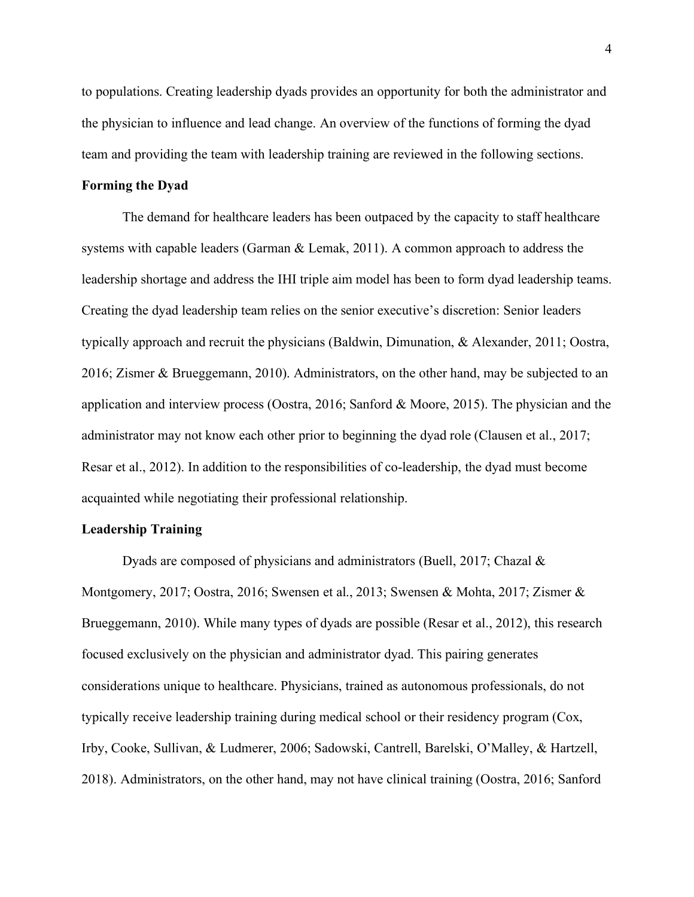to populations. Creating leadership dyads provides an opportunity for both the administrator and the physician to influence and lead change. An overview of the functions of forming the dyad team and providing the team with leadership training are reviewed in the following sections.

**Forming the Dyad**

The demand for healthcare leaders has been outpaced by the capacity to staff healthcare systems with capable leaders (Garman & Lemak, 2011). A common approach to address the leadership shortage and address the IHI triple aim model has been to form dyad leadership teams. Creating the dyad leadership team relies on the senior executive's discretion: Senior leaders typically approach and recruit the physicians (Baldwin, Dimunation, & Alexander, 2011; Oostra, 2016; Zismer & Brueggemann, 2010). Administrators, on the other hand, may be subjected to an application and interview process (Oostra, 2016; Sanford & Moore, 2015). The physician and the administrator may not know each other prior to beginning the dyad role (Clausen et al., 2017; Resar et al., 2012). In addition to the responsibilities of co-leadership, the dyad must become acquainted while negotiating their professional relationship.

**Leadership Training**

Dyads are composed of physicians and administrators (Buell, 2017; Chazal & Montgomery, 2017; Oostra, 2016; Swensen et al., 2013; Swensen & Mohta, 2017; Zismer & Brueggemann, 2010). While many types of dyads are possible (Resar et al., 2012), this research focused exclusively on the physician and administrator dyad. This pairing generates considerations unique to healthcare. Physicians, trained as autonomous professionals, do not typically receive leadership training during medical school or their residency program (Cox, Irby, Cooke, Sullivan, & Ludmerer, 2006; Sadowski, Cantrell, Barelski, O'Malley, & Hartzell, 2018). Administrators, on the other hand, may not have clinical training (Oostra, 2016; Sanford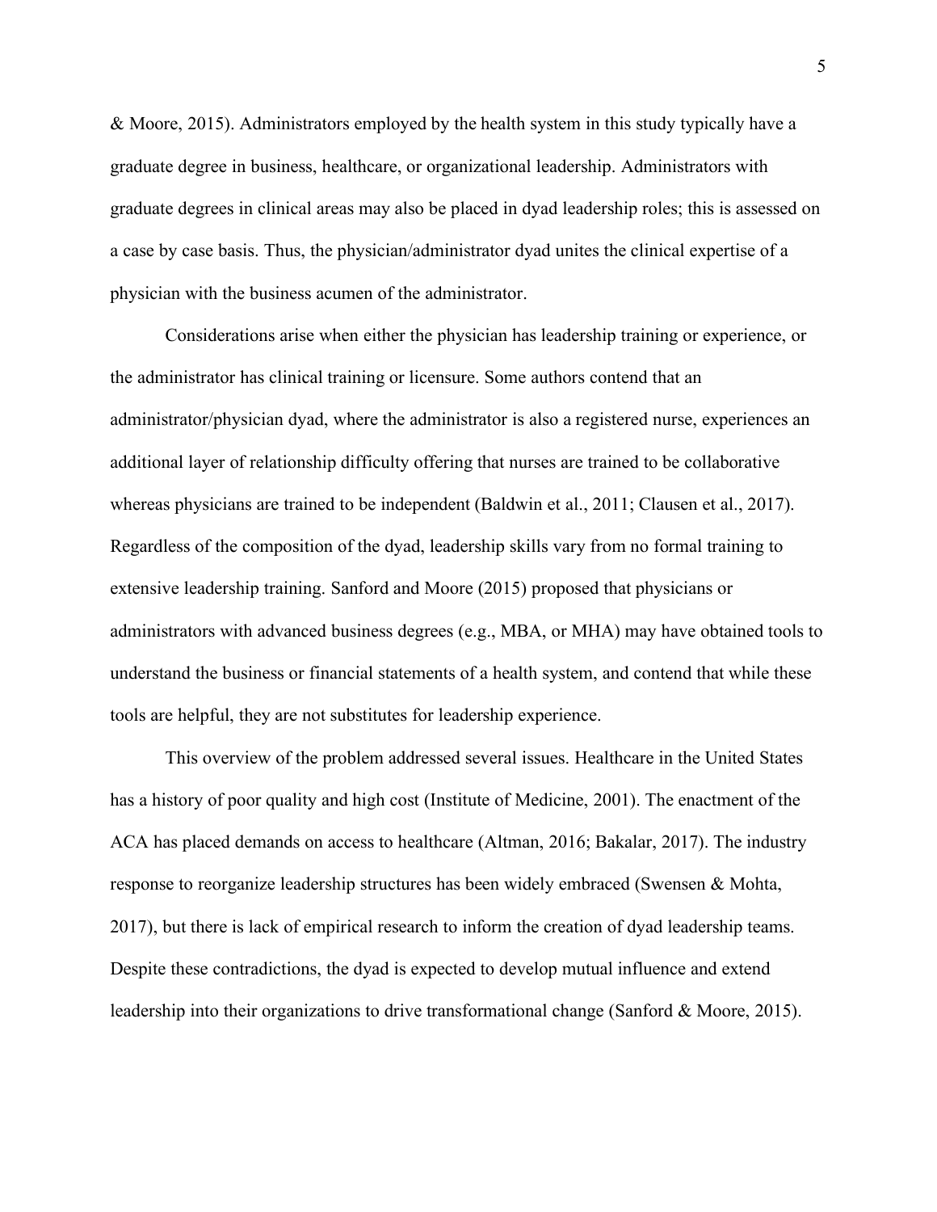& Moore, 2015). Administrators employed by the health system in this study typically have a graduate degree in business, healthcare, or organizational leadership. Administrators with graduate degrees in clinical areas may also be placed in dyad leadership roles; this is assessed on a case by case basis. Thus, the physician/administrator dyad unites the clinical expertise of a physician with the business acumen of the administrator.

Considerations arise when either the physician has leadership training or experience, or the administrator has clinical training or licensure. Some authors contend that an administrator/physician dyad, where the administrator is also a registered nurse, experiences an additional layer of relationship difficulty offering that nurses are trained to be collaborative whereas physicians are trained to be independent (Baldwin et al., 2011; Clausen et al., 2017). Regardless of the composition of the dyad, leadership skills vary from no formal training to extensive leadership training. Sanford and Moore (2015) proposed that physicians or administrators with advanced business degrees (e.g., MBA, or MHA) may have obtained tools to understand the business or financial statements of a health system, and contend that while these tools are helpful, they are not substitutes for leadership experience.

This overview of the problem addressed several issues. Healthcare in the United States has a history of poor quality and high cost (Institute of Medicine, 2001). The enactment of the ACA has placed demands on access to healthcare (Altman, 2016; Bakalar, 2017). The industry response to reorganize leadership structures has been widely embraced (Swensen & Mohta, 2017), but there is lack of empirical research to inform the creation of dyad leadership teams. Despite these contradictions, the dyad is expected to develop mutual influence and extend leadership into their organizations to drive transformational change (Sanford & Moore, 2015).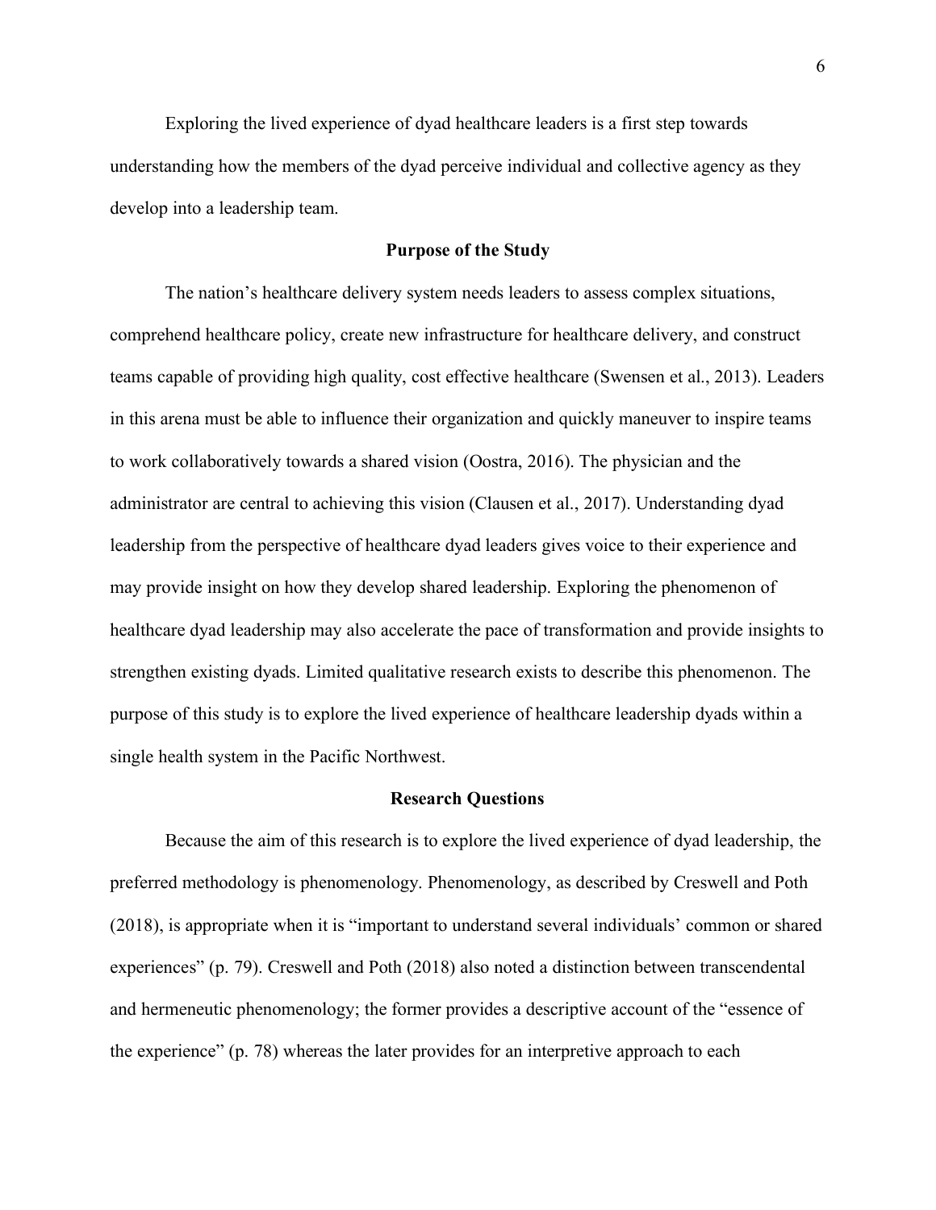Exploring the lived experience of dyad healthcare leaders is a first step towards understanding how the members of the dyad perceive individual and collective agency as they develop into a leadership team.

## Purpose of the Study

The nation's healthcare delivery system needs leaders to assess complex situations, comprehend healthcare policy, create new infrastructure for healthcare delivery, and construct teams capable of providing high quality, cost effective healthcare (Swensen et al., 2013). Leaders in this arena must be able to influence their organization and quickly maneuver to inspire teams to work collaboratively towards a shared vision (Oostra, 2016). The physician and the administrator are central to achieving this vision (Clausen et al., 2017). Understanding dyad leadership from the perspective of healthcare dyad leaders gives voice to their experience and may provide insight on how they develop shared leadership. Exploring the phenomenon of healthcare dyad leadership may also accelerate the pace of transformation and provide insights to strengthen existing dyads. Limited qualitative research exists to describe this phenomenon. The purpose of this study is to explore the lived experience of healthcare leadership dyads within a single health system in the Pacific Northwest.

## Research Questions

Because the aim of this research is to explore the lived experience of dyad leadership, the preferred methodology is phenomenology. Phenomenology, as described by Creswell and Poth (2018), is appropriate when it is "important to understand several individuals' common or shared experiences" (p. 79). Creswell and Poth (2018) also noted a distinction between transcendental and hermeneutic phenomenology; the former provides a descriptive account of the "essence of the experience" (p. 78) whereas the later provides for an interpretive approach to each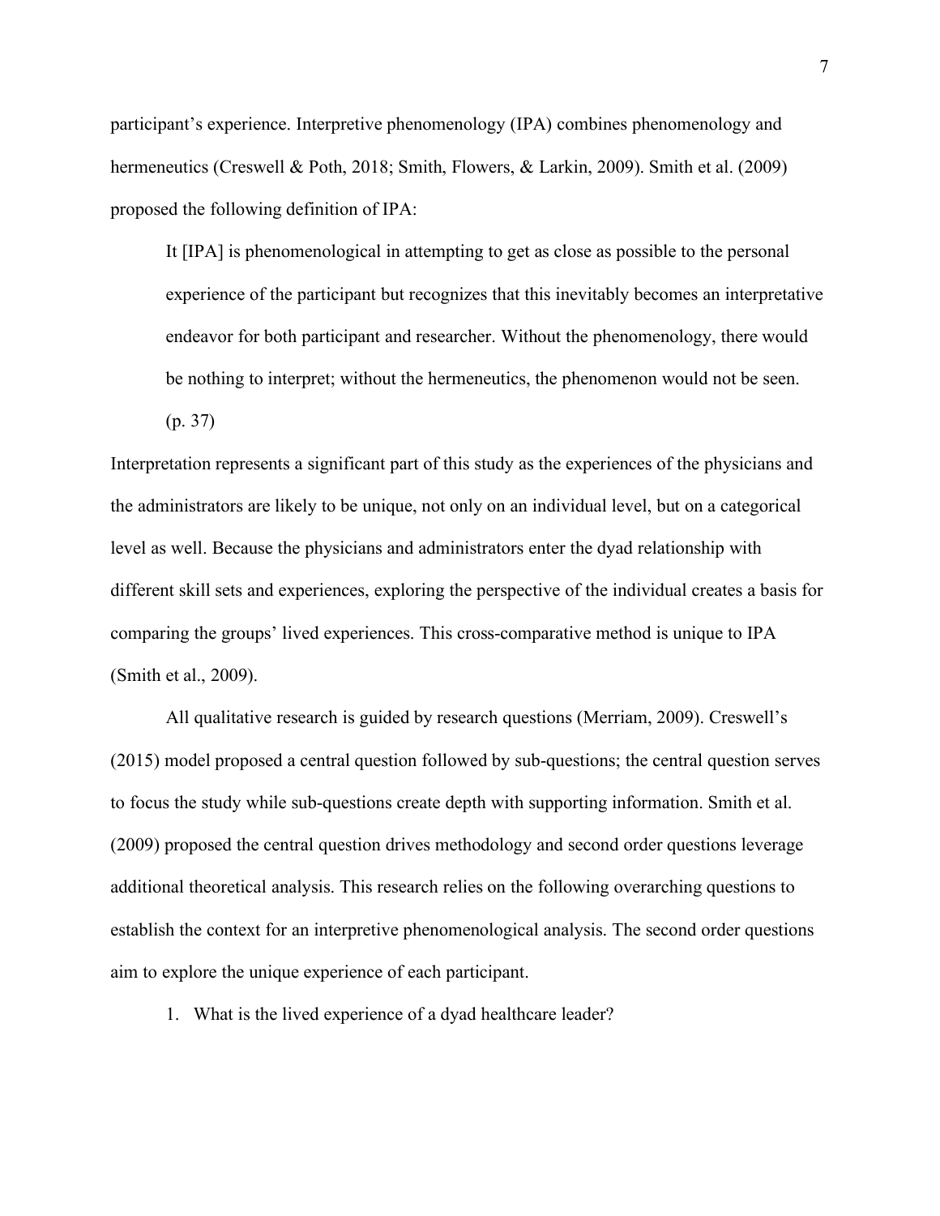participant's experience. Interpretive phenomenology (IPA) combines phenomenology and hermeneutics (Creswell & Poth, 2018; Smith, Flowers, & Larkin, 2009). Smith et al. (2009) proposed the following definition of IPA:

> It [IPA] is phenomenological in attempting to get as close as possible to the personal experience of the participant but recognizes that this inevitably becomes an interpretative endeavor for both participant and researcher. Without the phenomenology, there would be nothing to interpret; without the hermeneutics, the phenomenon would not be seen. (p. 37)

Interpretation represents a significant part of this study as the experiences of the physicians and the administrators are likely to be unique, not only on an individual level, but on a categorical level as well. Because the physicians and administrators enter the dyad relationship with different skill sets and experiences, exploring the perspective of the individual creates a basis for comparing the groups' lived experiences. This cross-comparative method is unique to IPA (Smith et al., 2009).

All qualitative research is guided by research questions (Merriam, 2009). Creswell's (2015) model proposed a central question followed by sub-questions; the central question serves to focus the study while sub-questions create depth with supporting information. Smith et al. (2009) proposed the central question drives methodology and second order questions leverage additional theoretical analysis. This research relies on the following overarching questions to establish the context for an interpretive phenomenological analysis. The second order questions aim to explore the unique experience of each participant.

1. What is the lived experience of a dyad healthcare leader?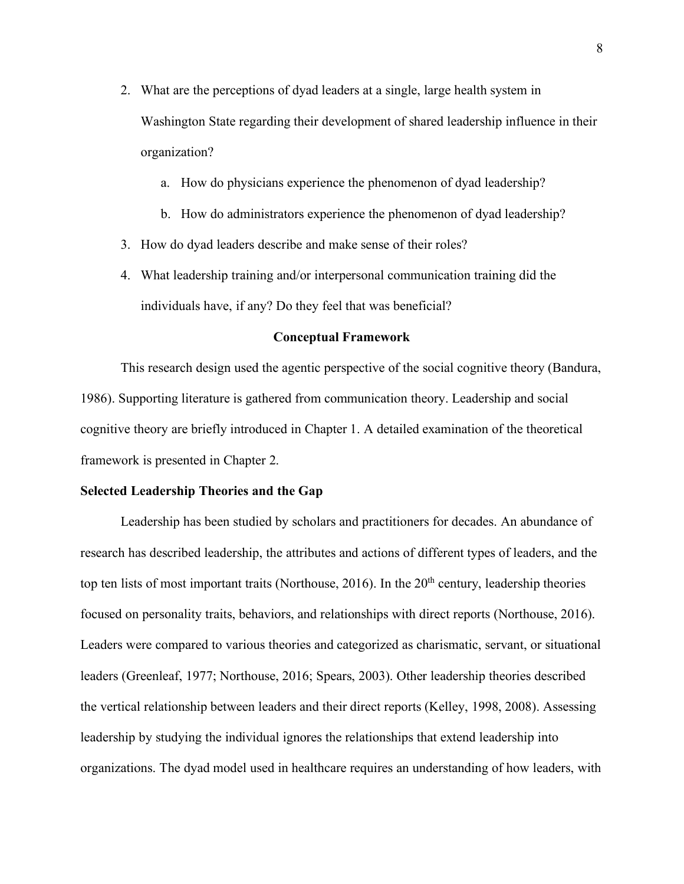2. What are the perceptions of dyad leaders at a single, large health system in Washington State regarding their development of shared leadership influence in their organization?
    a. How do physicians experience the phenomenon of dyad leadership?
    b. How do administrators experience the phenomenon of dyad leadership?
3. How do dyad leaders describe and make sense of their roles?
4. What leadership training and/or interpersonal communication training did the individuals have, if any? Do they feel that was beneficial?

## Conceptual Framework

This research design used the agentic perspective of the social cognitive theory (Bandura, 1986). Supporting literature is gathered from communication theory. Leadership and social cognitive theory are briefly introduced in Chapter 1. A detailed examination of the theoretical framework is presented in Chapter 2.

### Selected Leadership Theories and the Gap

Leadership has been studied by scholars and practitioners for decades. An abundance of research has described leadership, the attributes and actions of different types of leaders, and the top ten lists of most important traits (Northouse, 2016). In the 20th century, leadership theories focused on personality traits, behaviors, and relationships with direct reports (Northouse, 2016). Leaders were compared to various theories and categorized as charismatic, servant, or situational leaders (Greenleaf, 1977; Northouse, 2016; Spears, 2003). Other leadership theories described the vertical relationship between leaders and their direct reports (Kelley, 1998, 2008). Assessing leadership by studying the individual ignores the relationships that extend leadership into organizations. The dyad model used in healthcare requires an understanding of how leaders, with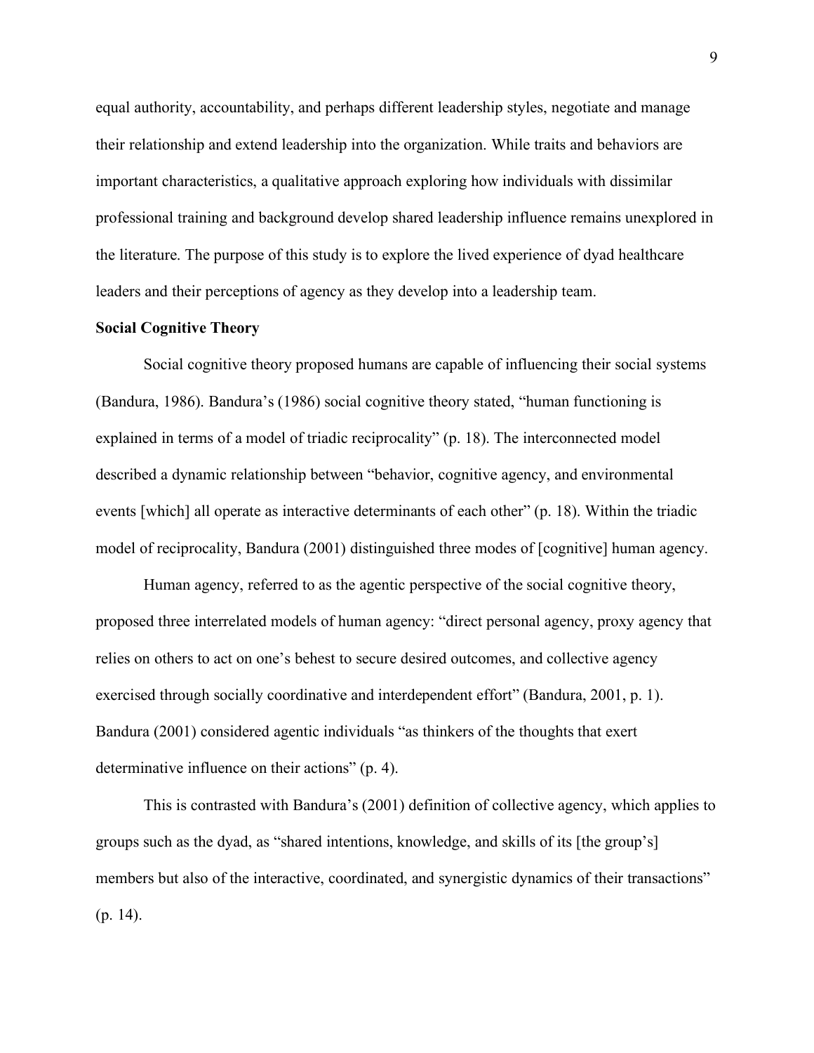equal authority, accountability, and perhaps different leadership styles, negotiate and manage their relationship and extend leadership into the organization. While traits and behaviors are important characteristics, a qualitative approach exploring how individuals with dissimilar professional training and background develop shared leadership influence remains unexplored in the literature. The purpose of this study is to explore the lived experience of dyad healthcare leaders and their perceptions of agency as they develop into a leadership team.

**Social Cognitive Theory**

Social cognitive theory proposed humans are capable of influencing their social systems (Bandura, 1986). Bandura's (1986) social cognitive theory stated, "human functioning is explained in terms of a model of triadic reciprocality" (p. 18). The interconnected model described a dynamic relationship between "behavior, cognitive agency, and environmental events [which] all operate as interactive determinants of each other" (p. 18). Within the triadic model of reciprocality, Bandura (2001) distinguished three modes of [cognitive] human agency.

Human agency, referred to as the agentic perspective of the social cognitive theory, proposed three interrelated models of human agency: "direct personal agency, proxy agency that relies on others to act on one's behest to secure desired outcomes, and collective agency exercised through socially coordinative and interdependent effort" (Bandura, 2001, p. 1). Bandura (2001) considered agentic individuals "as thinkers of the thoughts that exert determinative influence on their actions" (p. 4).

This is contrasted with Bandura's (2001) definition of collective agency, which applies to groups such as the dyad, as "shared intentions, knowledge, and skills of its [the group's] members but also of the interactive, coordinated, and synergistic dynamics of their transactions" (p. 14).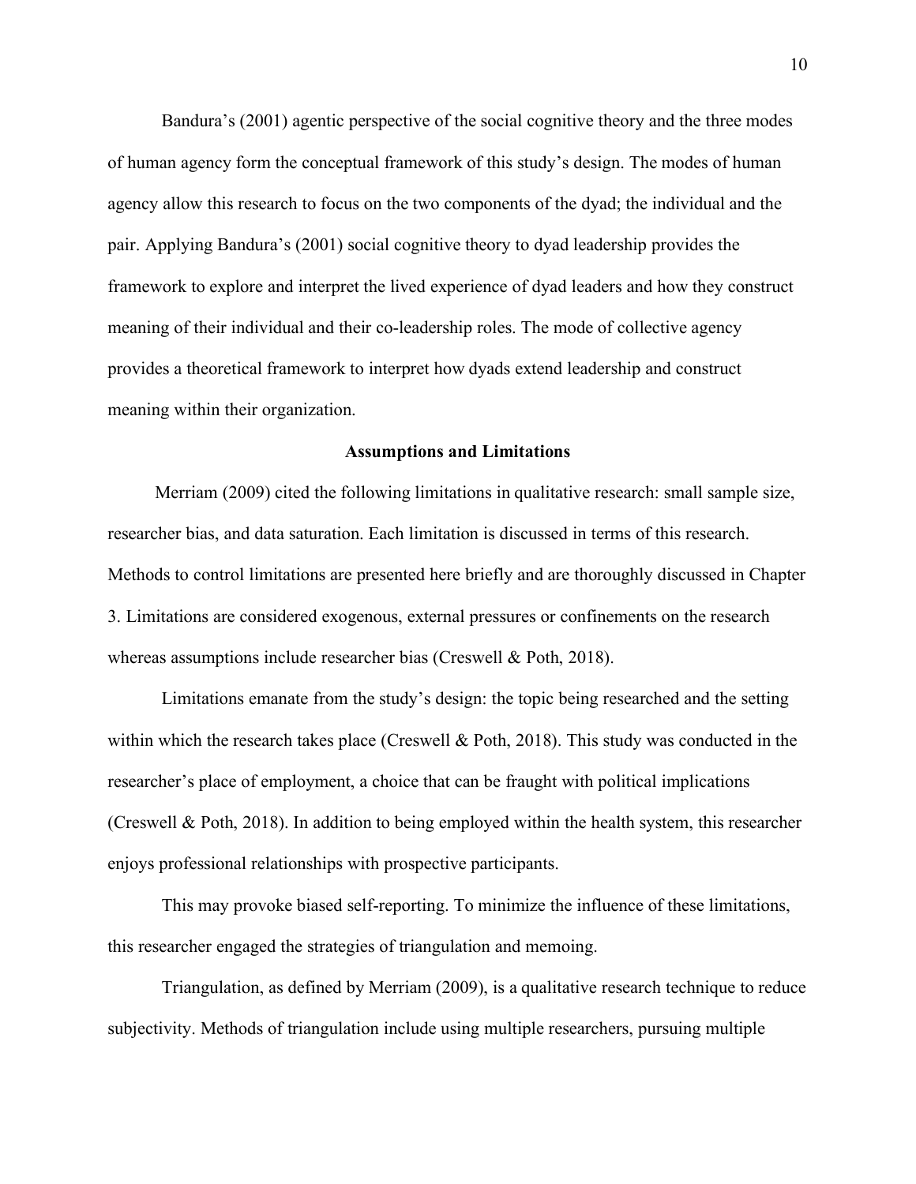Bandura's (2001) agentic perspective of the social cognitive theory and the three modes of human agency form the conceptual framework of this study's design. The modes of human agency allow this research to focus on the two components of the dyad; the individual and the pair. Applying Bandura's (2001) social cognitive theory to dyad leadership provides the framework to explore and interpret the lived experience of dyad leaders and how they construct meaning of their individual and their co-leadership roles. The mode of collective agency provides a theoretical framework to interpret how dyads extend leadership and construct meaning within their organization.

## Assumptions and Limitations

Merriam (2009) cited the following limitations in qualitative research: small sample size, researcher bias, and data saturation. Each limitation is discussed in terms of this research. Methods to control limitations are presented here briefly and are thoroughly discussed in Chapter 3. Limitations are considered exogenous, external pressures or confinements on the research whereas assumptions include researcher bias (Creswell & Poth, 2018).

Limitations emanate from the study's design: the topic being researched and the setting within which the research takes place (Creswell & Poth, 2018). This study was conducted in the researcher's place of employment, a choice that can be fraught with political implications (Creswell & Poth, 2018). In addition to being employed within the health system, this researcher enjoys professional relationships with prospective participants.

This may provoke biased self-reporting. To minimize the influence of these limitations, this researcher engaged the strategies of triangulation and memoing.

Triangulation, as defined by Merriam (2009), is a qualitative research technique to reduce subjectivity. Methods of triangulation include using multiple researchers, pursuing multiple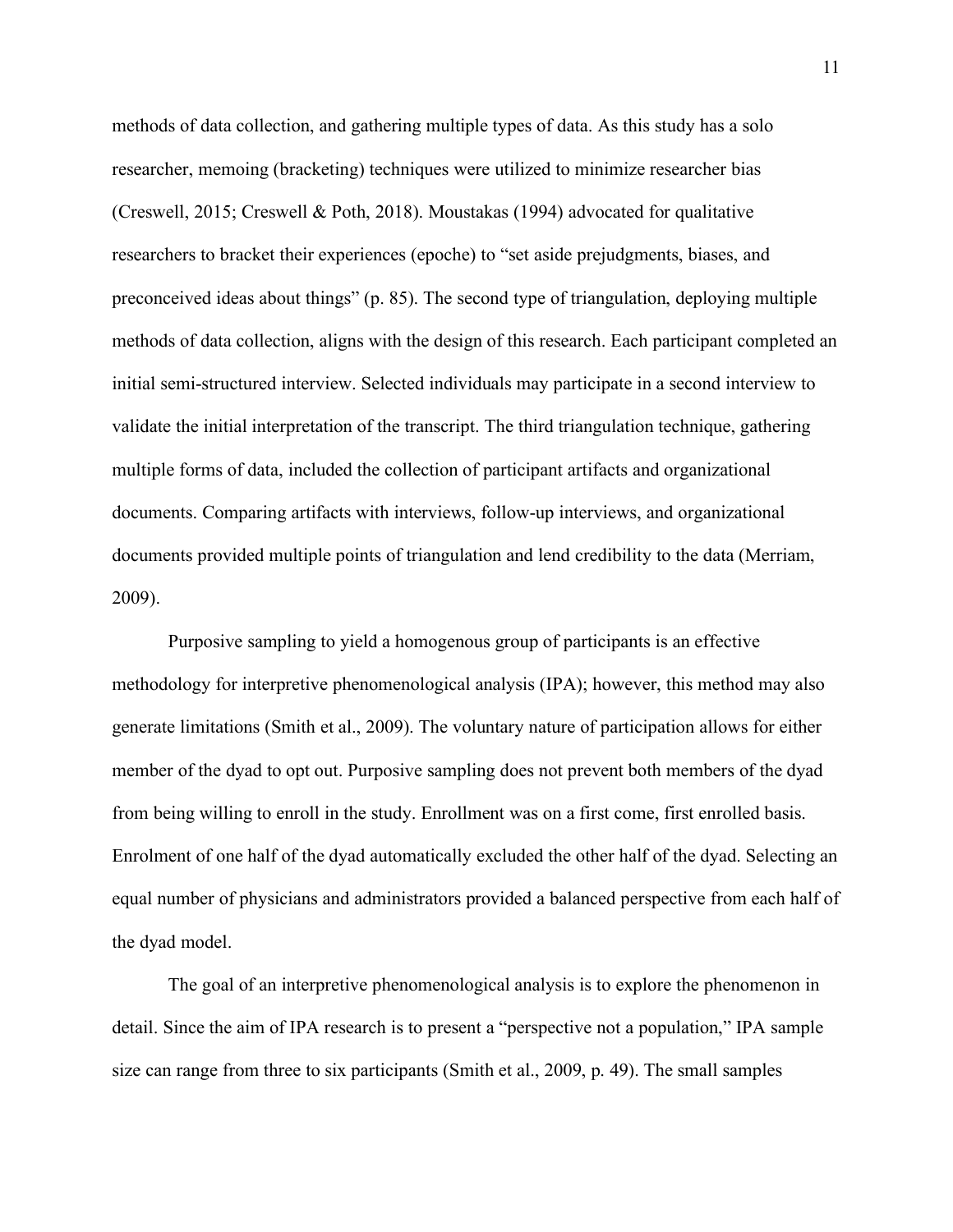methods of data collection, and gathering multiple types of data. As this study has a solo researcher, memoing (bracketing) techniques were utilized to minimize researcher bias (Creswell, 2015; Creswell & Poth, 2018). Moustakas (1994) advocated for qualitative researchers to bracket their experiences (epoche) to "set aside prejudgments, biases, and preconceived ideas about things" (p. 85). The second type of triangulation, deploying multiple methods of data collection, aligns with the design of this research. Each participant completed an initial semi-structured interview. Selected individuals may participate in a second interview to validate the initial interpretation of the transcript. The third triangulation technique, gathering multiple forms of data, included the collection of participant artifacts and organizational documents. Comparing artifacts with interviews, follow-up interviews, and organizational documents provided multiple points of triangulation and lend credibility to the data (Merriam, 2009).

Purposive sampling to yield a homogenous group of participants is an effective methodology for interpretive phenomenological analysis (IPA); however, this method may also generate limitations (Smith et al., 2009). The voluntary nature of participation allows for either member of the dyad to opt out. Purposive sampling does not prevent both members of the dyad from being willing to enroll in the study. Enrollment was on a first come, first enrolled basis. Enrolment of one half of the dyad automatically excluded the other half of the dyad. Selecting an equal number of physicians and administrators provided a balanced perspective from each half of the dyad model.

The goal of an interpretive phenomenological analysis is to explore the phenomenon in detail. Since the aim of IPA research is to present a "perspective not a population," IPA sample size can range from three to six participants (Smith et al., 2009, p. 49). The small samples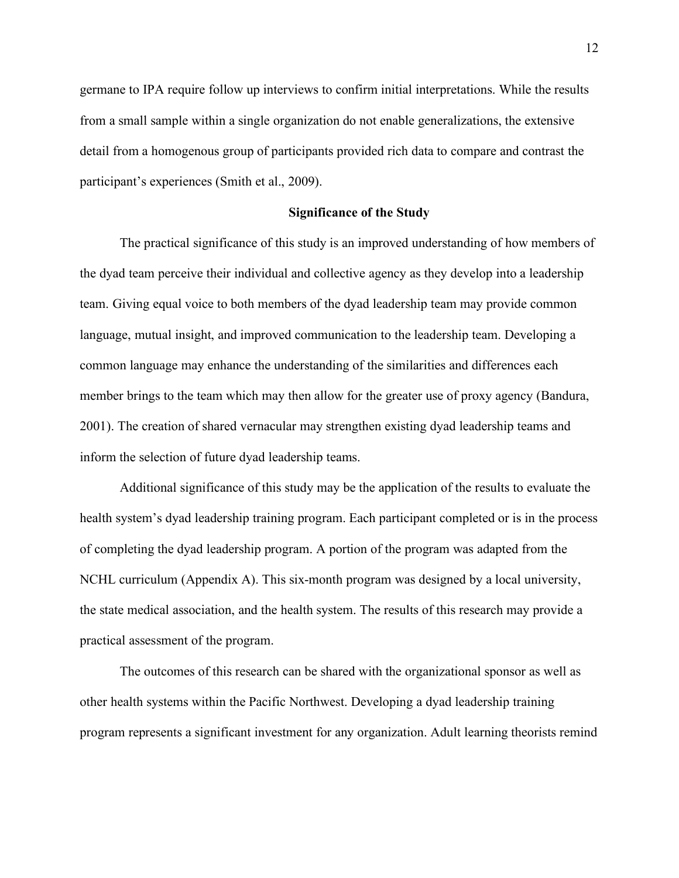germane to IPA require follow up interviews to confirm initial interpretations. While the results from a small sample within a single organization do not enable generalizations, the extensive detail from a homogenous group of participants provided rich data to compare and contrast the participant's experiences (Smith et al., 2009).

## Significance of the Study

The practical significance of this study is an improved understanding of how members of the dyad team perceive their individual and collective agency as they develop into a leadership team. Giving equal voice to both members of the dyad leadership team may provide common language, mutual insight, and improved communication to the leadership team. Developing a common language may enhance the understanding of the similarities and differences each member brings to the team which may then allow for the greater use of proxy agency (Bandura, 2001). The creation of shared vernacular may strengthen existing dyad leadership teams and inform the selection of future dyad leadership teams.

Additional significance of this study may be the application of the results to evaluate the health system's dyad leadership training program. Each participant completed or is in the process of completing the dyad leadership program. A portion of the program was adapted from the NCHL curriculum (Appendix A). This six-month program was designed by a local university, the state medical association, and the health system. The results of this research may provide a practical assessment of the program.

The outcomes of this research can be shared with the organizational sponsor as well as other health systems within the Pacific Northwest. Developing a dyad leadership training program represents a significant investment for any organization. Adult learning theorists remind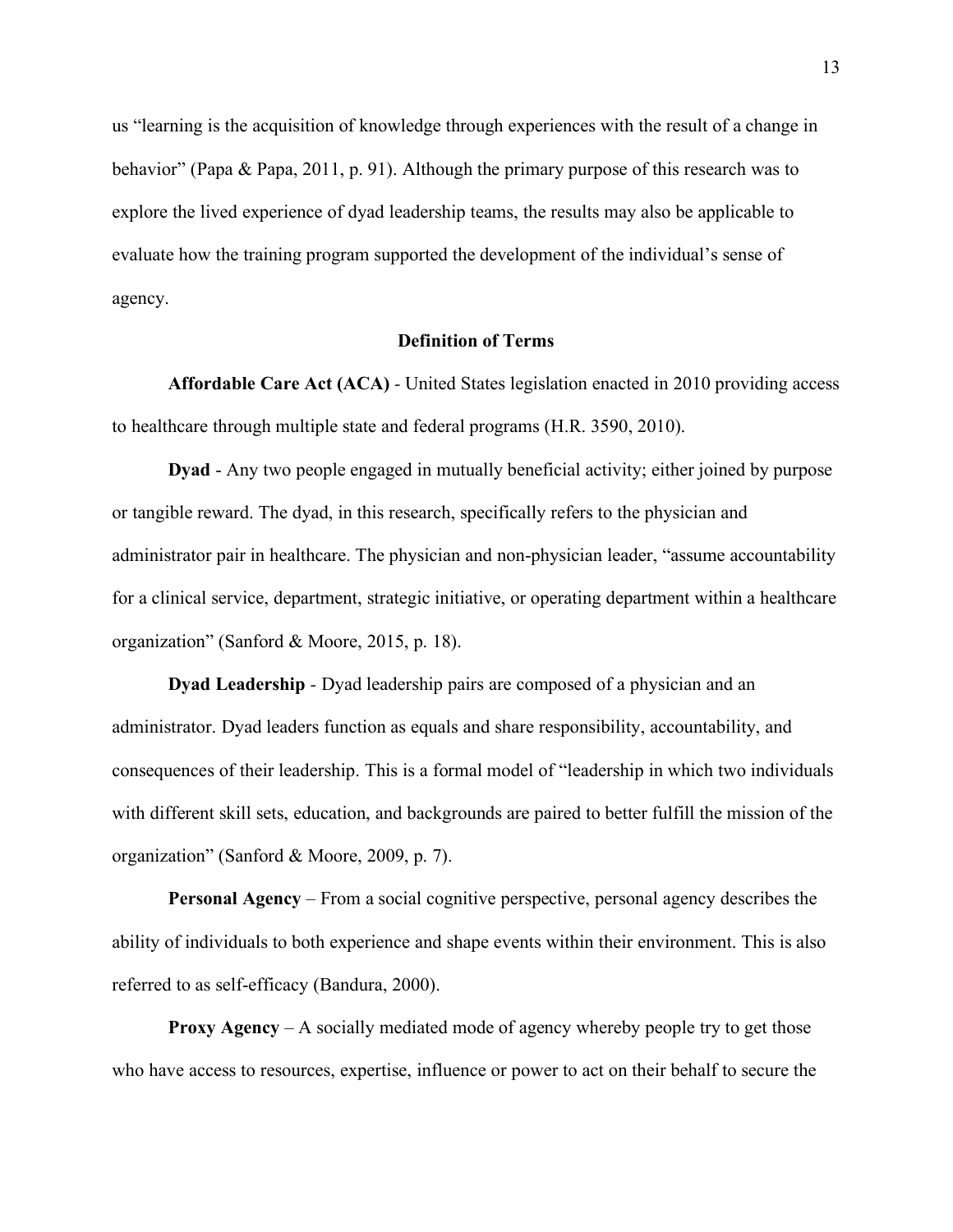us "learning is the acquisition of knowledge through experiences with the result of a change in behavior" (Papa & Papa, 2011, p. 91). Although the primary purpose of this research was to explore the lived experience of dyad leadership teams, the results may also be applicable to evaluate how the training program supported the development of the individual's sense of agency.

## Definition of Terms

**Affordable Care Act (ACA)** - United States legislation enacted in 2010 providing access to healthcare through multiple state and federal programs (H.R. 3590, 2010).

**Dyad** - Any two people engaged in mutually beneficial activity; either joined by purpose or tangible reward. The dyad, in this research, specifically refers to the physician and administrator pair in healthcare. The physician and non-physician leader, "assume accountability for a clinical service, department, strategic initiative, or operating department within a healthcare organization" (Sanford & Moore, 2015, p. 18).

**Dyad Leadership** - Dyad leadership pairs are composed of a physician and an administrator. Dyad leaders function as equals and share responsibility, accountability, and consequences of their leadership. This is a formal model of "leadership in which two individuals with different skill sets, education, and backgrounds are paired to better fulfill the mission of the organization" (Sanford & Moore, 2009, p. 7).

**Personal Agency** – From a social cognitive perspective, personal agency describes the ability of individuals to both experience and shape events within their environment. This is also referred to as self-efficacy (Bandura, 2000).

**Proxy Agency** – A socially mediated mode of agency whereby people try to get those who have access to resources, expertise, influence or power to act on their behalf to secure the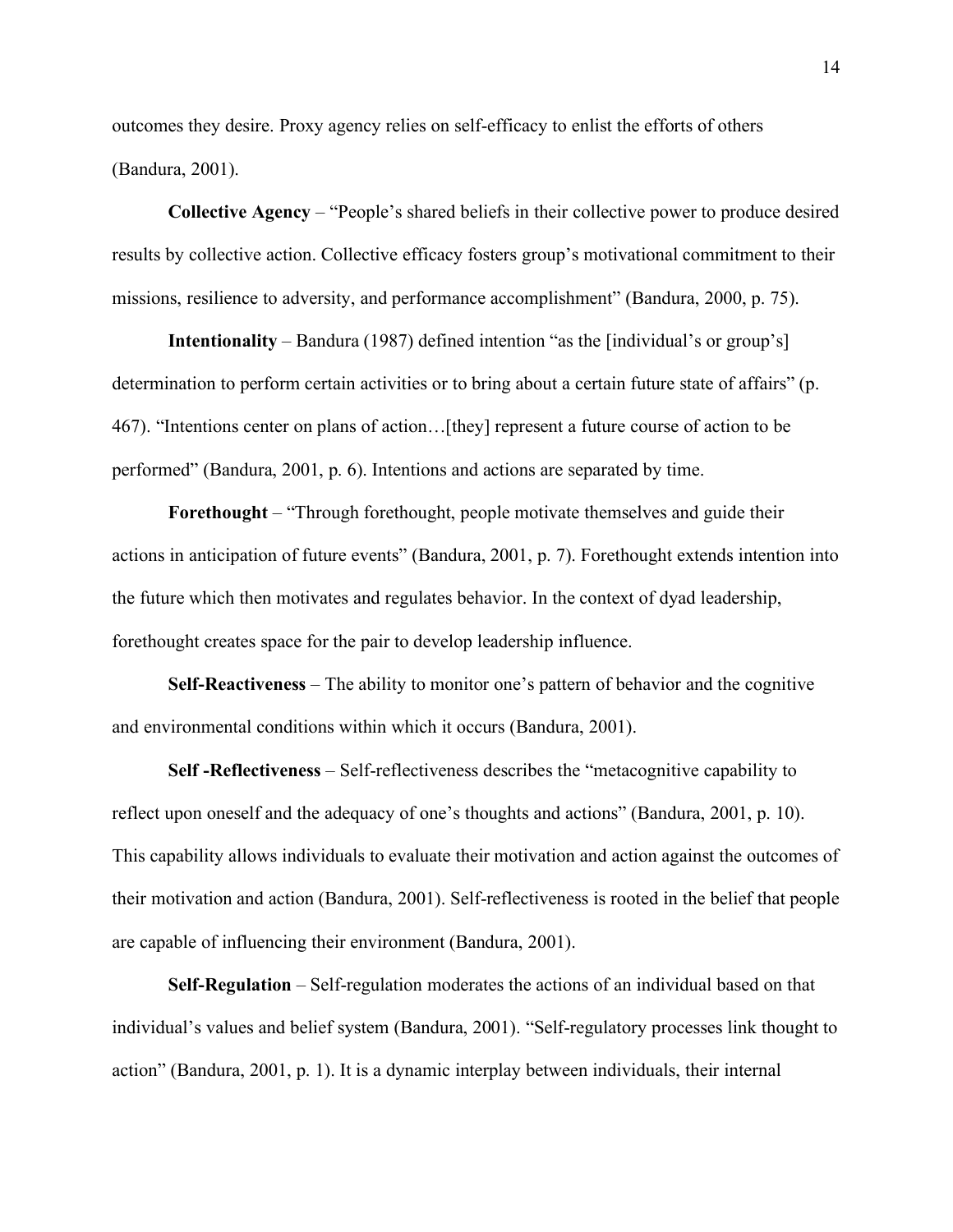outcomes they desire. Proxy agency relies on self-efficacy to enlist the efforts of others (Bandura, 2001).

**Collective Agency** – "People's shared beliefs in their collective power to produce desired results by collective action. Collective efficacy fosters group's motivational commitment to their missions, resilience to adversity, and performance accomplishment" (Bandura, 2000, p. 75).

**Intentionality** – Bandura (1987) defined intention "as the [individual's or group's] determination to perform certain activities or to bring about a certain future state of affairs" (p. 467). "Intentions center on plans of action…[they] represent a future course of action to be performed" (Bandura, 2001, p. 6). Intentions and actions are separated by time.

**Forethought** – "Through forethought, people motivate themselves and guide their actions in anticipation of future events" (Bandura, 2001, p. 7). Forethought extends intention into the future which then motivates and regulates behavior. In the context of dyad leadership, forethought creates space for the pair to develop leadership influence.

**Self-Reactiveness** – The ability to monitor one's pattern of behavior and the cognitive and environmental conditions within which it occurs (Bandura, 2001).

**Self -Reflectiveness** – Self-reflectiveness describes the "metacognitive capability to reflect upon oneself and the adequacy of one's thoughts and actions" (Bandura, 2001, p. 10). This capability allows individuals to evaluate their motivation and action against the outcomes of their motivation and action (Bandura, 2001). Self-reflectiveness is rooted in the belief that people are capable of influencing their environment (Bandura, 2001).

**Self-Regulation** – Self-regulation moderates the actions of an individual based on that individual's values and belief system (Bandura, 2001). "Self-regulatory processes link thought to action" (Bandura, 2001, p. 1). It is a dynamic interplay between individuals, their internal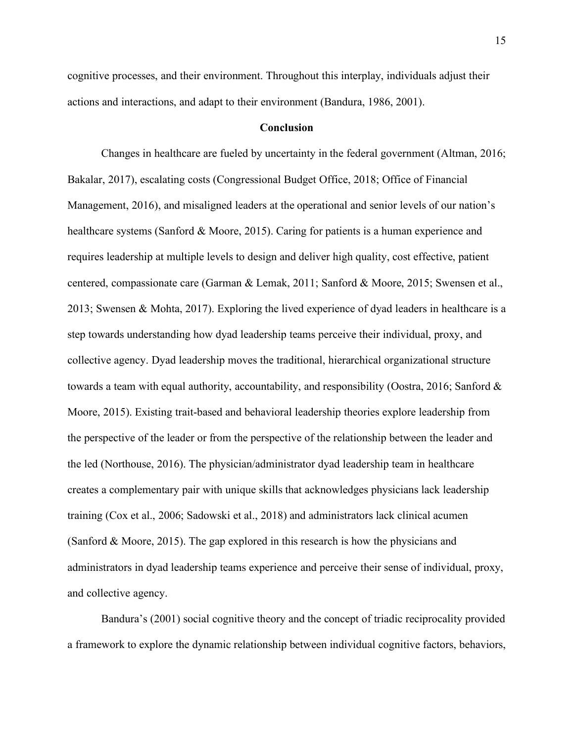cognitive processes, and their environment. Throughout this interplay, individuals adjust their actions and interactions, and adapt to their environment (Bandura, 1986, 2001).

## Conclusion

Changes in healthcare are fueled by uncertainty in the federal government (Altman, 2016; Bakalar, 2017), escalating costs (Congressional Budget Office, 2018; Office of Financial Management, 2016), and misaligned leaders at the operational and senior levels of our nation's healthcare systems (Sanford & Moore, 2015). Caring for patients is a human experience and requires leadership at multiple levels to design and deliver high quality, cost effective, patient centered, compassionate care (Garman & Lemak, 2011; Sanford & Moore, 2015; Swensen et al., 2013; Swensen & Mohta, 2017). Exploring the lived experience of dyad leaders in healthcare is a step towards understanding how dyad leadership teams perceive their individual, proxy, and collective agency. Dyad leadership moves the traditional, hierarchical organizational structure towards a team with equal authority, accountability, and responsibility (Oostra, 2016; Sanford & Moore, 2015). Existing trait-based and behavioral leadership theories explore leadership from the perspective of the leader or from the perspective of the relationship between the leader and the led (Northouse, 2016). The physician/administrator dyad leadership team in healthcare creates a complementary pair with unique skills that acknowledges physicians lack leadership training (Cox et al., 2006; Sadowski et al., 2018) and administrators lack clinical acumen (Sanford & Moore, 2015). The gap explored in this research is how the physicians and administrators in dyad leadership teams experience and perceive their sense of individual, proxy, and collective agency.

Bandura's (2001) social cognitive theory and the concept of triadic reciprocality provided a framework to explore the dynamic relationship between individual cognitive factors, behaviors,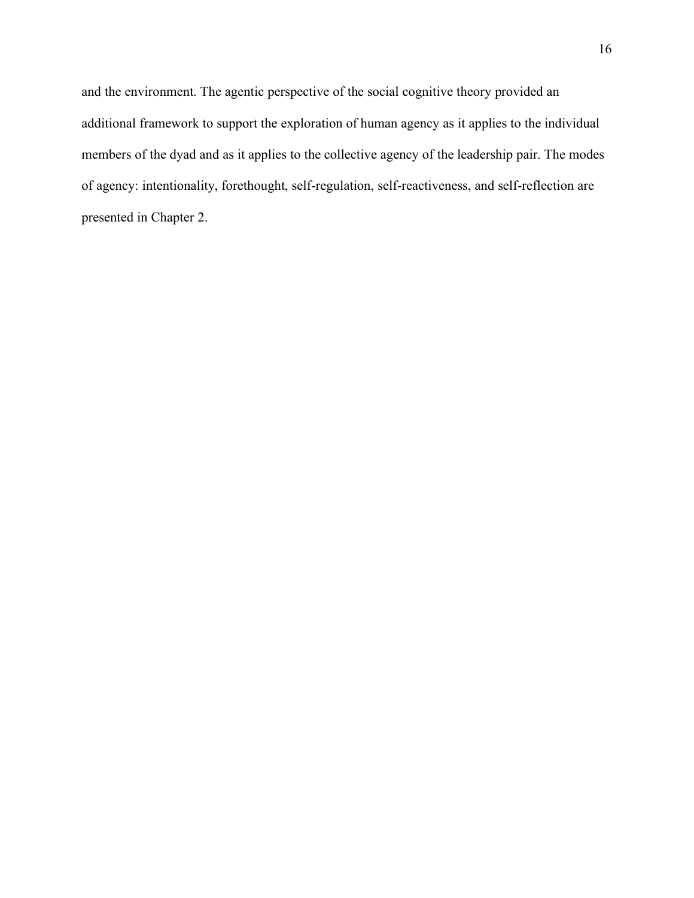and the environment. The agentic perspective of the social cognitive theory provided an additional framework to support the exploration of human agency as it applies to the individual members of the dyad and as it applies to the collective agency of the leadership pair. The modes of agency: intentionality, forethought, self-regulation, self-reactiveness, and self-reflection are presented in Chapter 2.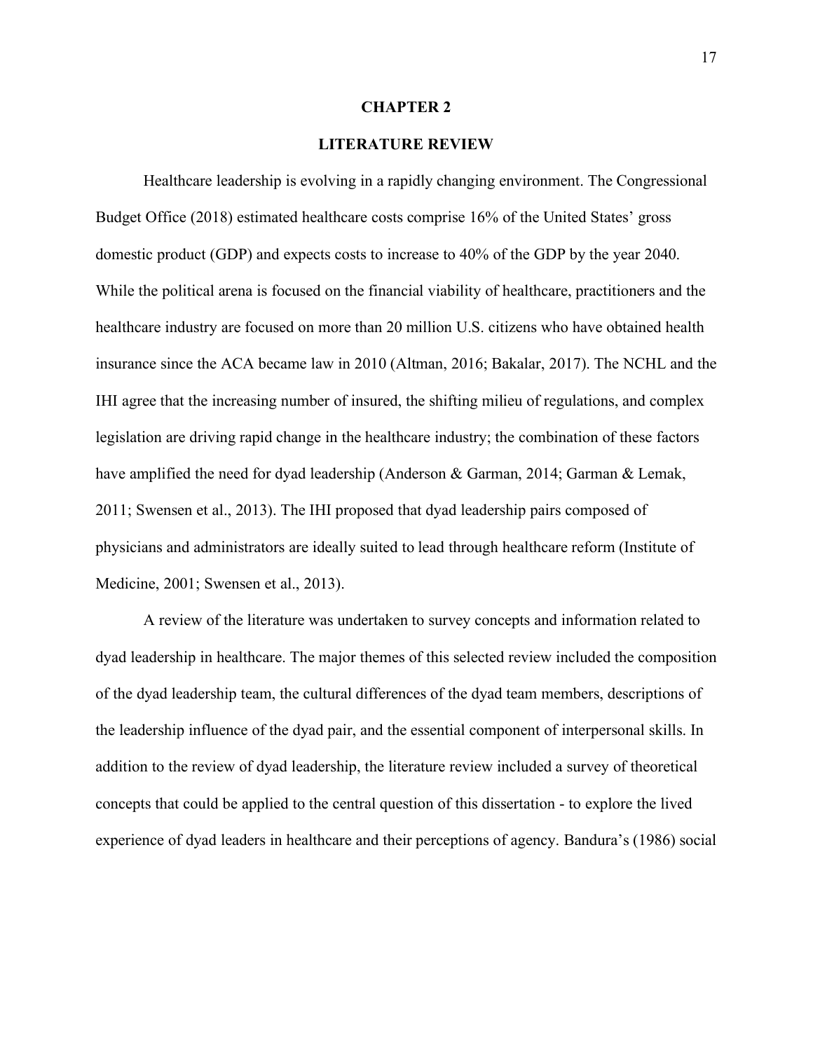# CHAPTER 2

## LITERATURE REVIEW

Healthcare leadership is evolving in a rapidly changing environment. The Congressional Budget Office (2018) estimated healthcare costs comprise 16% of the United States' gross domestic product (GDP) and expects costs to increase to 40% of the GDP by the year 2040. While the political arena is focused on the financial viability of healthcare, practitioners and the healthcare industry are focused on more than 20 million U.S. citizens who have obtained health insurance since the ACA became law in 2010 (Altman, 2016; Bakalar, 2017). The NCHL and the IHI agree that the increasing number of insured, the shifting milieu of regulations, and complex legislation are driving rapid change in the healthcare industry; the combination of these factors have amplified the need for dyad leadership (Anderson & Garman, 2014; Garman & Lemak, 2011; Swensen et al., 2013). The IHI proposed that dyad leadership pairs composed of physicians and administrators are ideally suited to lead through healthcare reform (Institute of Medicine, 2001; Swensen et al., 2013).

A review of the literature was undertaken to survey concepts and information related to dyad leadership in healthcare. The major themes of this selected review included the composition of the dyad leadership team, the cultural differences of the dyad team members, descriptions of the leadership influence of the dyad pair, and the essential component of interpersonal skills. In addition to the review of dyad leadership, the literature review included a survey of theoretical concepts that could be applied to the central question of this dissertation - to explore the lived experience of dyad leaders in healthcare and their perceptions of agency. Bandura's (1986) social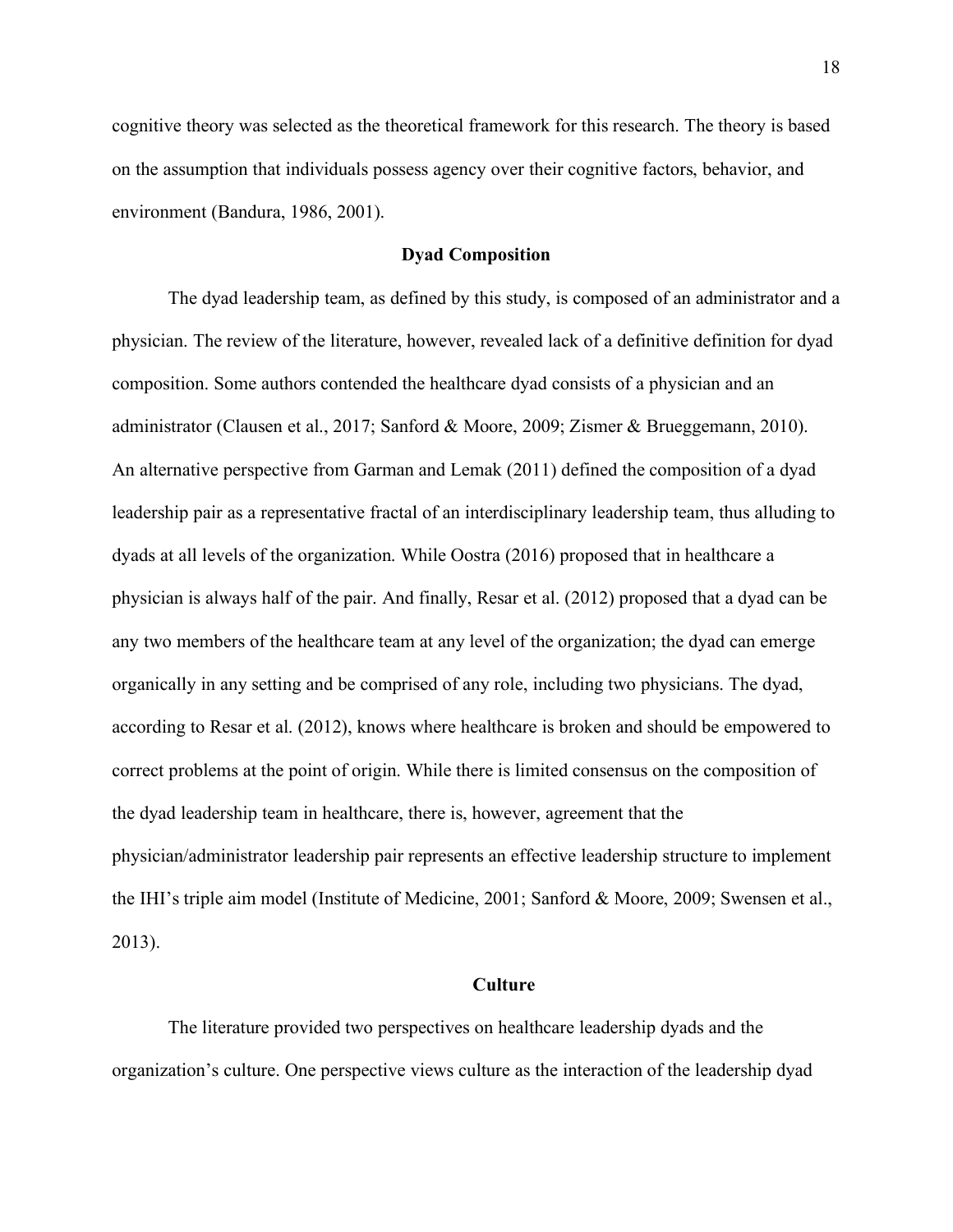cognitive theory was selected as the theoretical framework for this research. The theory is based on the assumption that individuals possess agency over their cognitive factors, behavior, and environment (Bandura, 1986, 2001).

## Dyad Composition

The dyad leadership team, as defined by this study, is composed of an administrator and a physician. The review of the literature, however, revealed lack of a definitive definition for dyad composition. Some authors contended the healthcare dyad consists of a physician and an administrator (Clausen et al., 2017; Sanford & Moore, 2009; Zismer & Brueggemann, 2010). An alternative perspective from Garman and Lemak (2011) defined the composition of a dyad leadership pair as a representative fractal of an interdisciplinary leadership team, thus alluding to dyads at all levels of the organization. While Oostra (2016) proposed that in healthcare a physician is always half of the pair. And finally, Resar et al. (2012) proposed that a dyad can be any two members of the healthcare team at any level of the organization; the dyad can emerge organically in any setting and be comprised of any role, including two physicians. The dyad, according to Resar et al. (2012), knows where healthcare is broken and should be empowered to correct problems at the point of origin. While there is limited consensus on the composition of the dyad leadership team in healthcare, there is, however, agreement that the physician/administrator leadership pair represents an effective leadership structure to implement the IHI's triple aim model (Institute of Medicine, 2001; Sanford & Moore, 2009; Swensen et al., 2013).

## Culture

The literature provided two perspectives on healthcare leadership dyads and the organization's culture. One perspective views culture as the interaction of the leadership dyad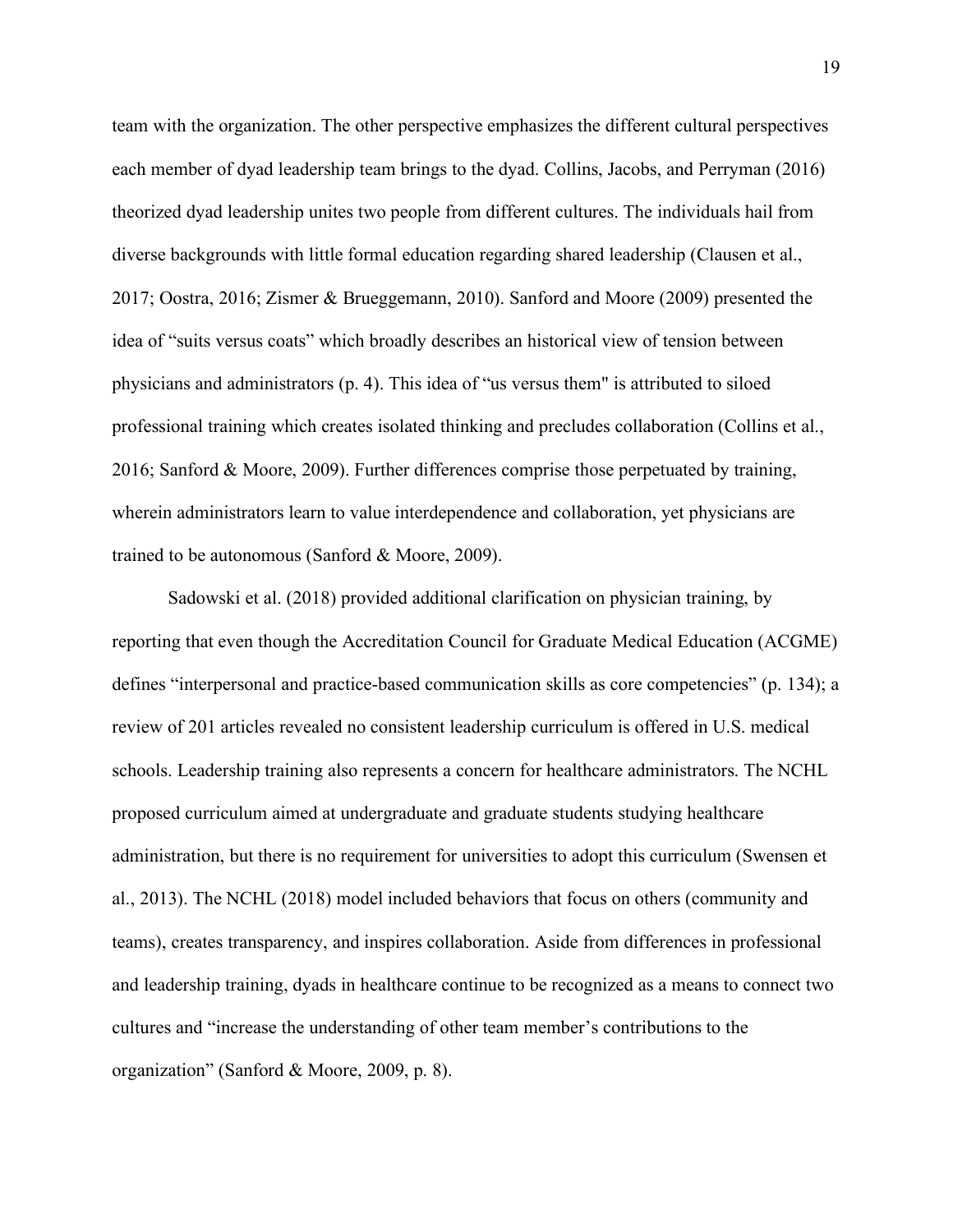team with the organization. The other perspective emphasizes the different cultural perspectives each member of dyad leadership team brings to the dyad. Collins, Jacobs, and Perryman (2016) theorized dyad leadership unites two people from different cultures. The individuals hail from diverse backgrounds with little formal education regarding shared leadership (Clausen et al., 2017; Oostra, 2016; Zismer & Brueggemann, 2010). Sanford and Moore (2009) presented the idea of "suits versus coats" which broadly describes an historical view of tension between physicians and administrators (p. 4). This idea of "us versus them" is attributed to siloed professional training which creates isolated thinking and precludes collaboration (Collins et al., 2016; Sanford & Moore, 2009). Further differences comprise those perpetuated by training, wherein administrators learn to value interdependence and collaboration, yet physicians are trained to be autonomous (Sanford & Moore, 2009).

Sadowski et al. (2018) provided additional clarification on physician training, by reporting that even though the Accreditation Council for Graduate Medical Education (ACGME) defines "interpersonal and practice-based communication skills as core competencies" (p. 134); a review of 201 articles revealed no consistent leadership curriculum is offered in U.S. medical schools. Leadership training also represents a concern for healthcare administrators. The NCHL proposed curriculum aimed at undergraduate and graduate students studying healthcare administration, but there is no requirement for universities to adopt this curriculum (Swensen et al., 2013). The NCHL (2018) model included behaviors that focus on others (community and teams), creates transparency, and inspires collaboration. Aside from differences in professional and leadership training, dyads in healthcare continue to be recognized as a means to connect two cultures and "increase the understanding of other team member's contributions to the organization" (Sanford & Moore, 2009, p. 8).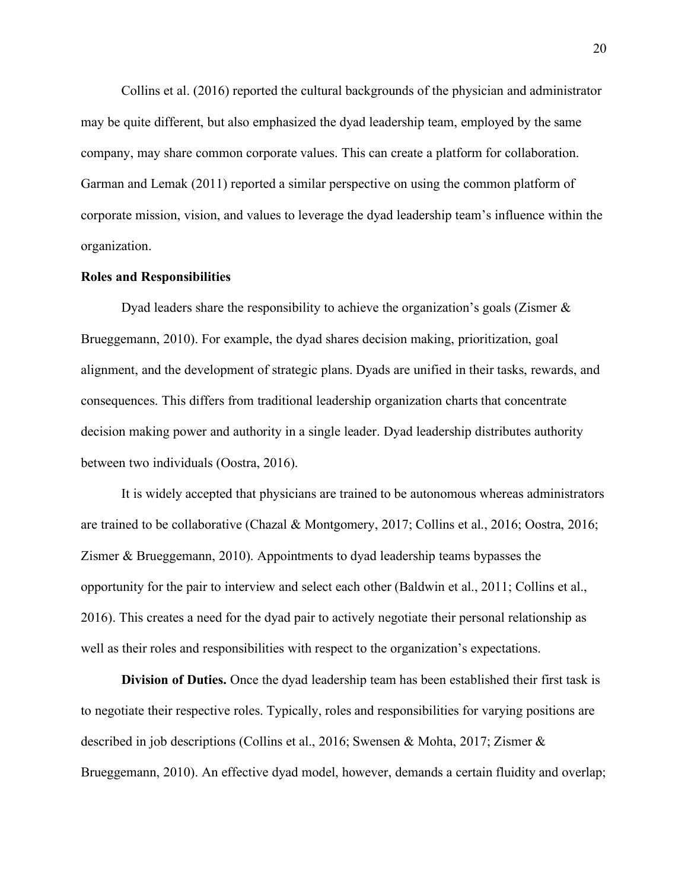Collins et al. (2016) reported the cultural backgrounds of the physician and administrator may be quite different, but also emphasized the dyad leadership team, employed by the same company, may share common corporate values. This can create a platform for collaboration. Garman and Lemak (2011) reported a similar perspective on using the common platform of corporate mission, vision, and values to leverage the dyad leadership team's influence within the organization.

## Roles and Responsibilities

Dyad leaders share the responsibility to achieve the organization's goals (Zismer & Brueggemann, 2010). For example, the dyad shares decision making, prioritization, goal alignment, and the development of strategic plans. Dyads are unified in their tasks, rewards, and consequences. This differs from traditional leadership organization charts that concentrate decision making power and authority in a single leader. Dyad leadership distributes authority between two individuals (Oostra, 2016).

It is widely accepted that physicians are trained to be autonomous whereas administrators are trained to be collaborative (Chazal & Montgomery, 2017; Collins et al., 2016; Oostra, 2016; Zismer & Brueggemann, 2010). Appointments to dyad leadership teams bypasses the opportunity for the pair to interview and select each other (Baldwin et al., 2011; Collins et al., 2016). This creates a need for the dyad pair to actively negotiate their personal relationship as well as their roles and responsibilities with respect to the organization's expectations.

**Division of Duties.** Once the dyad leadership team has been established their first task is to negotiate their respective roles. Typically, roles and responsibilities for varying positions are described in job descriptions (Collins et al., 2016; Swensen & Mohta, 2017; Zismer & Brueggemann, 2010). An effective dyad model, however, demands a certain fluidity and overlap;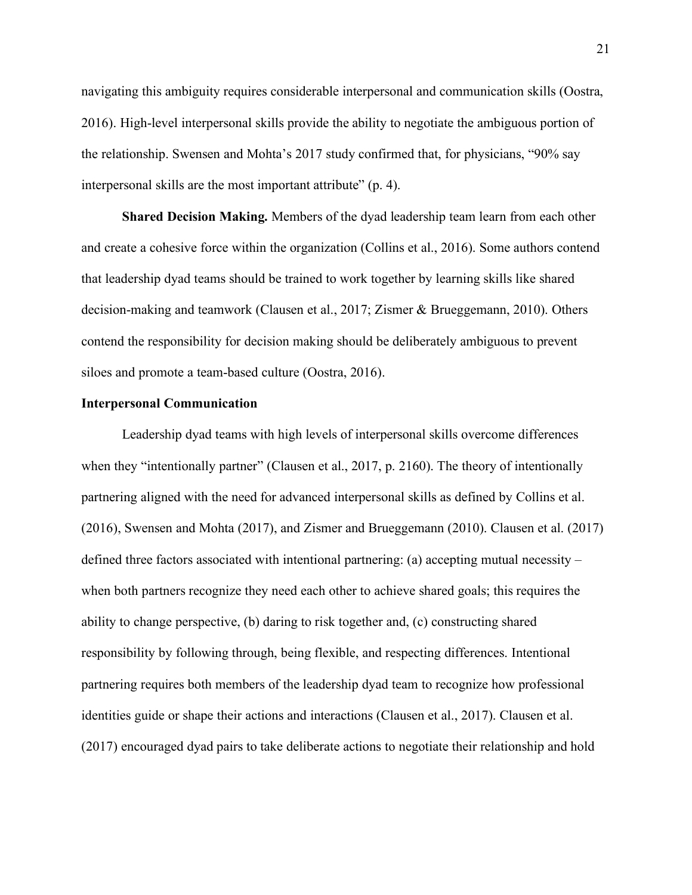navigating this ambiguity requires considerable interpersonal and communication skills (Oostra, 2016). High-level interpersonal skills provide the ability to negotiate the ambiguous portion of the relationship. Swensen and Mohta's 2017 study confirmed that, for physicians, "90% say interpersonal skills are the most important attribute" (p. 4).

**Shared Decision Making.** Members of the dyad leadership team learn from each other and create a cohesive force within the organization (Collins et al., 2016). Some authors contend that leadership dyad teams should be trained to work together by learning skills like shared decision-making and teamwork (Clausen et al., 2017; Zismer & Brueggemann, 2010). Others contend the responsibility for decision making should be deliberately ambiguous to prevent siloes and promote a team-based culture (Oostra, 2016).

## Interpersonal Communication

Leadership dyad teams with high levels of interpersonal skills overcome differences when they "intentionally partner" (Clausen et al., 2017, p. 2160). The theory of intentionally partnering aligned with the need for advanced interpersonal skills as defined by Collins et al. (2016), Swensen and Mohta (2017), and Zismer and Brueggemann (2010). Clausen et al. (2017) defined three factors associated with intentional partnering: (a) accepting mutual necessity – when both partners recognize they need each other to achieve shared goals; this requires the ability to change perspective, (b) daring to risk together and, (c) constructing shared responsibility by following through, being flexible, and respecting differences. Intentional partnering requires both members of the leadership dyad team to recognize how professional identities guide or shape their actions and interactions (Clausen et al., 2017). Clausen et al. (2017) encouraged dyad pairs to take deliberate actions to negotiate their relationship and hold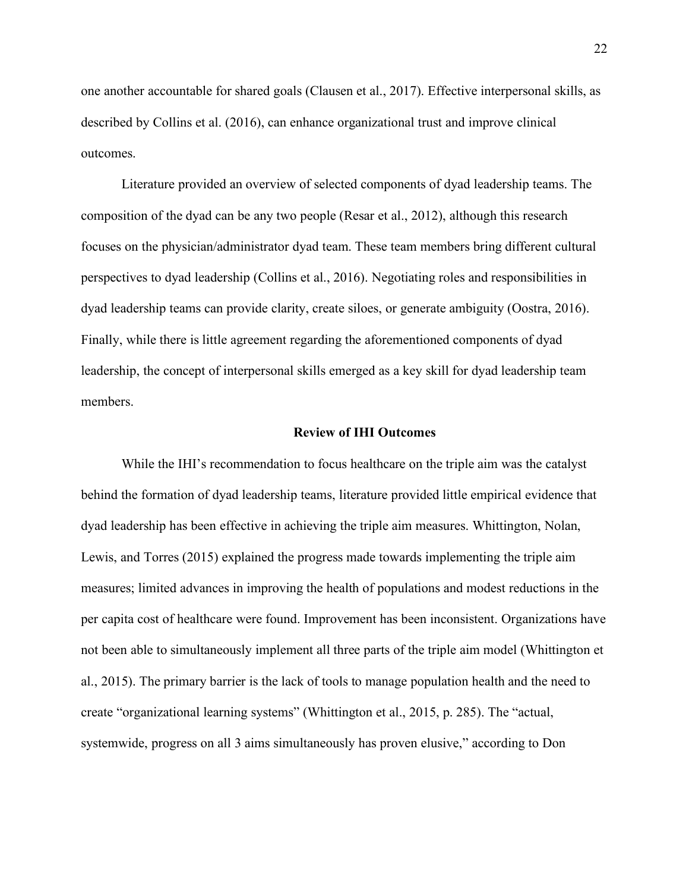one another accountable for shared goals (Clausen et al., 2017). Effective interpersonal skills, as described by Collins et al. (2016), can enhance organizational trust and improve clinical outcomes.

Literature provided an overview of selected components of dyad leadership teams. The composition of the dyad can be any two people (Resar et al., 2012), although this research focuses on the physician/administrator dyad team. These team members bring different cultural perspectives to dyad leadership (Collins et al., 2016). Negotiating roles and responsibilities in dyad leadership teams can provide clarity, create siloes, or generate ambiguity (Oostra, 2016). Finally, while there is little agreement regarding the aforementioned components of dyad leadership, the concept of interpersonal skills emerged as a key skill for dyad leadership team members.

## Review of IHI Outcomes

While the IHI's recommendation to focus healthcare on the triple aim was the catalyst behind the formation of dyad leadership teams, literature provided little empirical evidence that dyad leadership has been effective in achieving the triple aim measures. Whittington, Nolan, Lewis, and Torres (2015) explained the progress made towards implementing the triple aim measures; limited advances in improving the health of populations and modest reductions in the per capita cost of healthcare were found. Improvement has been inconsistent. Organizations have not been able to simultaneously implement all three parts of the triple aim model (Whittington et al., 2015). The primary barrier is the lack of tools to manage population health and the need to create "organizational learning systems" (Whittington et al., 2015, p. 285). The "actual, systemwide, progress on all 3 aims simultaneously has proven elusive," according to Don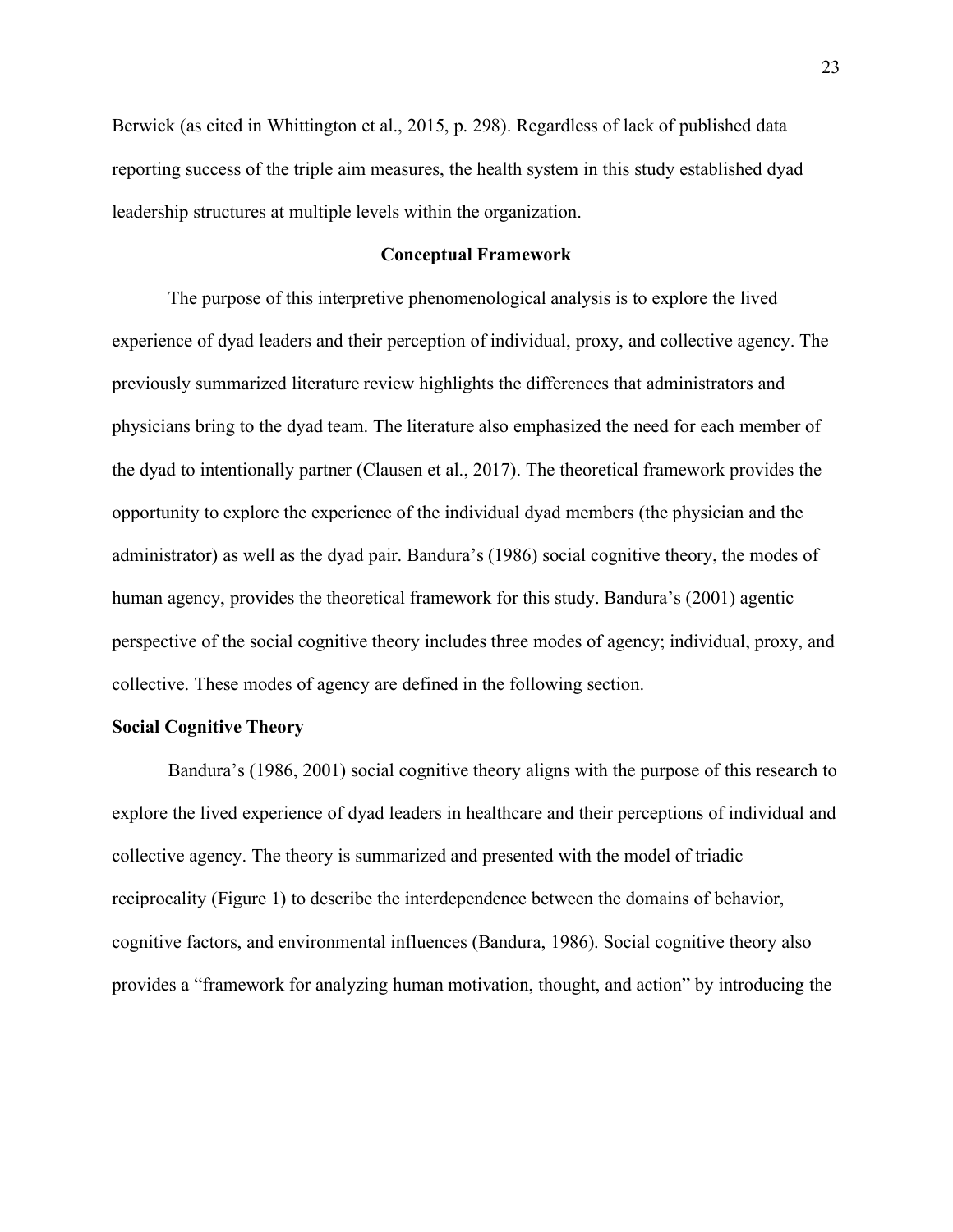Berwick (as cited in Whittington et al., 2015, p. 298). Regardless of lack of published data reporting success of the triple aim measures, the health system in this study established dyad leadership structures at multiple levels within the organization.

## Conceptual Framework

The purpose of this interpretive phenomenological analysis is to explore the lived experience of dyad leaders and their perception of individual, proxy, and collective agency. The previously summarized literature review highlights the differences that administrators and physicians bring to the dyad team. The literature also emphasized the need for each member of the dyad to intentionally partner (Clausen et al., 2017). The theoretical framework provides the opportunity to explore the experience of the individual dyad members (the physician and the administrator) as well as the dyad pair. Bandura's (1986) social cognitive theory, the modes of human agency, provides the theoretical framework for this study. Bandura's (2001) agentic perspective of the social cognitive theory includes three modes of agency; individual, proxy, and collective. These modes of agency are defined in the following section.

### Social Cognitive Theory

Bandura's (1986, 2001) social cognitive theory aligns with the purpose of this research to explore the lived experience of dyad leaders in healthcare and their perceptions of individual and collective agency. The theory is summarized and presented with the model of triadic reciprocality (Figure 1) to describe the interdependence between the domains of behavior, cognitive factors, and environmental influences (Bandura, 1986). Social cognitive theory also provides a "framework for analyzing human motivation, thought, and action" by introducing the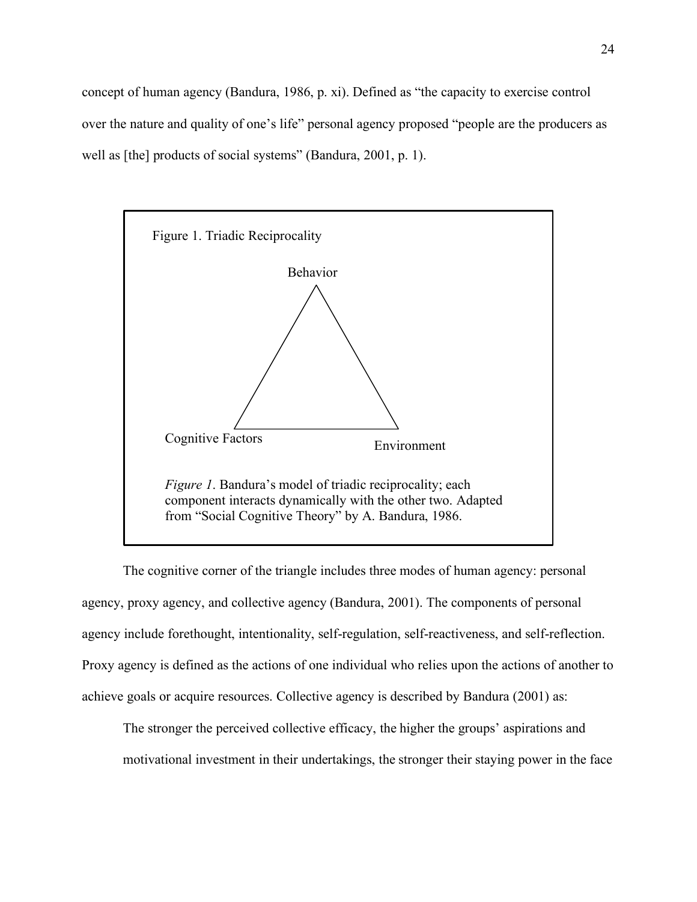concept of human agency (Bandura, 1986, p. xi). Defined as "the capacity to exercise control over the nature and quality of one's life" personal agency proposed "people are the producers as well as [the] products of social systems" (Bandura, 2001, p. 1).

Figure 1. Triadic Reciprocality

Behavior

Cognitive Factors

Environment

*Figure 1*. Bandura's model of triadic reciprocality; each component interacts dynamically with the other two. Adapted from "Social Cognitive Theory" by A. Bandura, 1986.

The cognitive corner of the triangle includes three modes of human agency: personal agency, proxy agency, and collective agency (Bandura, 2001). The components of personal agency include forethought, intentionality, self-regulation, self-reactiveness, and self-reflection. Proxy agency is defined as the actions of one individual who relies upon the actions of another to achieve goals or acquire resources. Collective agency is described by Bandura (2001) as:

> The stronger the perceived collective efficacy, the higher the groups' aspirations and motivational investment in their undertakings, the stronger their staying power in the face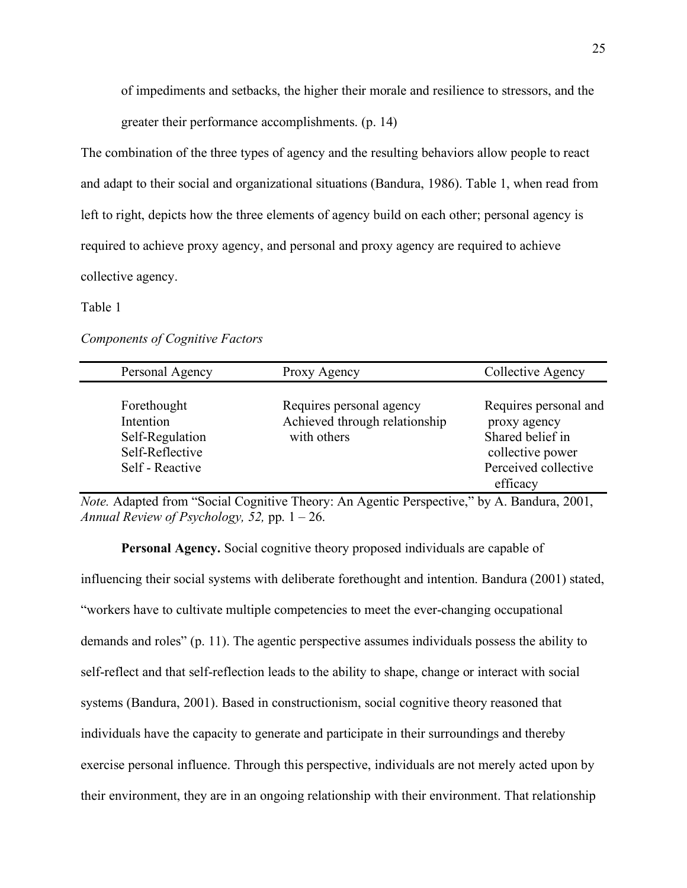of impediments and setbacks, the higher their morale and resilience to stressors, and the greater their performance accomplishments. (p. 14)

The combination of the three types of agency and the resulting behaviors allow people to react and adapt to their social and organizational situations (Bandura, 1986). Table 1, when read from left to right, depicts how the three elements of agency build on each other; personal agency is required to achieve proxy agency, and personal and proxy agency are required to achieve collective agency.

Table 1

*Components of Cognitive Factors*

| Personal Agency | Proxy Agency | Collective Agency |
|---|---|---|
| Forethought<br>Intention<br>Self-Regulation<br>Self-Reflective<br>Self - Reactive | Requires personal agency<br>Achieved through relationship with others | Requires personal and proxy agency<br>Shared belief in collective power<br>Perceived collective efficacy |

*Note.* Adapted from "Social Cognitive Theory: An Agentic Perspective," by A. Bandura, 2001, *Annual Review of Psychology, 52,* pp. 1 – 26.

**Personal Agency.** Social cognitive theory proposed individuals are capable of influencing their social systems with deliberate forethought and intention. Bandura (2001) stated, "workers have to cultivate multiple competencies to meet the ever-changing occupational demands and roles" (p. 11). The agentic perspective assumes individuals possess the ability to self-reflect and that self-reflection leads to the ability to shape, change or interact with social systems (Bandura, 2001). Based in constructionism, social cognitive theory reasoned that individuals have the capacity to generate and participate in their surroundings and thereby exercise personal influence. Through this perspective, individuals are not merely acted upon by their environment, they are in an ongoing relationship with their environment. That relationship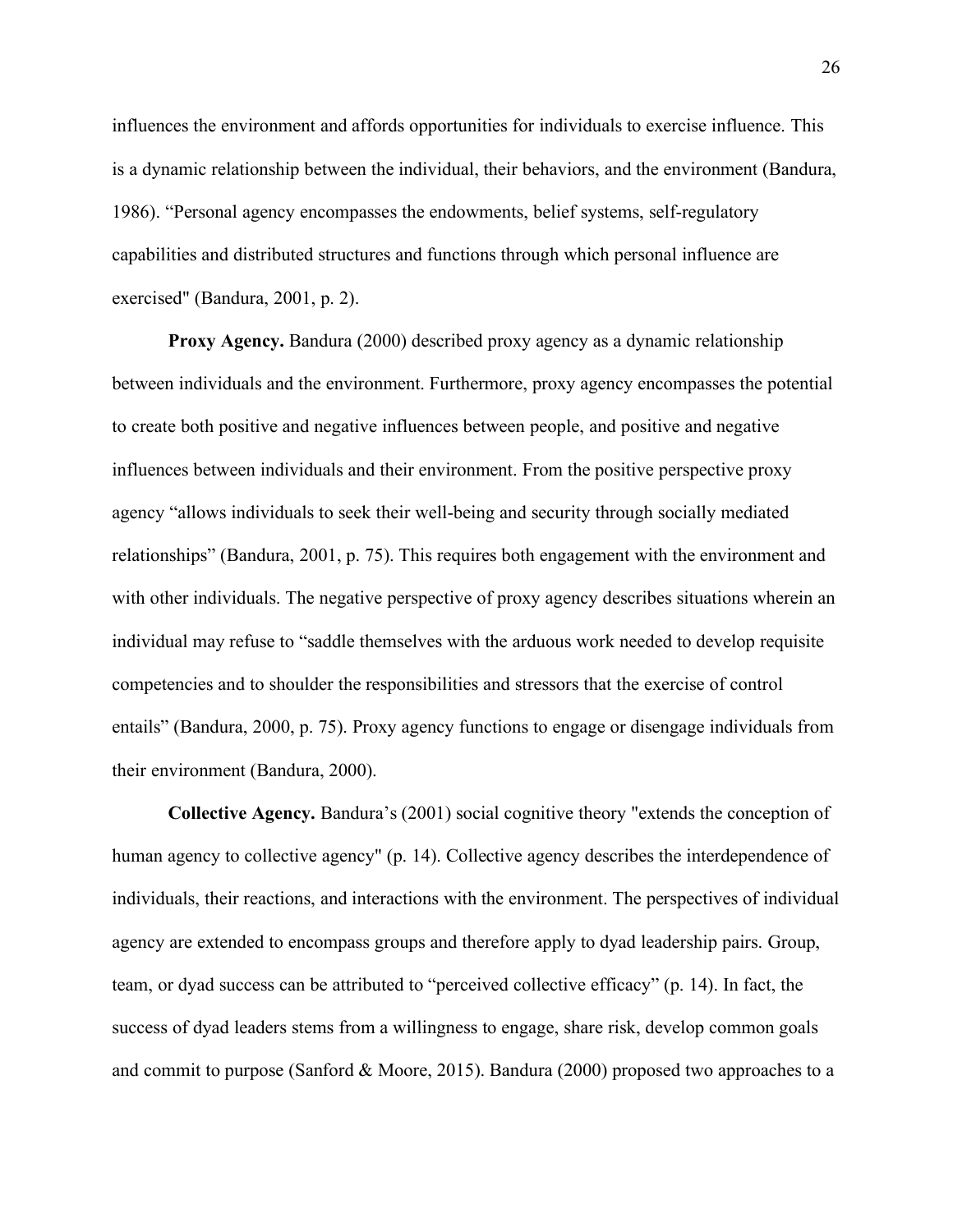influences the environment and affords opportunities for individuals to exercise influence. This is a dynamic relationship between the individual, their behaviors, and the environment (Bandura, 1986). “Personal agency encompasses the endowments, belief systems, self-regulatory capabilities and distributed structures and functions through which personal influence are exercised" (Bandura, 2001, p. 2).

**Proxy Agency.** Bandura (2000) described proxy agency as a dynamic relationship between individuals and the environment. Furthermore, proxy agency encompasses the potential to create both positive and negative influences between people, and positive and negative influences between individuals and their environment. From the positive perspective proxy agency “allows individuals to seek their well-being and security through socially mediated relationships” (Bandura, 2001, p. 75). This requires both engagement with the environment and with other individuals. The negative perspective of proxy agency describes situations wherein an individual may refuse to “saddle themselves with the arduous work needed to develop requisite competencies and to shoulder the responsibilities and stressors that the exercise of control entails” (Bandura, 2000, p. 75). Proxy agency functions to engage or disengage individuals from their environment (Bandura, 2000).

**Collective Agency.** Bandura’s (2001) social cognitive theory "extends the conception of human agency to collective agency" (p. 14). Collective agency describes the interdependence of individuals, their reactions, and interactions with the environment. The perspectives of individual agency are extended to encompass groups and therefore apply to dyad leadership pairs. Group, team, or dyad success can be attributed to “perceived collective efficacy” (p. 14). In fact, the success of dyad leaders stems from a willingness to engage, share risk, develop common goals and commit to purpose (Sanford & Moore, 2015). Bandura (2000) proposed two approaches to a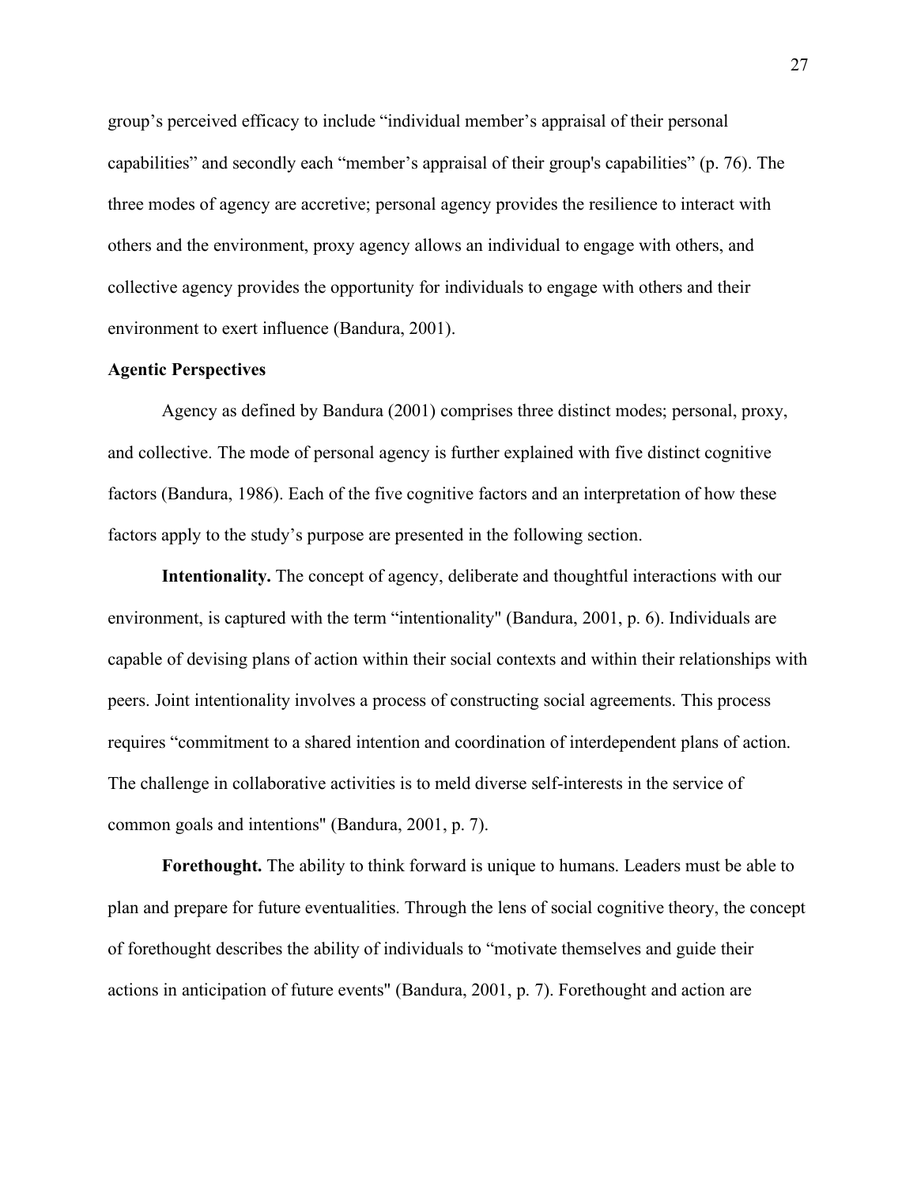group's perceived efficacy to include "individual member's appraisal of their personal capabilities" and secondly each "member's appraisal of their group's capabilities" (p. 76). The three modes of agency are accretive; personal agency provides the resilience to interact with others and the environment, proxy agency allows an individual to engage with others, and collective agency provides the opportunity for individuals to engage with others and their environment to exert influence (Bandura, 2001).

## Agentic Perspectives

Agency as defined by Bandura (2001) comprises three distinct modes; personal, proxy, and collective. The mode of personal agency is further explained with five distinct cognitive factors (Bandura, 1986). Each of the five cognitive factors and an interpretation of how these factors apply to the study's purpose are presented in the following section.

**Intentionality.** The concept of agency, deliberate and thoughtful interactions with our environment, is captured with the term "intentionality" (Bandura, 2001, p. 6). Individuals are capable of devising plans of action within their social contexts and within their relationships with peers. Joint intentionality involves a process of constructing social agreements. This process requires "commitment to a shared intention and coordination of interdependent plans of action. The challenge in collaborative activities is to meld diverse self-interests in the service of common goals and intentions" (Bandura, 2001, p. 7).

**Forethought.** The ability to think forward is unique to humans. Leaders must be able to plan and prepare for future eventualities. Through the lens of social cognitive theory, the concept of forethought describes the ability of individuals to "motivate themselves and guide their actions in anticipation of future events" (Bandura, 2001, p. 7). Forethought and action are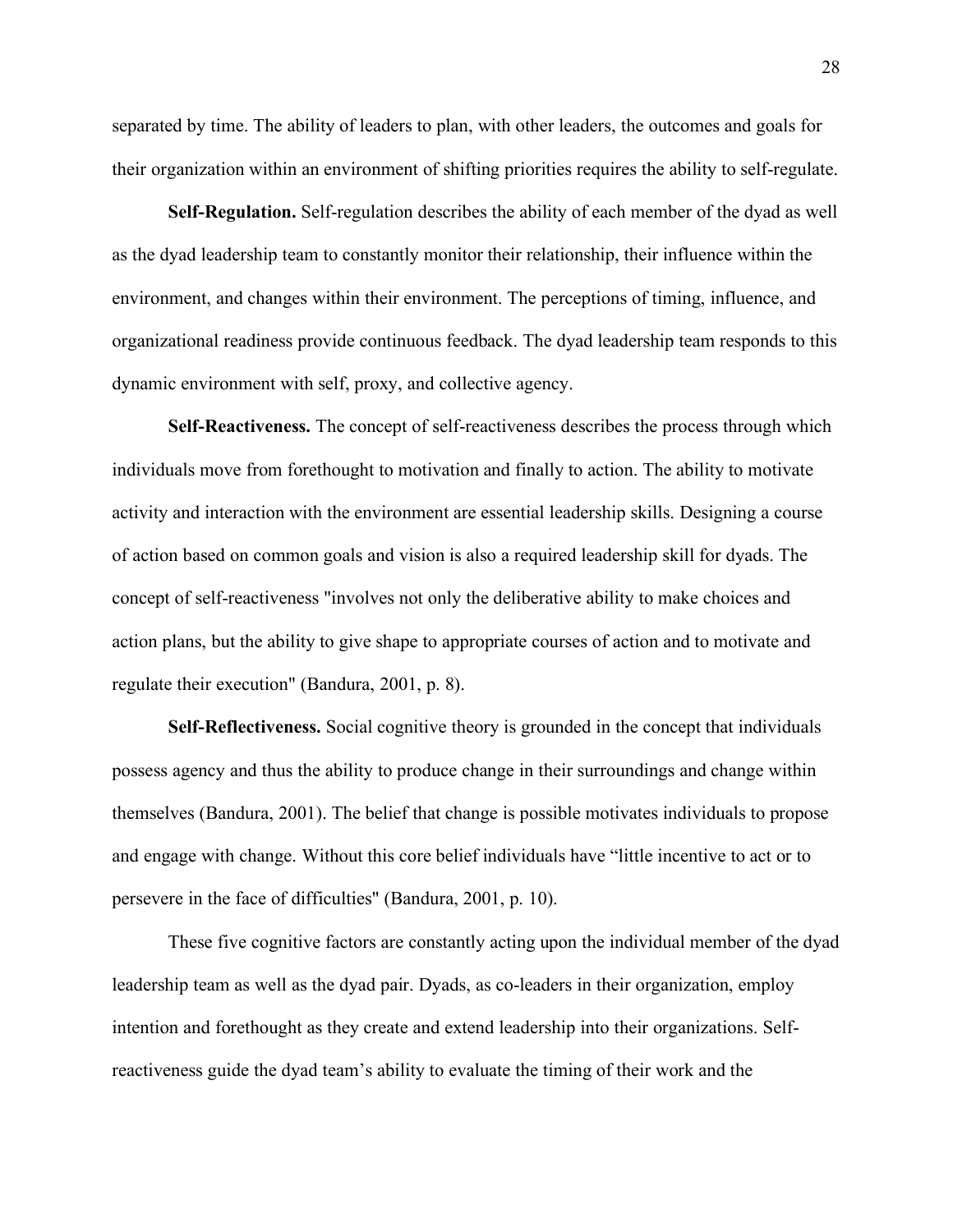separated by time. The ability of leaders to plan, with other leaders, the outcomes and goals for their organization within an environment of shifting priorities requires the ability to self-regulate.

**Self-Regulation.** Self-regulation describes the ability of each member of the dyad as well as the dyad leadership team to constantly monitor their relationship, their influence within the environment, and changes within their environment. The perceptions of timing, influence, and organizational readiness provide continuous feedback. The dyad leadership team responds to this dynamic environment with self, proxy, and collective agency.

**Self-Reactiveness.** The concept of self-reactiveness describes the process through which individuals move from forethought to motivation and finally to action. The ability to motivate activity and interaction with the environment are essential leadership skills. Designing a course of action based on common goals and vision is also a required leadership skill for dyads. The concept of self-reactiveness "involves not only the deliberative ability to make choices and action plans, but the ability to give shape to appropriate courses of action and to motivate and regulate their execution" (Bandura, 2001, p. 8).

**Self-Reflectiveness.** Social cognitive theory is grounded in the concept that individuals possess agency and thus the ability to produce change in their surroundings and change within themselves (Bandura, 2001). The belief that change is possible motivates individuals to propose and engage with change. Without this core belief individuals have "little incentive to act or to persevere in the face of difficulties" (Bandura, 2001, p. 10).

These five cognitive factors are constantly acting upon the individual member of the dyad leadership team as well as the dyad pair. Dyads, as co-leaders in their organization, employ intention and forethought as they create and extend leadership into their organizations. Self-reactiveness guide the dyad team's ability to evaluate the timing of their work and the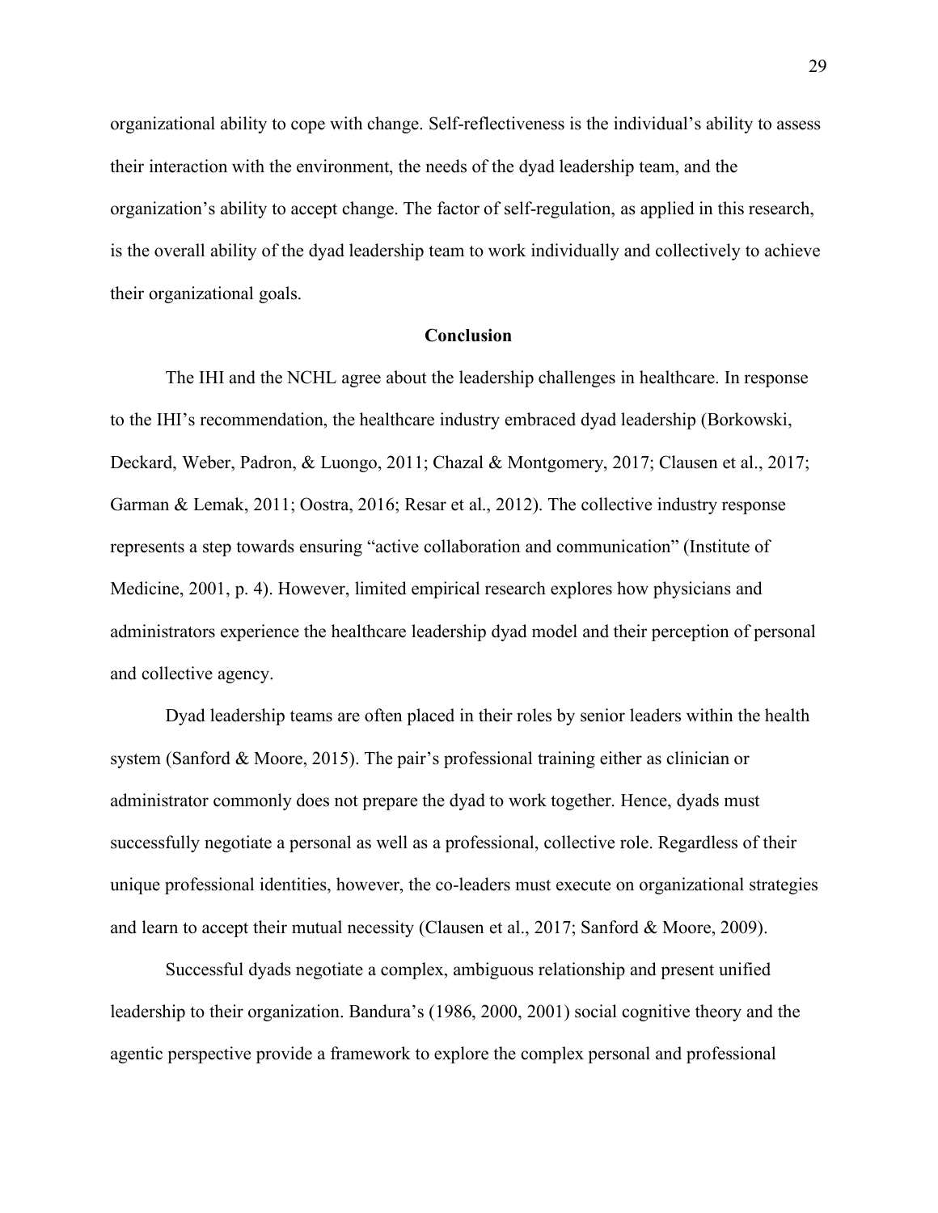organizational ability to cope with change. Self-reflectiveness is the individual's ability to assess their interaction with the environment, the needs of the dyad leadership team, and the organization's ability to accept change. The factor of self-regulation, as applied in this research, is the overall ability of the dyad leadership team to work individually and collectively to achieve their organizational goals.

## Conclusion

The IHI and the NCHL agree about the leadership challenges in healthcare. In response to the IHI's recommendation, the healthcare industry embraced dyad leadership (Borkowski, Deckard, Weber, Padron, & Luongo, 2011; Chazal & Montgomery, 2017; Clausen et al., 2017; Garman & Lemak, 2011; Oostra, 2016; Resar et al., 2012). The collective industry response represents a step towards ensuring "active collaboration and communication" (Institute of Medicine, 2001, p. 4). However, limited empirical research explores how physicians and administrators experience the healthcare leadership dyad model and their perception of personal and collective agency.

Dyad leadership teams are often placed in their roles by senior leaders within the health system (Sanford & Moore, 2015). The pair's professional training either as clinician or administrator commonly does not prepare the dyad to work together. Hence, dyads must successfully negotiate a personal as well as a professional, collective role. Regardless of their unique professional identities, however, the co-leaders must execute on organizational strategies and learn to accept their mutual necessity (Clausen et al., 2017; Sanford & Moore, 2009).

Successful dyads negotiate a complex, ambiguous relationship and present unified leadership to their organization. Bandura's (1986, 2000, 2001) social cognitive theory and the agentic perspective provide a framework to explore the complex personal and professional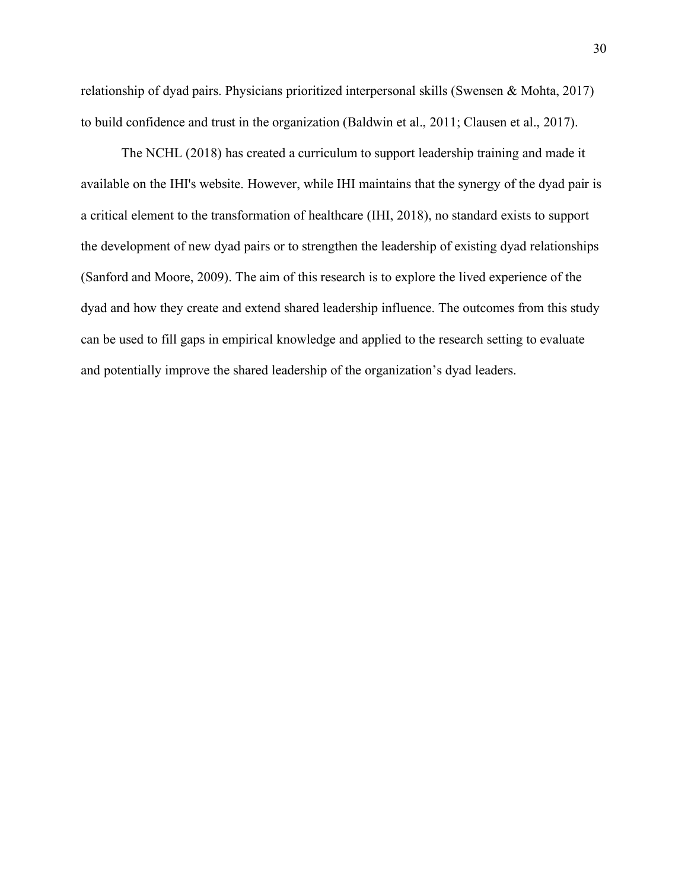relationship of dyad pairs. Physicians prioritized interpersonal skills (Swensen & Mohta, 2017) to build confidence and trust in the organization (Baldwin et al., 2011; Clausen et al., 2017).

The NCHL (2018) has created a curriculum to support leadership training and made it available on the IHI's website. However, while IHI maintains that the synergy of the dyad pair is a critical element to the transformation of healthcare (IHI, 2018), no standard exists to support the development of new dyad pairs or to strengthen the leadership of existing dyad relationships (Sanford and Moore, 2009). The aim of this research is to explore the lived experience of the dyad and how they create and extend shared leadership influence. The outcomes from this study can be used to fill gaps in empirical knowledge and applied to the research setting to evaluate and potentially improve the shared leadership of the organization's dyad leaders.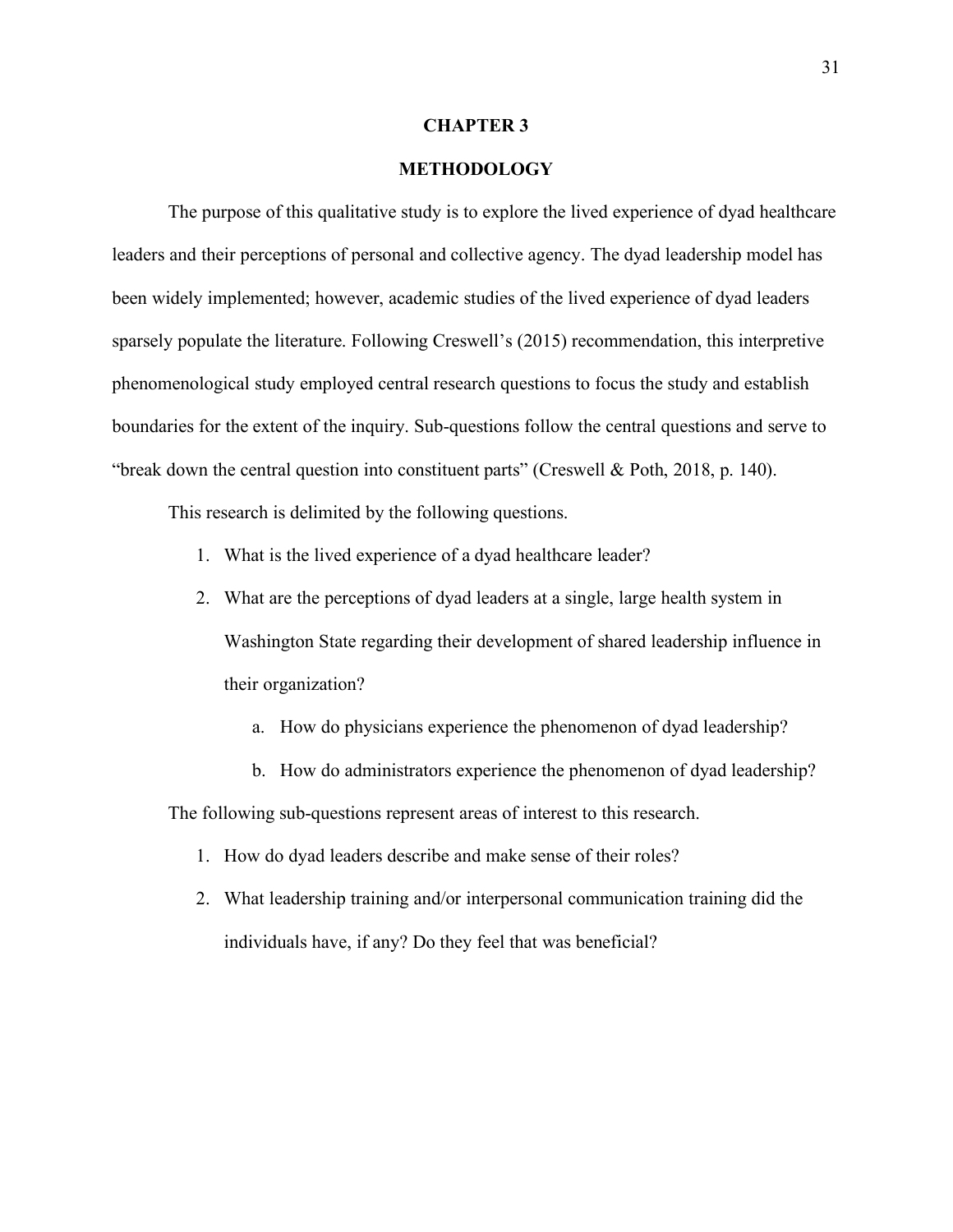# CHAPTER 3

## METHODOLOGY

The purpose of this qualitative study is to explore the lived experience of dyad healthcare leaders and their perceptions of personal and collective agency. The dyad leadership model has been widely implemented; however, academic studies of the lived experience of dyad leaders sparsely populate the literature. Following Creswell's (2015) recommendation, this interpretive phenomenological study employed central research questions to focus the study and establish boundaries for the extent of the inquiry. Sub-questions follow the central questions and serve to "break down the central question into constituent parts" (Creswell & Poth, 2018, p. 140).

This research is delimited by the following questions.

1. What is the lived experience of a dyad healthcare leader?
2. What are the perceptions of dyad leaders at a single, large health system in Washington State regarding their development of shared leadership influence in their organization?
    a. How do physicians experience the phenomenon of dyad leadership?
    b. How do administrators experience the phenomenon of dyad leadership?

The following sub-questions represent areas of interest to this research.

1. How do dyad leaders describe and make sense of their roles?
2. What leadership training and/or interpersonal communication training did the individuals have, if any? Do they feel that was beneficial?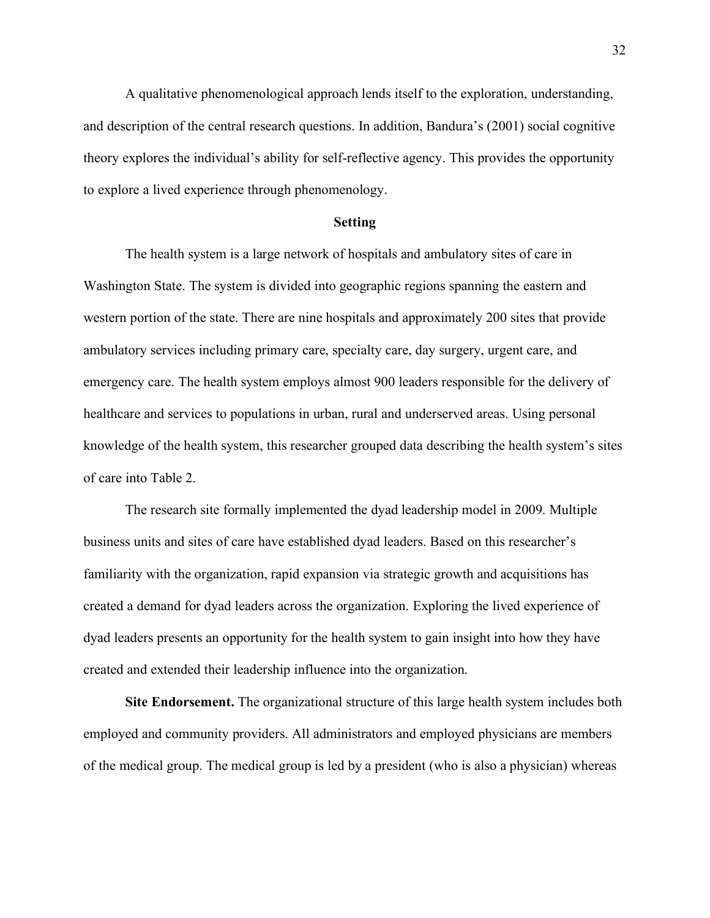A qualitative phenomenological approach lends itself to the exploration, understanding, and description of the central research questions. In addition, Bandura's (2001) social cognitive theory explores the individual's ability for self-reflective agency. This provides the opportunity to explore a lived experience through phenomenology.

## Setting

The health system is a large network of hospitals and ambulatory sites of care in Washington State. The system is divided into geographic regions spanning the eastern and western portion of the state. There are nine hospitals and approximately 200 sites that provide ambulatory services including primary care, specialty care, day surgery, urgent care, and emergency care. The health system employs almost 900 leaders responsible for the delivery of healthcare and services to populations in urban, rural and underserved areas. Using personal knowledge of the health system, this researcher grouped data describing the health system's sites of care into Table 2.

The research site formally implemented the dyad leadership model in 2009. Multiple business units and sites of care have established dyad leaders. Based on this researcher's familiarity with the organization, rapid expansion via strategic growth and acquisitions has created a demand for dyad leaders across the organization. Exploring the lived experience of dyad leaders presents an opportunity for the health system to gain insight into how they have created and extended their leadership influence into the organization.

**Site Endorsement.** The organizational structure of this large health system includes both employed and community providers. All administrators and employed physicians are members of the medical group. The medical group is led by a president (who is also a physician) whereas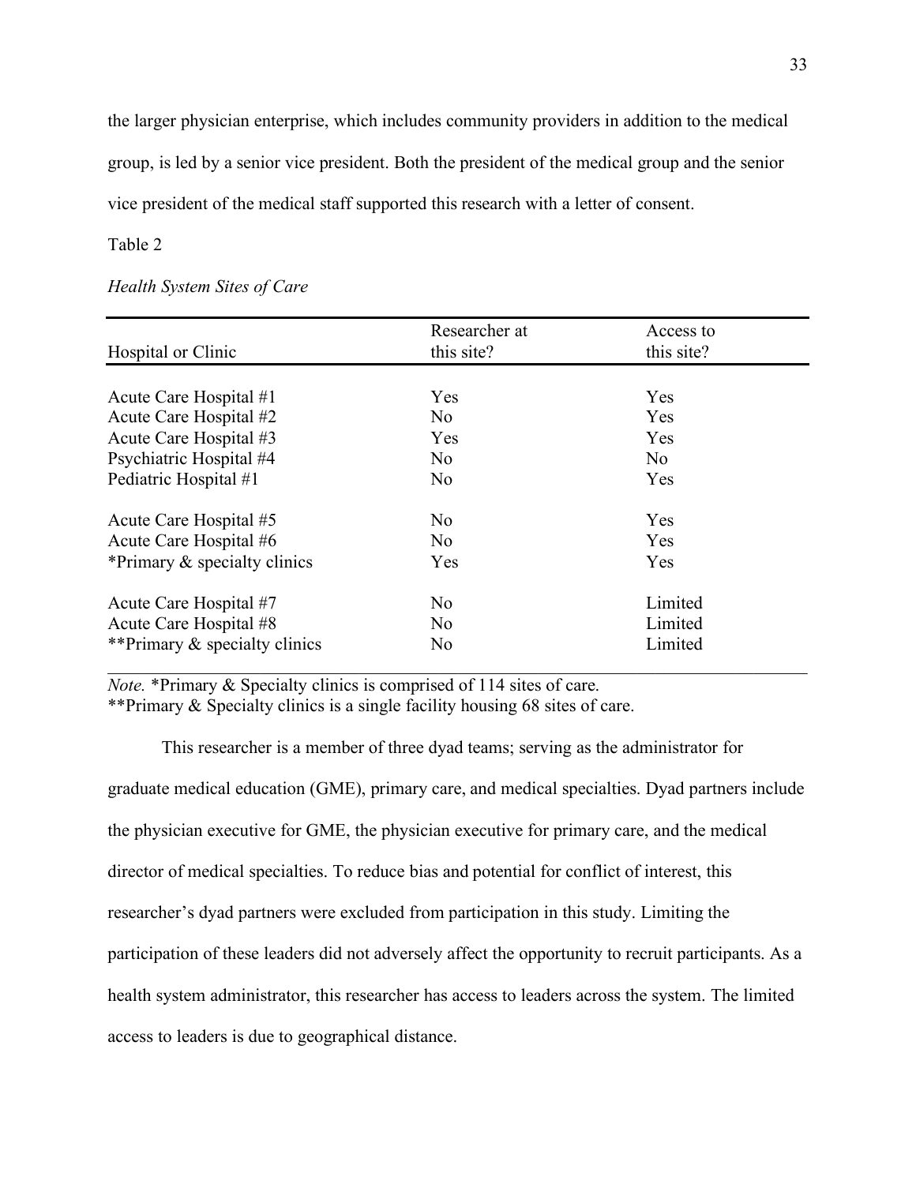the larger physician enterprise, which includes community providers in addition to the medical group, is led by a senior vice president. Both the president of the medical group and the senior vice president of the medical staff supported this research with a letter of consent.

Table 2

*Health System Sites of Care*

| Hospital or Clinic | Researcher at this site? | Access to this site? |
|---|---|---|
| Acute Care Hospital #1 | Yes | Yes |
| Acute Care Hospital #2 | No | Yes |
| Acute Care Hospital #3 | Yes | Yes |
| Psychiatric Hospital #4 | No | No |
| Pediatric Hospital #1 | No | Yes |
| Acute Care Hospital #5 | No | Yes |
| Acute Care Hospital #6 | No | Yes |
| *Primary & specialty clinics | Yes | Yes |
| Acute Care Hospital #7 | No | Limited |
| Acute Care Hospital #8 | No | Limited |
| **Primary & specialty clinics | No | Limited |

*Note.* *Primary & Specialty clinics is comprised of 114 sites of care.
**Primary & Specialty clinics is a single facility housing 68 sites of care.

This researcher is a member of three dyad teams; serving as the administrator for graduate medical education (GME), primary care, and medical specialties. Dyad partners include the physician executive for GME, the physician executive for primary care, and the medical director of medical specialties. To reduce bias and potential for conflict of interest, this researcher's dyad partners were excluded from participation in this study. Limiting the participation of these leaders did not adversely affect the opportunity to recruit participants. As a health system administrator, this researcher has access to leaders across the system. The limited access to leaders is due to geographical distance.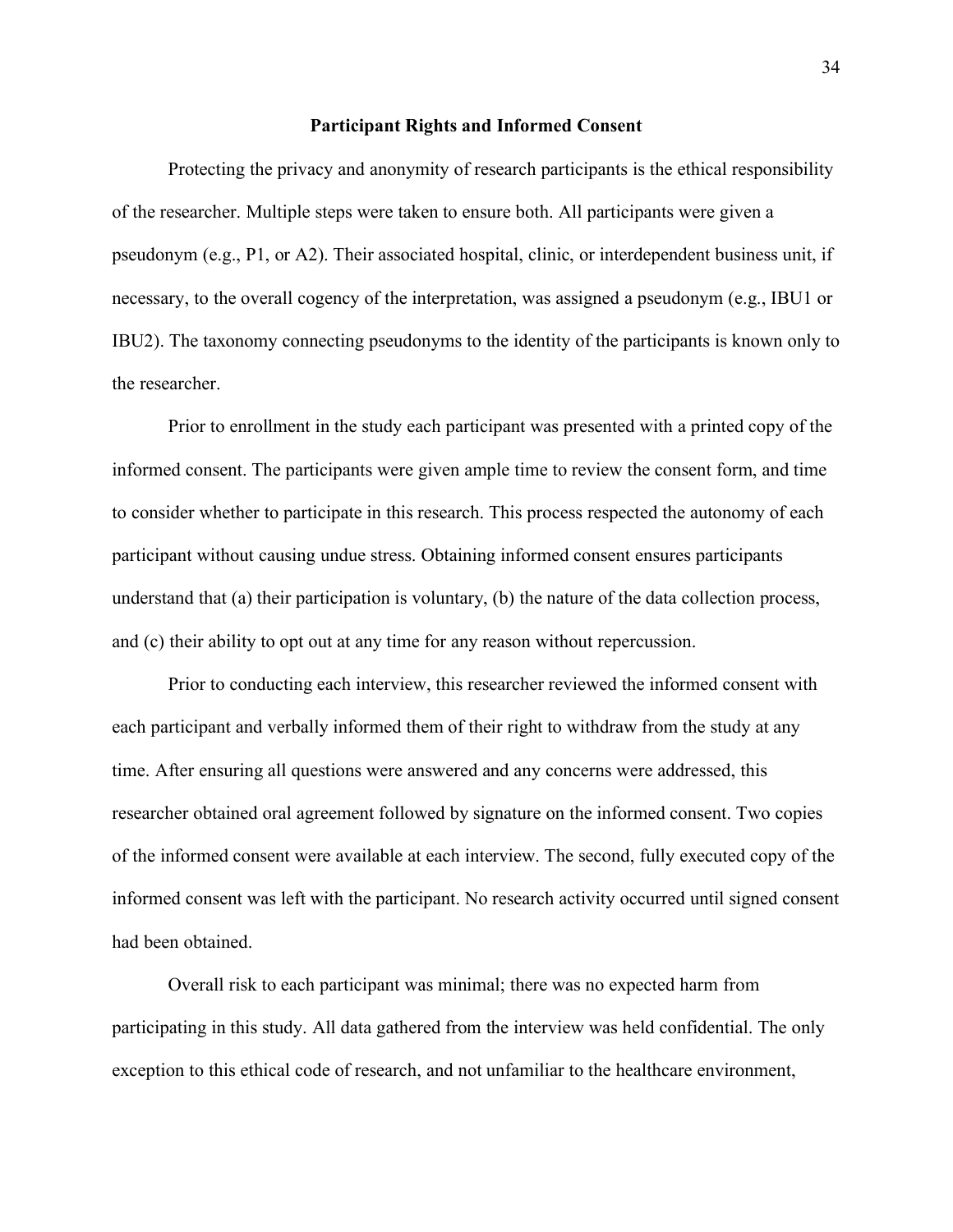## Participant Rights and Informed Consent

Protecting the privacy and anonymity of research participants is the ethical responsibility of the researcher. Multiple steps were taken to ensure both. All participants were given a pseudonym (e.g., P1, or A2). Their associated hospital, clinic, or interdependent business unit, if necessary, to the overall cogency of the interpretation, was assigned a pseudonym (e.g., IBU1 or IBU2). The taxonomy connecting pseudonyms to the identity of the participants is known only to the researcher.

Prior to enrollment in the study each participant was presented with a printed copy of the informed consent. The participants were given ample time to review the consent form, and time to consider whether to participate in this research. This process respected the autonomy of each participant without causing undue stress. Obtaining informed consent ensures participants understand that (a) their participation is voluntary, (b) the nature of the data collection process, and (c) their ability to opt out at any time for any reason without repercussion.

Prior to conducting each interview, this researcher reviewed the informed consent with each participant and verbally informed them of their right to withdraw from the study at any time. After ensuring all questions were answered and any concerns were addressed, this researcher obtained oral agreement followed by signature on the informed consent. Two copies of the informed consent were available at each interview. The second, fully executed copy of the informed consent was left with the participant. No research activity occurred until signed consent had been obtained.

Overall risk to each participant was minimal; there was no expected harm from participating in this study. All data gathered from the interview was held confidential. The only exception to this ethical code of research, and not unfamiliar to the healthcare environment,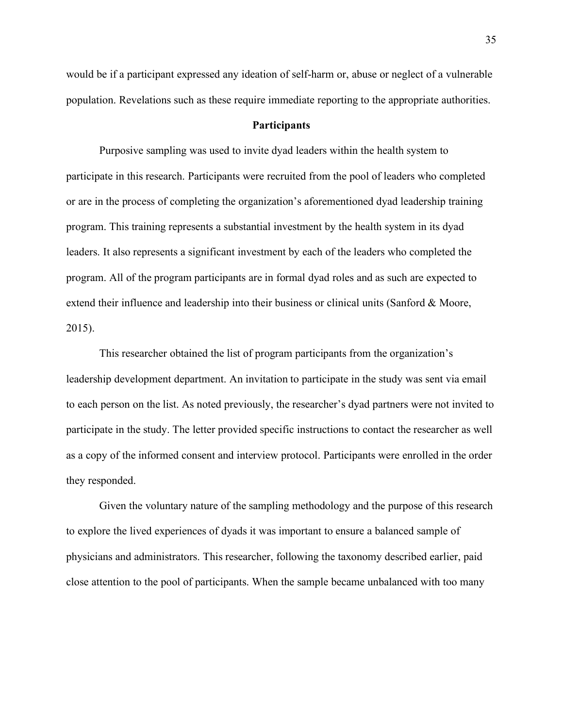would be if a participant expressed any ideation of self-harm or, abuse or neglect of a vulnerable population. Revelations such as these require immediate reporting to the appropriate authorities.

## Participants

Purposive sampling was used to invite dyad leaders within the health system to participate in this research. Participants were recruited from the pool of leaders who completed or are in the process of completing the organization's aforementioned dyad leadership training program. This training represents a substantial investment by the health system in its dyad leaders. It also represents a significant investment by each of the leaders who completed the program. All of the program participants are in formal dyad roles and as such are expected to extend their influence and leadership into their business or clinical units (Sanford & Moore, 2015).

This researcher obtained the list of program participants from the organization's leadership development department. An invitation to participate in the study was sent via email to each person on the list. As noted previously, the researcher's dyad partners were not invited to participate in the study. The letter provided specific instructions to contact the researcher as well as a copy of the informed consent and interview protocol. Participants were enrolled in the order they responded.

Given the voluntary nature of the sampling methodology and the purpose of this research to explore the lived experiences of dyads it was important to ensure a balanced sample of physicians and administrators. This researcher, following the taxonomy described earlier, paid close attention to the pool of participants. When the sample became unbalanced with too many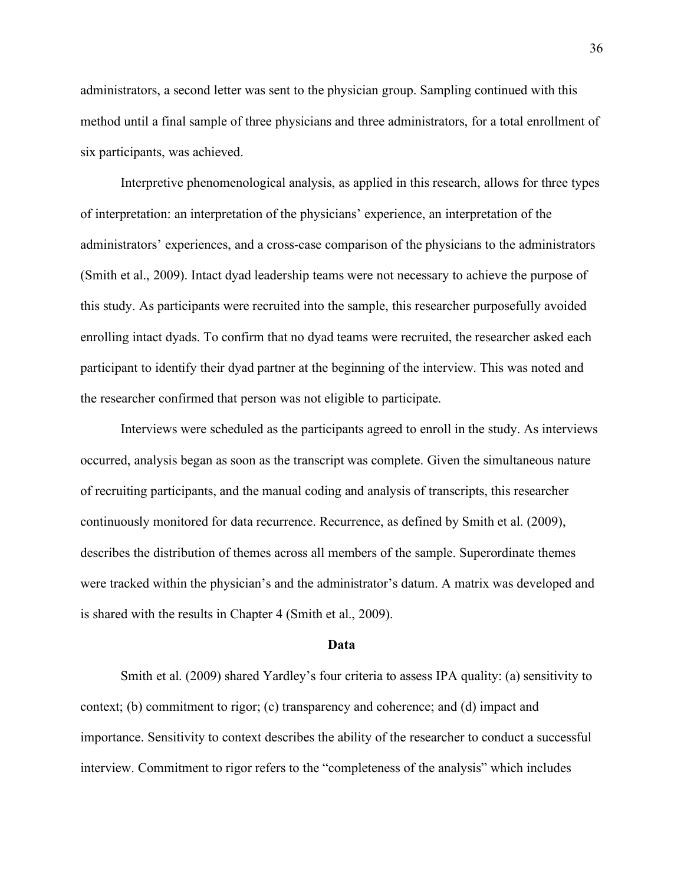administrators, a second letter was sent to the physician group. Sampling continued with this method until a final sample of three physicians and three administrators, for a total enrollment of six participants, was achieved.

Interpretive phenomenological analysis, as applied in this research, allows for three types of interpretation: an interpretation of the physicians' experience, an interpretation of the administrators' experiences, and a cross-case comparison of the physicians to the administrators (Smith et al., 2009). Intact dyad leadership teams were not necessary to achieve the purpose of this study. As participants were recruited into the sample, this researcher purposefully avoided enrolling intact dyads. To confirm that no dyad teams were recruited, the researcher asked each participant to identify their dyad partner at the beginning of the interview. This was noted and the researcher confirmed that person was not eligible to participate.

Interviews were scheduled as the participants agreed to enroll in the study. As interviews occurred, analysis began as soon as the transcript was complete. Given the simultaneous nature of recruiting participants, and the manual coding and analysis of transcripts, this researcher continuously monitored for data recurrence. Recurrence, as defined by Smith et al. (2009), describes the distribution of themes across all members of the sample. Superordinate themes were tracked within the physician's and the administrator's datum. A matrix was developed and is shared with the results in Chapter 4 (Smith et al., 2009).

## Data

Smith et al. (2009) shared Yardley's four criteria to assess IPA quality: (a) sensitivity to context; (b) commitment to rigor; (c) transparency and coherence; and (d) impact and importance. Sensitivity to context describes the ability of the researcher to conduct a successful interview. Commitment to rigor refers to the "completeness of the analysis" which includes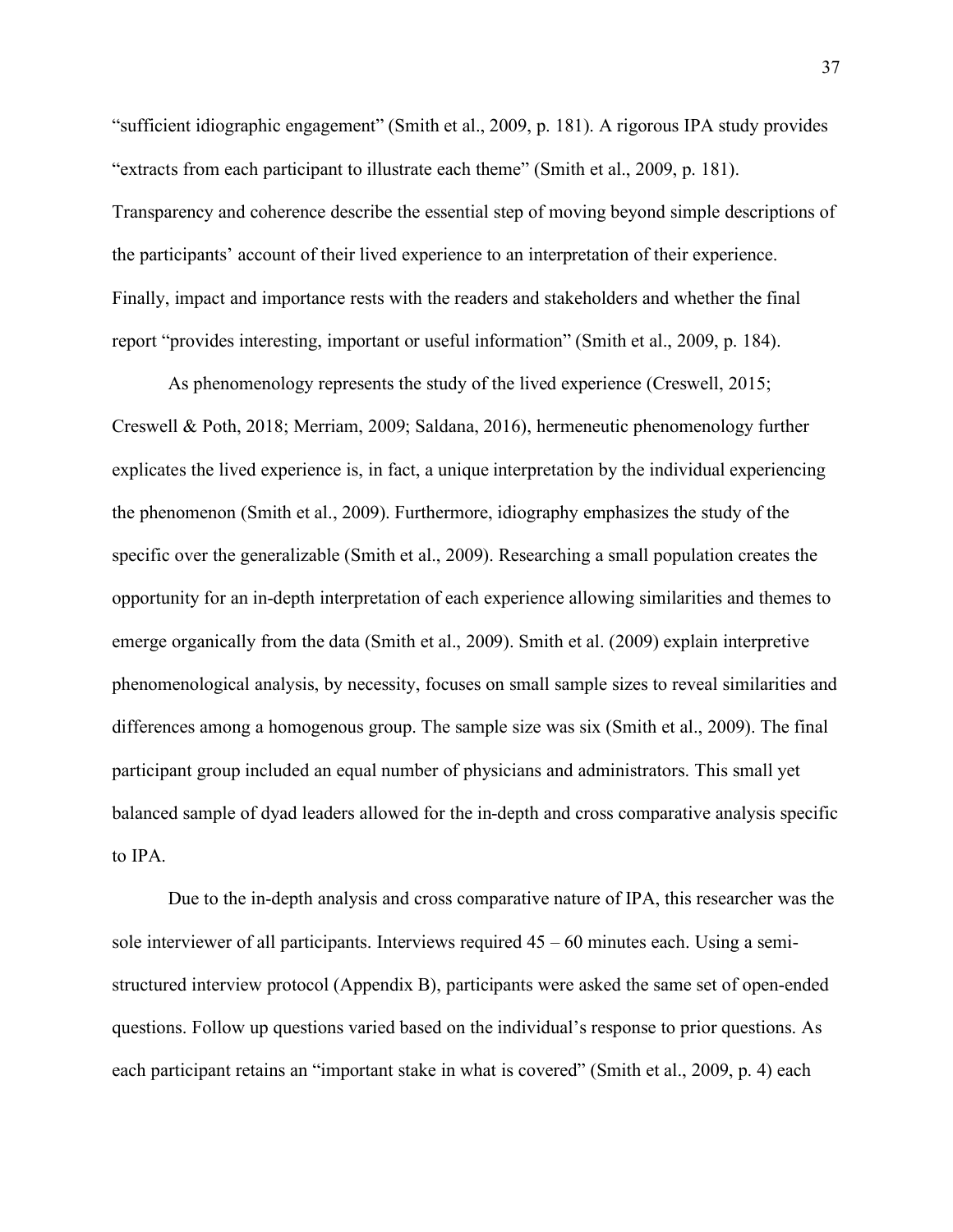"sufficient idiographic engagement" (Smith et al., 2009, p. 181). A rigorous IPA study provides "extracts from each participant to illustrate each theme" (Smith et al., 2009, p. 181). Transparency and coherence describe the essential step of moving beyond simple descriptions of the participants' account of their lived experience to an interpretation of their experience. Finally, impact and importance rests with the readers and stakeholders and whether the final report "provides interesting, important or useful information" (Smith et al., 2009, p. 184).

As phenomenology represents the study of the lived experience (Creswell, 2015; Creswell & Poth, 2018; Merriam, 2009; Saldana, 2016), hermeneutic phenomenology further explicates the lived experience is, in fact, a unique interpretation by the individual experiencing the phenomenon (Smith et al., 2009). Furthermore, idiography emphasizes the study of the specific over the generalizable (Smith et al., 2009). Researching a small population creates the opportunity for an in-depth interpretation of each experience allowing similarities and themes to emerge organically from the data (Smith et al., 2009). Smith et al. (2009) explain interpretive phenomenological analysis, by necessity, focuses on small sample sizes to reveal similarities and differences among a homogenous group. The sample size was six (Smith et al., 2009). The final participant group included an equal number of physicians and administrators. This small yet balanced sample of dyad leaders allowed for the in-depth and cross comparative analysis specific to IPA.

Due to the in-depth analysis and cross comparative nature of IPA, this researcher was the sole interviewer of all participants. Interviews required 45 – 60 minutes each. Using a semi-structured interview protocol (Appendix B), participants were asked the same set of open-ended questions. Follow up questions varied based on the individual's response to prior questions. As each participant retains an "important stake in what is covered" (Smith et al., 2009, p. 4) each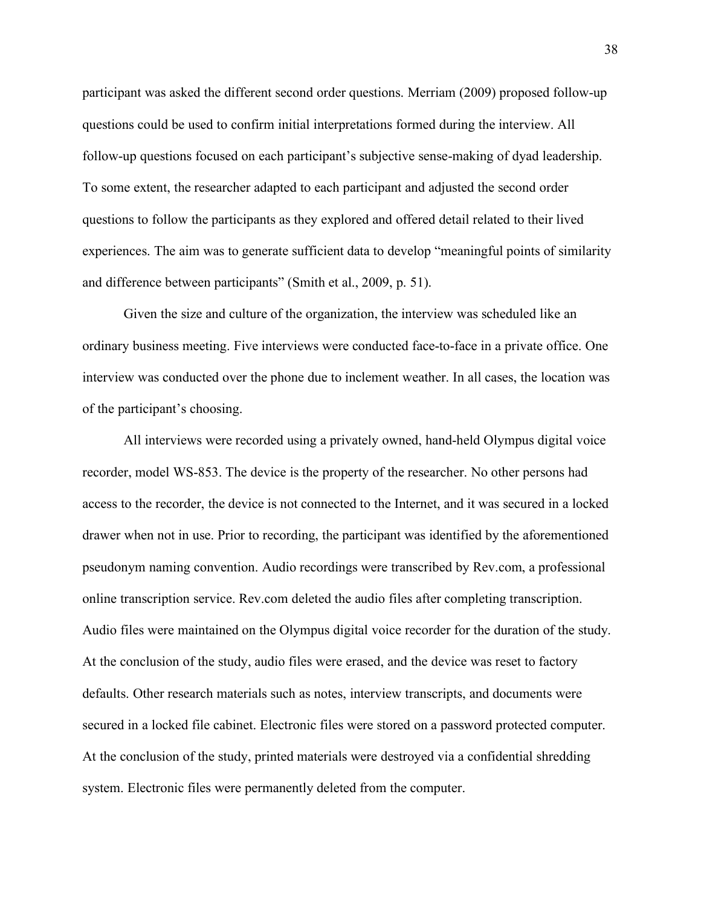participant was asked the different second order questions. Merriam (2009) proposed follow-up questions could be used to confirm initial interpretations formed during the interview. All follow-up questions focused on each participant's subjective sense-making of dyad leadership. To some extent, the researcher adapted to each participant and adjusted the second order questions to follow the participants as they explored and offered detail related to their lived experiences. The aim was to generate sufficient data to develop "meaningful points of similarity and difference between participants" (Smith et al., 2009, p. 51).

Given the size and culture of the organization, the interview was scheduled like an ordinary business meeting. Five interviews were conducted face-to-face in a private office. One interview was conducted over the phone due to inclement weather. In all cases, the location was of the participant's choosing.

All interviews were recorded using a privately owned, hand-held Olympus digital voice recorder, model WS-853. The device is the property of the researcher. No other persons had access to the recorder, the device is not connected to the Internet, and it was secured in a locked drawer when not in use. Prior to recording, the participant was identified by the aforementioned pseudonym naming convention. Audio recordings were transcribed by Rev.com, a professional online transcription service. Rev.com deleted the audio files after completing transcription. Audio files were maintained on the Olympus digital voice recorder for the duration of the study. At the conclusion of the study, audio files were erased, and the device was reset to factory defaults. Other research materials such as notes, interview transcripts, and documents were secured in a locked file cabinet. Electronic files were stored on a password protected computer. At the conclusion of the study, printed materials were destroyed via a confidential shredding system. Electronic files were permanently deleted from the computer.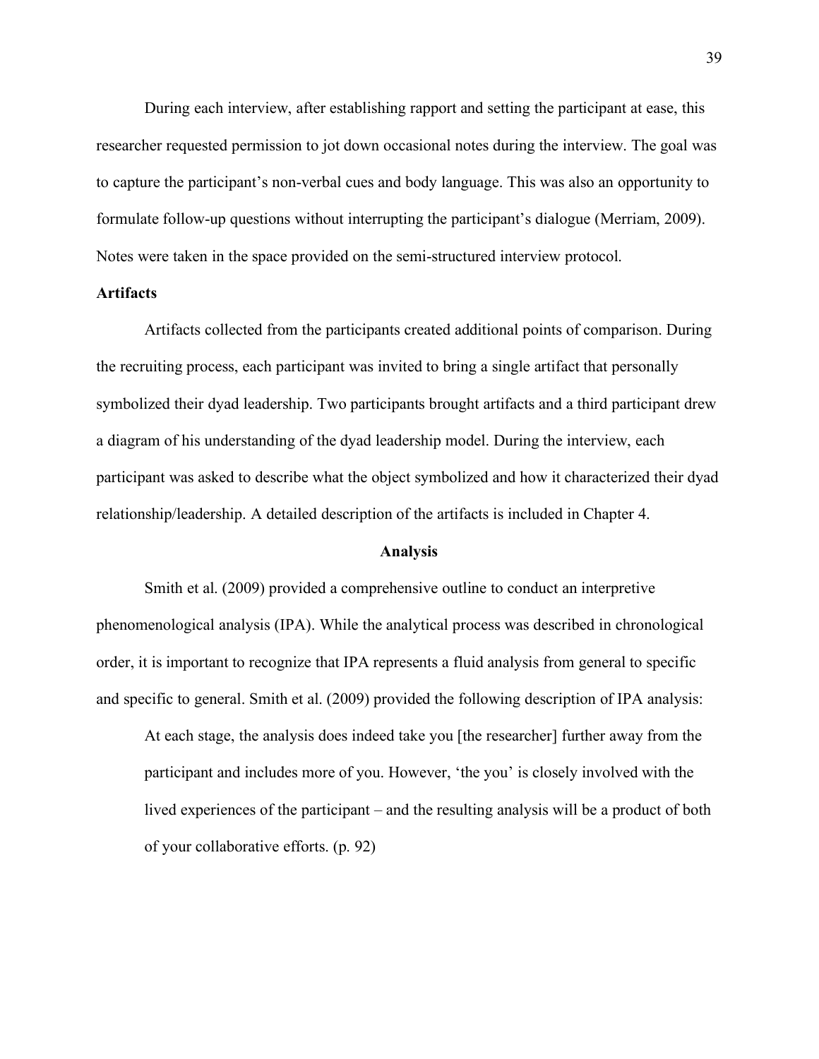During each interview, after establishing rapport and setting the participant at ease, this researcher requested permission to jot down occasional notes during the interview. The goal was to capture the participant's non-verbal cues and body language. This was also an opportunity to formulate follow-up questions without interrupting the participant's dialogue (Merriam, 2009). Notes were taken in the space provided on the semi-structured interview protocol.

### Artifacts

Artifacts collected from the participants created additional points of comparison. During the recruiting process, each participant was invited to bring a single artifact that personally symbolized their dyad leadership. Two participants brought artifacts and a third participant drew a diagram of his understanding of the dyad leadership model. During the interview, each participant was asked to describe what the object symbolized and how it characterized their dyad relationship/leadership. A detailed description of the artifacts is included in Chapter 4.

## Analysis

Smith et al. (2009) provided a comprehensive outline to conduct an interpretive phenomenological analysis (IPA). While the analytical process was described in chronological order, it is important to recognize that IPA represents a fluid analysis from general to specific and specific to general. Smith et al. (2009) provided the following description of IPA analysis:

> At each stage, the analysis does indeed take you [the researcher] further away from the participant and includes more of you. However, 'the you' is closely involved with the lived experiences of the participant – and the resulting analysis will be a product of both of your collaborative efforts. (p. 92)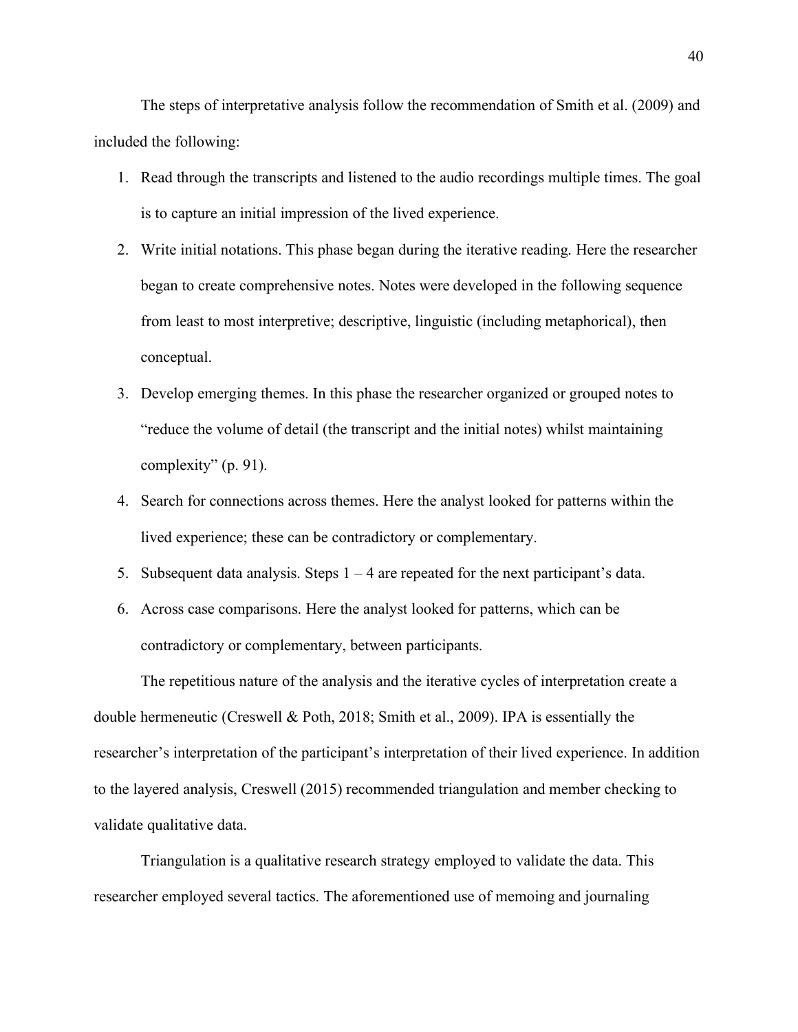The steps of interpretative analysis follow the recommendation of Smith et al. (2009) and included the following:

1. Read through the transcripts and listened to the audio recordings multiple times. The goal is to capture an initial impression of the lived experience.
2. Write initial notations. This phase began during the iterative reading. Here the researcher began to create comprehensive notes. Notes were developed in the following sequence from least to most interpretive; descriptive, linguistic (including metaphorical), then conceptual.
3. Develop emerging themes. In this phase the researcher organized or grouped notes to "reduce the volume of detail (the transcript and the initial notes) whilst maintaining complexity" (p. 91).
4. Search for connections across themes. Here the analyst looked for patterns within the lived experience; these can be contradictory or complementary.
5. Subsequent data analysis. Steps 1 – 4 are repeated for the next participant's data.
6. Across case comparisons. Here the analyst looked for patterns, which can be contradictory or complementary, between participants.

The repetitious nature of the analysis and the iterative cycles of interpretation create a double hermeneutic (Creswell & Poth, 2018; Smith et al., 2009). IPA is essentially the researcher's interpretation of the participant's interpretation of their lived experience. In addition to the layered analysis, Creswell (2015) recommended triangulation and member checking to validate qualitative data.

Triangulation is a qualitative research strategy employed to validate the data. This researcher employed several tactics. The aforementioned use of memoing and journaling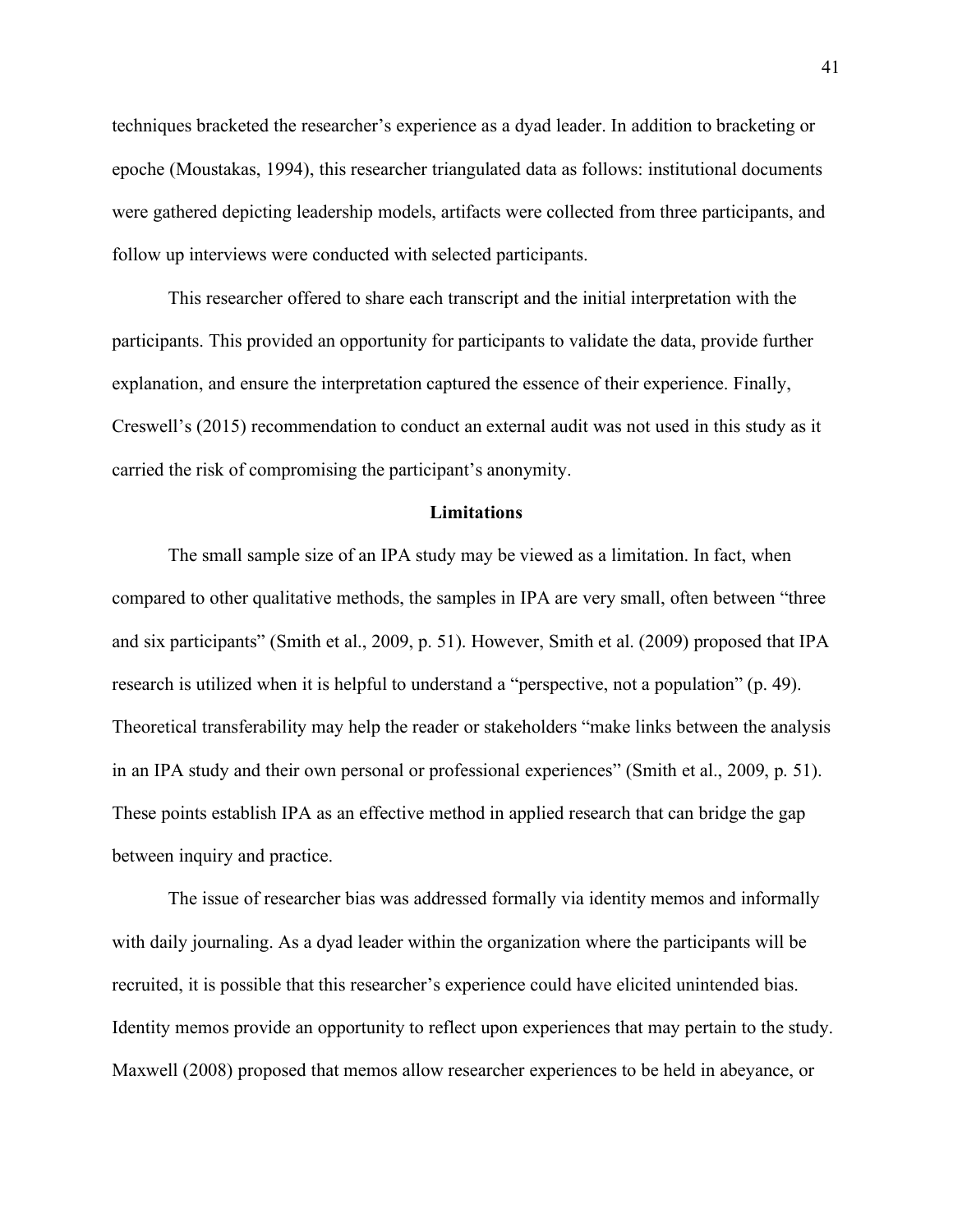techniques bracketed the researcher's experience as a dyad leader. In addition to bracketing or epoche (Moustakas, 1994), this researcher triangulated data as follows: institutional documents were gathered depicting leadership models, artifacts were collected from three participants, and follow up interviews were conducted with selected participants.

This researcher offered to share each transcript and the initial interpretation with the participants. This provided an opportunity for participants to validate the data, provide further explanation, and ensure the interpretation captured the essence of their experience. Finally, Creswell's (2015) recommendation to conduct an external audit was not used in this study as it carried the risk of compromising the participant's anonymity.

## Limitations

The small sample size of an IPA study may be viewed as a limitation. In fact, when compared to other qualitative methods, the samples in IPA are very small, often between "three and six participants" (Smith et al., 2009, p. 51). However, Smith et al. (2009) proposed that IPA research is utilized when it is helpful to understand a "perspective, not a population" (p. 49). Theoretical transferability may help the reader or stakeholders "make links between the analysis in an IPA study and their own personal or professional experiences" (Smith et al., 2009, p. 51). These points establish IPA as an effective method in applied research that can bridge the gap between inquiry and practice.

The issue of researcher bias was addressed formally via identity memos and informally with daily journaling. As a dyad leader within the organization where the participants will be recruited, it is possible that this researcher's experience could have elicited unintended bias. Identity memos provide an opportunity to reflect upon experiences that may pertain to the study. Maxwell (2008) proposed that memos allow researcher experiences to be held in abeyance, or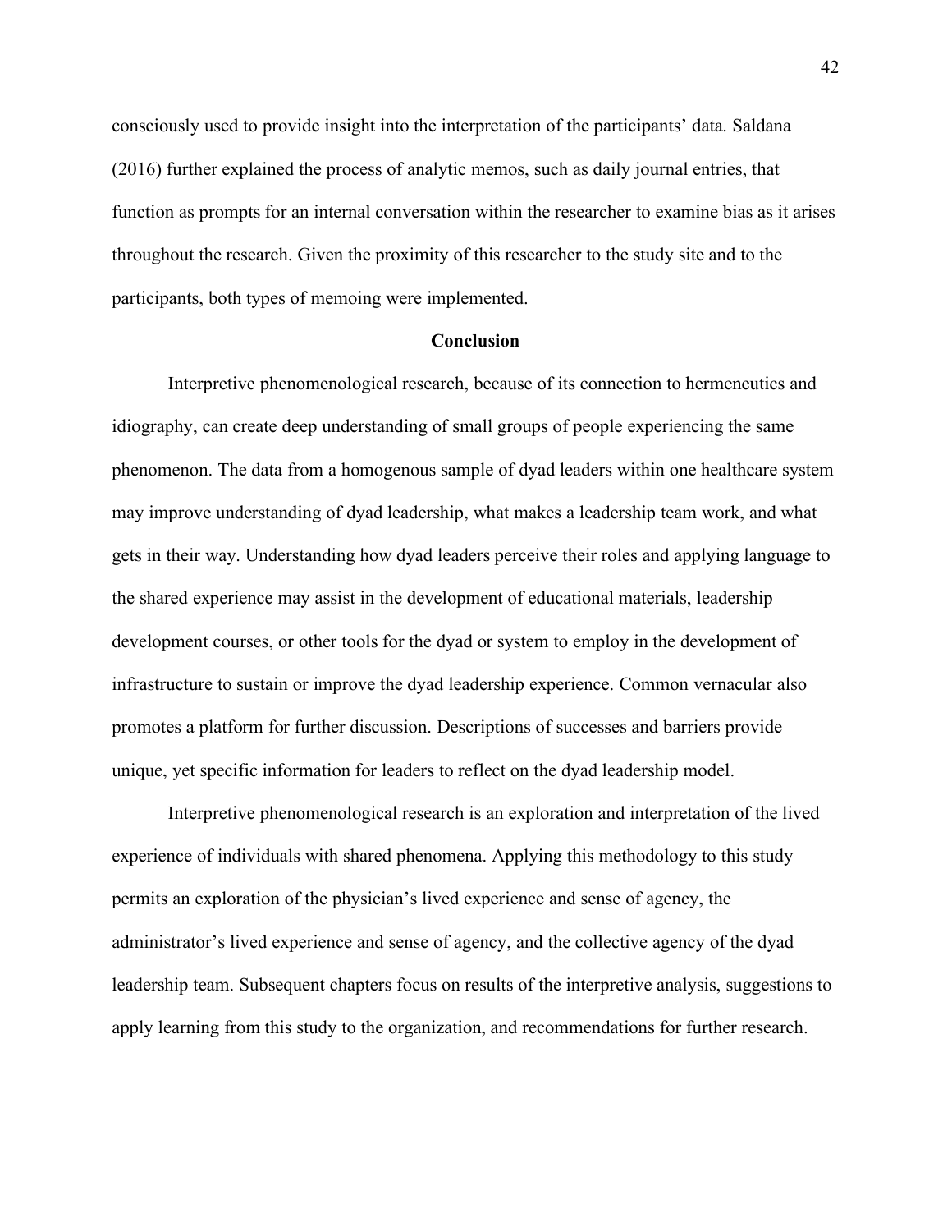consciously used to provide insight into the interpretation of the participants' data. Saldana (2016) further explained the process of analytic memos, such as daily journal entries, that function as prompts for an internal conversation within the researcher to examine bias as it arises throughout the research. Given the proximity of this researcher to the study site and to the participants, both types of memoing were implemented.

## Conclusion

Interpretive phenomenological research, because of its connection to hermeneutics and idiography, can create deep understanding of small groups of people experiencing the same phenomenon. The data from a homogenous sample of dyad leaders within one healthcare system may improve understanding of dyad leadership, what makes a leadership team work, and what gets in their way. Understanding how dyad leaders perceive their roles and applying language to the shared experience may assist in the development of educational materials, leadership development courses, or other tools for the dyad or system to employ in the development of infrastructure to sustain or improve the dyad leadership experience. Common vernacular also promotes a platform for further discussion. Descriptions of successes and barriers provide unique, yet specific information for leaders to reflect on the dyad leadership model.

Interpretive phenomenological research is an exploration and interpretation of the lived experience of individuals with shared phenomena. Applying this methodology to this study permits an exploration of the physician's lived experience and sense of agency, the administrator's lived experience and sense of agency, and the collective agency of the dyad leadership team. Subsequent chapters focus on results of the interpretive analysis, suggestions to apply learning from this study to the organization, and recommendations for further research.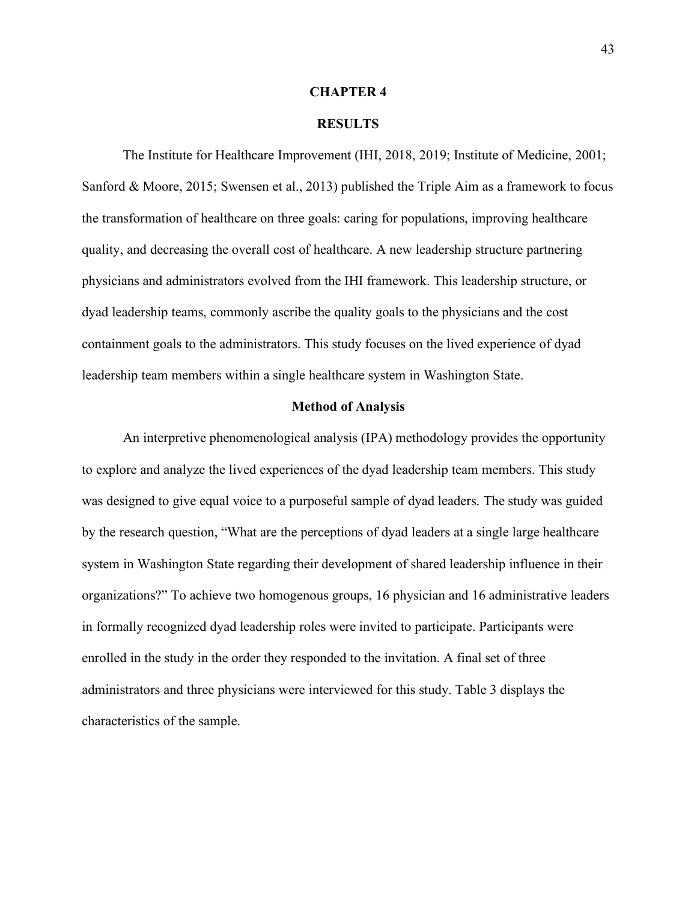# CHAPTER 4

# RESULTS

The Institute for Healthcare Improvement (IHI, 2018, 2019; Institute of Medicine, 2001; Sanford & Moore, 2015; Swensen et al., 2013) published the Triple Aim as a framework to focus the transformation of healthcare on three goals: caring for populations, improving healthcare quality, and decreasing the overall cost of healthcare. A new leadership structure partnering physicians and administrators evolved from the IHI framework. This leadership structure, or dyad leadership teams, commonly ascribe the quality goals to the physicians and the cost containment goals to the administrators. This study focuses on the lived experience of dyad leadership team members within a single healthcare system in Washington State.

## Method of Analysis

An interpretive phenomenological analysis (IPA) methodology provides the opportunity to explore and analyze the lived experiences of the dyad leadership team members. This study was designed to give equal voice to a purposeful sample of dyad leaders. The study was guided by the research question, "What are the perceptions of dyad leaders at a single large healthcare system in Washington State regarding their development of shared leadership influence in their organizations?" To achieve two homogenous groups, 16 physician and 16 administrative leaders in formally recognized dyad leadership roles were invited to participate. Participants were enrolled in the study in the order they responded to the invitation. A final set of three administrators and three physicians were interviewed for this study. Table 3 displays the characteristics of the sample.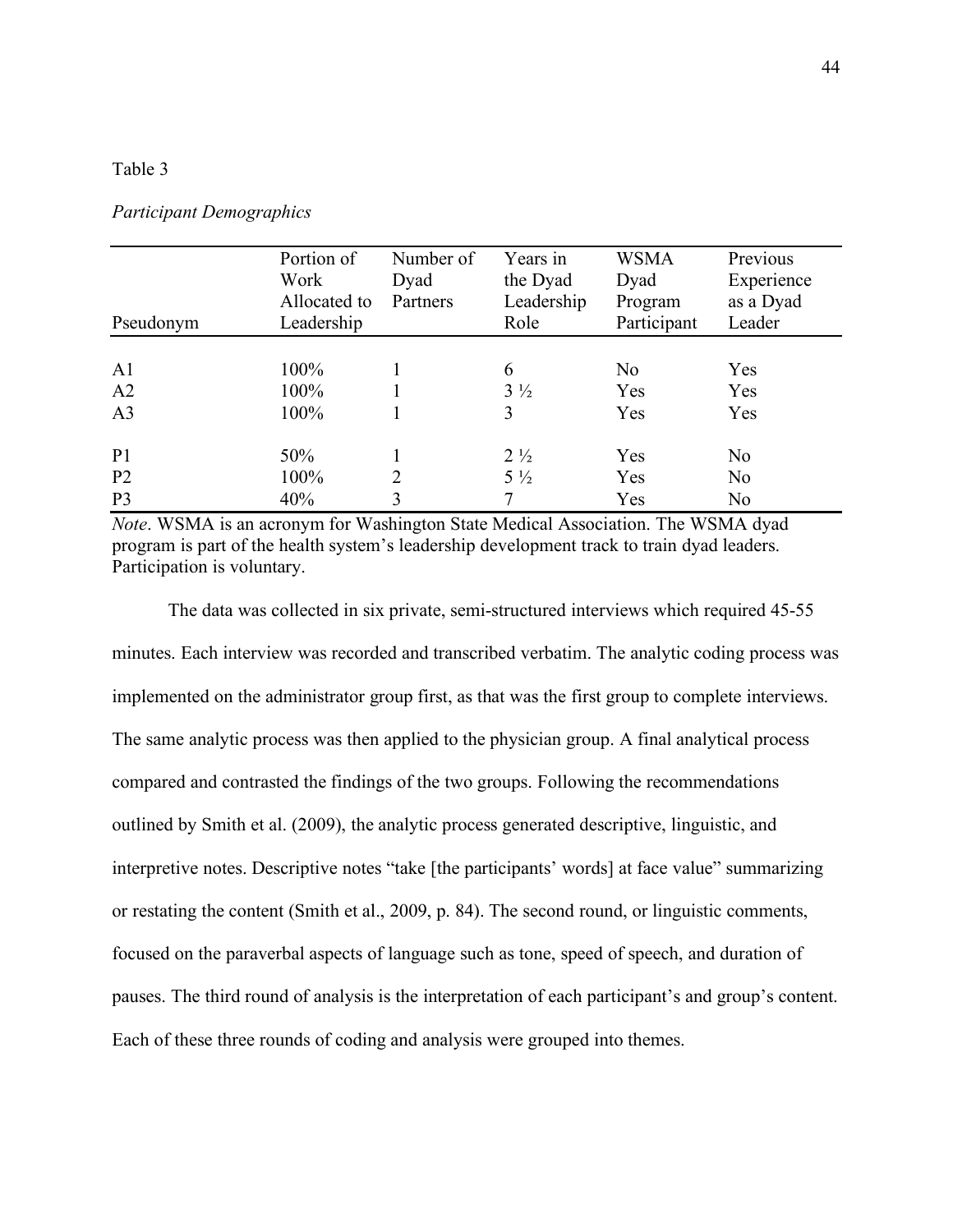Table 3

*Participant Demographics*

| Pseudonym | Portion of Work Allocated to Leadership | Number of Dyad Partners | Years in the Dyad Leadership Role | WSMA Dyad Program Participant | Previous Experience as a Dyad Leader |
|---|---|---|---|---|---|
| A1 | 100% | 1 | 6 | No | Yes |
| A2 | 100% | 1 | 3 ½ | Yes | Yes |
| A3 | 100% | 1 | 3 | Yes | Yes |
| P1 | 50% | 1 | 2 ½ | Yes | No |
| P2 | 100% | 2 | 5 ½ | Yes | No |
| P3 | 40% | 3 | 7 | Yes | No |

*Note*. WSMA is an acronym for Washington State Medical Association. The WSMA dyad program is part of the health system's leadership development track to train dyad leaders. Participation is voluntary.

The data was collected in six private, semi-structured interviews which required 45-55 minutes. Each interview was recorded and transcribed verbatim. The analytic coding process was implemented on the administrator group first, as that was the first group to complete interviews. The same analytic process was then applied to the physician group. A final analytical process compared and contrasted the findings of the two groups. Following the recommendations outlined by Smith et al. (2009), the analytic process generated descriptive, linguistic, and interpretive notes. Descriptive notes "take [the participants' words] at face value" summarizing or restating the content (Smith et al., 2009, p. 84). The second round, or linguistic comments, focused on the paraverbal aspects of language such as tone, speed of speech, and duration of pauses. The third round of analysis is the interpretation of each participant's and group's content. Each of these three rounds of coding and analysis were grouped into themes.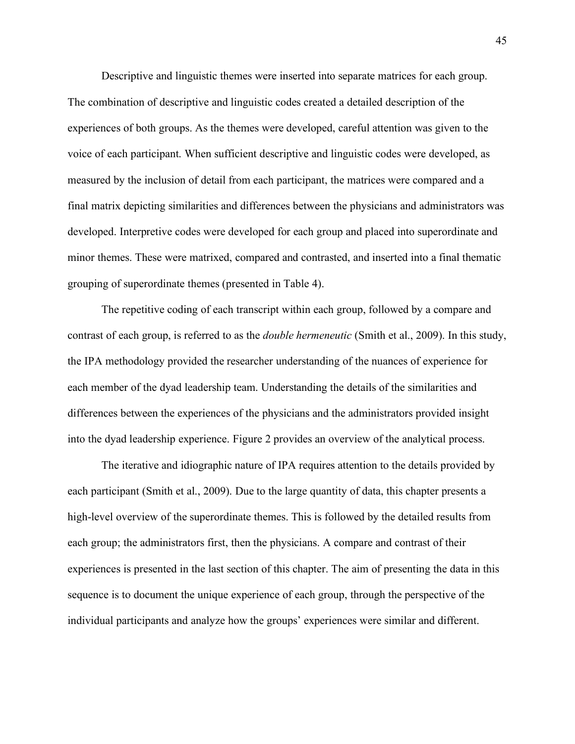Descriptive and linguistic themes were inserted into separate matrices for each group. The combination of descriptive and linguistic codes created a detailed description of the experiences of both groups. As the themes were developed, careful attention was given to the voice of each participant. When sufficient descriptive and linguistic codes were developed, as measured by the inclusion of detail from each participant, the matrices were compared and a final matrix depicting similarities and differences between the physicians and administrators was developed. Interpretive codes were developed for each group and placed into superordinate and minor themes. These were matrixed, compared and contrasted, and inserted into a final thematic grouping of superordinate themes (presented in Table 4).

The repetitive coding of each transcript within each group, followed by a compare and contrast of each group, is referred to as the *double hermeneutic* (Smith et al., 2009). In this study, the IPA methodology provided the researcher understanding of the nuances of experience for each member of the dyad leadership team. Understanding the details of the similarities and differences between the experiences of the physicians and the administrators provided insight into the dyad leadership experience. Figure 2 provides an overview of the analytical process.

The iterative and idiographic nature of IPA requires attention to the details provided by each participant (Smith et al., 2009). Due to the large quantity of data, this chapter presents a high-level overview of the superordinate themes. This is followed by the detailed results from each group; the administrators first, then the physicians. A compare and contrast of their experiences is presented in the last section of this chapter. The aim of presenting the data in this sequence is to document the unique experience of each group, through the perspective of the individual participants and analyze how the groups' experiences were similar and different.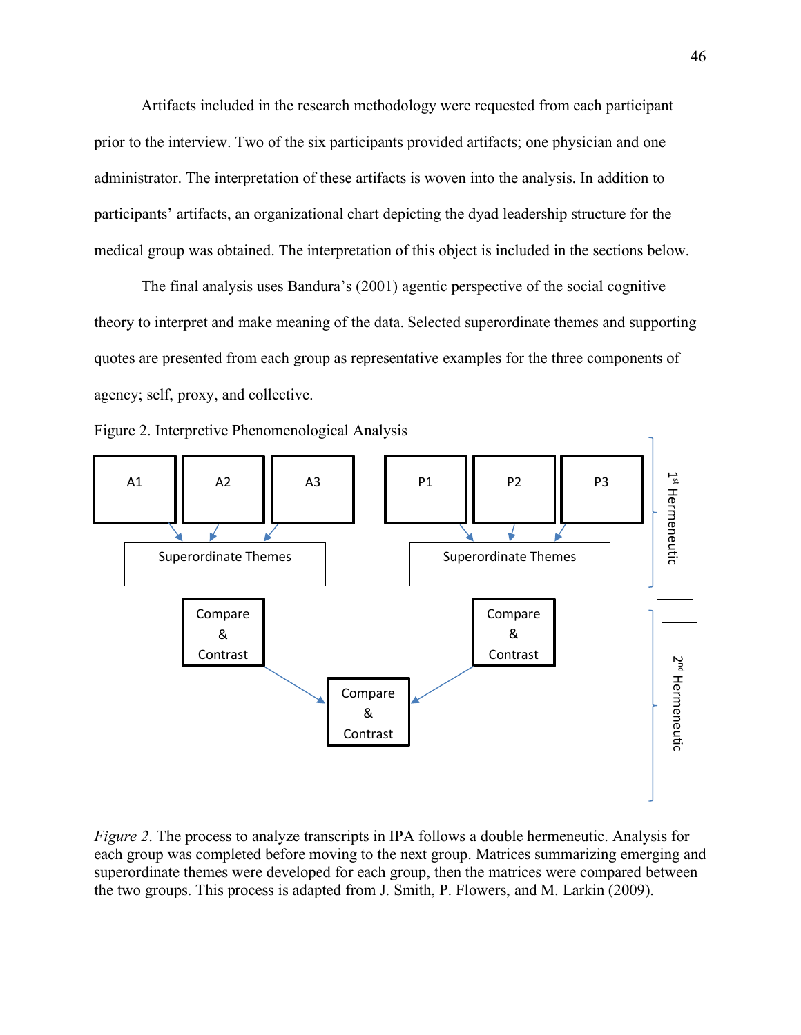Artifacts included in the research methodology were requested from each participant prior to the interview. Two of the six participants provided artifacts; one physician and one administrator. The interpretation of these artifacts is woven into the analysis. In addition to participants' artifacts, an organizational chart depicting the dyad leadership structure for the medical group was obtained. The interpretation of this object is included in the sections below.

The final analysis uses Bandura's (2001) agentic perspective of the social cognitive theory to interpret and make meaning of the data. Selected superordinate themes and supporting quotes are presented from each group as representative examples for the three components of agency; self, proxy, and collective.

Figure 2. Interpretive Phenomenological Analysis

A1 A2 A3 P1 P2 P3

Superordinate Themes Superordinate Themes

Compare & Contrast Compare & Contrast

Compare & Contrast

1st Hermeneutic

2nd Hermeneutic

*Figure 2*. The process to analyze transcripts in IPA follows a double hermeneutic. Analysis for each group was completed before moving to the next group. Matrices summarizing emerging and superordinate themes were developed for each group, then the matrices were compared between the two groups. This process is adapted from J. Smith, P. Flowers, and M. Larkin (2009).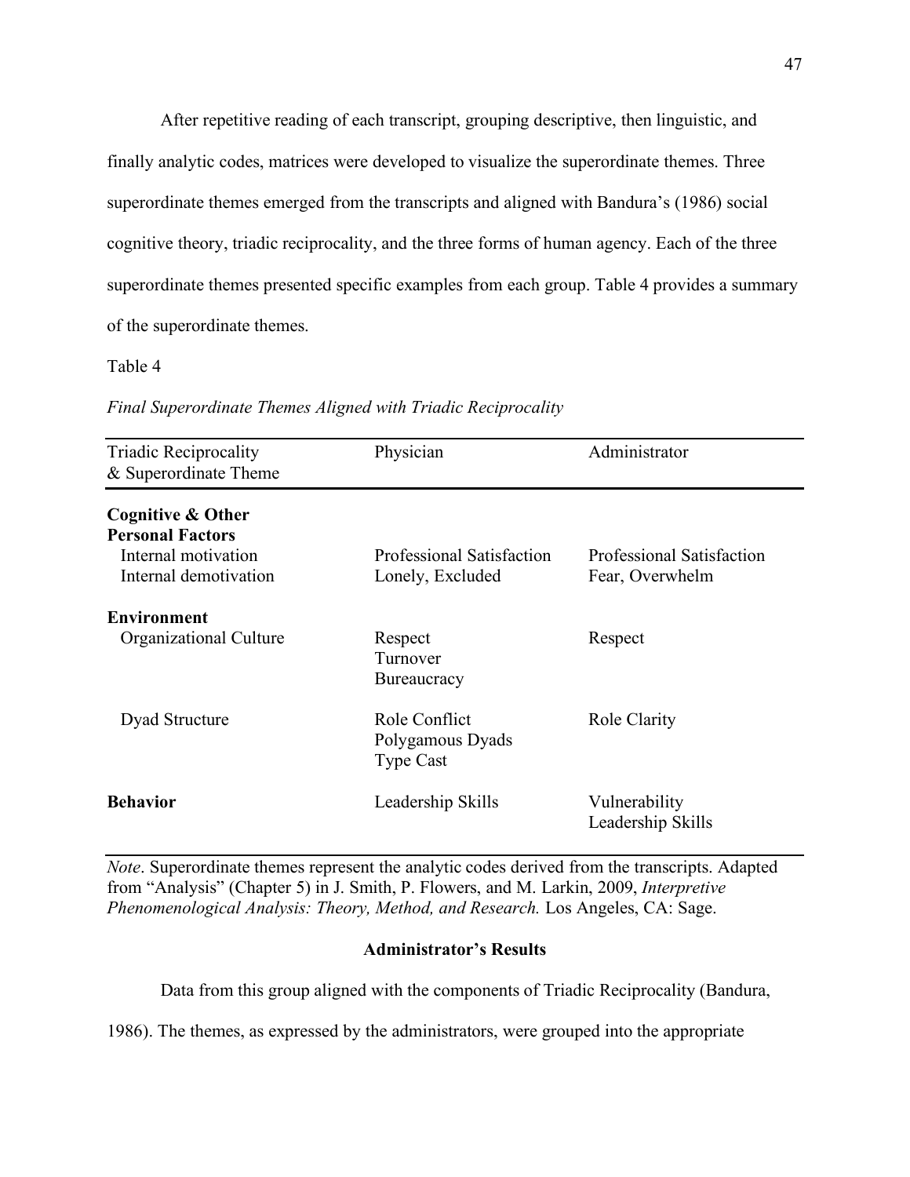After repetitive reading of each transcript, grouping descriptive, then linguistic, and finally analytic codes, matrices were developed to visualize the superordinate themes. Three superordinate themes emerged from the transcripts and aligned with Bandura's (1986) social cognitive theory, triadic reciprocality, and the three forms of human agency. Each of the three superordinate themes presented specific examples from each group. Table 4 provides a summary of the superordinate themes.

Table 4

*Final Superordinate Themes Aligned with Triadic Reciprocality*

| Triadic Reciprocality & Superordinate Theme | Physician | Administrator |
|---|---|---|
| **Cognitive & Other Personal Factors** | | |
| Internal motivation | Professional Satisfaction | Professional Satisfaction |
| Internal demotivation | Lonely, Excluded | Fear, Overwhelm |
| **Environment** | | |
| Organizational Culture | Respect<br>Turnover<br>Bureaucracy | Respect |
| Dyad Structure | Role Conflict<br>Polygamous Dyads<br>Type Cast | Role Clarity |
| **Behavior** | Leadership Skills | Vulnerability<br>Leadership Skills |

*Note*. Superordinate themes represent the analytic codes derived from the transcripts. Adapted from "Analysis" (Chapter 5) in J. Smith, P. Flowers, and M. Larkin, 2009, *Interpretive Phenomenological Analysis: Theory, Method, and Research.* Los Angeles, CA: Sage.

## Administrator's Results

Data from this group aligned with the components of Triadic Reciprocality (Bandura, 1986). The themes, as expressed by the administrators, were grouped into the appropriate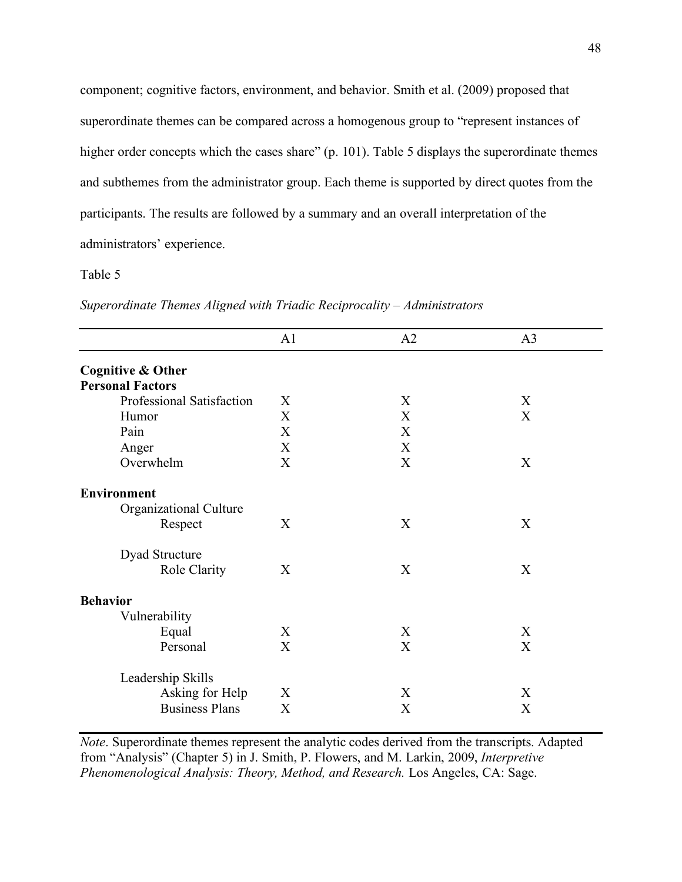component; cognitive factors, environment, and behavior. Smith et al. (2009) proposed that superordinate themes can be compared across a homogenous group to "represent instances of higher order concepts which the cases share" (p. 101). Table 5 displays the superordinate themes and subthemes from the administrator group. Each theme is supported by direct quotes from the participants. The results are followed by a summary and an overall interpretation of the administrators' experience.

Table 5

*Superordinate Themes Aligned with Triadic Reciprocality – Administrators*

| | A1 | A2 | A3 |
|---|---|---|---|
| **Cognitive & Other Personal Factors** | | | |
| Professional Satisfaction | X | X | X |
| Humor | X | X | X |
| Pain | X | X | |
| Anger | X | X | |
| Overwhelm | X | X | X |
| **Environment** | | | |
| Organizational Culture | | | |
| Respect | X | X | X |
| Dyad Structure | | | |
| Role Clarity | X | X | X |
| **Behavior** | | | |
| Vulnerability | | | |
| Equal | X | X | X |
| Personal | X | X | X |
| Leadership Skills | | | |
| Asking for Help | X | X | X |
| Business Plans | X | X | X |

*Note*. Superordinate themes represent the analytic codes derived from the transcripts. Adapted from "Analysis" (Chapter 5) in J. Smith, P. Flowers, and M. Larkin, 2009, *Interpretive Phenomenological Analysis: Theory, Method, and Research.* Los Angeles, CA: Sage.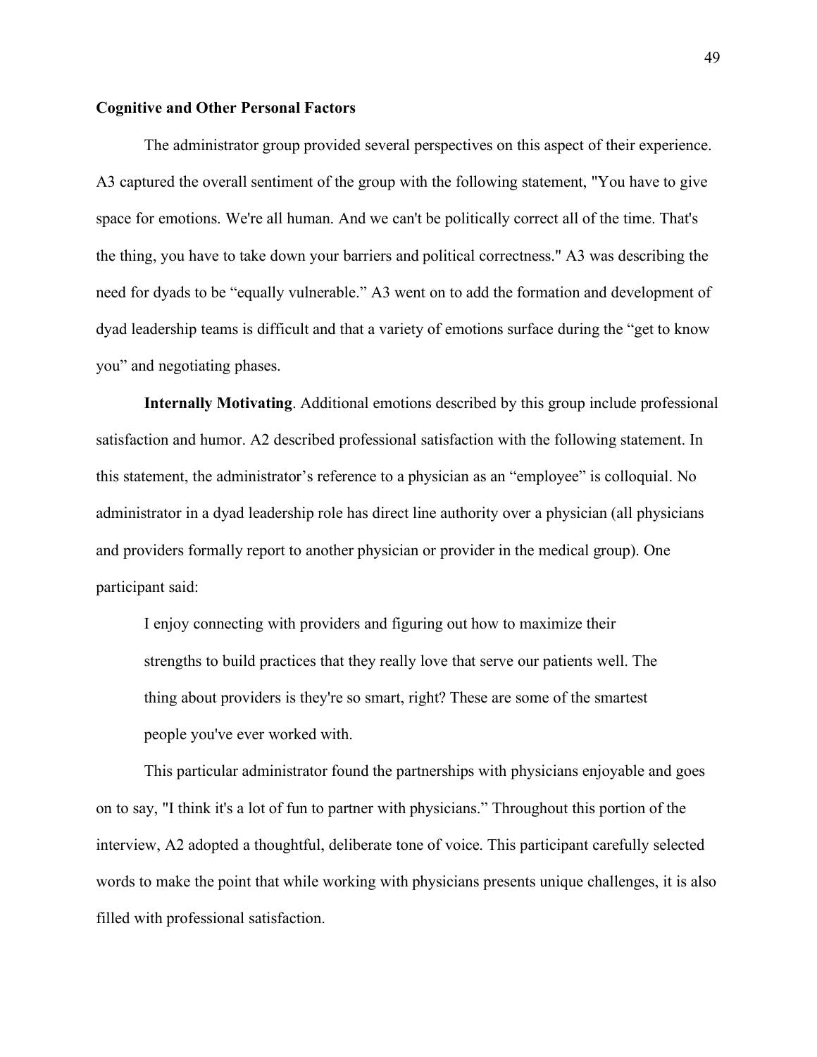### Cognitive and Other Personal Factors

The administrator group provided several perspectives on this aspect of their experience. A3 captured the overall sentiment of the group with the following statement, "You have to give space for emotions. We're all human. And we can't be politically correct all of the time. That's the thing, you have to take down your barriers and political correctness." A3 was describing the need for dyads to be "equally vulnerable." A3 went on to add the formation and development of dyad leadership teams is difficult and that a variety of emotions surface during the "get to know you" and negotiating phases.

**Internally Motivating**. Additional emotions described by this group include professional satisfaction and humor. A2 described professional satisfaction with the following statement. In this statement, the administrator's reference to a physician as an "employee" is colloquial. No administrator in a dyad leadership role has direct line authority over a physician (all physicians and providers formally report to another physician or provider in the medical group). One participant said:

> I enjoy connecting with providers and figuring out how to maximize their strengths to build practices that they really love that serve our patients well. The thing about providers is they're so smart, right? These are some of the smartest people you've ever worked with.

This particular administrator found the partnerships with physicians enjoyable and goes on to say, "I think it's a lot of fun to partner with physicians." Throughout this portion of the interview, A2 adopted a thoughtful, deliberate tone of voice. This participant carefully selected words to make the point that while working with physicians presents unique challenges, it is also filled with professional satisfaction.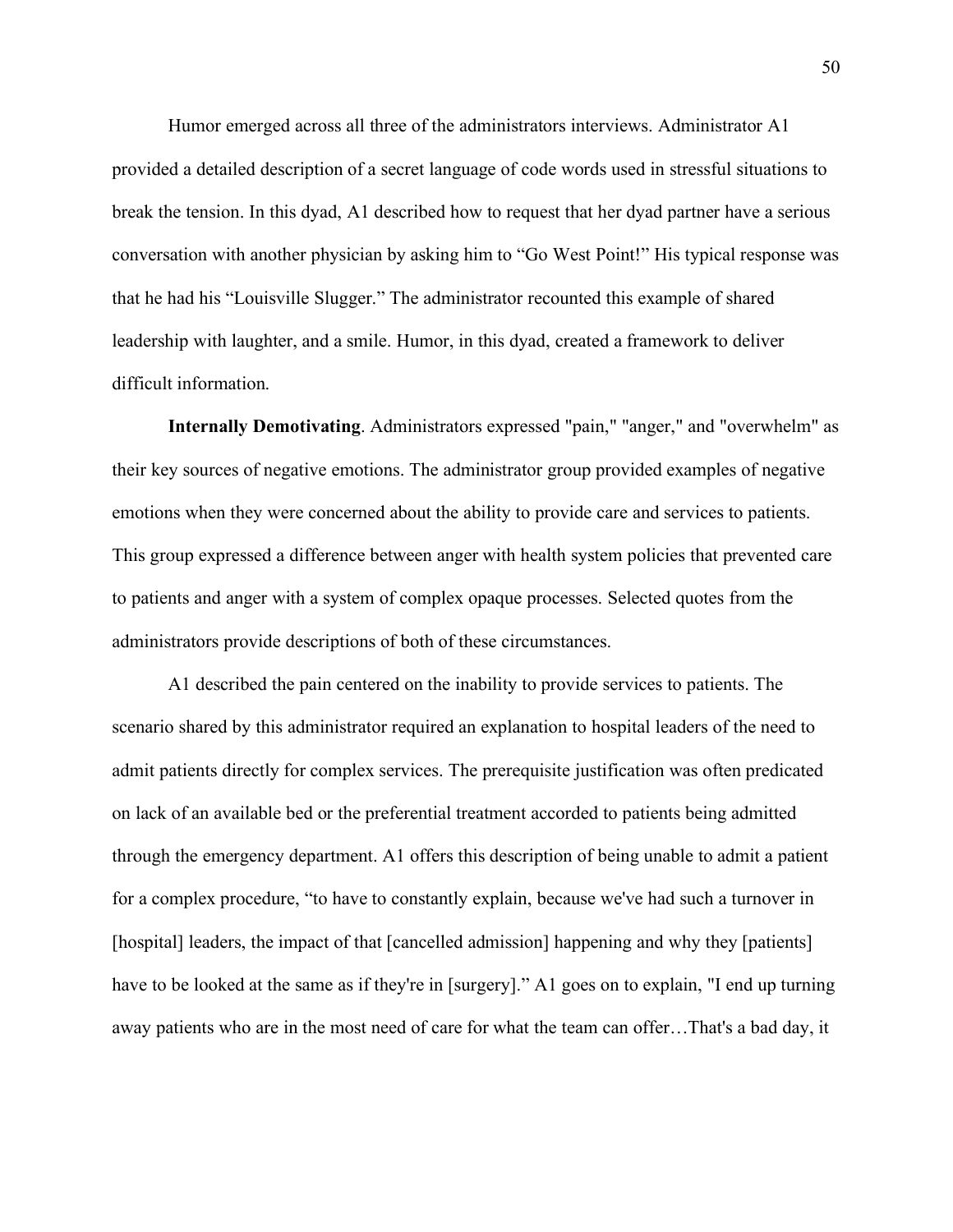Humor emerged across all three of the administrators interviews. Administrator A1 provided a detailed description of a secret language of code words used in stressful situations to break the tension. In this dyad, A1 described how to request that her dyad partner have a serious conversation with another physician by asking him to "Go West Point!" His typical response was that he had his "Louisville Slugger." The administrator recounted this example of shared leadership with laughter, and a smile. Humor, in this dyad, created a framework to deliver difficult information.

**Internally Demotivating**. Administrators expressed "pain," "anger," and "overwhelm" as their key sources of negative emotions. The administrator group provided examples of negative emotions when they were concerned about the ability to provide care and services to patients. This group expressed a difference between anger with health system policies that prevented care to patients and anger with a system of complex opaque processes. Selected quotes from the administrators provide descriptions of both of these circumstances.

A1 described the pain centered on the inability to provide services to patients. The scenario shared by this administrator required an explanation to hospital leaders of the need to admit patients directly for complex services. The prerequisite justification was often predicated on lack of an available bed or the preferential treatment accorded to patients being admitted through the emergency department. A1 offers this description of being unable to admit a patient for a complex procedure, "to have to constantly explain, because we've had such a turnover in [hospital] leaders, the impact of that [cancelled admission] happening and why they [patients] have to be looked at the same as if they're in [surgery]." A1 goes on to explain, "I end up turning away patients who are in the most need of care for what the team can offer…That's a bad day, it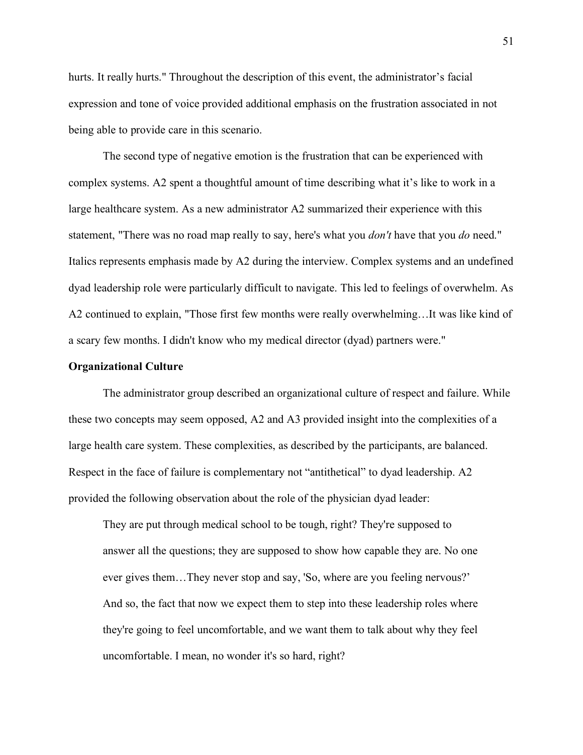hurts. It really hurts." Throughout the description of this event, the administrator's facial expression and tone of voice provided additional emphasis on the frustration associated in not being able to provide care in this scenario.

The second type of negative emotion is the frustration that can be experienced with complex systems. A2 spent a thoughtful amount of time describing what it's like to work in a large healthcare system. As a new administrator A2 summarized their experience with this statement, "There was no road map really to say, here's what you *don't* have that you *do* need." Italics represents emphasis made by A2 during the interview. Complex systems and an undefined dyad leadership role were particularly difficult to navigate. This led to feelings of overwhelm. As A2 continued to explain, "Those first few months were really overwhelming…It was like kind of a scary few months. I didn't know who my medical director (dyad) partners were."

### Organizational Culture

The administrator group described an organizational culture of respect and failure. While these two concepts may seem opposed, A2 and A3 provided insight into the complexities of a large health care system. These complexities, as described by the participants, are balanced. Respect in the face of failure is complementary not "antithetical" to dyad leadership. A2 provided the following observation about the role of the physician dyad leader:

> They are put through medical school to be tough, right? They're supposed to answer all the questions; they are supposed to show how capable they are. No one ever gives them…They never stop and say, 'So, where are you feeling nervous?' And so, the fact that now we expect them to step into these leadership roles where they're going to feel uncomfortable, and we want them to talk about why they feel uncomfortable. I mean, no wonder it's so hard, right?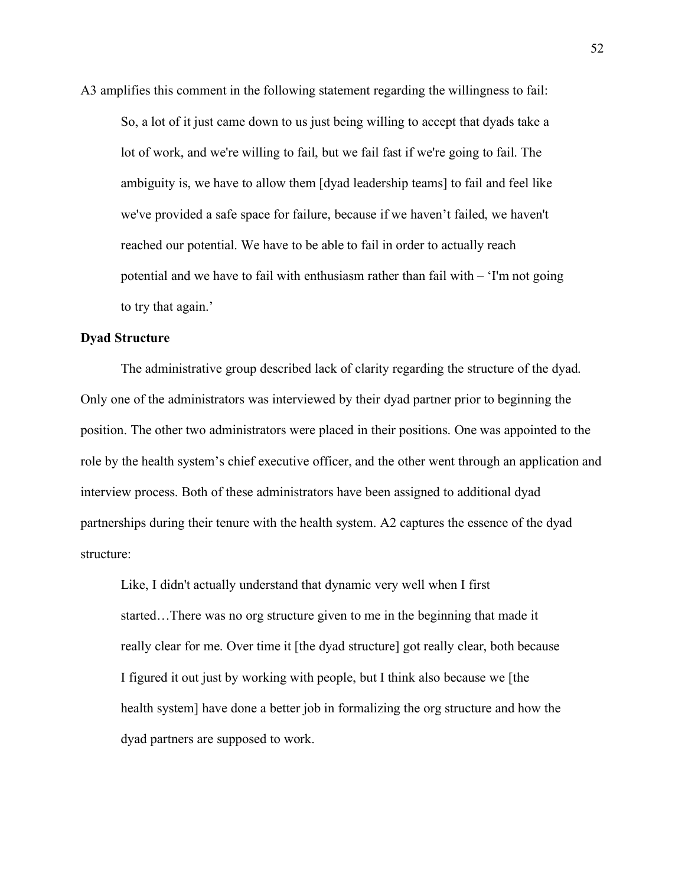A3 amplifies this comment in the following statement regarding the willingness to fail:

> So, a lot of it just came down to us just being willing to accept that dyads take a lot of work, and we're willing to fail, but we fail fast if we're going to fail. The ambiguity is, we have to allow them [dyad leadership teams] to fail and feel like we've provided a safe space for failure, because if we haven't failed, we haven't reached our potential. We have to be able to fail in order to actually reach potential and we have to fail with enthusiasm rather than fail with – 'I'm not going to try that again.'

**Dyad Structure**

The administrative group described lack of clarity regarding the structure of the dyad. Only one of the administrators was interviewed by their dyad partner prior to beginning the position. The other two administrators were placed in their positions. One was appointed to the role by the health system's chief executive officer, and the other went through an application and interview process. Both of these administrators have been assigned to additional dyad partnerships during their tenure with the health system. A2 captures the essence of the dyad structure:

> Like, I didn't actually understand that dynamic very well when I first started…There was no org structure given to me in the beginning that made it really clear for me. Over time it [the dyad structure] got really clear, both because I figured it out just by working with people, but I think also because we [the health system] have done a better job in formalizing the org structure and how the dyad partners are supposed to work.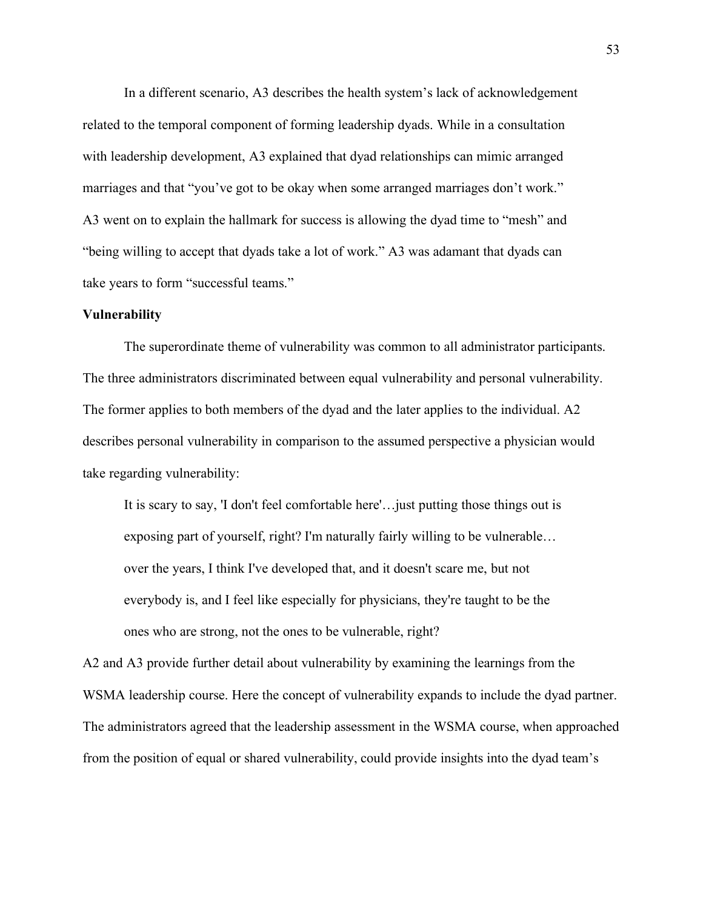In a different scenario, A3 describes the health system's lack of acknowledgement related to the temporal component of forming leadership dyads. While in a consultation with leadership development, A3 explained that dyad relationships can mimic arranged marriages and that "you've got to be okay when some arranged marriages don't work." A3 went on to explain the hallmark for success is allowing the dyad time to "mesh" and "being willing to accept that dyads take a lot of work." A3 was adamant that dyads can take years to form "successful teams."

**Vulnerability**

The superordinate theme of vulnerability was common to all administrator participants. The three administrators discriminated between equal vulnerability and personal vulnerability. The former applies to both members of the dyad and the later applies to the individual. A2 describes personal vulnerability in comparison to the assumed perspective a physician would take regarding vulnerability:

> It is scary to say, 'I don't feel comfortable here'…just putting those things out is exposing part of yourself, right? I'm naturally fairly willing to be vulnerable… over the years, I think I've developed that, and it doesn't scare me, but not everybody is, and I feel like especially for physicians, they're taught to be the ones who are strong, not the ones to be vulnerable, right?

A2 and A3 provide further detail about vulnerability by examining the learnings from the WSMA leadership course. Here the concept of vulnerability expands to include the dyad partner. The administrators agreed that the leadership assessment in the WSMA course, when approached from the position of equal or shared vulnerability, could provide insights into the dyad team's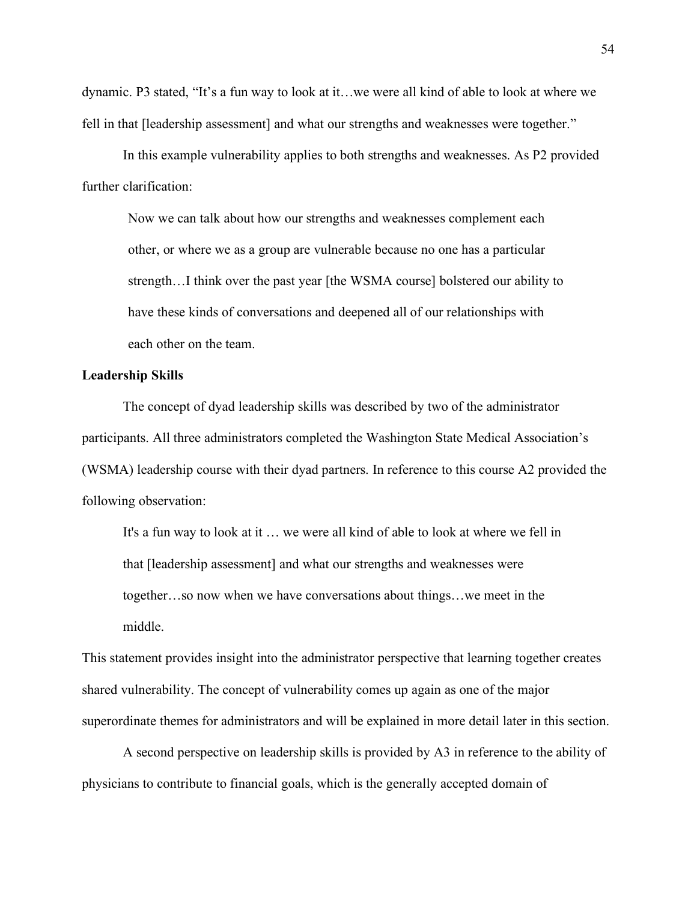dynamic. P3 stated, "It's a fun way to look at it…we were all kind of able to look at where we fell in that [leadership assessment] and what our strengths and weaknesses were together."

In this example vulnerability applies to both strengths and weaknesses. As P2 provided further clarification:

> Now we can talk about how our strengths and weaknesses complement each other, or where we as a group are vulnerable because no one has a particular strength…I think over the past year [the WSMA course] bolstered our ability to have these kinds of conversations and deepened all of our relationships with each other on the team.

**Leadership Skills**

The concept of dyad leadership skills was described by two of the administrator participants. All three administrators completed the Washington State Medical Association's (WSMA) leadership course with their dyad partners. In reference to this course A2 provided the following observation:

> It's a fun way to look at it … we were all kind of able to look at where we fell in that [leadership assessment] and what our strengths and weaknesses were together…so now when we have conversations about things…we meet in the middle.

This statement provides insight into the administrator perspective that learning together creates shared vulnerability. The concept of vulnerability comes up again as one of the major superordinate themes for administrators and will be explained in more detail later in this section.

A second perspective on leadership skills is provided by A3 in reference to the ability of physicians to contribute to financial goals, which is the generally accepted domain of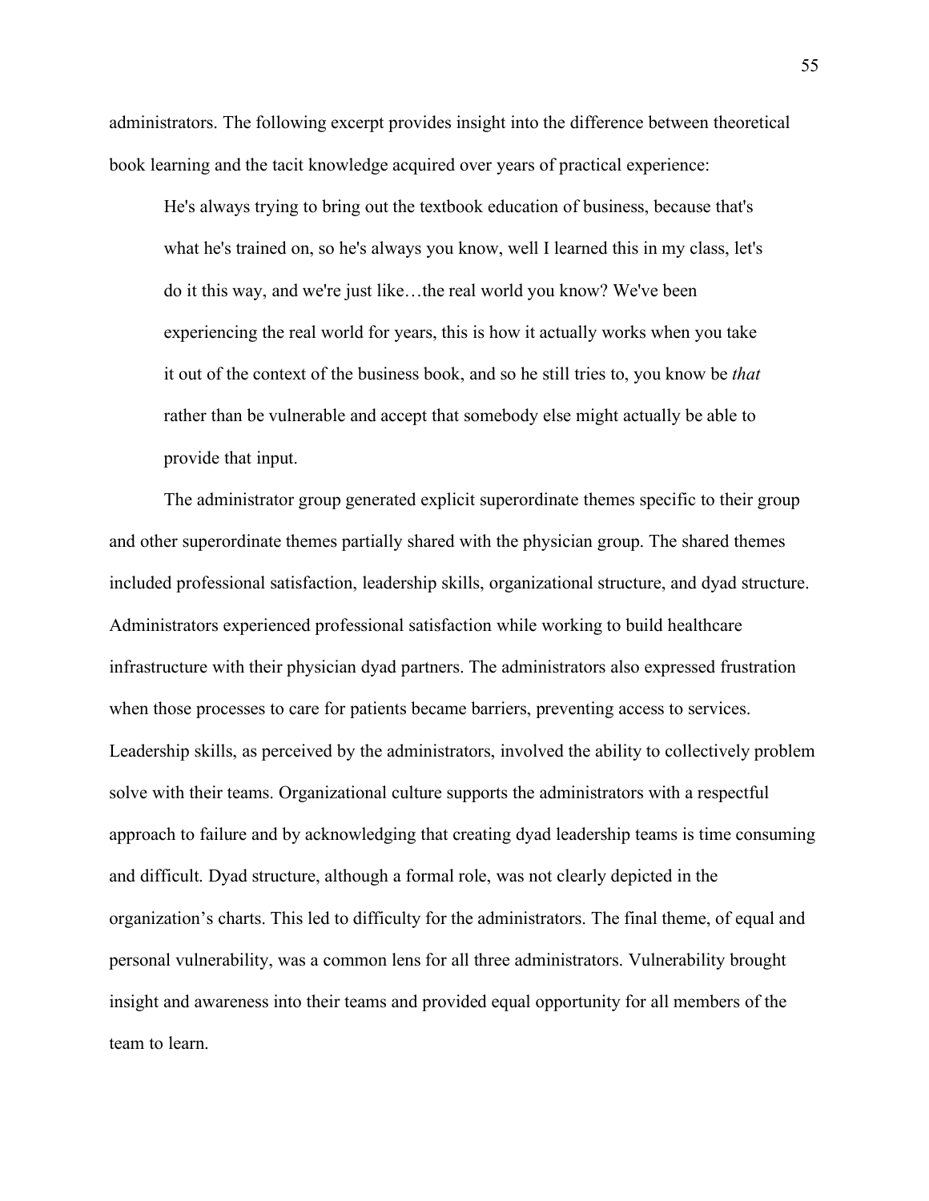administrators. The following excerpt provides insight into the difference between theoretical book learning and the tacit knowledge acquired over years of practical experience:

> He's always trying to bring out the textbook education of business, because that's what he's trained on, so he's always you know, well I learned this in my class, let's do it this way, and we're just like…the real world you know? We've been experiencing the real world for years, this is how it actually works when you take it out of the context of the business book, and so he still tries to, you know be *that* rather than be vulnerable and accept that somebody else might actually be able to provide that input.

The administrator group generated explicit superordinate themes specific to their group and other superordinate themes partially shared with the physician group. The shared themes included professional satisfaction, leadership skills, organizational structure, and dyad structure. Administrators experienced professional satisfaction while working to build healthcare infrastructure with their physician dyad partners. The administrators also expressed frustration when those processes to care for patients became barriers, preventing access to services. Leadership skills, as perceived by the administrators, involved the ability to collectively problem solve with their teams. Organizational culture supports the administrators with a respectful approach to failure and by acknowledging that creating dyad leadership teams is time consuming and difficult. Dyad structure, although a formal role, was not clearly depicted in the organization's charts. This led to difficulty for the administrators. The final theme, of equal and personal vulnerability, was a common lens for all three administrators. Vulnerability brought insight and awareness into their teams and provided equal opportunity for all members of the team to learn.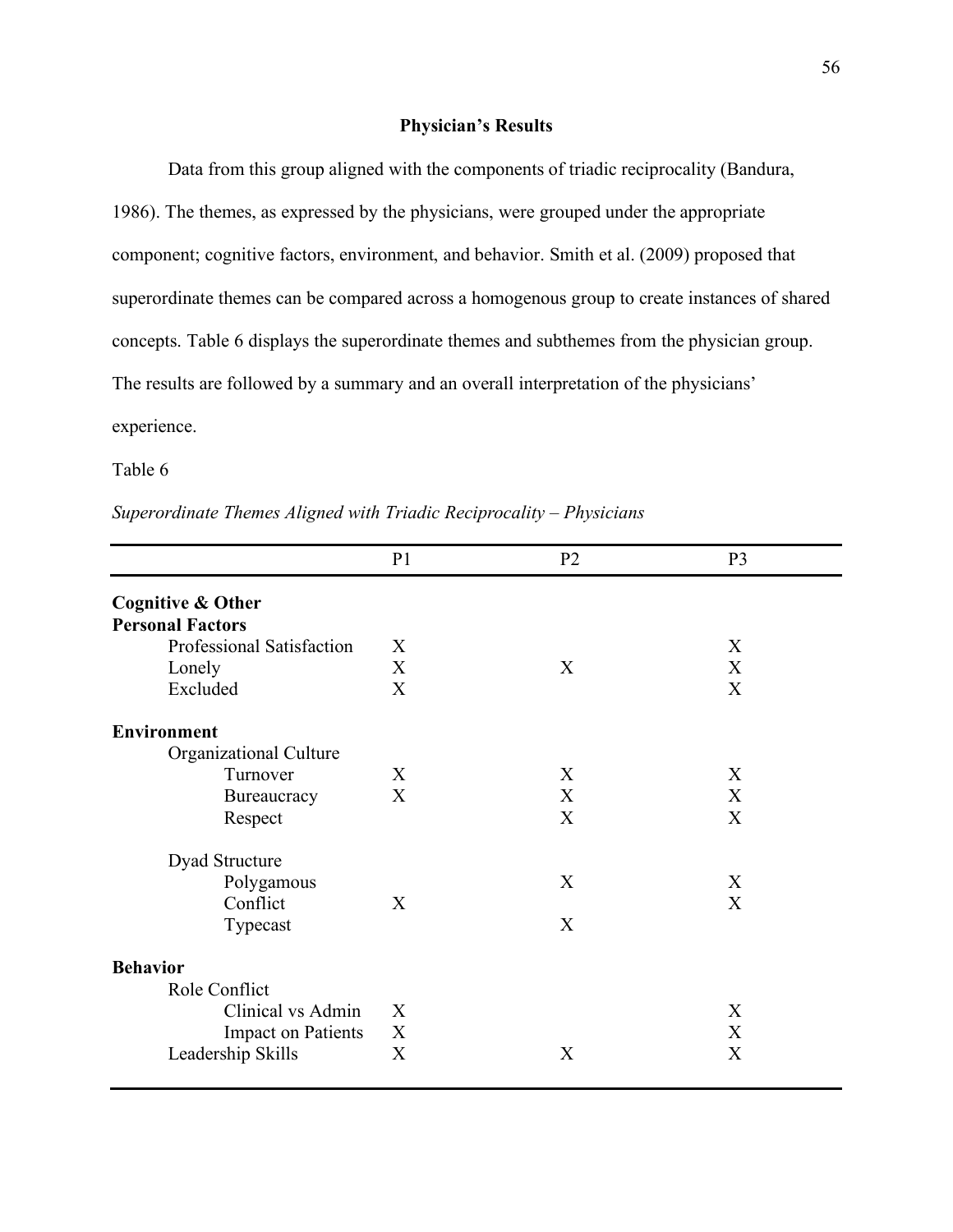## Physician's Results

Data from this group aligned with the components of triadic reciprocality (Bandura, 1986). The themes, as expressed by the physicians, were grouped under the appropriate component; cognitive factors, environment, and behavior. Smith et al. (2009) proposed that superordinate themes can be compared across a homogenous group to create instances of shared concepts. Table 6 displays the superordinate themes and subthemes from the physician group. The results are followed by a summary and an overall interpretation of the physicians' experience.

Table 6

*Superordinate Themes Aligned with Triadic Reciprocality – Physicians*

| | P1 | P2 | P3 |
|---|---|---|---|
| **Cognitive & Other Personal Factors** | | | |
| Professional Satisfaction | X | | X |
| Lonely | X | X | X |
| Excluded | X | | X |
| **Environment** | | | |
| Organizational Culture | | | |
| Turnover | X | X | X |
| Bureaucracy | X | X | X |
| Respect | | X | X |
| Dyad Structure | | | |
| Polygamous | | X | X |
| Conflict | X | | X |
| Typecast | | X | |
| **Behavior** | | | |
| Role Conflict | | | |
| Clinical vs Admin | X | | X |
| Impact on Patients | X | | X |
| Leadership Skills | X | X | X |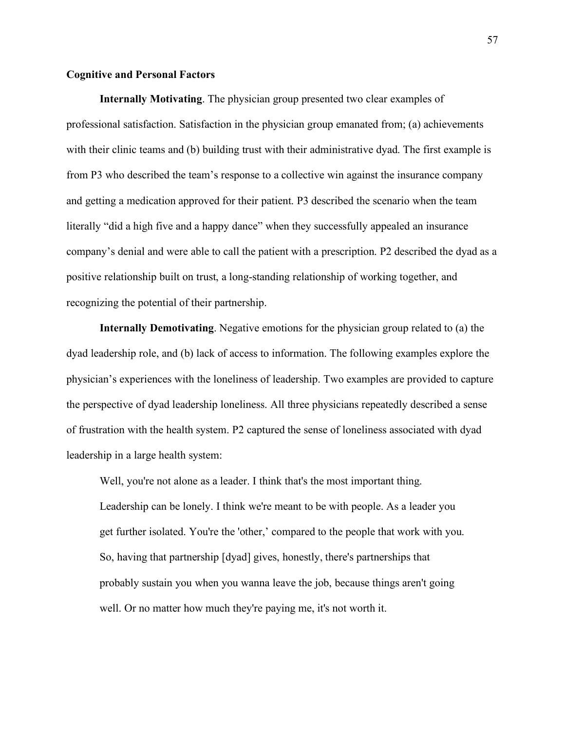### Cognitive and Personal Factors

**Internally Motivating**. The physician group presented two clear examples of professional satisfaction. Satisfaction in the physician group emanated from; (a) achievements with their clinic teams and (b) building trust with their administrative dyad. The first example is from P3 who described the team's response to a collective win against the insurance company and getting a medication approved for their patient. P3 described the scenario when the team literally "did a high five and a happy dance" when they successfully appealed an insurance company's denial and were able to call the patient with a prescription. P2 described the dyad as a positive relationship built on trust, a long-standing relationship of working together, and recognizing the potential of their partnership.

**Internally Demotivating**. Negative emotions for the physician group related to (a) the dyad leadership role, and (b) lack of access to information. The following examples explore the physician's experiences with the loneliness of leadership. Two examples are provided to capture the perspective of dyad leadership loneliness. All three physicians repeatedly described a sense of frustration with the health system. P2 captured the sense of loneliness associated with dyad leadership in a large health system:

> Well, you're not alone as a leader. I think that's the most important thing. Leadership can be lonely. I think we're meant to be with people. As a leader you get further isolated. You're the 'other,' compared to the people that work with you. So, having that partnership [dyad] gives, honestly, there's partnerships that probably sustain you when you wanna leave the job, because things aren't going well. Or no matter how much they're paying me, it's not worth it.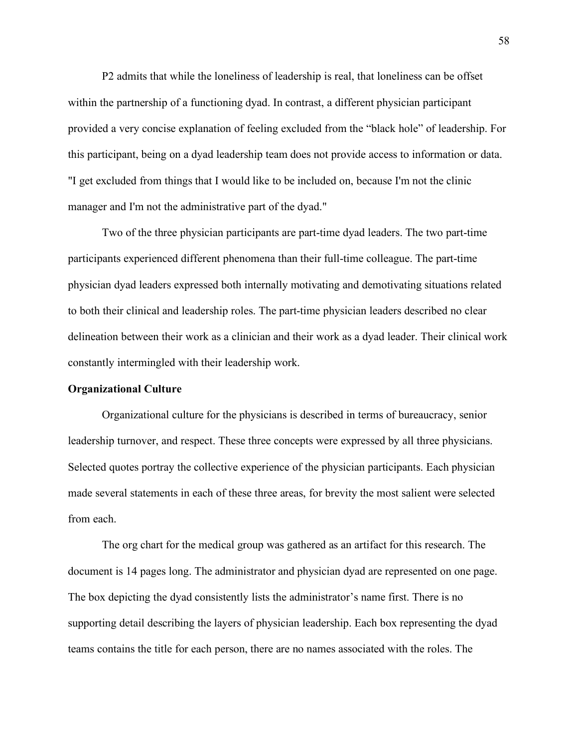P2 admits that while the loneliness of leadership is real, that loneliness can be offset within the partnership of a functioning dyad. In contrast, a different physician participant provided a very concise explanation of feeling excluded from the "black hole" of leadership. For this participant, being on a dyad leadership team does not provide access to information or data. "I get excluded from things that I would like to be included on, because I'm not the clinic manager and I'm not the administrative part of the dyad."

Two of the three physician participants are part-time dyad leaders. The two part-time participants experienced different phenomena than their full-time colleague. The part-time physician dyad leaders expressed both internally motivating and demotivating situations related to both their clinical and leadership roles. The part-time physician leaders described no clear delineation between their work as a clinician and their work as a dyad leader. Their clinical work constantly intermingled with their leadership work.

**Organizational Culture**

Organizational culture for the physicians is described in terms of bureaucracy, senior leadership turnover, and respect. These three concepts were expressed by all three physicians. Selected quotes portray the collective experience of the physician participants. Each physician made several statements in each of these three areas, for brevity the most salient were selected from each.

The org chart for the medical group was gathered as an artifact for this research. The document is 14 pages long. The administrator and physician dyad are represented on one page. The box depicting the dyad consistently lists the administrator's name first. There is no supporting detail describing the layers of physician leadership. Each box representing the dyad teams contains the title for each person, there are no names associated with the roles. The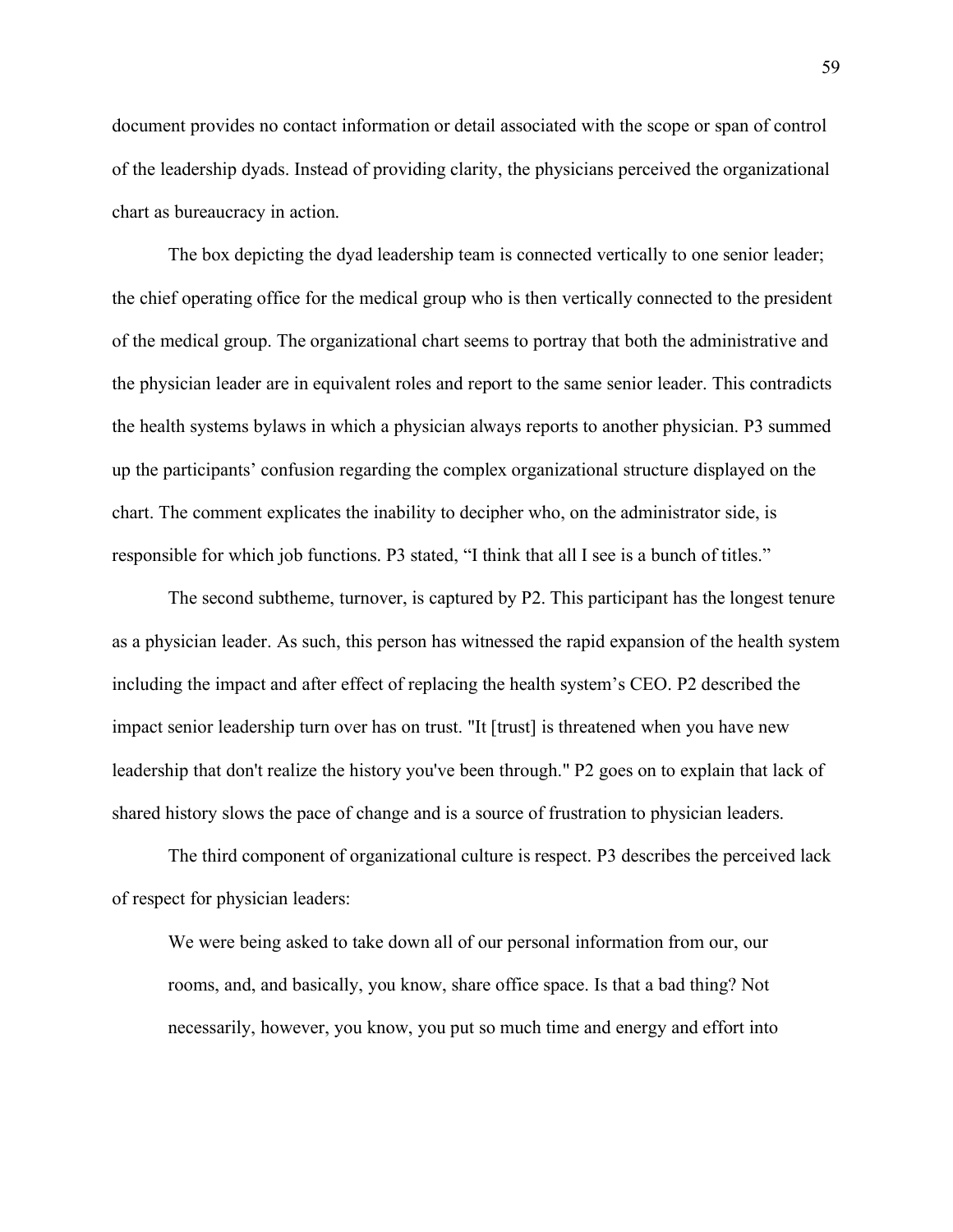document provides no contact information or detail associated with the scope or span of control of the leadership dyads. Instead of providing clarity, the physicians perceived the organizational chart as bureaucracy in action.

The box depicting the dyad leadership team is connected vertically to one senior leader; the chief operating office for the medical group who is then vertically connected to the president of the medical group. The organizational chart seems to portray that both the administrative and the physician leader are in equivalent roles and report to the same senior leader. This contradicts the health systems bylaws in which a physician always reports to another physician. P3 summed up the participants' confusion regarding the complex organizational structure displayed on the chart. The comment explicates the inability to decipher who, on the administrator side, is responsible for which job functions. P3 stated, "I think that all I see is a bunch of titles."

The second subtheme, turnover, is captured by P2. This participant has the longest tenure as a physician leader. As such, this person has witnessed the rapid expansion of the health system including the impact and after effect of replacing the health system's CEO. P2 described the impact senior leadership turn over has on trust. "It [trust] is threatened when you have new leadership that don't realize the history you've been through." P2 goes on to explain that lack of shared history slows the pace of change and is a source of frustration to physician leaders.

The third component of organizational culture is respect. P3 describes the perceived lack of respect for physician leaders:

> We were being asked to take down all of our personal information from our, our rooms, and, and basically, you know, share office space. Is that a bad thing? Not necessarily, however, you know, you put so much time and energy and effort into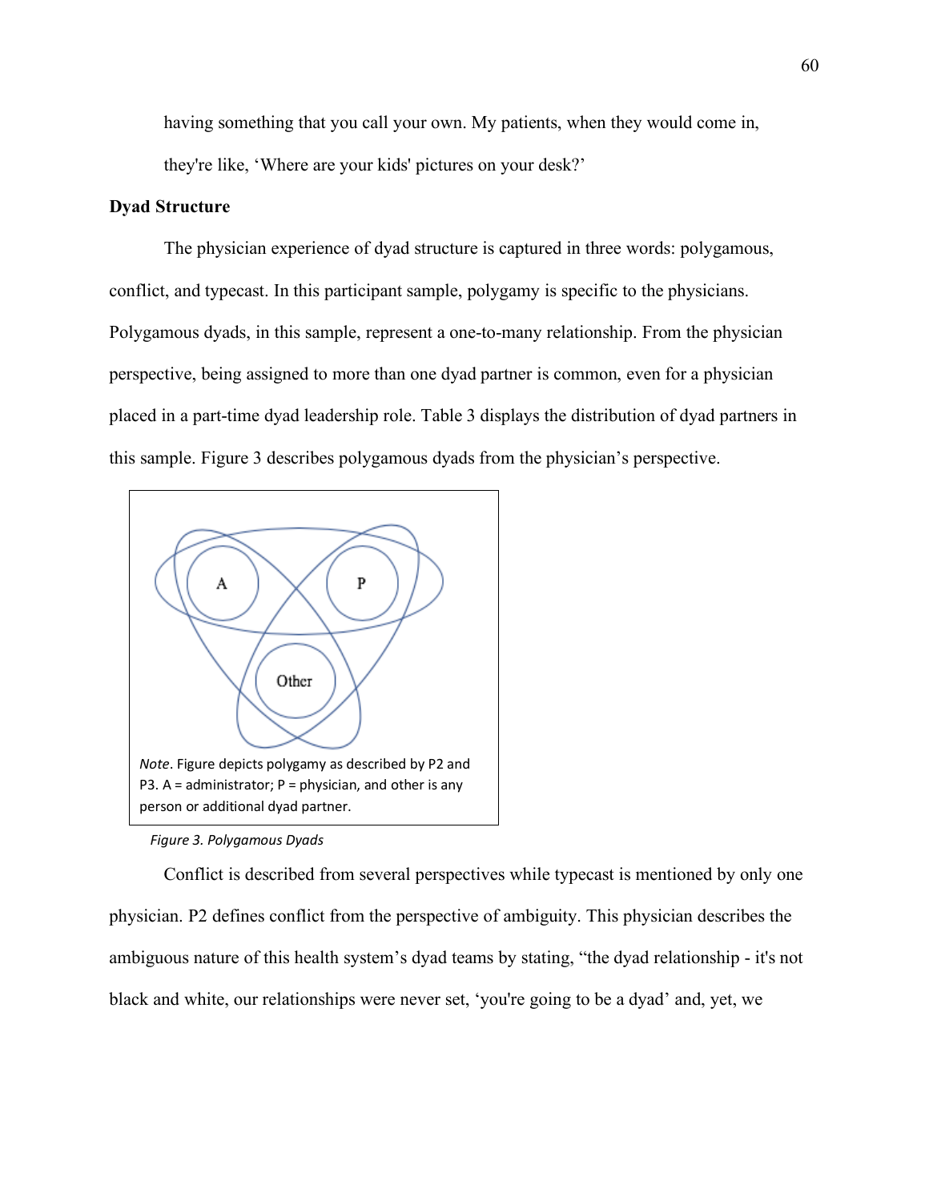having something that you call your own. My patients, when they would come in, they're like, 'Where are your kids' pictures on your desk?'

**Dyad Structure**

The physician experience of dyad structure is captured in three words: polygamous, conflict, and typecast. In this participant sample, polygamy is specific to the physicians. Polygamous dyads, in this sample, represent a one-to-many relationship. From the physician perspective, being assigned to more than one dyad partner is common, even for a physician placed in a part-time dyad leadership role. Table 3 displays the distribution of dyad partners in this sample. Figure 3 describes polygamous dyads from the physician's perspective.

A

P

Other

*Note*. Figure depicts polygamy as described by P2 and P3. A = administrator; P = physician, and other is any person or additional dyad partner.

*Figure 3. Polygamous Dyads*

Conflict is described from several perspectives while typecast is mentioned by only one physician. P2 defines conflict from the perspective of ambiguity. This physician describes the ambiguous nature of this health system's dyad teams by stating, "the dyad relationship - it's not black and white, our relationships were never set, 'you're going to be a dyad' and, yet, we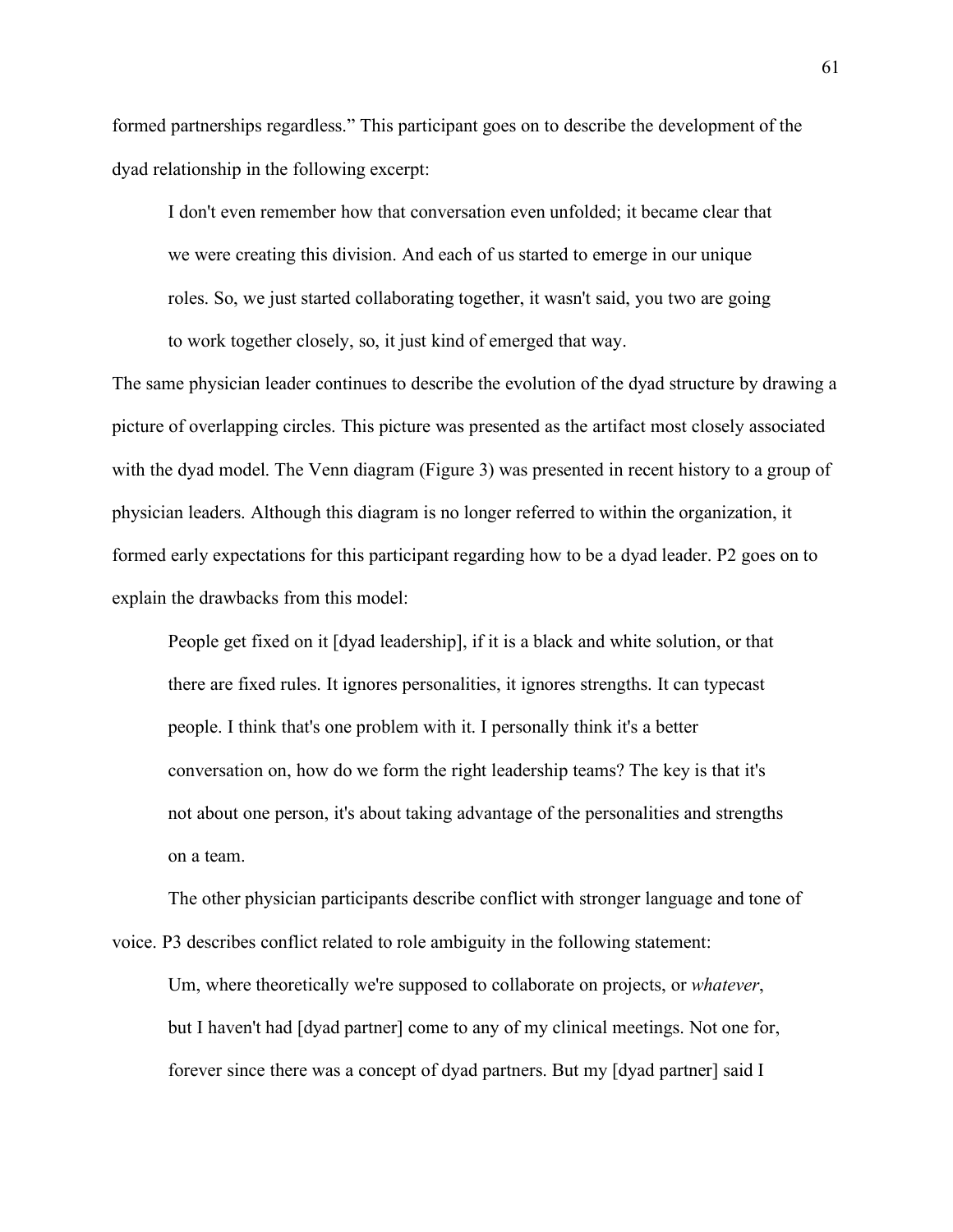formed partnerships regardless." This participant goes on to describe the development of the dyad relationship in the following excerpt:

> I don't even remember how that conversation even unfolded; it became clear that we were creating this division. And each of us started to emerge in our unique roles. So, we just started collaborating together, it wasn't said, you two are going to work together closely, so, it just kind of emerged that way.

The same physician leader continues to describe the evolution of the dyad structure by drawing a picture of overlapping circles. This picture was presented as the artifact most closely associated with the dyad model. The Venn diagram (Figure 3) was presented in recent history to a group of physician leaders. Although this diagram is no longer referred to within the organization, it formed early expectations for this participant regarding how to be a dyad leader. P2 goes on to explain the drawbacks from this model:

> People get fixed on it [dyad leadership], if it is a black and white solution, or that there are fixed rules. It ignores personalities, it ignores strengths. It can typecast people. I think that's one problem with it. I personally think it's a better conversation on, how do we form the right leadership teams? The key is that it's not about one person, it's about taking advantage of the personalities and strengths on a team.

The other physician participants describe conflict with stronger language and tone of voice. P3 describes conflict related to role ambiguity in the following statement:

> Um, where theoretically we're supposed to collaborate on projects, or *whatever*, but I haven't had [dyad partner] come to any of my clinical meetings. Not one for, forever since there was a concept of dyad partners. But my [dyad partner] said I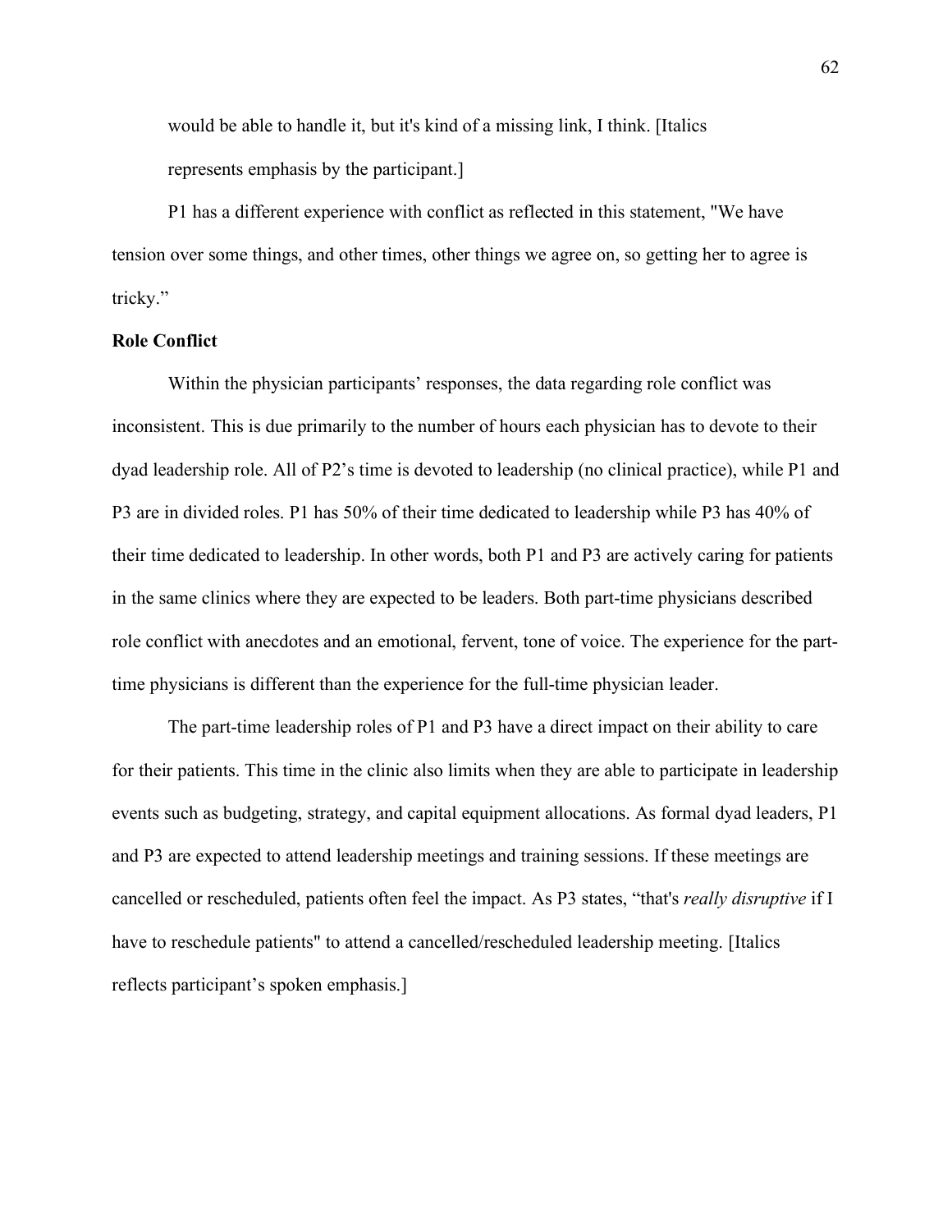would be able to handle it, but it's kind of a missing link, I think. [Italics represents emphasis by the participant.]

P1 has a different experience with conflict as reflected in this statement, "We have tension over some things, and other times, other things we agree on, so getting her to agree is tricky."

**Role Conflict**

Within the physician participants' responses, the data regarding role conflict was inconsistent. This is due primarily to the number of hours each physician has to devote to their dyad leadership role. All of P2's time is devoted to leadership (no clinical practice), while P1 and P3 are in divided roles. P1 has 50% of their time dedicated to leadership while P3 has 40% of their time dedicated to leadership. In other words, both P1 and P3 are actively caring for patients in the same clinics where they are expected to be leaders. Both part-time physicians described role conflict with anecdotes and an emotional, fervent, tone of voice. The experience for the part-time physicians is different than the experience for the full-time physician leader.

The part-time leadership roles of P1 and P3 have a direct impact on their ability to care for their patients. This time in the clinic also limits when they are able to participate in leadership events such as budgeting, strategy, and capital equipment allocations. As formal dyad leaders, P1 and P3 are expected to attend leadership meetings and training sessions. If these meetings are cancelled or rescheduled, patients often feel the impact. As P3 states, "that's *really disruptive* if I have to reschedule patients" to attend a cancelled/rescheduled leadership meeting. [Italics reflects participant's spoken emphasis.]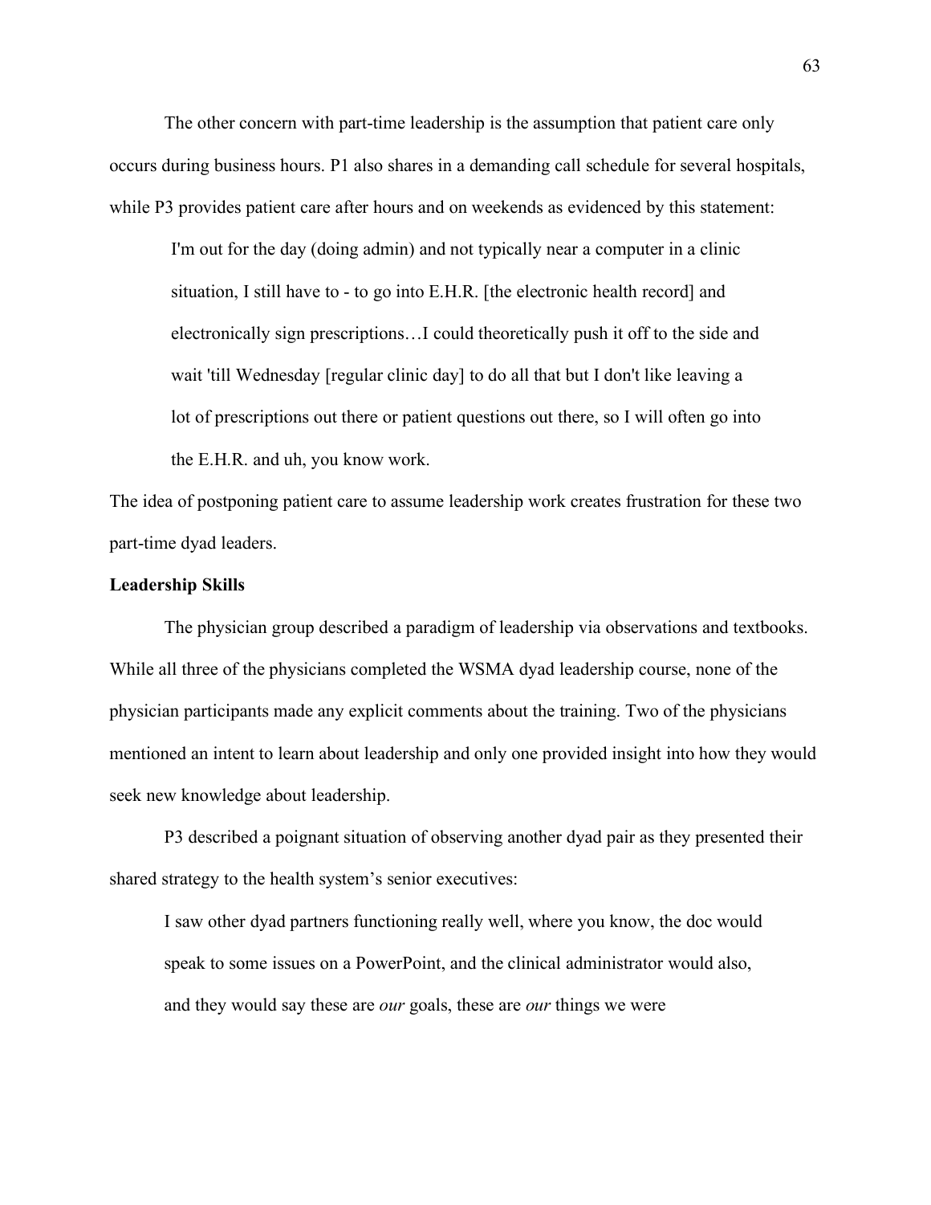The other concern with part-time leadership is the assumption that patient care only occurs during business hours. P1 also shares in a demanding call schedule for several hospitals, while P3 provides patient care after hours and on weekends as evidenced by this statement:

> I'm out for the day (doing admin) and not typically near a computer in a clinic situation, I still have to - to go into E.H.R. [the electronic health record] and electronically sign prescriptions…I could theoretically push it off to the side and wait 'till Wednesday [regular clinic day] to do all that but I don't like leaving a lot of prescriptions out there or patient questions out there, so I will often go into the E.H.R. and uh, you know work.

The idea of postponing patient care to assume leadership work creates frustration for these two part-time dyad leaders.

**Leadership Skills**

The physician group described a paradigm of leadership via observations and textbooks. While all three of the physicians completed the WSMA dyad leadership course, none of the physician participants made any explicit comments about the training. Two of the physicians mentioned an intent to learn about leadership and only one provided insight into how they would seek new knowledge about leadership.

P3 described a poignant situation of observing another dyad pair as they presented their shared strategy to the health system's senior executives:

> I saw other dyad partners functioning really well, where you know, the doc would speak to some issues on a PowerPoint, and the clinical administrator would also, and they would say these are *our* goals, these are *our* things we were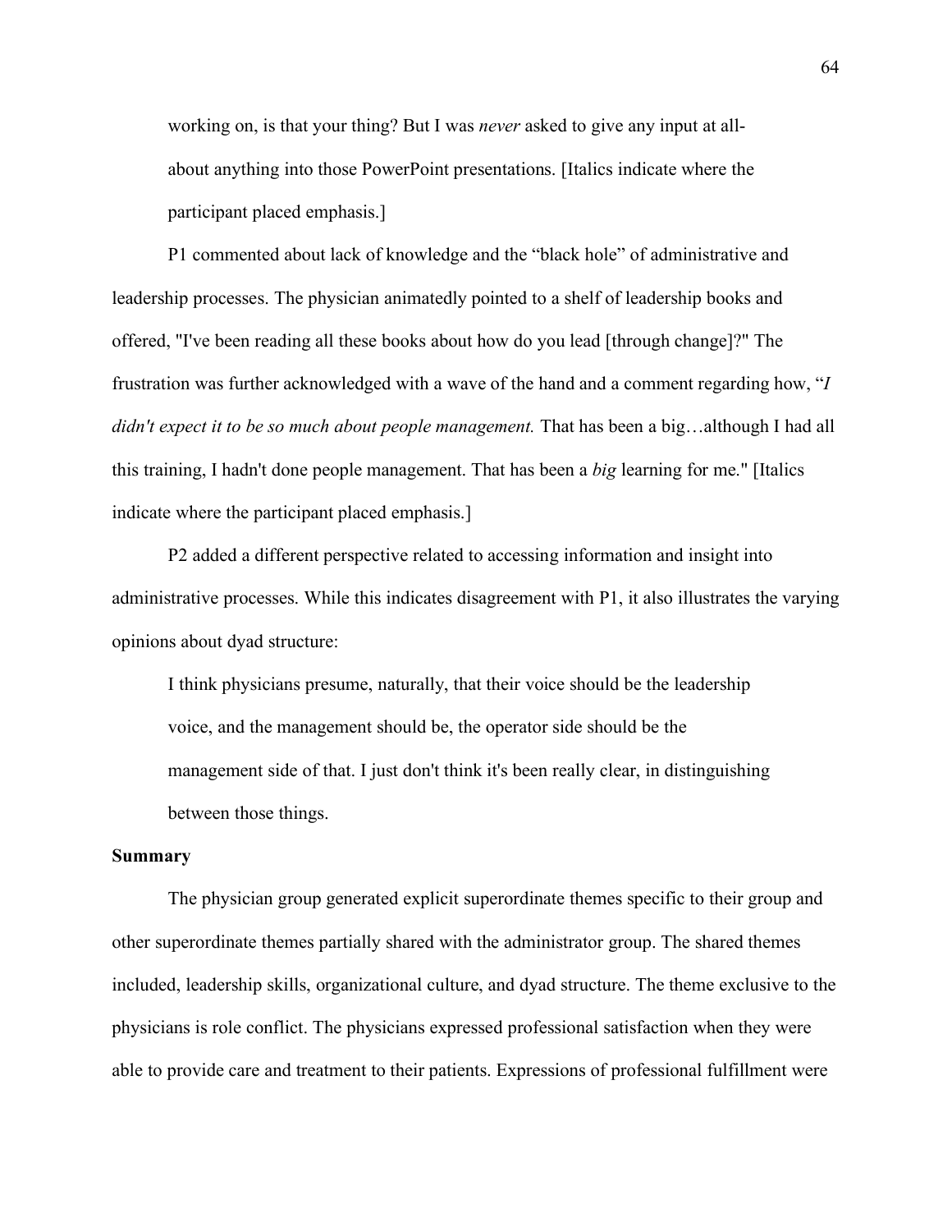working on, is that your thing? But I was *never* asked to give any input at all-about anything into those PowerPoint presentations. [Italics indicate where the participant placed emphasis.]

P1 commented about lack of knowledge and the "black hole" of administrative and leadership processes. The physician animatedly pointed to a shelf of leadership books and offered, "I've been reading all these books about how do you lead [through change]?" The frustration was further acknowledged with a wave of the hand and a comment regarding how, "*I didn't expect it to be so much about people management.* That has been a big…although I had all this training, I hadn't done people management. That has been a *big* learning for me." [Italics indicate where the participant placed emphasis.]

P2 added a different perspective related to accessing information and insight into administrative processes. While this indicates disagreement with P1, it also illustrates the varying opinions about dyad structure:

> I think physicians presume, naturally, that their voice should be the leadership voice, and the management should be, the operator side should be the management side of that. I just don't think it's been really clear, in distinguishing between those things.

### Summary

The physician group generated explicit superordinate themes specific to their group and other superordinate themes partially shared with the administrator group. The shared themes included, leadership skills, organizational culture, and dyad structure. The theme exclusive to the physicians is role conflict. The physicians expressed professional satisfaction when they were able to provide care and treatment to their patients. Expressions of professional fulfillment were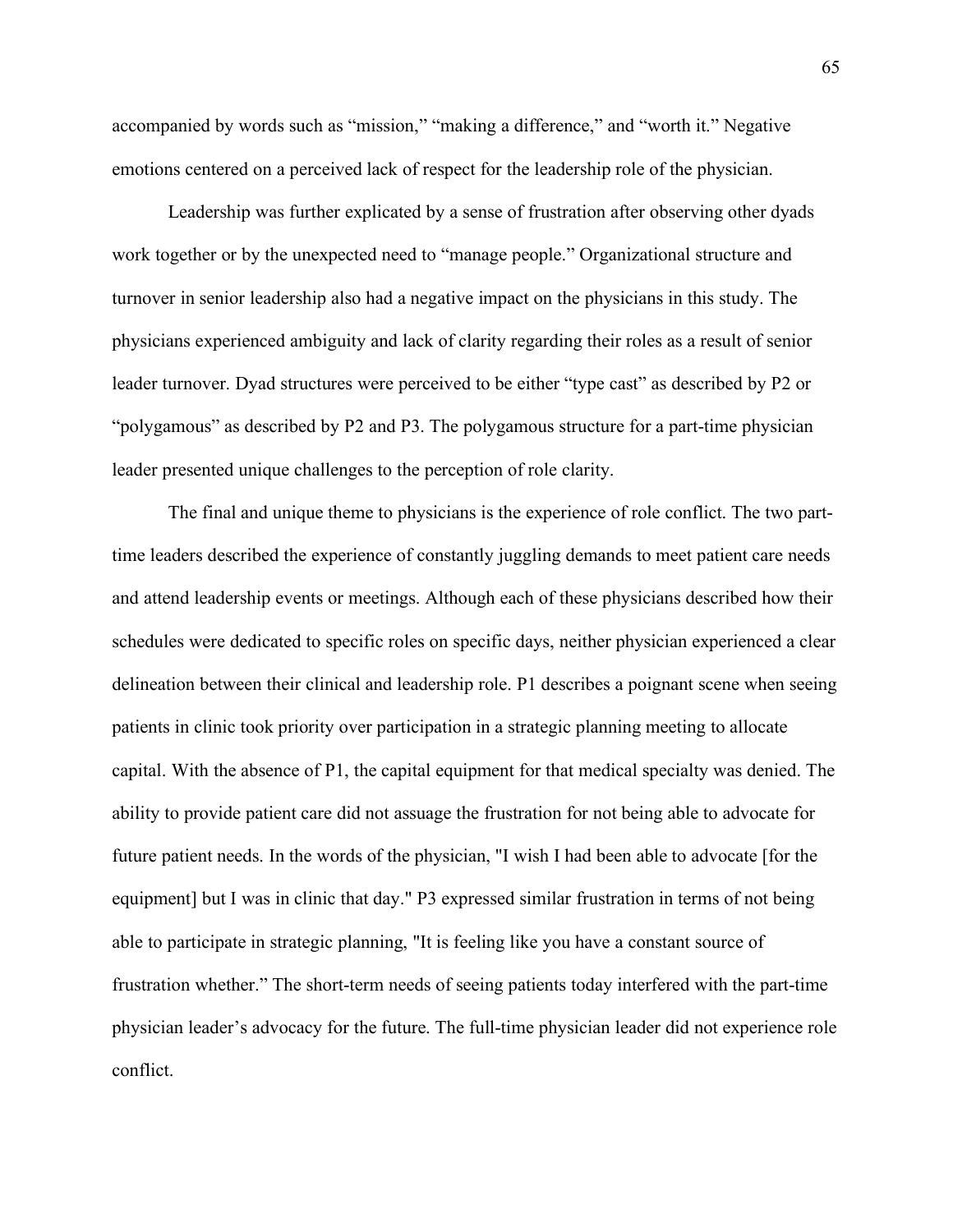accompanied by words such as "mission," "making a difference," and "worth it." Negative emotions centered on a perceived lack of respect for the leadership role of the physician.

Leadership was further explicated by a sense of frustration after observing other dyads work together or by the unexpected need to "manage people." Organizational structure and turnover in senior leadership also had a negative impact on the physicians in this study. The physicians experienced ambiguity and lack of clarity regarding their roles as a result of senior leader turnover. Dyad structures were perceived to be either "type cast" as described by P2 or "polygamous" as described by P2 and P3. The polygamous structure for a part-time physician leader presented unique challenges to the perception of role clarity.

The final and unique theme to physicians is the experience of role conflict. The two part-time leaders described the experience of constantly juggling demands to meet patient care needs and attend leadership events or meetings. Although each of these physicians described how their schedules were dedicated to specific roles on specific days, neither physician experienced a clear delineation between their clinical and leadership role. P1 describes a poignant scene when seeing patients in clinic took priority over participation in a strategic planning meeting to allocate capital. With the absence of P1, the capital equipment for that medical specialty was denied. The ability to provide patient care did not assuage the frustration for not being able to advocate for future patient needs. In the words of the physician, "I wish I had been able to advocate [for the equipment] but I was in clinic that day." P3 expressed similar frustration in terms of not being able to participate in strategic planning, "It is feeling like you have a constant source of frustration whether." The short-term needs of seeing patients today interfered with the part-time physician leader's advocacy for the future. The full-time physician leader did not experience role conflict.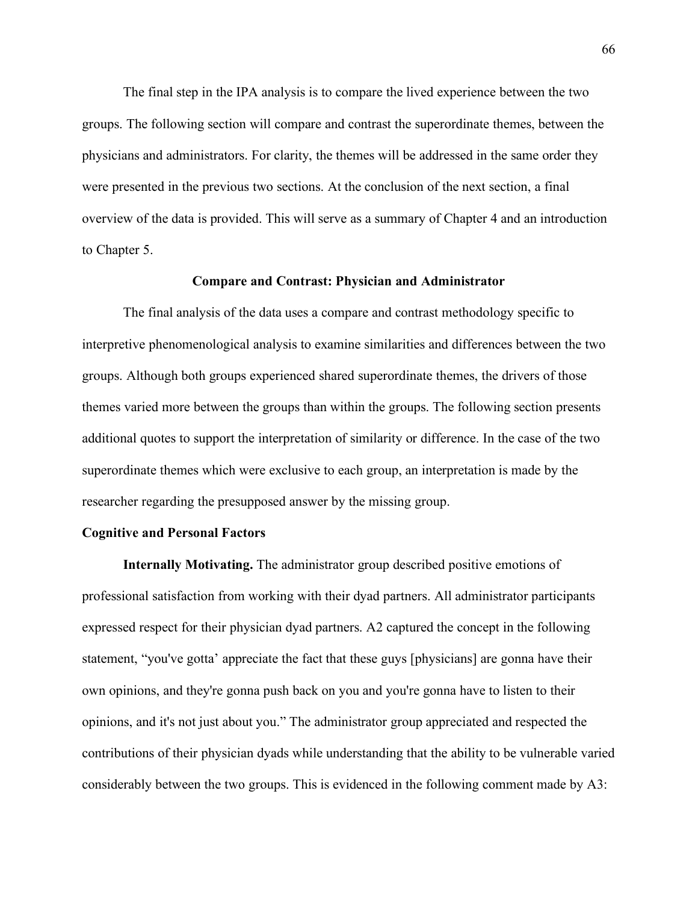The final step in the IPA analysis is to compare the lived experience between the two groups. The following section will compare and contrast the superordinate themes, between the physicians and administrators. For clarity, the themes will be addressed in the same order they were presented in the previous two sections. At the conclusion of the next section, a final overview of the data is provided. This will serve as a summary of Chapter 4 and an introduction to Chapter 5.

## Compare and Contrast: Physician and Administrator

The final analysis of the data uses a compare and contrast methodology specific to interpretive phenomenological analysis to examine similarities and differences between the two groups. Although both groups experienced shared superordinate themes, the drivers of those themes varied more between the groups than within the groups. The following section presents additional quotes to support the interpretation of similarity or difference. In the case of the two superordinate themes which were exclusive to each group, an interpretation is made by the researcher regarding the presupposed answer by the missing group.

### Cognitive and Personal Factors

**Internally Motivating.** The administrator group described positive emotions of professional satisfaction from working with their dyad partners. All administrator participants expressed respect for their physician dyad partners. A2 captured the concept in the following statement, "you've gotta' appreciate the fact that these guys [physicians] are gonna have their own opinions, and they're gonna push back on you and you're gonna have to listen to their opinions, and it's not just about you." The administrator group appreciated and respected the contributions of their physician dyads while understanding that the ability to be vulnerable varied considerably between the two groups. This is evidenced in the following comment made by A3: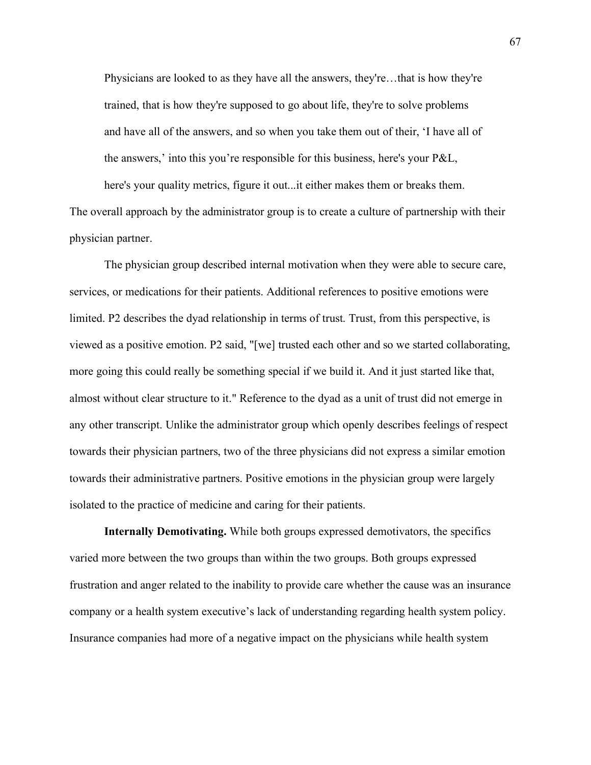> Physicians are looked to as they have all the answers, they're…that is how they're trained, that is how they're supposed to go about life, they're to solve problems and have all of the answers, and so when you take them out of their, 'I have all of the answers,' into this you're responsible for this business, here's your P&L, here's your quality metrics, figure it out...it either makes them or breaks them.

The overall approach by the administrator group is to create a culture of partnership with their physician partner.

The physician group described internal motivation when they were able to secure care, services, or medications for their patients. Additional references to positive emotions were limited. P2 describes the dyad relationship in terms of trust. Trust, from this perspective, is viewed as a positive emotion. P2 said, "[we] trusted each other and so we started collaborating, more going this could really be something special if we build it. And it just started like that, almost without clear structure to it." Reference to the dyad as a unit of trust did not emerge in any other transcript. Unlike the administrator group which openly describes feelings of respect towards their physician partners, two of the three physicians did not express a similar emotion towards their administrative partners. Positive emotions in the physician group were largely isolated to the practice of medicine and caring for their patients.

**Internally Demotivating.** While both groups expressed demotivators, the specifics varied more between the two groups than within the two groups. Both groups expressed frustration and anger related to the inability to provide care whether the cause was an insurance company or a health system executive's lack of understanding regarding health system policy. Insurance companies had more of a negative impact on the physicians while health system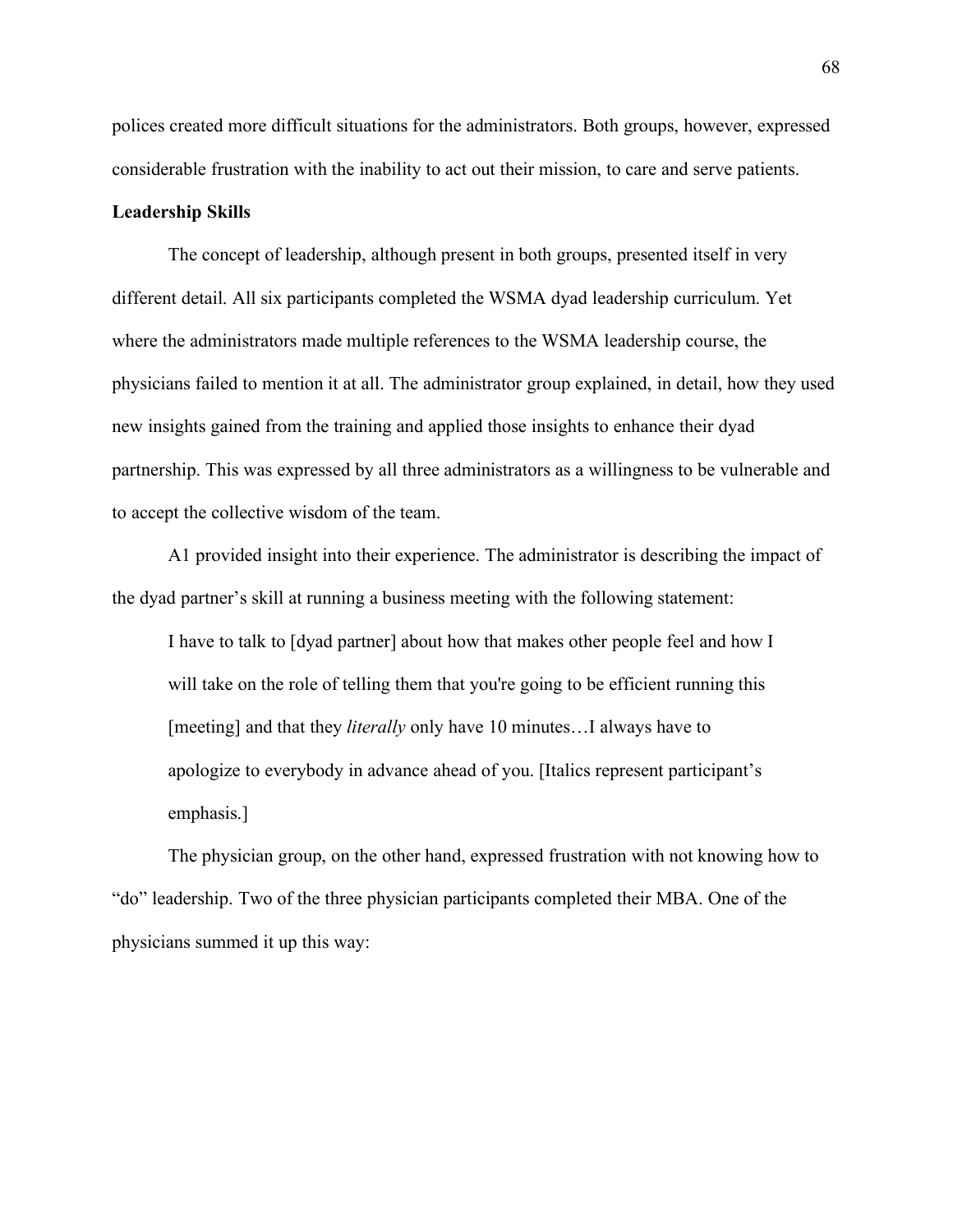polices created more difficult situations for the administrators. Both groups, however, expressed considerable frustration with the inability to act out their mission, to care and serve patients.

**Leadership Skills**

The concept of leadership, although present in both groups, presented itself in very different detail. All six participants completed the WSMA dyad leadership curriculum. Yet where the administrators made multiple references to the WSMA leadership course, the physicians failed to mention it at all. The administrator group explained, in detail, how they used new insights gained from the training and applied those insights to enhance their dyad partnership. This was expressed by all three administrators as a willingness to be vulnerable and to accept the collective wisdom of the team.

A1 provided insight into their experience. The administrator is describing the impact of the dyad partner's skill at running a business meeting with the following statement:

> I have to talk to [dyad partner] about how that makes other people feel and how I will take on the role of telling them that you're going to be efficient running this [meeting] and that they *literally* only have 10 minutes…I always have to apologize to everybody in advance ahead of you. [Italics represent participant's emphasis.]

The physician group, on the other hand, expressed frustration with not knowing how to "do" leadership. Two of the three physician participants completed their MBA. One of the physicians summed it up this way: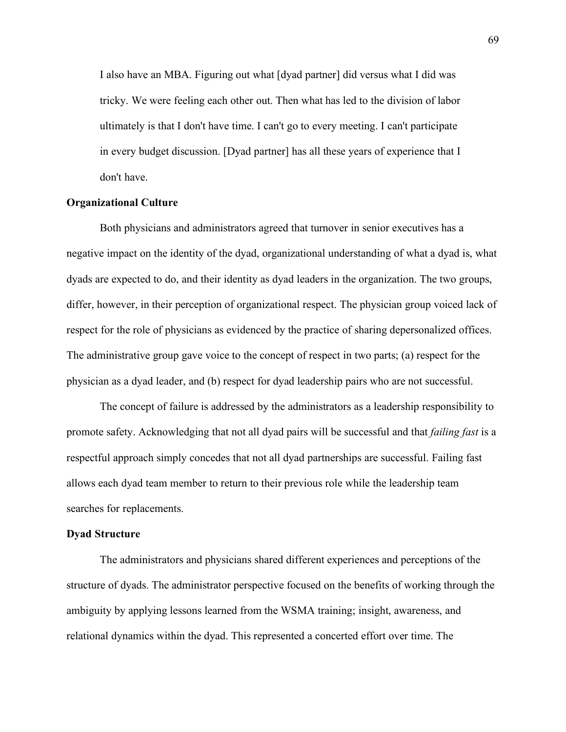> I also have an MBA. Figuring out what [dyad partner] did versus what I did was tricky. We were feeling each other out. Then what has led to the division of labor ultimately is that I don't have time. I can't go to every meeting. I can't participate in every budget discussion. [Dyad partner] has all these years of experience that I don't have.

### Organizational Culture

Both physicians and administrators agreed that turnover in senior executives has a negative impact on the identity of the dyad, organizational understanding of what a dyad is, what dyads are expected to do, and their identity as dyad leaders in the organization. The two groups, differ, however, in their perception of organizational respect. The physician group voiced lack of respect for the role of physicians as evidenced by the practice of sharing depersonalized offices. The administrative group gave voice to the concept of respect in two parts; (a) respect for the physician as a dyad leader, and (b) respect for dyad leadership pairs who are not successful.

The concept of failure is addressed by the administrators as a leadership responsibility to promote safety. Acknowledging that not all dyad pairs will be successful and that *failing fast* is a respectful approach simply concedes that not all dyad partnerships are successful. Failing fast allows each dyad team member to return to their previous role while the leadership team searches for replacements.

### Dyad Structure

The administrators and physicians shared different experiences and perceptions of the structure of dyads. The administrator perspective focused on the benefits of working through the ambiguity by applying lessons learned from the WSMA training; insight, awareness, and relational dynamics within the dyad. This represented a concerted effort over time. The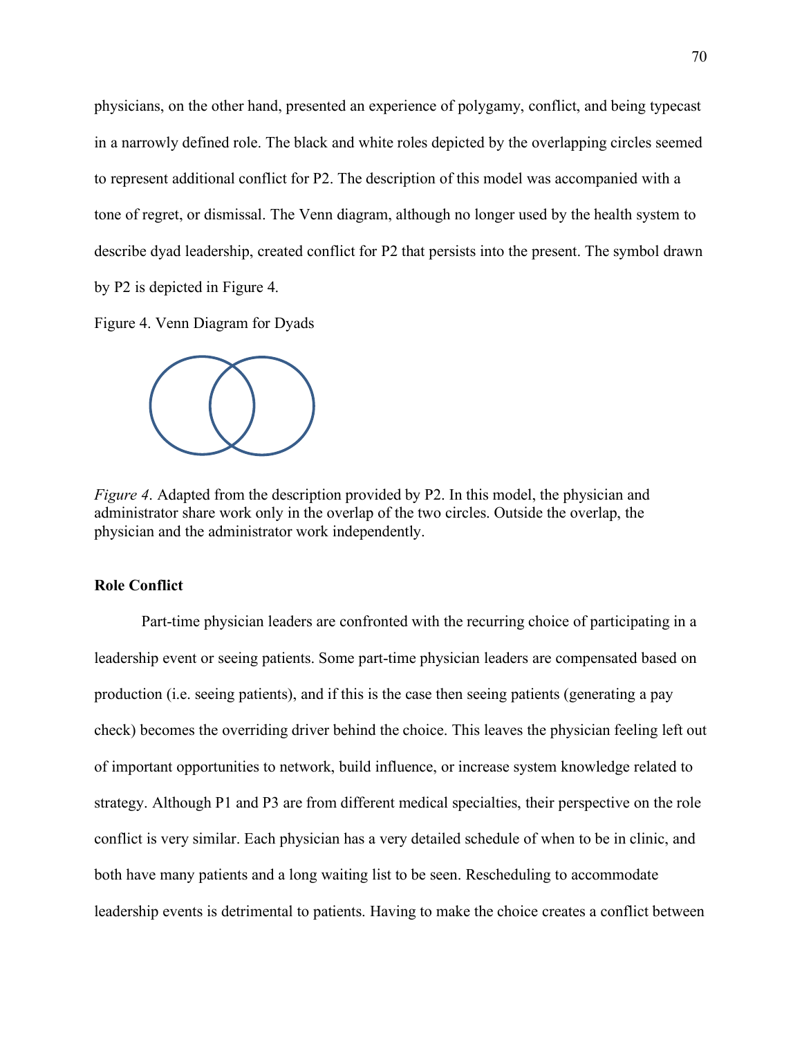physicians, on the other hand, presented an experience of polygamy, conflict, and being typecast in a narrowly defined role. The black and white roles depicted by the overlapping circles seemed to represent additional conflict for P2. The description of this model was accompanied with a tone of regret, or dismissal. The Venn diagram, although no longer used by the health system to describe dyad leadership, created conflict for P2 that persists into the present. The symbol drawn by P2 is depicted in Figure 4.

Figure 4. Venn Diagram for Dyads

*Figure 4*. Adapted from the description provided by P2. In this model, the physician and administrator share work only in the overlap of the two circles. Outside the overlap, the physician and the administrator work independently.

**Role Conflict**

Part-time physician leaders are confronted with the recurring choice of participating in a leadership event or seeing patients. Some part-time physician leaders are compensated based on production (i.e. seeing patients), and if this is the case then seeing patients (generating a pay check) becomes the overriding driver behind the choice. This leaves the physician feeling left out of important opportunities to network, build influence, or increase system knowledge related to strategy. Although P1 and P3 are from different medical specialties, their perspective on the role conflict is very similar. Each physician has a very detailed schedule of when to be in clinic, and both have many patients and a long waiting list to be seen. Rescheduling to accommodate leadership events is detrimental to patients. Having to make the choice creates a conflict between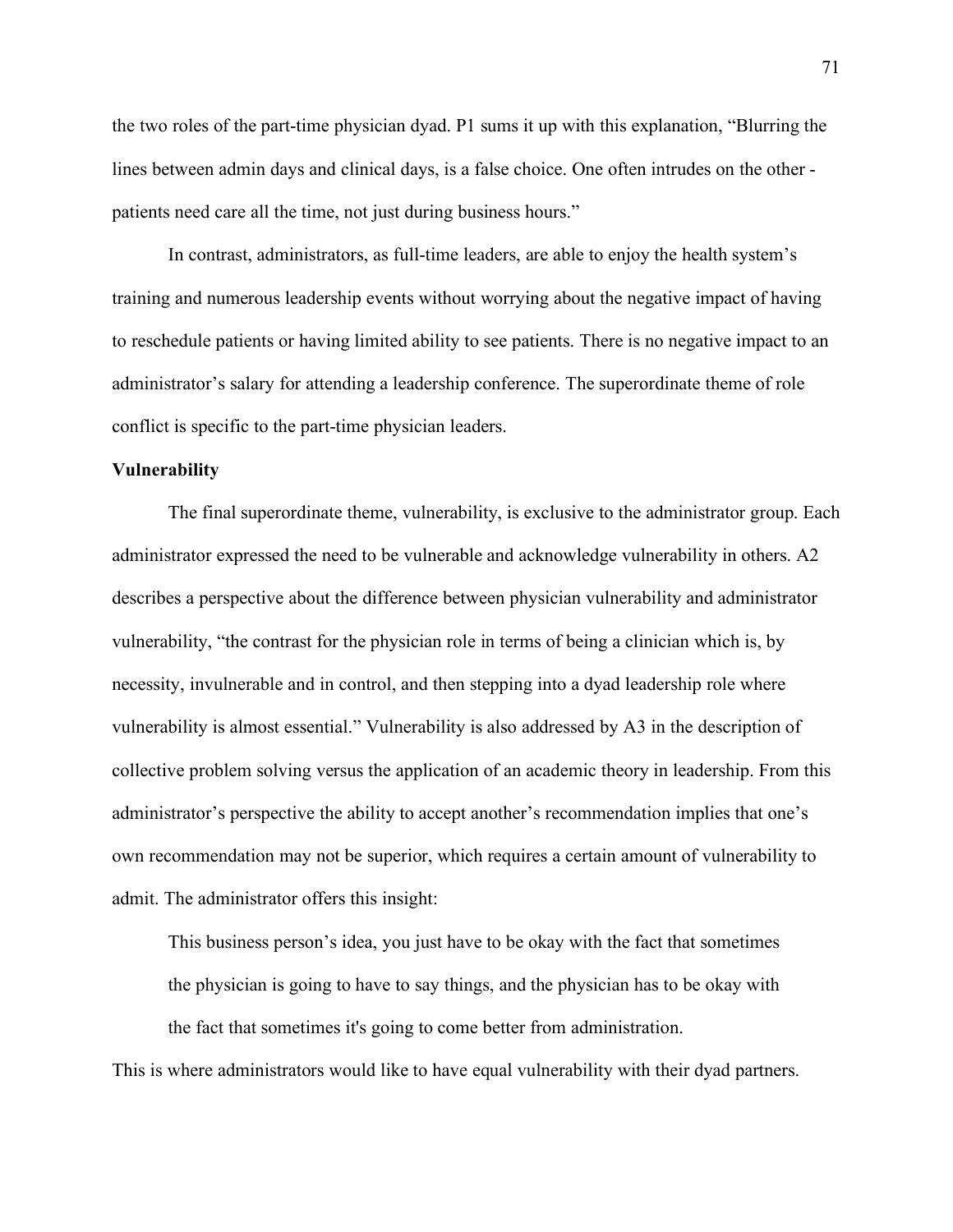the two roles of the part-time physician dyad. P1 sums it up with this explanation, "Blurring the lines between admin days and clinical days, is a false choice. One often intrudes on the other - patients need care all the time, not just during business hours."

In contrast, administrators, as full-time leaders, are able to enjoy the health system's training and numerous leadership events without worrying about the negative impact of having to reschedule patients or having limited ability to see patients. There is no negative impact to an administrator's salary for attending a leadership conference. The superordinate theme of role conflict is specific to the part-time physician leaders.

**Vulnerability**

The final superordinate theme, vulnerability, is exclusive to the administrator group. Each administrator expressed the need to be vulnerable and acknowledge vulnerability in others. A2 describes a perspective about the difference between physician vulnerability and administrator vulnerability, "the contrast for the physician role in terms of being a clinician which is, by necessity, invulnerable and in control, and then stepping into a dyad leadership role where vulnerability is almost essential." Vulnerability is also addressed by A3 in the description of collective problem solving versus the application of an academic theory in leadership. From this administrator's perspective the ability to accept another's recommendation implies that one's own recommendation may not be superior, which requires a certain amount of vulnerability to admit. The administrator offers this insight:

> This business person's idea, you just have to be okay with the fact that sometimes the physician is going to have to say things, and the physician has to be okay with the fact that sometimes it's going to come better from administration.

This is where administrators would like to have equal vulnerability with their dyad partners.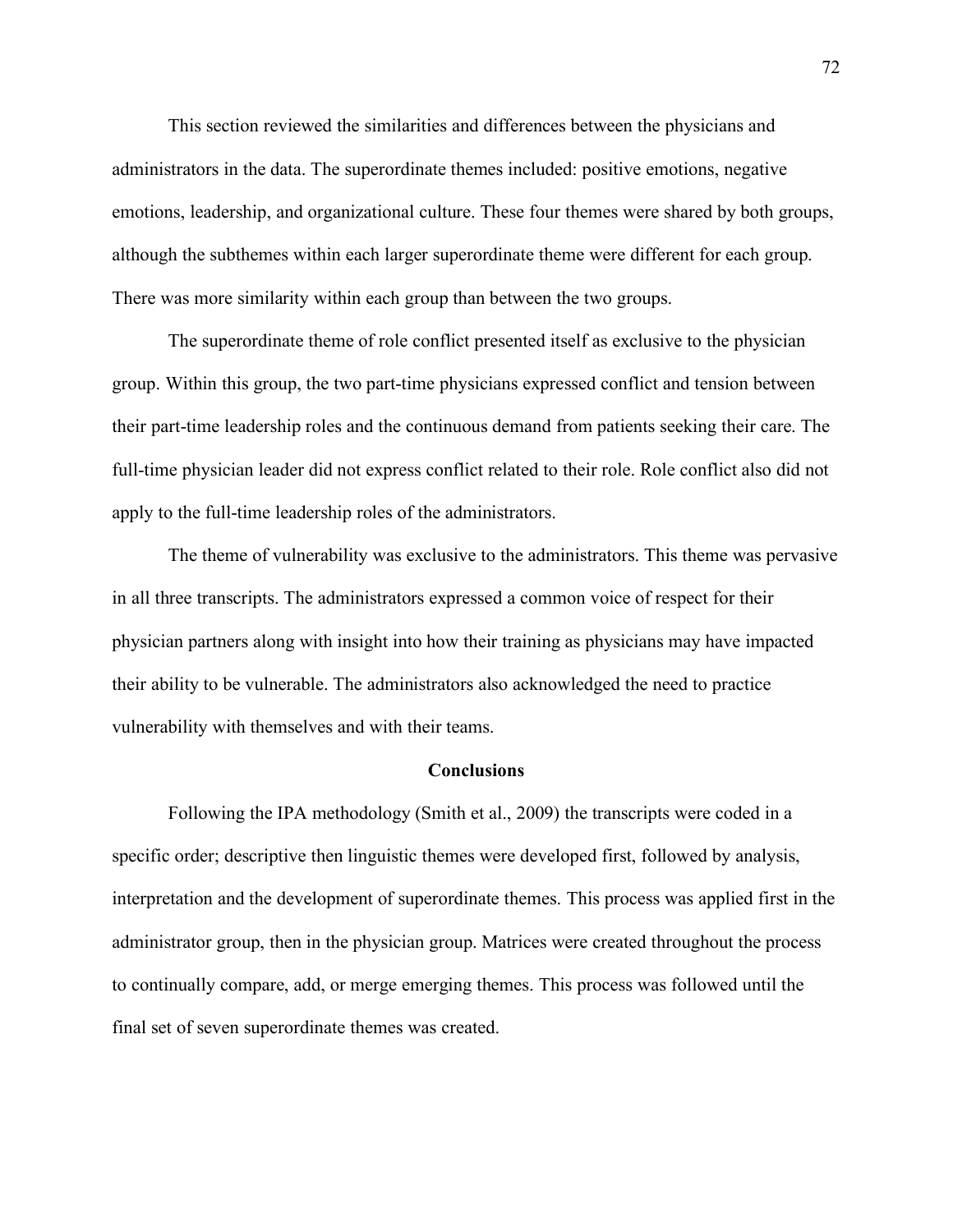This section reviewed the similarities and differences between the physicians and administrators in the data. The superordinate themes included: positive emotions, negative emotions, leadership, and organizational culture. These four themes were shared by both groups, although the subthemes within each larger superordinate theme were different for each group. There was more similarity within each group than between the two groups.

The superordinate theme of role conflict presented itself as exclusive to the physician group. Within this group, the two part-time physicians expressed conflict and tension between their part-time leadership roles and the continuous demand from patients seeking their care. The full-time physician leader did not express conflict related to their role. Role conflict also did not apply to the full-time leadership roles of the administrators.

The theme of vulnerability was exclusive to the administrators. This theme was pervasive in all three transcripts. The administrators expressed a common voice of respect for their physician partners along with insight into how their training as physicians may have impacted their ability to be vulnerable. The administrators also acknowledged the need to practice vulnerability with themselves and with their teams.

## Conclusions

Following the IPA methodology (Smith et al., 2009) the transcripts were coded in a specific order; descriptive then linguistic themes were developed first, followed by analysis, interpretation and the development of superordinate themes. This process was applied first in the administrator group, then in the physician group. Matrices were created throughout the process to continually compare, add, or merge emerging themes. This process was followed until the final set of seven superordinate themes was created.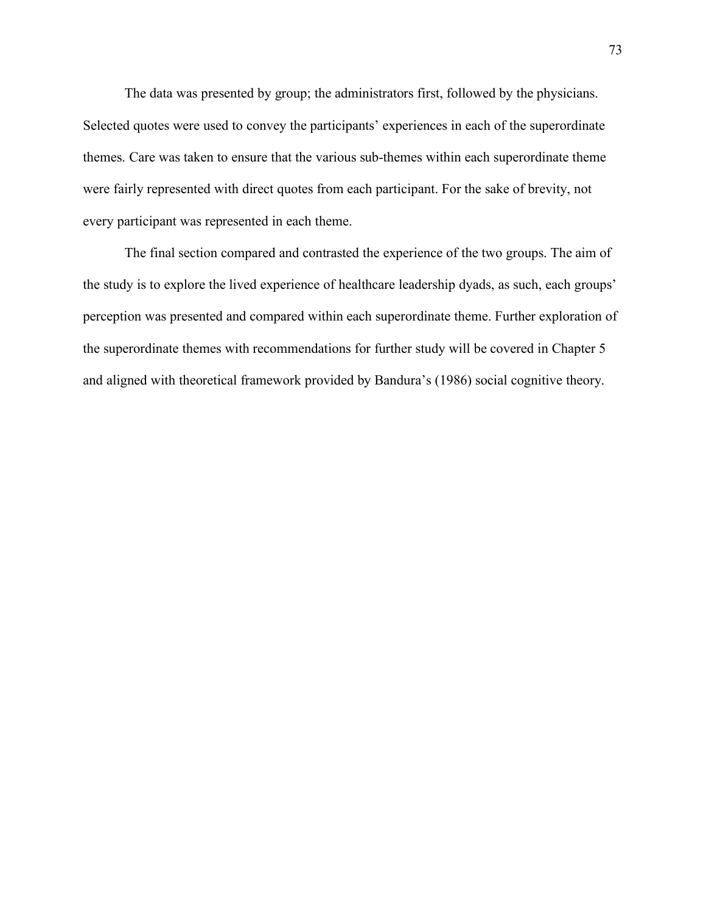The data was presented by group; the administrators first, followed by the physicians. Selected quotes were used to convey the participants' experiences in each of the superordinate themes. Care was taken to ensure that the various sub-themes within each superordinate theme were fairly represented with direct quotes from each participant. For the sake of brevity, not every participant was represented in each theme.

The final section compared and contrasted the experience of the two groups. The aim of the study is to explore the lived experience of healthcare leadership dyads, as such, each groups' perception was presented and compared within each superordinate theme. Further exploration of the superordinate themes with recommendations for further study will be covered in Chapter 5 and aligned with theoretical framework provided by Bandura's (1986) social cognitive theory.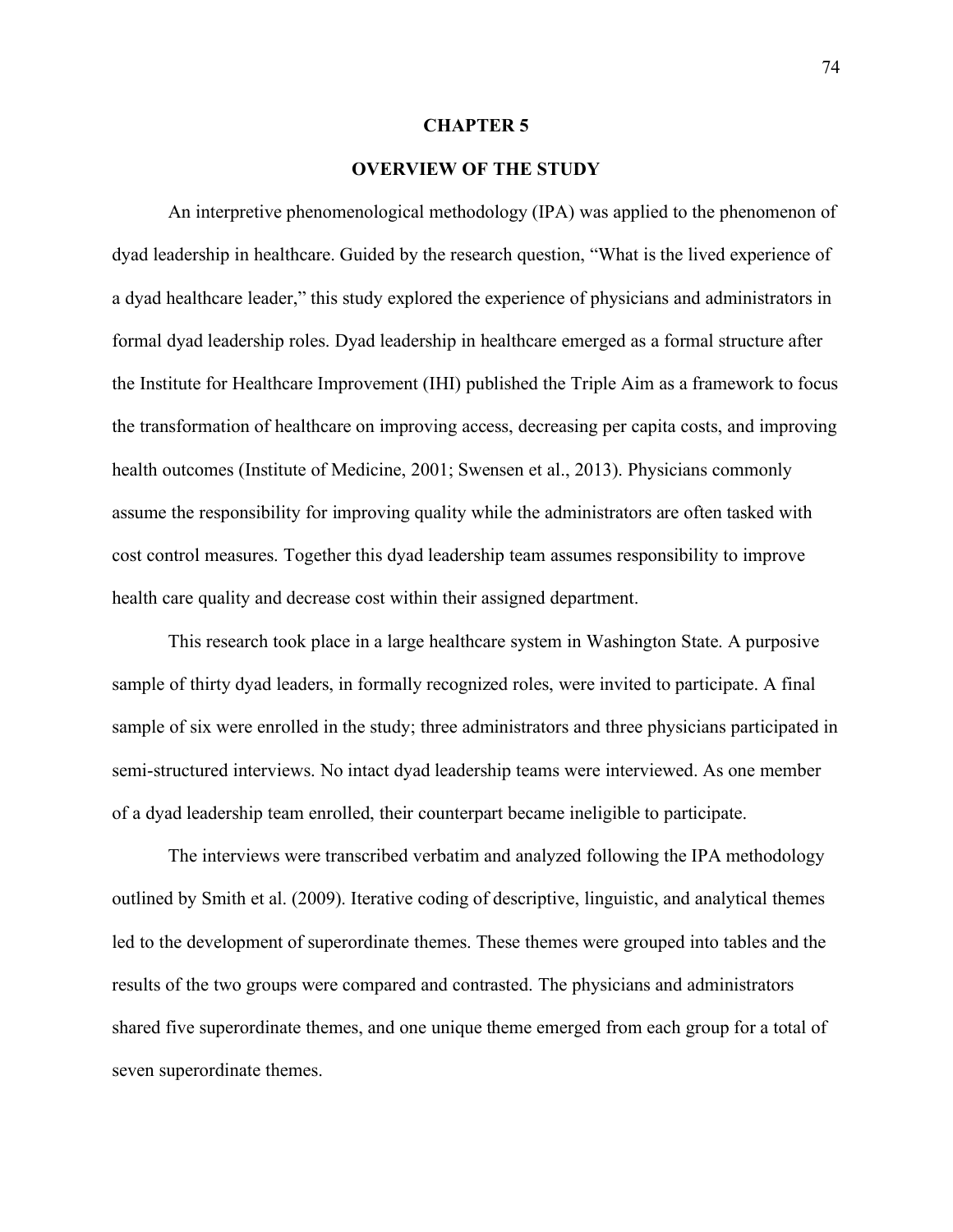# CHAPTER 5

## OVERVIEW OF THE STUDY

An interpretive phenomenological methodology (IPA) was applied to the phenomenon of dyad leadership in healthcare. Guided by the research question, "What is the lived experience of a dyad healthcare leader," this study explored the experience of physicians and administrators in formal dyad leadership roles. Dyad leadership in healthcare emerged as a formal structure after the Institute for Healthcare Improvement (IHI) published the Triple Aim as a framework to focus the transformation of healthcare on improving access, decreasing per capita costs, and improving health outcomes (Institute of Medicine, 2001; Swensen et al., 2013). Physicians commonly assume the responsibility for improving quality while the administrators are often tasked with cost control measures. Together this dyad leadership team assumes responsibility to improve health care quality and decrease cost within their assigned department.

This research took place in a large healthcare system in Washington State. A purposive sample of thirty dyad leaders, in formally recognized roles, were invited to participate. A final sample of six were enrolled in the study; three administrators and three physicians participated in semi-structured interviews. No intact dyad leadership teams were interviewed. As one member of a dyad leadership team enrolled, their counterpart became ineligible to participate.

The interviews were transcribed verbatim and analyzed following the IPA methodology outlined by Smith et al. (2009). Iterative coding of descriptive, linguistic, and analytical themes led to the development of superordinate themes. These themes were grouped into tables and the results of the two groups were compared and contrasted. The physicians and administrators shared five superordinate themes, and one unique theme emerged from each group for a total of seven superordinate themes.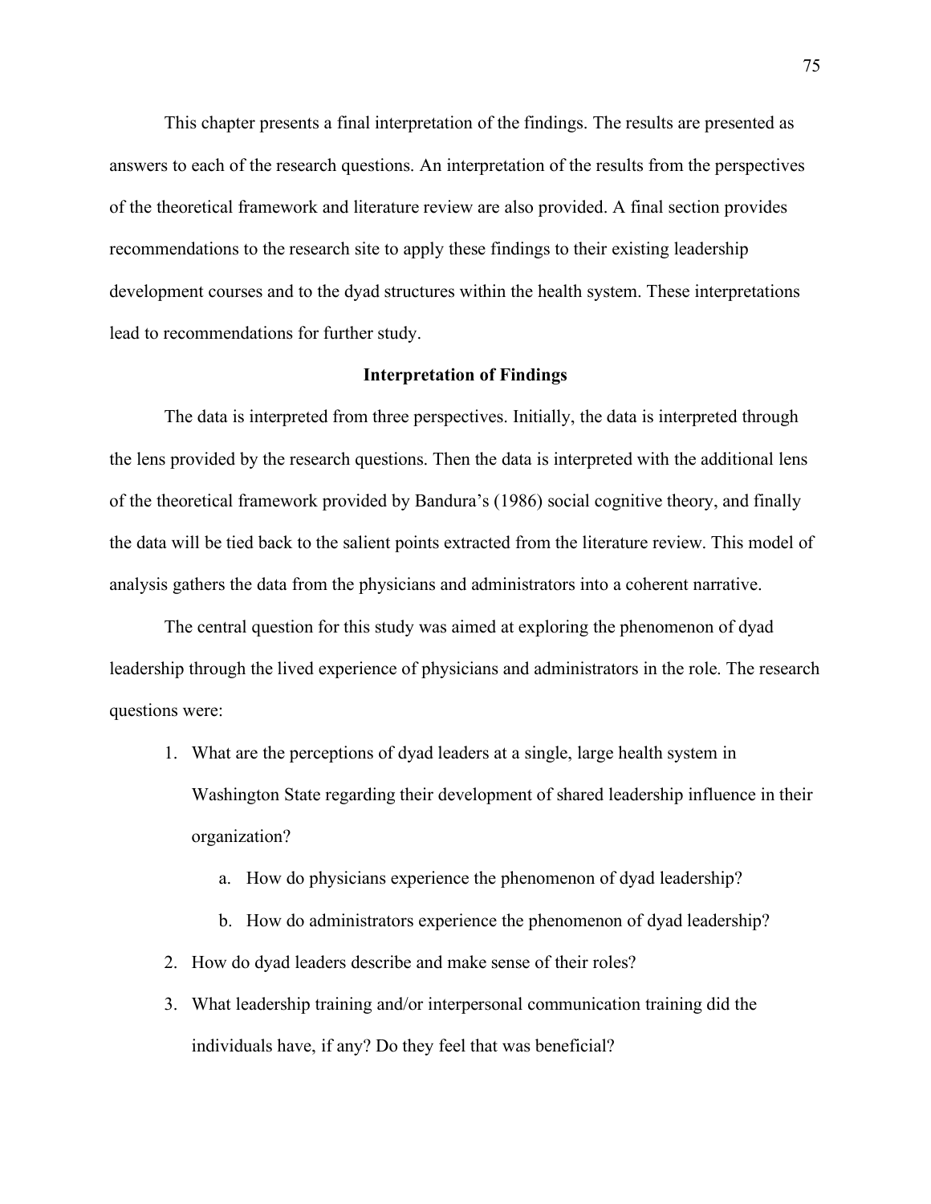This chapter presents a final interpretation of the findings. The results are presented as answers to each of the research questions. An interpretation of the results from the perspectives of the theoretical framework and literature review are also provided. A final section provides recommendations to the research site to apply these findings to their existing leadership development courses and to the dyad structures within the health system. These interpretations lead to recommendations for further study.

## Interpretation of Findings

The data is interpreted from three perspectives. Initially, the data is interpreted through the lens provided by the research questions. Then the data is interpreted with the additional lens of the theoretical framework provided by Bandura's (1986) social cognitive theory, and finally the data will be tied back to the salient points extracted from the literature review. This model of analysis gathers the data from the physicians and administrators into a coherent narrative.

The central question for this study was aimed at exploring the phenomenon of dyad leadership through the lived experience of physicians and administrators in the role. The research questions were:

1. What are the perceptions of dyad leaders at a single, large health system in Washington State regarding their development of shared leadership influence in their organization?
    a. How do physicians experience the phenomenon of dyad leadership?
    b. How do administrators experience the phenomenon of dyad leadership?
2. How do dyad leaders describe and make sense of their roles?
3. What leadership training and/or interpersonal communication training did the individuals have, if any? Do they feel that was beneficial?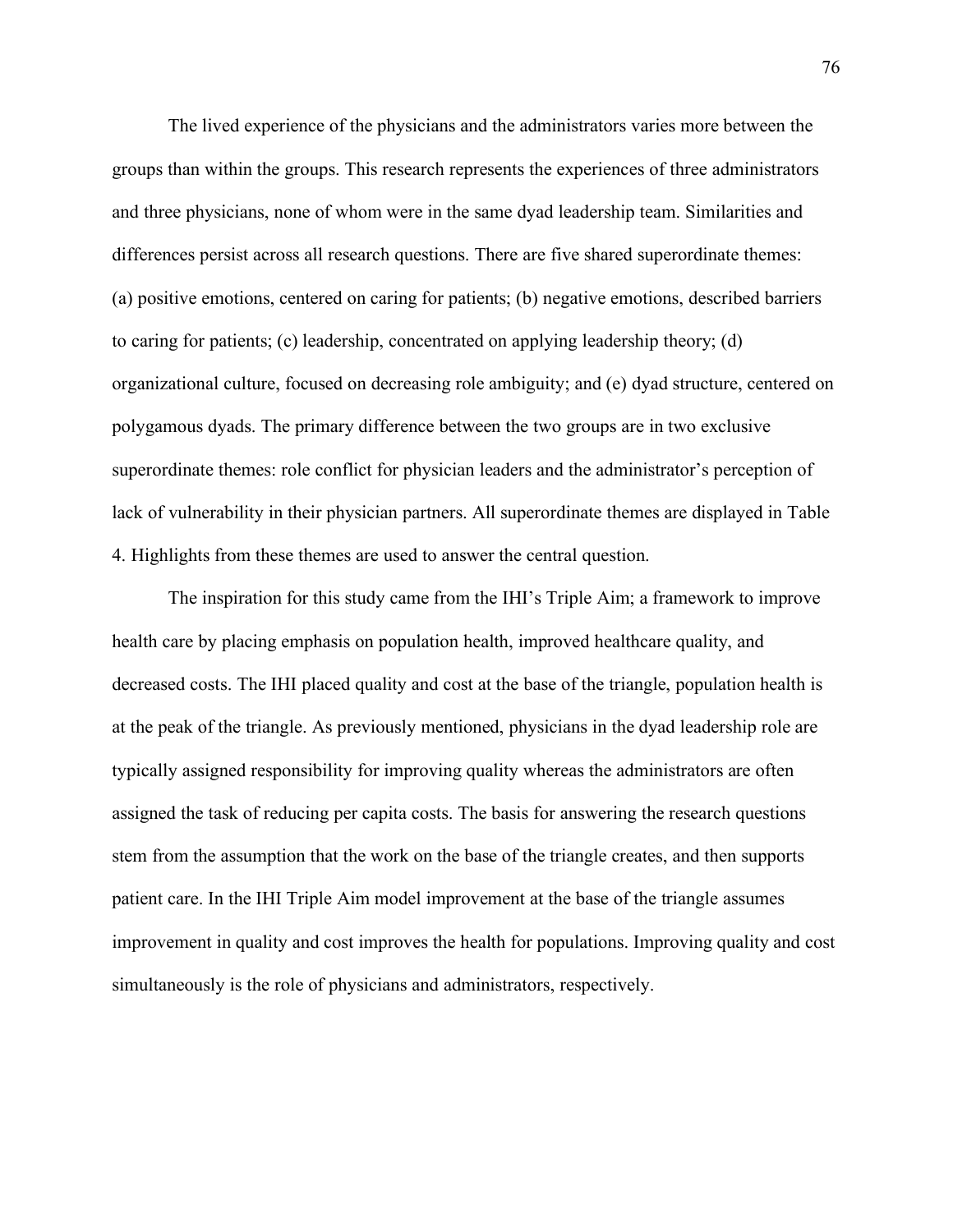The lived experience of the physicians and the administrators varies more between the groups than within the groups. This research represents the experiences of three administrators and three physicians, none of whom were in the same dyad leadership team. Similarities and differences persist across all research questions. There are five shared superordinate themes: (a) positive emotions, centered on caring for patients; (b) negative emotions, described barriers to caring for patients; (c) leadership, concentrated on applying leadership theory; (d) organizational culture, focused on decreasing role ambiguity; and (e) dyad structure, centered on polygamous dyads. The primary difference between the two groups are in two exclusive superordinate themes: role conflict for physician leaders and the administrator's perception of lack of vulnerability in their physician partners. All superordinate themes are displayed in Table 4. Highlights from these themes are used to answer the central question.

The inspiration for this study came from the IHI's Triple Aim; a framework to improve health care by placing emphasis on population health, improved healthcare quality, and decreased costs. The IHI placed quality and cost at the base of the triangle, population health is at the peak of the triangle. As previously mentioned, physicians in the dyad leadership role are typically assigned responsibility for improving quality whereas the administrators are often assigned the task of reducing per capita costs. The basis for answering the research questions stem from the assumption that the work on the base of the triangle creates, and then supports patient care. In the IHI Triple Aim model improvement at the base of the triangle assumes improvement in quality and cost improves the health for populations. Improving quality and cost simultaneously is the role of physicians and administrators, respectively.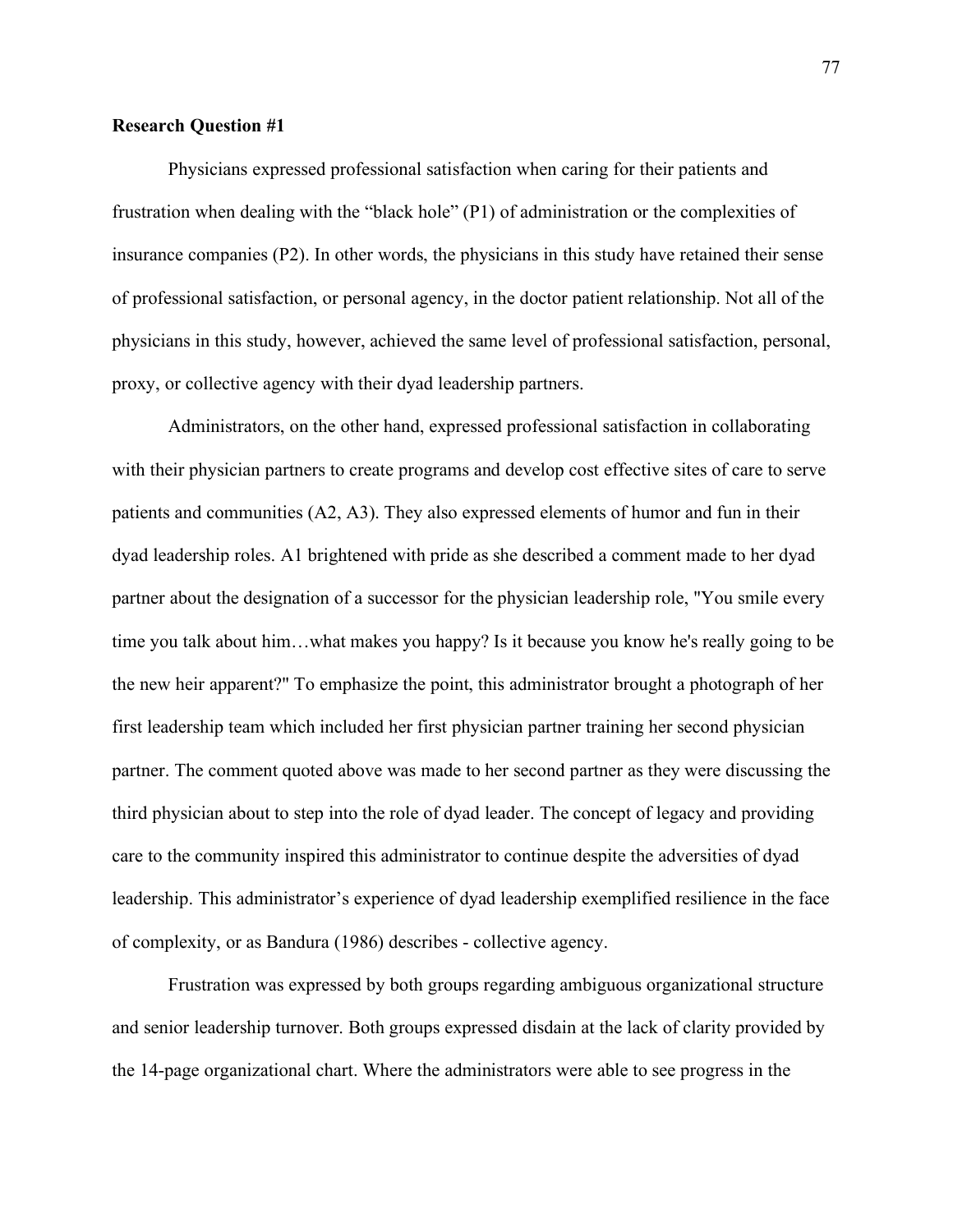**Research Question #1**

Physicians expressed professional satisfaction when caring for their patients and frustration when dealing with the "black hole" (P1) of administration or the complexities of insurance companies (P2). In other words, the physicians in this study have retained their sense of professional satisfaction, or personal agency, in the doctor patient relationship. Not all of the physicians in this study, however, achieved the same level of professional satisfaction, personal, proxy, or collective agency with their dyad leadership partners.

Administrators, on the other hand, expressed professional satisfaction in collaborating with their physician partners to create programs and develop cost effective sites of care to serve patients and communities (A2, A3). They also expressed elements of humor and fun in their dyad leadership roles. A1 brightened with pride as she described a comment made to her dyad partner about the designation of a successor for the physician leadership role, "You smile every time you talk about him…what makes you happy? Is it because you know he's really going to be the new heir apparent?" To emphasize the point, this administrator brought a photograph of her first leadership team which included her first physician partner training her second physician partner. The comment quoted above was made to her second partner as they were discussing the third physician about to step into the role of dyad leader. The concept of legacy and providing care to the community inspired this administrator to continue despite the adversities of dyad leadership. This administrator's experience of dyad leadership exemplified resilience in the face of complexity, or as Bandura (1986) describes - collective agency.

Frustration was expressed by both groups regarding ambiguous organizational structure and senior leadership turnover. Both groups expressed disdain at the lack of clarity provided by the 14-page organizational chart. Where the administrators were able to see progress in the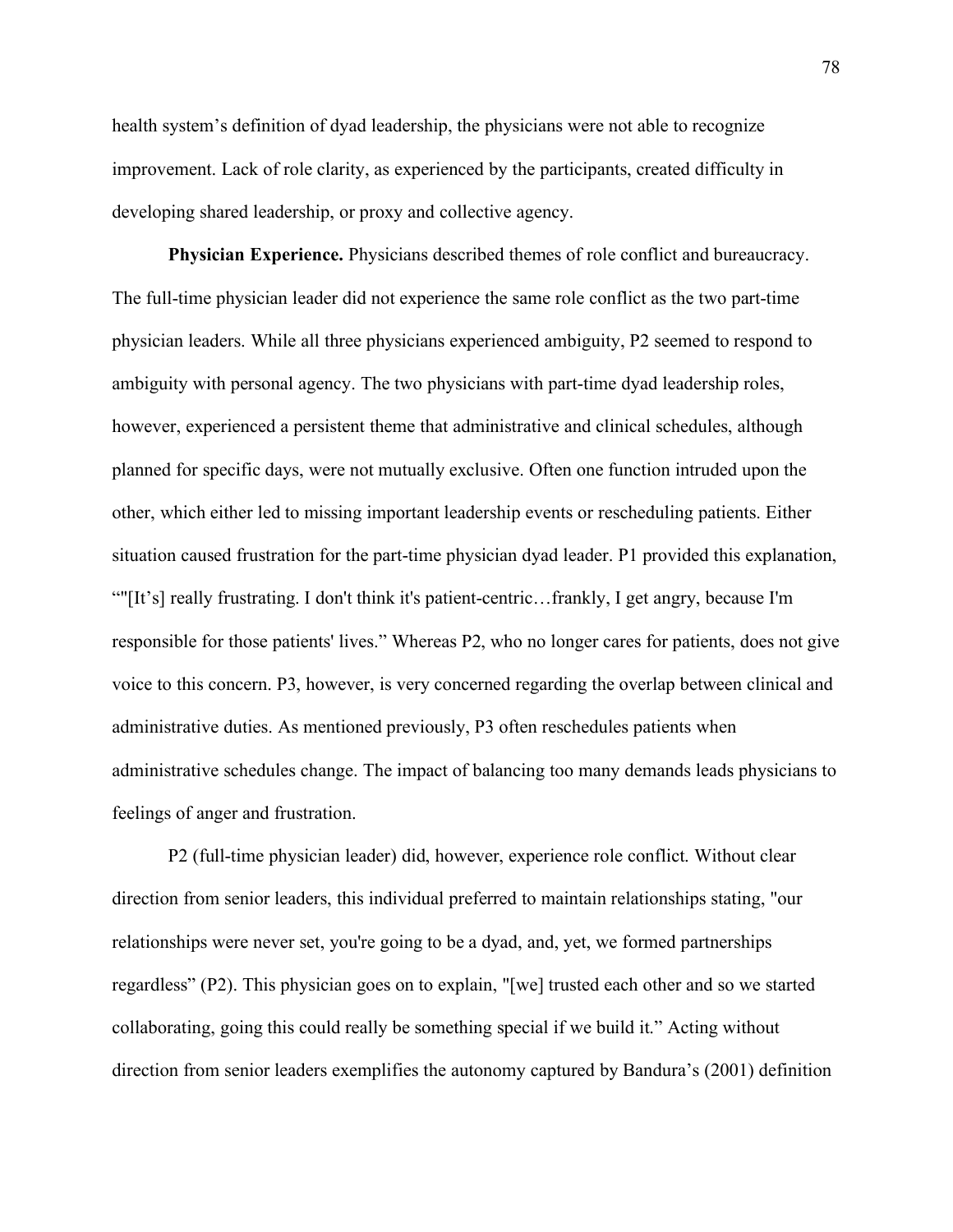health system's definition of dyad leadership, the physicians were not able to recognize improvement. Lack of role clarity, as experienced by the participants, created difficulty in developing shared leadership, or proxy and collective agency.

**Physician Experience.** Physicians described themes of role conflict and bureaucracy. The full-time physician leader did not experience the same role conflict as the two part-time physician leaders. While all three physicians experienced ambiguity, P2 seemed to respond to ambiguity with personal agency. The two physicians with part-time dyad leadership roles, however, experienced a persistent theme that administrative and clinical schedules, although planned for specific days, were not mutually exclusive. Often one function intruded upon the other, which either led to missing important leadership events or rescheduling patients. Either situation caused frustration for the part-time physician dyad leader. P1 provided this explanation, ""[It's] really frustrating. I don't think it's patient-centric…frankly, I get angry, because I'm responsible for those patients' lives." Whereas P2, who no longer cares for patients, does not give voice to this concern. P3, however, is very concerned regarding the overlap between clinical and administrative duties. As mentioned previously, P3 often reschedules patients when administrative schedules change. The impact of balancing too many demands leads physicians to feelings of anger and frustration.

P2 (full-time physician leader) did, however, experience role conflict. Without clear direction from senior leaders, this individual preferred to maintain relationships stating, "our relationships were never set, you're going to be a dyad, and, yet, we formed partnerships regardless" (P2). This physician goes on to explain, "[we] trusted each other and so we started collaborating, going this could really be something special if we build it." Acting without direction from senior leaders exemplifies the autonomy captured by Bandura's (2001) definition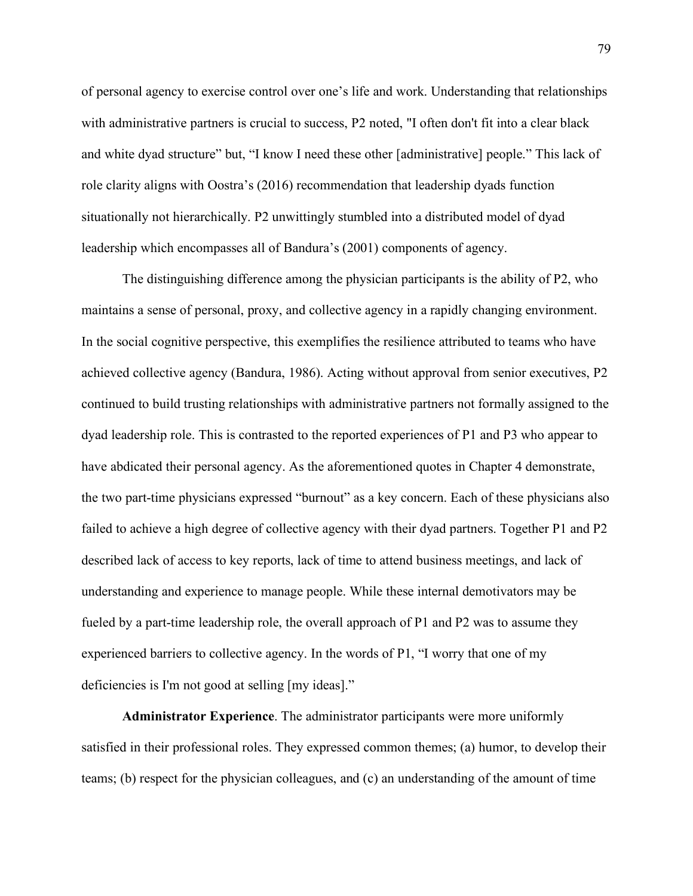of personal agency to exercise control over one's life and work. Understanding that relationships with administrative partners is crucial to success, P2 noted, "I often don't fit into a clear black and white dyad structure" but, "I know I need these other [administrative] people." This lack of role clarity aligns with Oostra's (2016) recommendation that leadership dyads function situationally not hierarchically. P2 unwittingly stumbled into a distributed model of dyad leadership which encompasses all of Bandura's (2001) components of agency.

The distinguishing difference among the physician participants is the ability of P2, who maintains a sense of personal, proxy, and collective agency in a rapidly changing environment. In the social cognitive perspective, this exemplifies the resilience attributed to teams who have achieved collective agency (Bandura, 1986). Acting without approval from senior executives, P2 continued to build trusting relationships with administrative partners not formally assigned to the dyad leadership role. This is contrasted to the reported experiences of P1 and P3 who appear to have abdicated their personal agency. As the aforementioned quotes in Chapter 4 demonstrate, the two part-time physicians expressed "burnout" as a key concern. Each of these physicians also failed to achieve a high degree of collective agency with their dyad partners. Together P1 and P2 described lack of access to key reports, lack of time to attend business meetings, and lack of understanding and experience to manage people. While these internal demotivators may be fueled by a part-time leadership role, the overall approach of P1 and P2 was to assume they experienced barriers to collective agency. In the words of P1, "I worry that one of my deficiencies is I'm not good at selling [my ideas]."

**Administrator Experience**. The administrator participants were more uniformly satisfied in their professional roles. They expressed common themes; (a) humor, to develop their teams; (b) respect for the physician colleagues, and (c) an understanding of the amount of time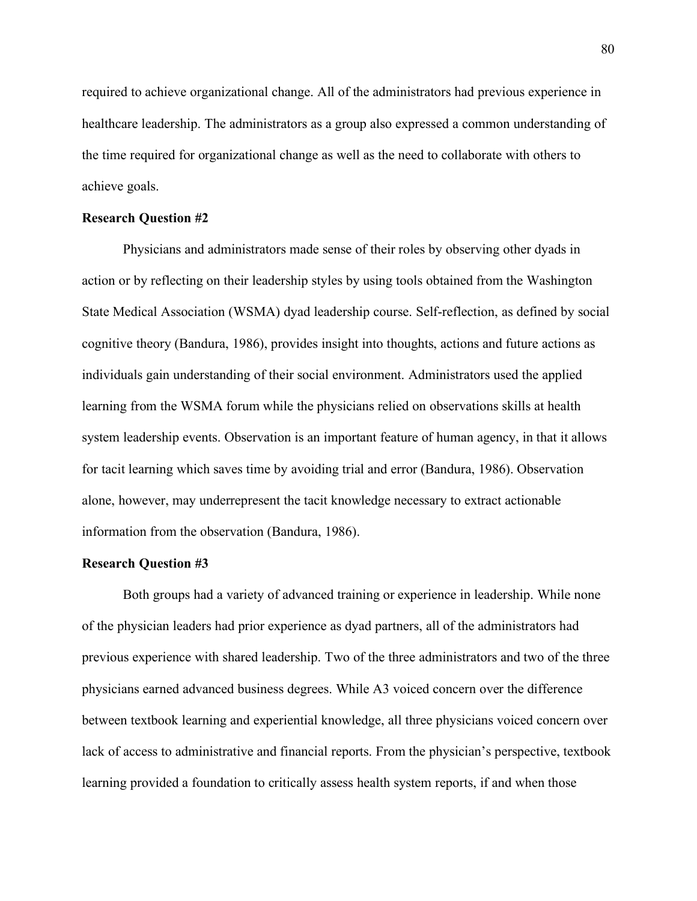required to achieve organizational change. All of the administrators had previous experience in healthcare leadership. The administrators as a group also expressed a common understanding of the time required for organizational change as well as the need to collaborate with others to achieve goals.

**Research Question #2**

Physicians and administrators made sense of their roles by observing other dyads in action or by reflecting on their leadership styles by using tools obtained from the Washington State Medical Association (WSMA) dyad leadership course. Self-reflection, as defined by social cognitive theory (Bandura, 1986), provides insight into thoughts, actions and future actions as individuals gain understanding of their social environment. Administrators used the applied learning from the WSMA forum while the physicians relied on observations skills at health system leadership events. Observation is an important feature of human agency, in that it allows for tacit learning which saves time by avoiding trial and error (Bandura, 1986). Observation alone, however, may underrepresent the tacit knowledge necessary to extract actionable information from the observation (Bandura, 1986).

**Research Question #3**

Both groups had a variety of advanced training or experience in leadership. While none of the physician leaders had prior experience as dyad partners, all of the administrators had previous experience with shared leadership. Two of the three administrators and two of the three physicians earned advanced business degrees. While A3 voiced concern over the difference between textbook learning and experiential knowledge, all three physicians voiced concern over lack of access to administrative and financial reports. From the physician's perspective, textbook learning provided a foundation to critically assess health system reports, if and when those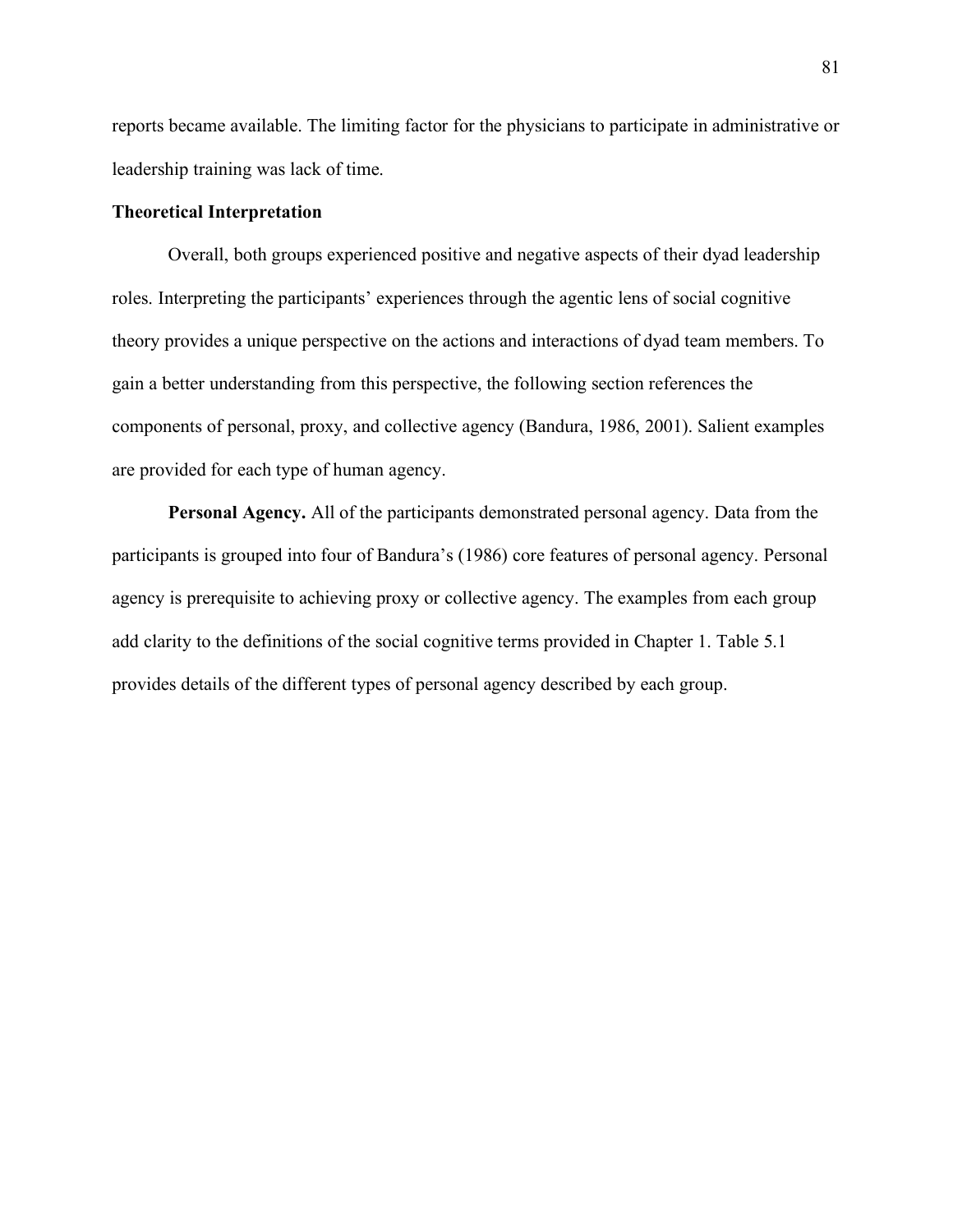reports became available. The limiting factor for the physicians to participate in administrative or leadership training was lack of time.

### Theoretical Interpretation

Overall, both groups experienced positive and negative aspects of their dyad leadership roles. Interpreting the participants' experiences through the agentic lens of social cognitive theory provides a unique perspective on the actions and interactions of dyad team members. To gain a better understanding from this perspective, the following section references the components of personal, proxy, and collective agency (Bandura, 1986, 2001). Salient examples are provided for each type of human agency.

**Personal Agency.** All of the participants demonstrated personal agency. Data from the participants is grouped into four of Bandura's (1986) core features of personal agency. Personal agency is prerequisite to achieving proxy or collective agency. The examples from each group add clarity to the definitions of the social cognitive terms provided in Chapter 1. Table 5.1 provides details of the different types of personal agency described by each group.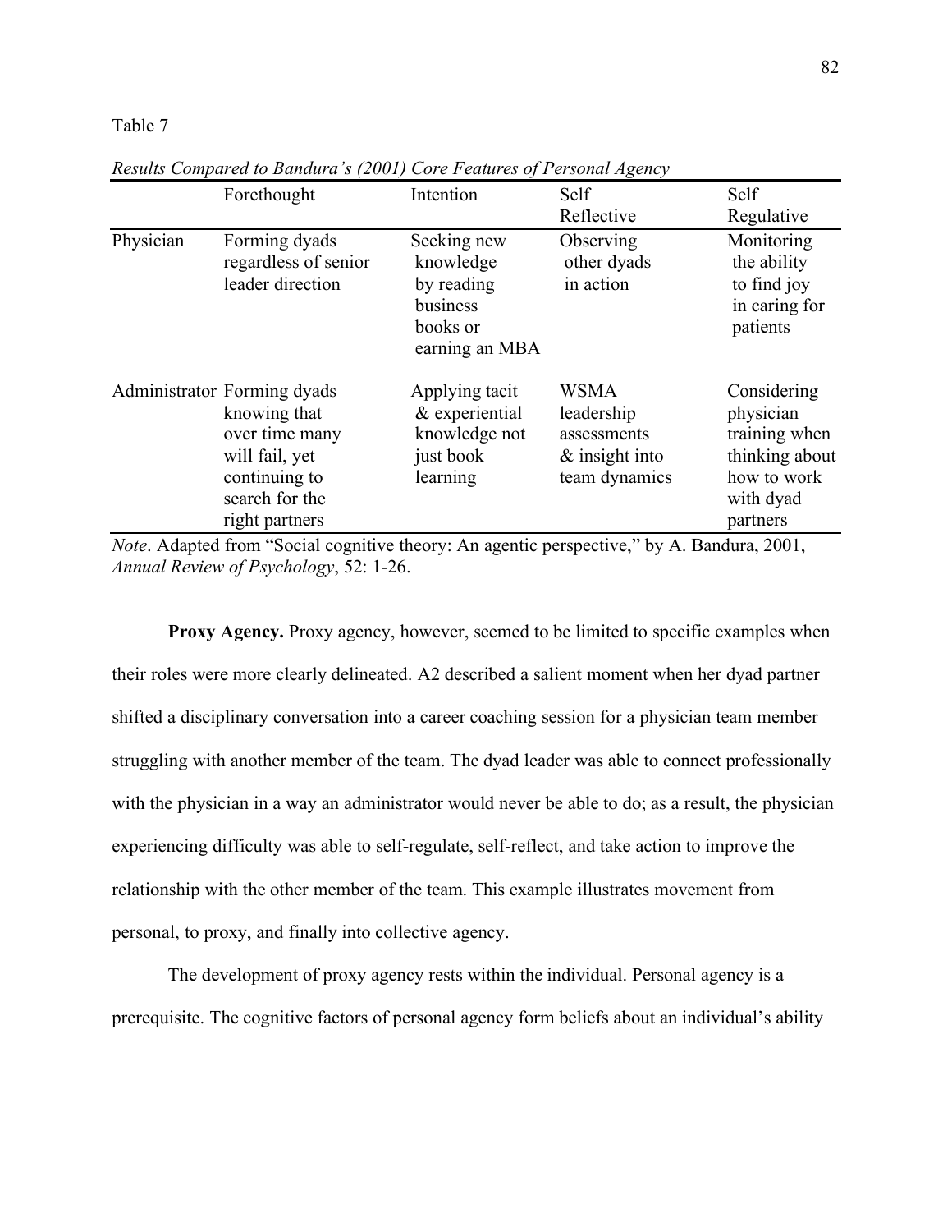Table 7

*Results Compared to Bandura's (2001) Core Features of Personal Agency*

| | Forethought | Intention | Self Reflective | Self Regulative |
|---|---|---|---|---|
| Physician | Forming dyads regardless of senior leader direction | Seeking new knowledge by reading business books or earning an MBA | Observing other dyads in action | Monitoring the ability to find joy in caring for patients |
| Administrator | Forming dyads knowing that over time many will fail, yet continuing to search for the right partners | Applying tacit & experiential knowledge not just book learning | WSMA leadership assessments & insight into team dynamics | Considering physician training when thinking about how to work with dyad partners |

*Note*. Adapted from "Social cognitive theory: An agentic perspective," by A. Bandura, 2001, *Annual Review of Psychology*, 52: 1-26.

**Proxy Agency.** Proxy agency, however, seemed to be limited to specific examples when their roles were more clearly delineated. A2 described a salient moment when her dyad partner shifted a disciplinary conversation into a career coaching session for a physician team member struggling with another member of the team. The dyad leader was able to connect professionally with the physician in a way an administrator would never be able to do; as a result, the physician experiencing difficulty was able to self-regulate, self-reflect, and take action to improve the relationship with the other member of the team. This example illustrates movement from personal, to proxy, and finally into collective agency.

The development of proxy agency rests within the individual. Personal agency is a prerequisite. The cognitive factors of personal agency form beliefs about an individual's ability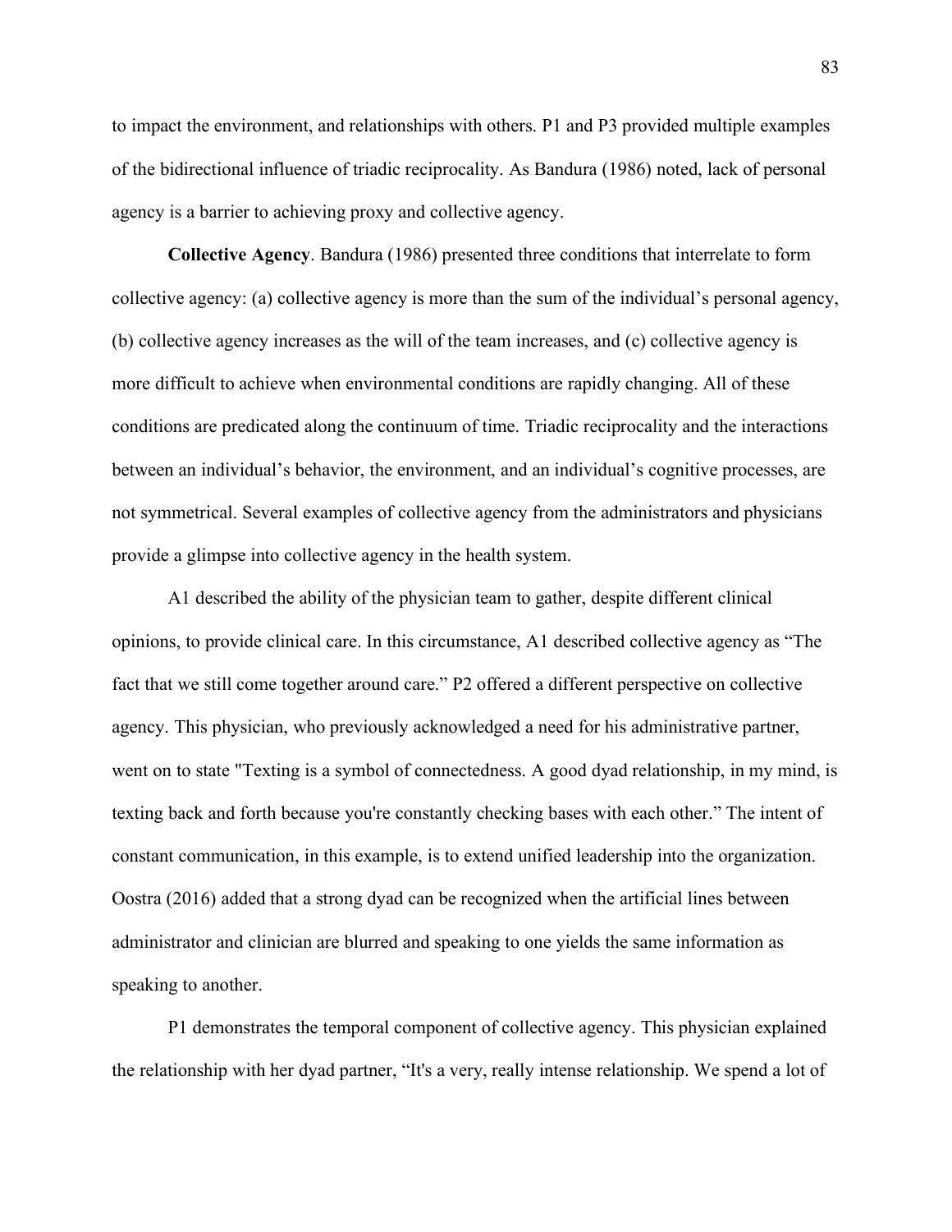to impact the environment, and relationships with others. P1 and P3 provided multiple examples of the bidirectional influence of triadic reciprocality. As Bandura (1986) noted, lack of personal agency is a barrier to achieving proxy and collective agency.

**Collective Agency**. Bandura (1986) presented three conditions that interrelate to form collective agency: (a) collective agency is more than the sum of the individual's personal agency, (b) collective agency increases as the will of the team increases, and (c) collective agency is more difficult to achieve when environmental conditions are rapidly changing. All of these conditions are predicated along the continuum of time. Triadic reciprocality and the interactions between an individual's behavior, the environment, and an individual's cognitive processes, are not symmetrical. Several examples of collective agency from the administrators and physicians provide a glimpse into collective agency in the health system.

A1 described the ability of the physician team to gather, despite different clinical opinions, to provide clinical care. In this circumstance, A1 described collective agency as "The fact that we still come together around care." P2 offered a different perspective on collective agency. This physician, who previously acknowledged a need for his administrative partner, went on to state "Texting is a symbol of connectedness. A good dyad relationship, in my mind, is texting back and forth because you're constantly checking bases with each other." The intent of constant communication, in this example, is to extend unified leadership into the organization. Oostra (2016) added that a strong dyad can be recognized when the artificial lines between administrator and clinician are blurred and speaking to one yields the same information as speaking to another.

P1 demonstrates the temporal component of collective agency. This physician explained the relationship with her dyad partner, "It's a very, really intense relationship. We spend a lot of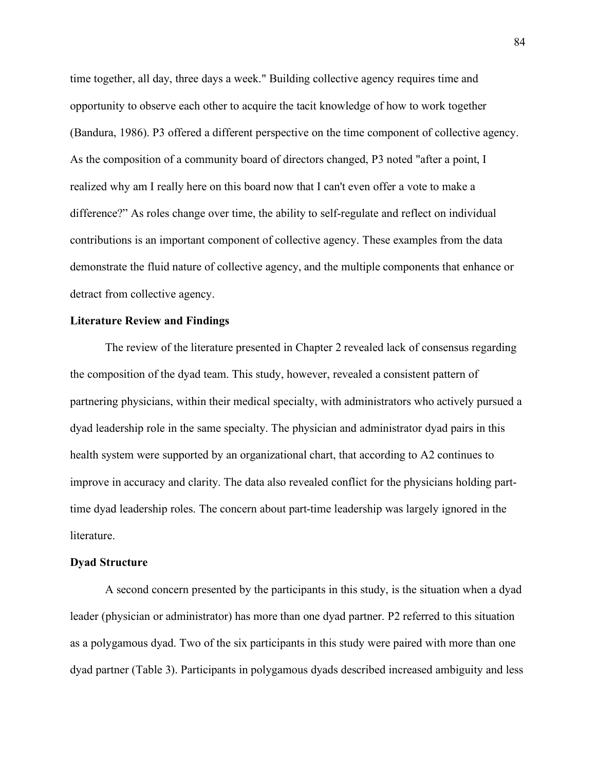time together, all day, three days a week." Building collective agency requires time and opportunity to observe each other to acquire the tacit knowledge of how to work together (Bandura, 1986). P3 offered a different perspective on the time component of collective agency. As the composition of a community board of directors changed, P3 noted "after a point, I realized why am I really here on this board now that I can't even offer a vote to make a difference?" As roles change over time, the ability to self-regulate and reflect on individual contributions is an important component of collective agency. These examples from the data demonstrate the fluid nature of collective agency, and the multiple components that enhance or detract from collective agency.

**Literature Review and Findings**

The review of the literature presented in Chapter 2 revealed lack of consensus regarding the composition of the dyad team. This study, however, revealed a consistent pattern of partnering physicians, within their medical specialty, with administrators who actively pursued a dyad leadership role in the same specialty. The physician and administrator dyad pairs in this health system were supported by an organizational chart, that according to A2 continues to improve in accuracy and clarity. The data also revealed conflict for the physicians holding part-time dyad leadership roles. The concern about part-time leadership was largely ignored in the literature.

**Dyad Structure**

A second concern presented by the participants in this study, is the situation when a dyad leader (physician or administrator) has more than one dyad partner. P2 referred to this situation as a polygamous dyad. Two of the six participants in this study were paired with more than one dyad partner (Table 3). Participants in polygamous dyads described increased ambiguity and less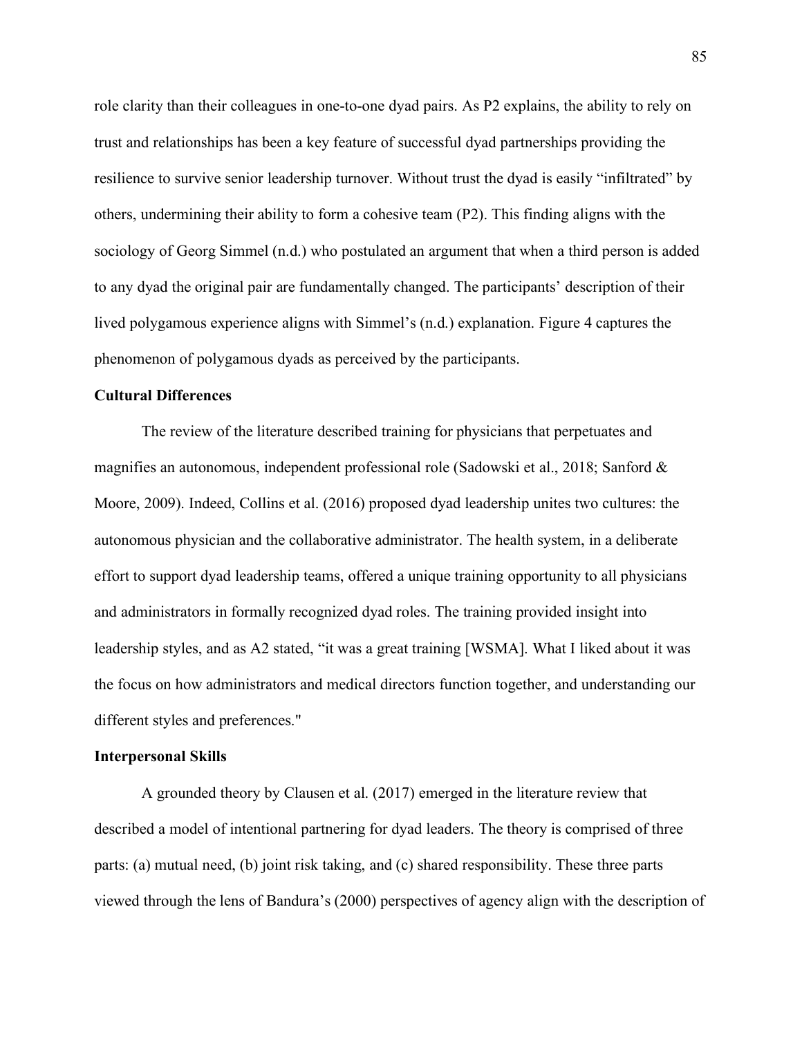role clarity than their colleagues in one-to-one dyad pairs. As P2 explains, the ability to rely on trust and relationships has been a key feature of successful dyad partnerships providing the resilience to survive senior leadership turnover. Without trust the dyad is easily "infiltrated" by others, undermining their ability to form a cohesive team (P2). This finding aligns with the sociology of Georg Simmel (n.d.) who postulated an argument that when a third person is added to any dyad the original pair are fundamentally changed. The participants' description of their lived polygamous experience aligns with Simmel's (n.d.) explanation. Figure 4 captures the phenomenon of polygamous dyads as perceived by the participants.

**Cultural Differences**

The review of the literature described training for physicians that perpetuates and magnifies an autonomous, independent professional role (Sadowski et al., 2018; Sanford & Moore, 2009). Indeed, Collins et al. (2016) proposed dyad leadership unites two cultures: the autonomous physician and the collaborative administrator. The health system, in a deliberate effort to support dyad leadership teams, offered a unique training opportunity to all physicians and administrators in formally recognized dyad roles. The training provided insight into leadership styles, and as A2 stated, "it was a great training [WSMA]. What I liked about it was the focus on how administrators and medical directors function together, and understanding our different styles and preferences."

**Interpersonal Skills**

A grounded theory by Clausen et al. (2017) emerged in the literature review that described a model of intentional partnering for dyad leaders. The theory is comprised of three parts: (a) mutual need, (b) joint risk taking, and (c) shared responsibility. These three parts viewed through the lens of Bandura's (2000) perspectives of agency align with the description of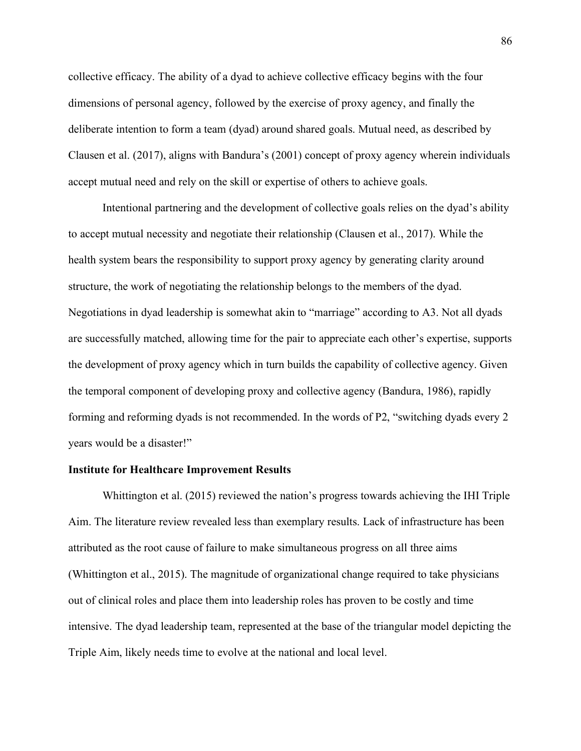collective efficacy. The ability of a dyad to achieve collective efficacy begins with the four dimensions of personal agency, followed by the exercise of proxy agency, and finally the deliberate intention to form a team (dyad) around shared goals. Mutual need, as described by Clausen et al. (2017), aligns with Bandura's (2001) concept of proxy agency wherein individuals accept mutual need and rely on the skill or expertise of others to achieve goals.

Intentional partnering and the development of collective goals relies on the dyad's ability to accept mutual necessity and negotiate their relationship (Clausen et al., 2017). While the health system bears the responsibility to support proxy agency by generating clarity around structure, the work of negotiating the relationship belongs to the members of the dyad. Negotiations in dyad leadership is somewhat akin to "marriage" according to A3. Not all dyads are successfully matched, allowing time for the pair to appreciate each other's expertise, supports the development of proxy agency which in turn builds the capability of collective agency. Given the temporal component of developing proxy and collective agency (Bandura, 1986), rapidly forming and reforming dyads is not recommended. In the words of P2, "switching dyads every 2 years would be a disaster!"

**Institute for Healthcare Improvement Results**

Whittington et al. (2015) reviewed the nation's progress towards achieving the IHI Triple Aim. The literature review revealed less than exemplary results. Lack of infrastructure has been attributed as the root cause of failure to make simultaneous progress on all three aims (Whittington et al., 2015). The magnitude of organizational change required to take physicians out of clinical roles and place them into leadership roles has proven to be costly and time intensive. The dyad leadership team, represented at the base of the triangular model depicting the Triple Aim, likely needs time to evolve at the national and local level.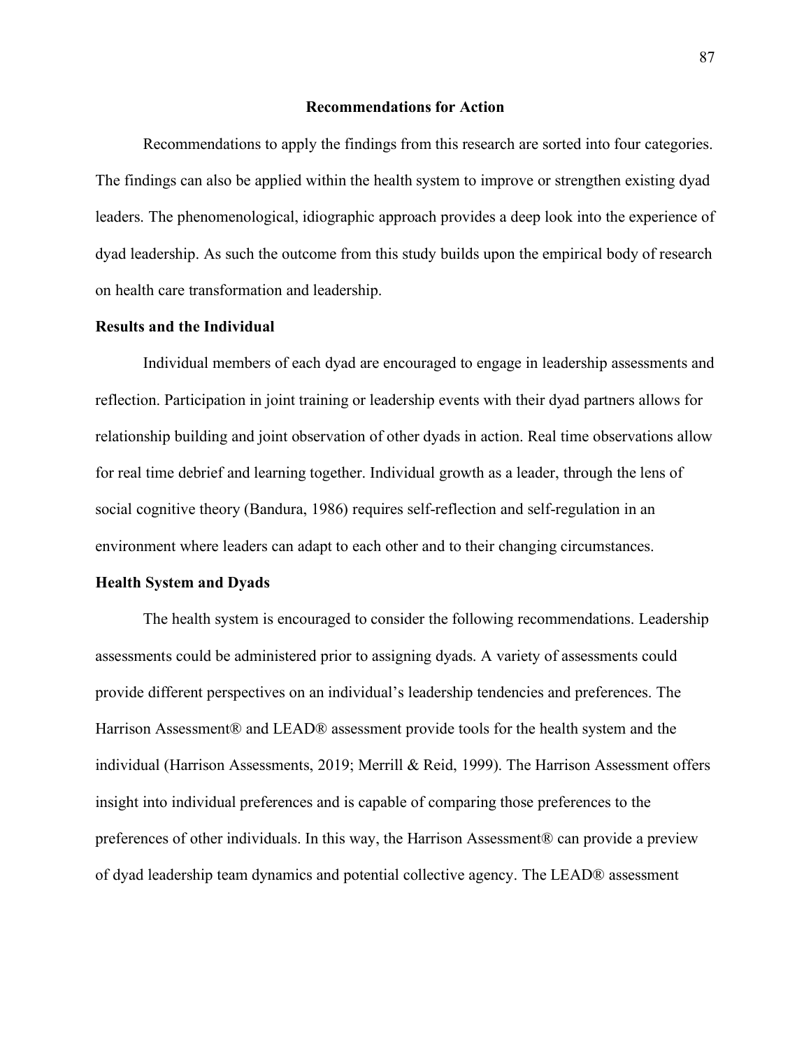## Recommendations for Action

Recommendations to apply the findings from this research are sorted into four categories. The findings can also be applied within the health system to improve or strengthen existing dyad leaders. The phenomenological, idiographic approach provides a deep look into the experience of dyad leadership. As such the outcome from this study builds upon the empirical body of research on health care transformation and leadership.

### Results and the Individual

Individual members of each dyad are encouraged to engage in leadership assessments and reflection. Participation in joint training or leadership events with their dyad partners allows for relationship building and joint observation of other dyads in action. Real time observations allow for real time debrief and learning together. Individual growth as a leader, through the lens of social cognitive theory (Bandura, 1986) requires self-reflection and self-regulation in an environment where leaders can adapt to each other and to their changing circumstances.

### Health System and Dyads

The health system is encouraged to consider the following recommendations. Leadership assessments could be administered prior to assigning dyads. A variety of assessments could provide different perspectives on an individual's leadership tendencies and preferences. The Harrison Assessment® and LEAD® assessment provide tools for the health system and the individual (Harrison Assessments, 2019; Merrill & Reid, 1999). The Harrison Assessment offers insight into individual preferences and is capable of comparing those preferences to the preferences of other individuals. In this way, the Harrison Assessment® can provide a preview of dyad leadership team dynamics and potential collective agency. The LEAD® assessment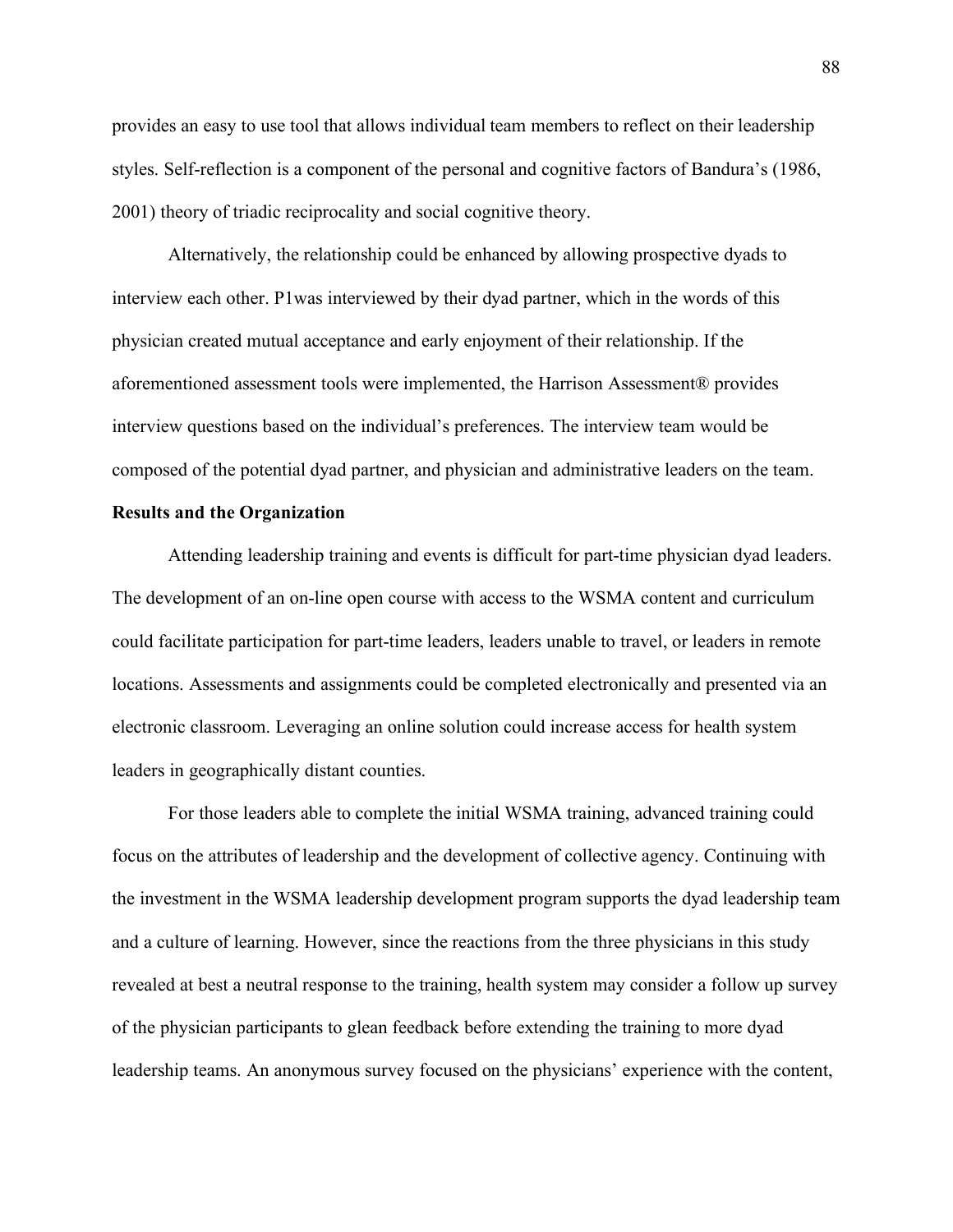provides an easy to use tool that allows individual team members to reflect on their leadership styles. Self-reflection is a component of the personal and cognitive factors of Bandura's (1986, 2001) theory of triadic reciprocality and social cognitive theory.

Alternatively, the relationship could be enhanced by allowing prospective dyads to interview each other. P1was interviewed by their dyad partner, which in the words of this physician created mutual acceptance and early enjoyment of their relationship. If the aforementioned assessment tools were implemented, the Harrison Assessment® provides interview questions based on the individual's preferences. The interview team would be composed of the potential dyad partner, and physician and administrative leaders on the team.

**Results and the Organization**

Attending leadership training and events is difficult for part-time physician dyad leaders. The development of an on-line open course with access to the WSMA content and curriculum could facilitate participation for part-time leaders, leaders unable to travel, or leaders in remote locations. Assessments and assignments could be completed electronically and presented via an electronic classroom. Leveraging an online solution could increase access for health system leaders in geographically distant counties.

For those leaders able to complete the initial WSMA training, advanced training could focus on the attributes of leadership and the development of collective agency. Continuing with the investment in the WSMA leadership development program supports the dyad leadership team and a culture of learning. However, since the reactions from the three physicians in this study revealed at best a neutral response to the training, health system may consider a follow up survey of the physician participants to glean feedback before extending the training to more dyad leadership teams. An anonymous survey focused on the physicians' experience with the content,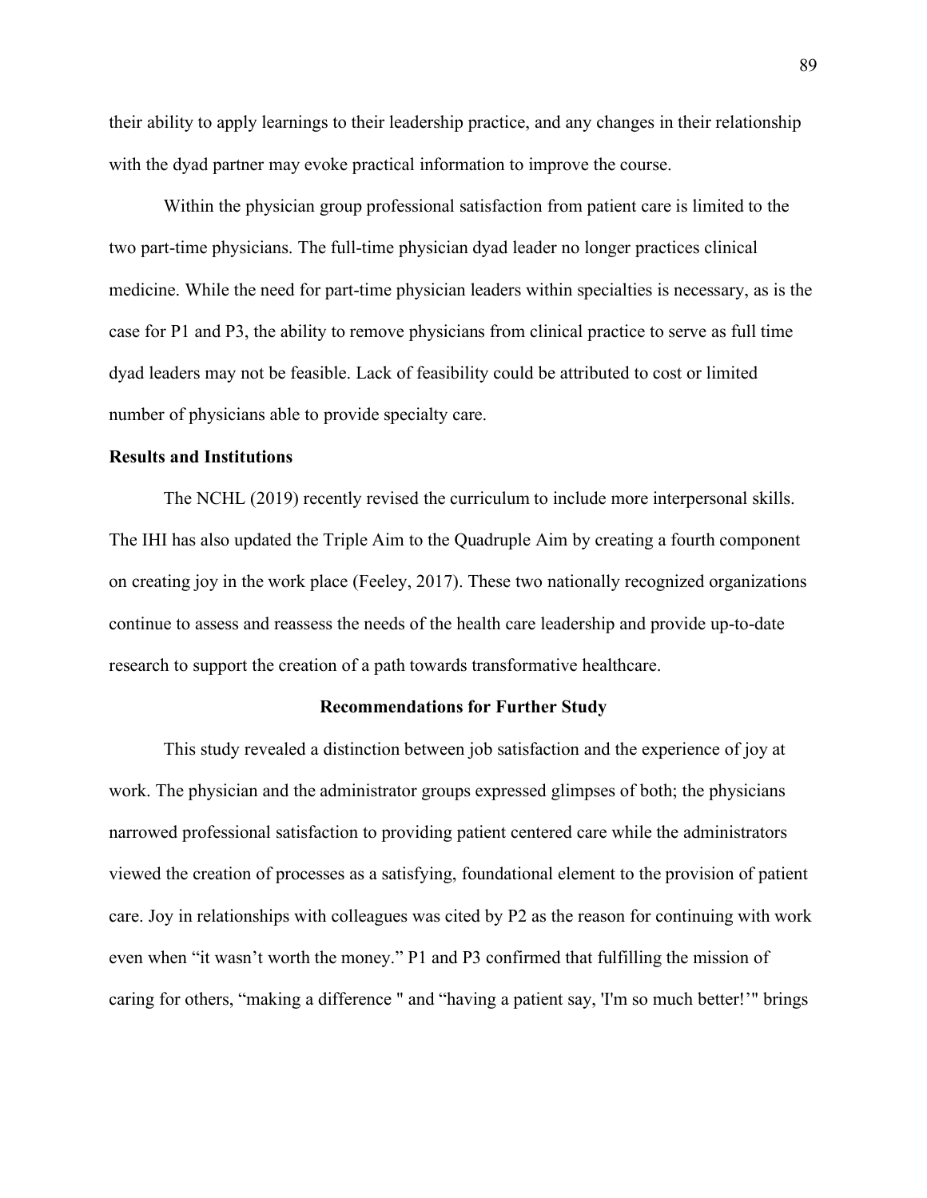their ability to apply learnings to their leadership practice, and any changes in their relationship with the dyad partner may evoke practical information to improve the course.

Within the physician group professional satisfaction from patient care is limited to the two part-time physicians. The full-time physician dyad leader no longer practices clinical medicine. While the need for part-time physician leaders within specialties is necessary, as is the case for P1 and P3, the ability to remove physicians from clinical practice to serve as full time dyad leaders may not be feasible. Lack of feasibility could be attributed to cost or limited number of physicians able to provide specialty care.

**Results and Institutions**

The NCHL (2019) recently revised the curriculum to include more interpersonal skills. The IHI has also updated the Triple Aim to the Quadruple Aim by creating a fourth component on creating joy in the work place (Feeley, 2017). These two nationally recognized organizations continue to assess and reassess the needs of the health care leadership and provide up-to-date research to support the creation of a path towards transformative healthcare.

## Recommendations for Further Study

This study revealed a distinction between job satisfaction and the experience of joy at work. The physician and the administrator groups expressed glimpses of both; the physicians narrowed professional satisfaction to providing patient centered care while the administrators viewed the creation of processes as a satisfying, foundational element to the provision of patient care. Joy in relationships with colleagues was cited by P2 as the reason for continuing with work even when "it wasn't worth the money." P1 and P3 confirmed that fulfilling the mission of caring for others, "making a difference " and "having a patient say, 'I'm so much better!'" brings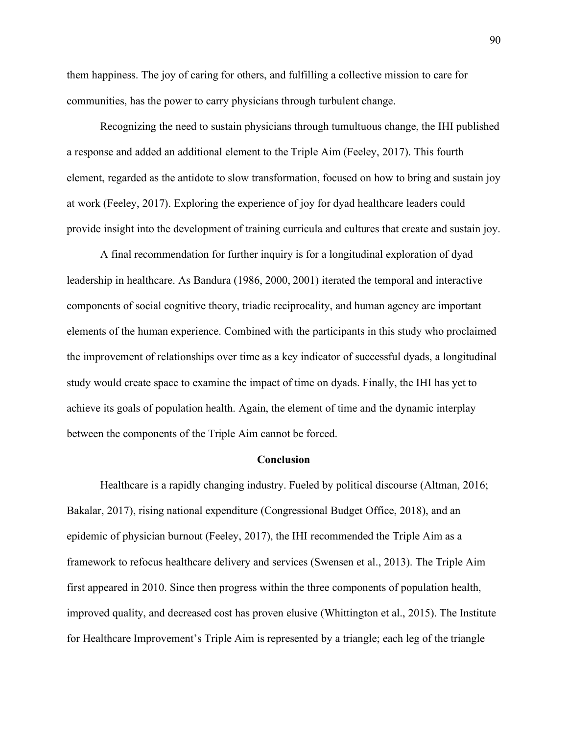them happiness. The joy of caring for others, and fulfilling a collective mission to care for communities, has the power to carry physicians through turbulent change.

Recognizing the need to sustain physicians through tumultuous change, the IHI published a response and added an additional element to the Triple Aim (Feeley, 2017). This fourth element, regarded as the antidote to slow transformation, focused on how to bring and sustain joy at work (Feeley, 2017). Exploring the experience of joy for dyad healthcare leaders could provide insight into the development of training curricula and cultures that create and sustain joy.

A final recommendation for further inquiry is for a longitudinal exploration of dyad leadership in healthcare. As Bandura (1986, 2000, 2001) iterated the temporal and interactive components of social cognitive theory, triadic reciprocality, and human agency are important elements of the human experience. Combined with the participants in this study who proclaimed the improvement of relationships over time as a key indicator of successful dyads, a longitudinal study would create space to examine the impact of time on dyads. Finally, the IHI has yet to achieve its goals of population health. Again, the element of time and the dynamic interplay between the components of the Triple Aim cannot be forced.

## Conclusion

Healthcare is a rapidly changing industry. Fueled by political discourse (Altman, 2016; Bakalar, 2017), rising national expenditure (Congressional Budget Office, 2018), and an epidemic of physician burnout (Feeley, 2017), the IHI recommended the Triple Aim as a framework to refocus healthcare delivery and services (Swensen et al., 2013). The Triple Aim first appeared in 2010. Since then progress within the three components of population health, improved quality, and decreased cost has proven elusive (Whittington et al., 2015). The Institute for Healthcare Improvement's Triple Aim is represented by a triangle; each leg of the triangle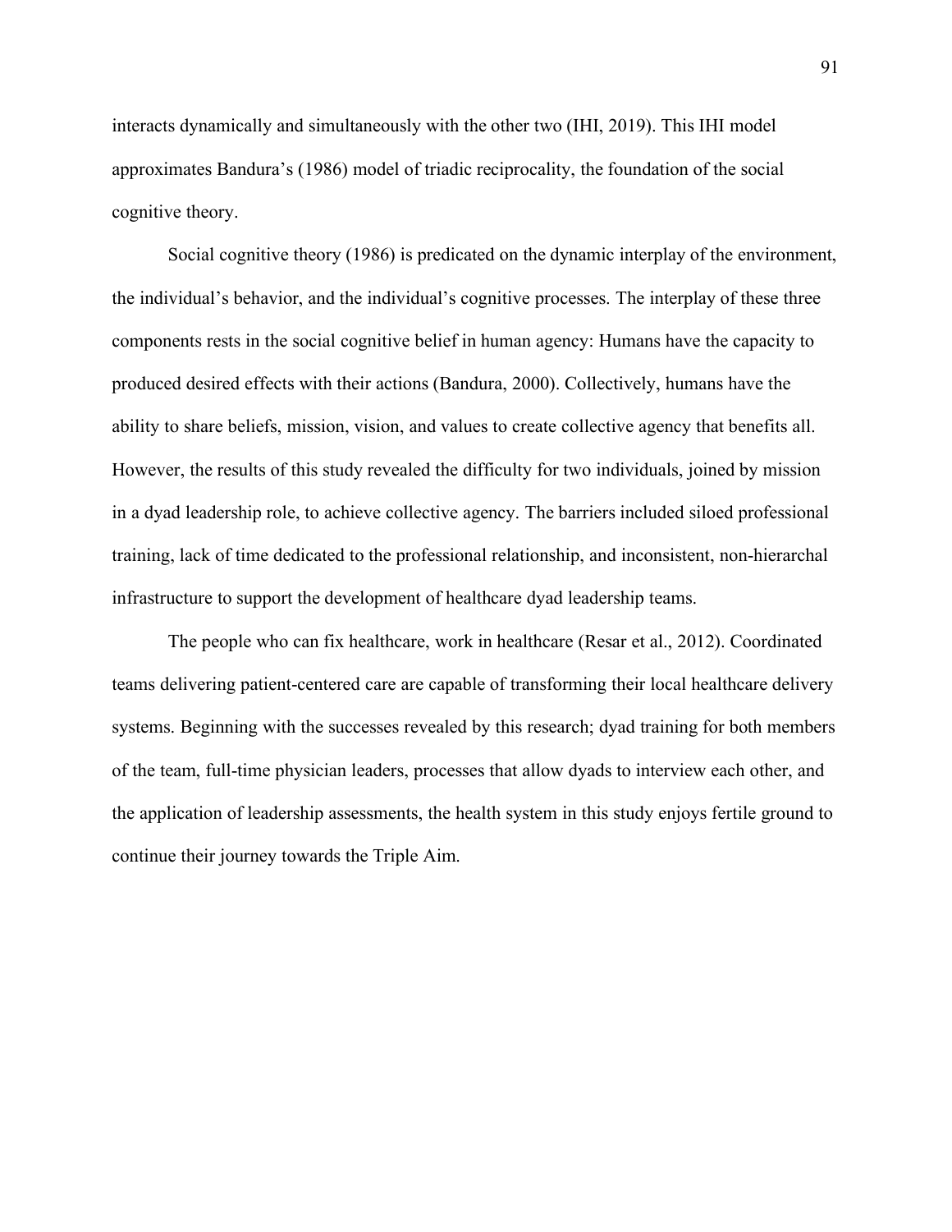interacts dynamically and simultaneously with the other two (IHI, 2019). This IHI model approximates Bandura's (1986) model of triadic reciprocality, the foundation of the social cognitive theory.

Social cognitive theory (1986) is predicated on the dynamic interplay of the environment, the individual's behavior, and the individual's cognitive processes. The interplay of these three components rests in the social cognitive belief in human agency: Humans have the capacity to produced desired effects with their actions (Bandura, 2000). Collectively, humans have the ability to share beliefs, mission, vision, and values to create collective agency that benefits all. However, the results of this study revealed the difficulty for two individuals, joined by mission in a dyad leadership role, to achieve collective agency. The barriers included siloed professional training, lack of time dedicated to the professional relationship, and inconsistent, non-hierarchal infrastructure to support the development of healthcare dyad leadership teams.

The people who can fix healthcare, work in healthcare (Resar et al., 2012). Coordinated teams delivering patient-centered care are capable of transforming their local healthcare delivery systems. Beginning with the successes revealed by this research; dyad training for both members of the team, full-time physician leaders, processes that allow dyads to interview each other, and the application of leadership assessments, the health system in this study enjoys fertile ground to continue their journey towards the Triple Aim.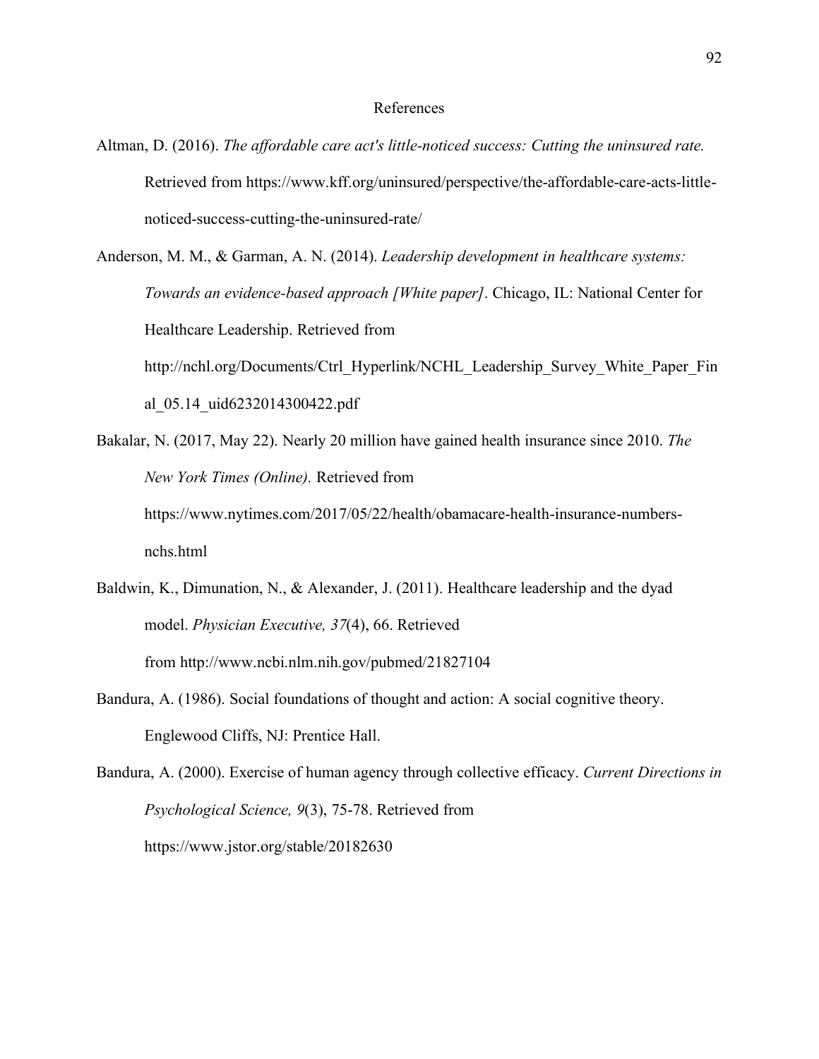# References

Altman, D. (2016). *The affordable care act's little-noticed success: Cutting the uninsured rate.* Retrieved from https://www.kff.org/uninsured/perspective/the-affordable-care-acts-little-noticed-success-cutting-the-uninsured-rate/

Anderson, M. M., & Garman, A. N. (2014). *Leadership development in healthcare systems: Towards an evidence-based approach [White paper]*. Chicago, IL: National Center for Healthcare Leadership. Retrieved from http://nchl.org/Documents/Ctrl_Hyperlink/NCHL_Leadership_Survey_White_Paper_Final_05.14_uid6232014300422.pdf

Bakalar, N. (2017, May 22). Nearly 20 million have gained health insurance since 2010. *The New York Times (Online).* Retrieved from https://www.nytimes.com/2017/05/22/health/obamacare-health-insurance-numbers-nchs.html

Baldwin, K., Dimunation, N., & Alexander, J. (2011). Healthcare leadership and the dyad model. *Physician Executive, 37*(4), 66. Retrieved from http://www.ncbi.nlm.nih.gov/pubmed/21827104

Bandura, A. (1986). Social foundations of thought and action: A social cognitive theory. Englewood Cliffs, NJ: Prentice Hall.

Bandura, A. (2000). Exercise of human agency through collective efficacy. *Current Directions in Psychological Science, 9*(3), 75-78. Retrieved from https://www.jstor.org/stable/20182630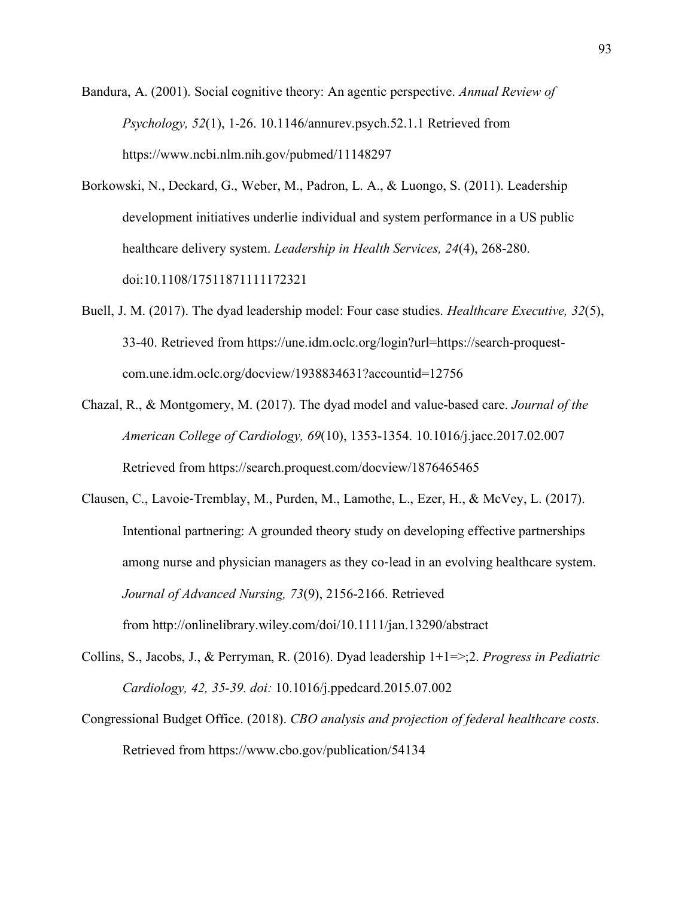Bandura, A. (2001). Social cognitive theory: An agentic perspective. *Annual Review of Psychology, 52*(1), 1-26. 10.1146/annurev.psych.52.1.1 Retrieved from https://www.ncbi.nlm.nih.gov/pubmed/11148297

Borkowski, N., Deckard, G., Weber, M., Padron, L. A., & Luongo, S. (2011). Leadership development initiatives underlie individual and system performance in a US public healthcare delivery system. *Leadership in Health Services, 24*(4), 268-280. doi:10.1108/17511871111172321

Buell, J. M. (2017). The dyad leadership model: Four case studies. *Healthcare Executive, 32*(5), 33-40. Retrieved from https://une.idm.oclc.org/login?url=https://search-proquest-com.une.idm.oclc.org/docview/1938834631?accountid=12756

Chazal, R., & Montgomery, M. (2017). The dyad model and value-based care. *Journal of the American College of Cardiology, 69*(10), 1353-1354. 10.1016/j.jacc.2017.02.007 Retrieved from https://search.proquest.com/docview/1876465465

Clausen, C., Lavoie‐Tremblay, M., Purden, M., Lamothe, L., Ezer, H., & McVey, L. (2017). Intentional partnering: A grounded theory study on developing effective partnerships among nurse and physician managers as they co‐lead in an evolving healthcare system. *Journal of Advanced Nursing, 73*(9), 2156-2166. Retrieved from http://onlinelibrary.wiley.com/doi/10.1111/jan.13290/abstract

Collins, S., Jacobs, J., & Perryman, R. (2016). Dyad leadership 1+1=>;2. *Progress in Pediatric Cardiology, 42, 35-39. doi:* 10.1016/j.ppedcard.2015.07.002

Congressional Budget Office. (2018). *CBO analysis and projection of federal healthcare costs*. Retrieved from https://www.cbo.gov/publication/54134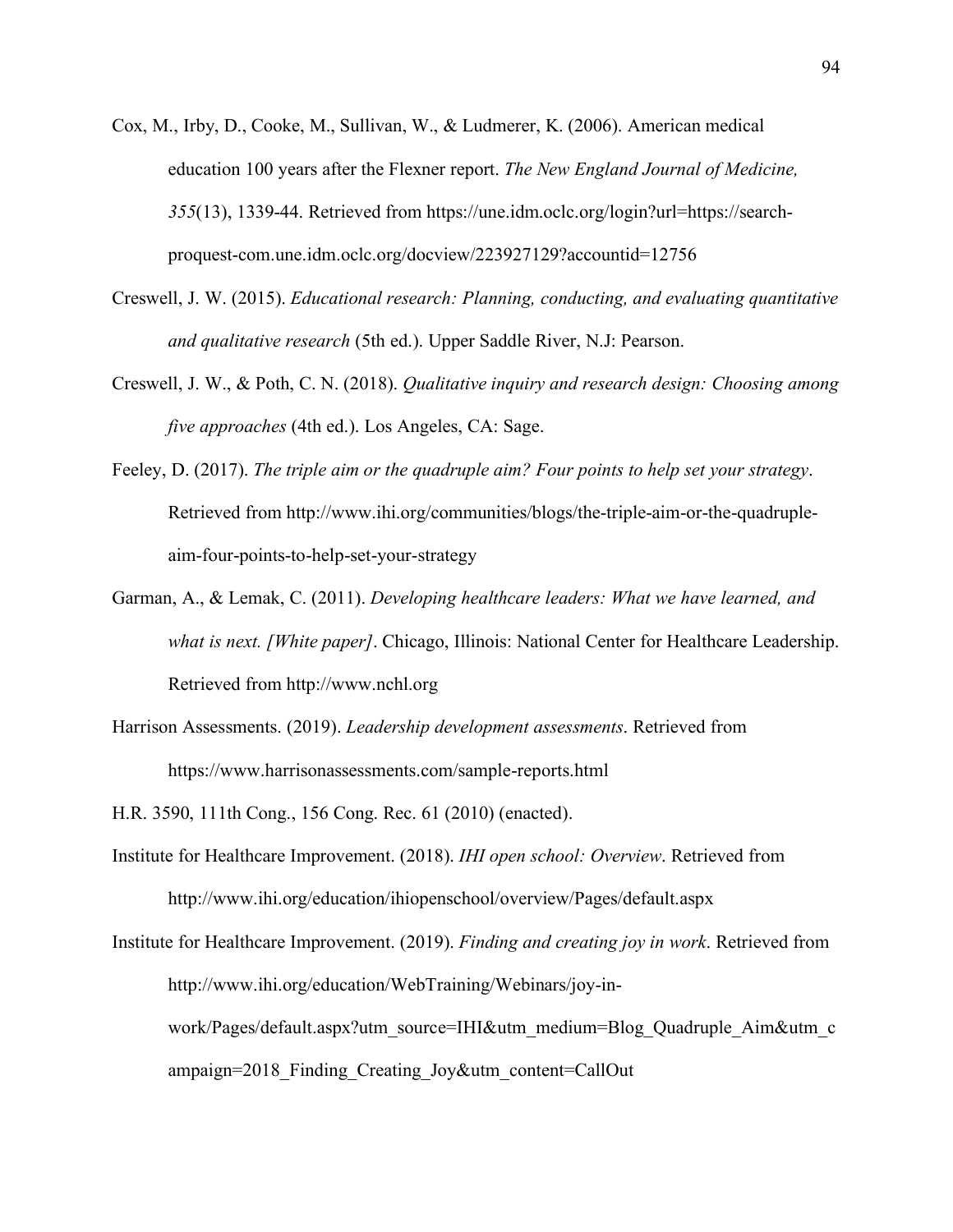Cox, M., Irby, D., Cooke, M., Sullivan, W., & Ludmerer, K. (2006). American medical education 100 years after the Flexner report. *The New England Journal of Medicine, 355*(13), 1339-44. Retrieved from https://une.idm.oclc.org/login?url=https://search-proquest-com.une.idm.oclc.org/docview/223927129?accountid=12756

Creswell, J. W. (2015). *Educational research: Planning, conducting, and evaluating quantitative and qualitative research* (5th ed.). Upper Saddle River, N.J: Pearson.

Creswell, J. W., & Poth, C. N. (2018). *Qualitative inquiry and research design: Choosing among five approaches* (4th ed.). Los Angeles, CA: Sage.

Feeley, D. (2017). *The triple aim or the quadruple aim? Four points to help set your strategy*. Retrieved from http://www.ihi.org/communities/blogs/the-triple-aim-or-the-quadruple-aim-four-points-to-help-set-your-strategy

Garman, A., & Lemak, C. (2011). *Developing healthcare leaders: What we have learned, and what is next. [White paper]*. Chicago, Illinois: National Center for Healthcare Leadership. Retrieved from http://www.nchl.org

Harrison Assessments. (2019). *Leadership development assessments*. Retrieved from https://www.harrisonassessments.com/sample-reports.html

H.R. 3590, 111th Cong., 156 Cong. Rec. 61 (2010) (enacted).

Institute for Healthcare Improvement. (2018). *IHI open school: Overview*. Retrieved from http://www.ihi.org/education/ihiopenschool/overview/Pages/default.aspx

Institute for Healthcare Improvement. (2019). *Finding and creating joy in work*. Retrieved from http://www.ihi.org/education/WebTraining/Webinars/joy-in-work/Pages/default.aspx?utm_source=IHI&utm_medium=Blog_Quadruple_Aim&utm_campaign=2018_Finding_Creating_Joy&utm_content=CallOut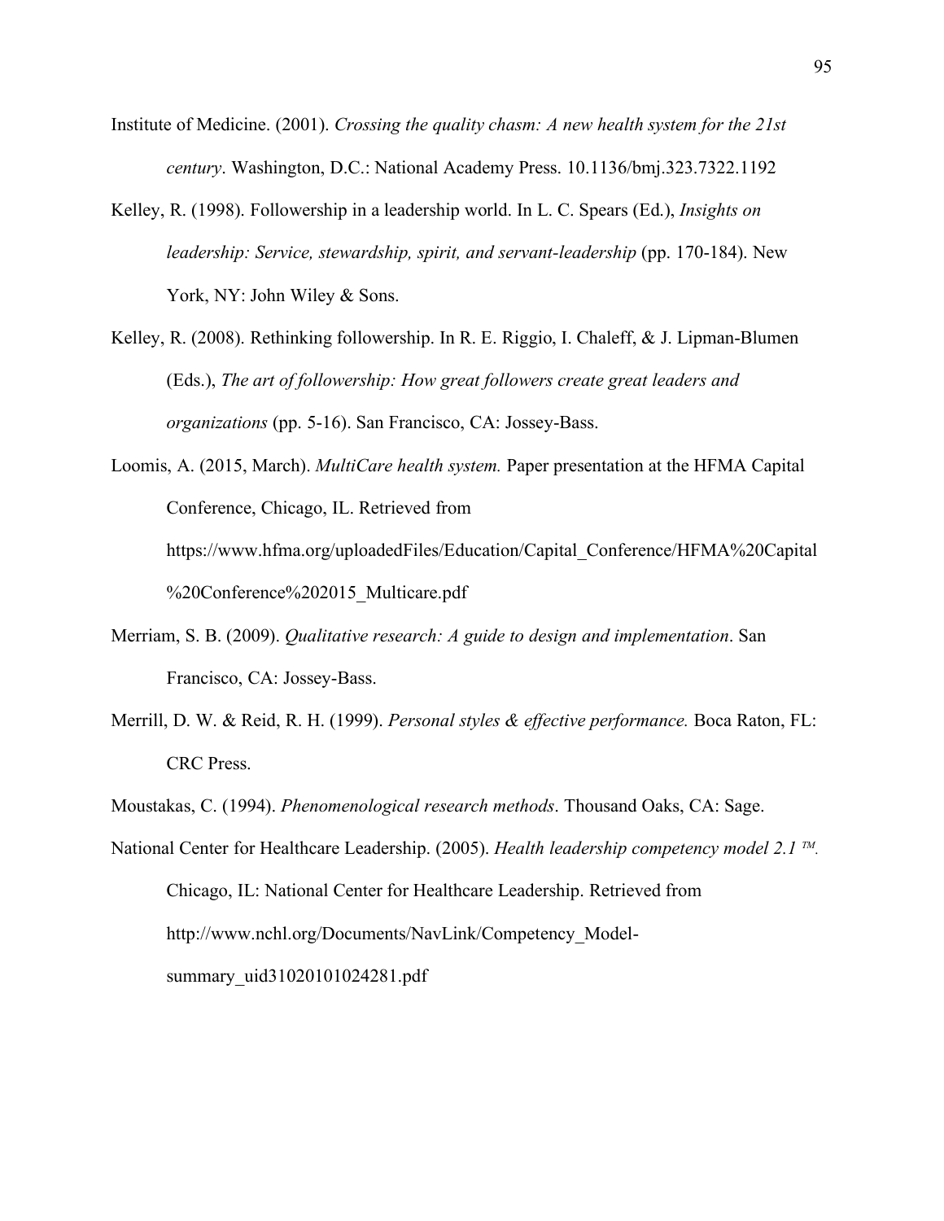Institute of Medicine. (2001). *Crossing the quality chasm: A new health system for the 21st century*. Washington, D.C.: National Academy Press. 10.1136/bmj.323.7322.1192

Kelley, R. (1998). Followership in a leadership world. In L. C. Spears (Ed.), *Insights on leadership: Service, stewardship, spirit, and servant-leadership* (pp. 170-184). New York, NY: John Wiley & Sons.

Kelley, R. (2008). Rethinking followership. In R. E. Riggio, I. Chaleff, & J. Lipman-Blumen (Eds.), *The art of followership: How great followers create great leaders and organizations* (pp. 5-16). San Francisco, CA: Jossey-Bass.

Loomis, A. (2015, March). *MultiCare health system.* Paper presentation at the HFMA Capital Conference, Chicago, IL. Retrieved from https://www.hfma.org/uploadedFiles/Education/Capital_Conference/HFMA%20Capital%20Conference%202015_Multicare.pdf

Merriam, S. B. (2009). *Qualitative research: A guide to design and implementation*. San Francisco, CA: Jossey-Bass.

Merrill, D. W. & Reid, R. H. (1999). *Personal styles & effective performance.* Boca Raton, FL: CRC Press.

Moustakas, C. (1994). *Phenomenological research methods*. Thousand Oaks, CA: Sage.

National Center for Healthcare Leadership. (2005). *Health leadership competency model 2.1 ™.* Chicago, IL: National Center for Healthcare Leadership. Retrieved from http://www.nchl.org/Documents/NavLink/Competency_Model-summary_uid31020101024281.pdf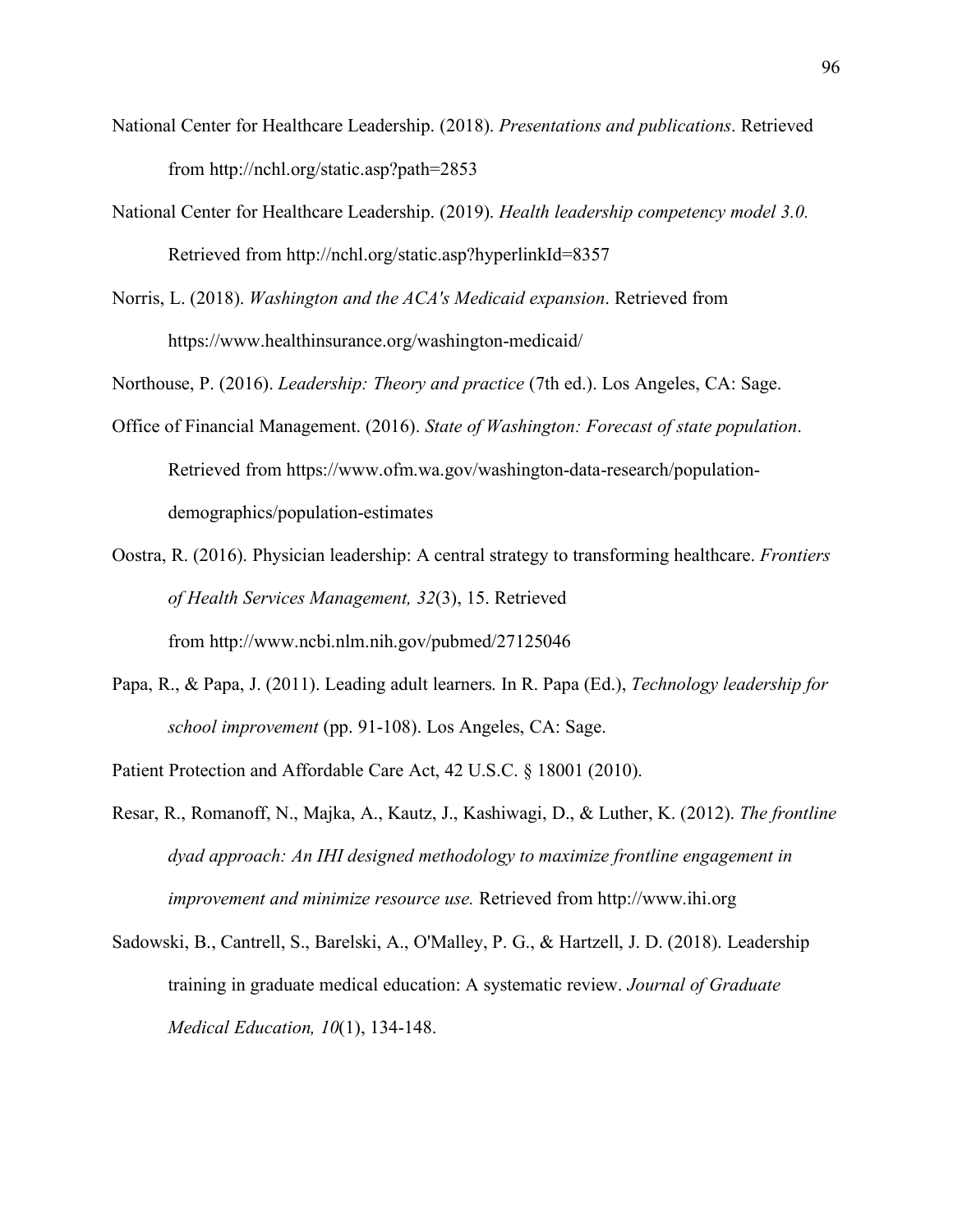National Center for Healthcare Leadership. (2018). *Presentations and publications*. Retrieved from http://nchl.org/static.asp?path=2853

National Center for Healthcare Leadership. (2019). *Health leadership competency model 3.0.* Retrieved from http://nchl.org/static.asp?hyperlinkId=8357

Norris, L. (2018). *Washington and the ACA's Medicaid expansion*. Retrieved from https://www.healthinsurance.org/washington-medicaid/

Northouse, P. (2016). *Leadership: Theory and practice* (7th ed.). Los Angeles, CA: Sage.

Office of Financial Management. (2016). *State of Washington: Forecast of state population*. Retrieved from https://www.ofm.wa.gov/washington-data-research/population-demographics/population-estimates

Oostra, R. (2016). Physician leadership: A central strategy to transforming healthcare. *Frontiers of Health Services Management, 32*(3), 15. Retrieved from http://www.ncbi.nlm.nih.gov/pubmed/27125046

Papa, R., & Papa, J. (2011). Leading adult learners. In R. Papa (Ed.), *Technology leadership for school improvement* (pp. 91-108). Los Angeles, CA: Sage.

Patient Protection and Affordable Care Act, 42 U.S.C. § 18001 (2010).

Resar, R., Romanoff, N., Majka, A., Kautz, J., Kashiwagi, D., & Luther, K. (2012). *The frontline dyad approach: An IHI designed methodology to maximize frontline engagement in improvement and minimize resource use.* Retrieved from http://www.ihi.org

Sadowski, B., Cantrell, S., Barelski, A., O'Malley, P. G., & Hartzell, J. D. (2018). Leadership training in graduate medical education: A systematic review. *Journal of Graduate Medical Education, 10*(1), 134-148.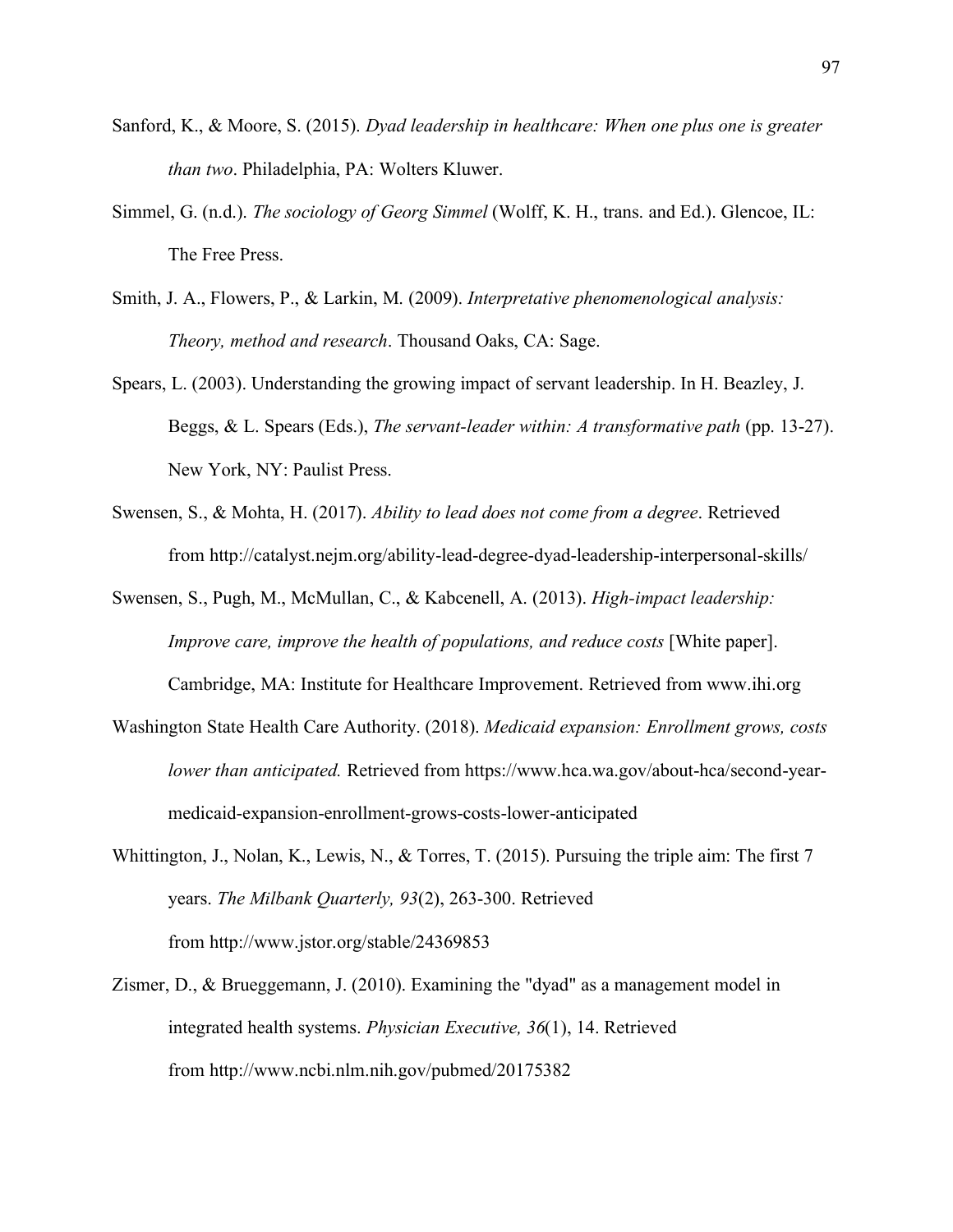Sanford, K., & Moore, S. (2015). *Dyad leadership in healthcare: When one plus one is greater than two*. Philadelphia, PA: Wolters Kluwer.

Simmel, G. (n.d.). *The sociology of Georg Simmel* (Wolff, K. H., trans. and Ed.). Glencoe, IL: The Free Press.

Smith, J. A., Flowers, P., & Larkin, M. (2009). *Interpretative phenomenological analysis: Theory, method and research*. Thousand Oaks, CA: Sage.

Spears, L. (2003). Understanding the growing impact of servant leadership. In H. Beazley, J. Beggs, & L. Spears (Eds.), *The servant-leader within: A transformative path* (pp. 13-27). New York, NY: Paulist Press.

Swensen, S., & Mohta, H. (2017). *Ability to lead does not come from a degree*. Retrieved from http://catalyst.nejm.org/ability-lead-degree-dyad-leadership-interpersonal-skills/

Swensen, S., Pugh, M., McMullan, C., & Kabcenell, A. (2013). *High-impact leadership: Improve care, improve the health of populations, and reduce costs* [White paper]. Cambridge, MA: Institute for Healthcare Improvement. Retrieved from www.ihi.org

Washington State Health Care Authority. (2018). *Medicaid expansion: Enrollment grows, costs lower than anticipated.* Retrieved from https://www.hca.wa.gov/about-hca/second-year-medicaid-expansion-enrollment-grows-costs-lower-anticipated

Whittington, J., Nolan, K., Lewis, N., & Torres, T. (2015). Pursuing the triple aim: The first 7 years. *The Milbank Quarterly, 93*(2), 263-300. Retrieved from http://www.jstor.org/stable/24369853

Zismer, D., & Brueggemann, J. (2010). Examining the "dyad" as a management model in integrated health systems. *Physician Executive, 36*(1), 14. Retrieved from http://www.ncbi.nlm.nih.gov/pubmed/20175382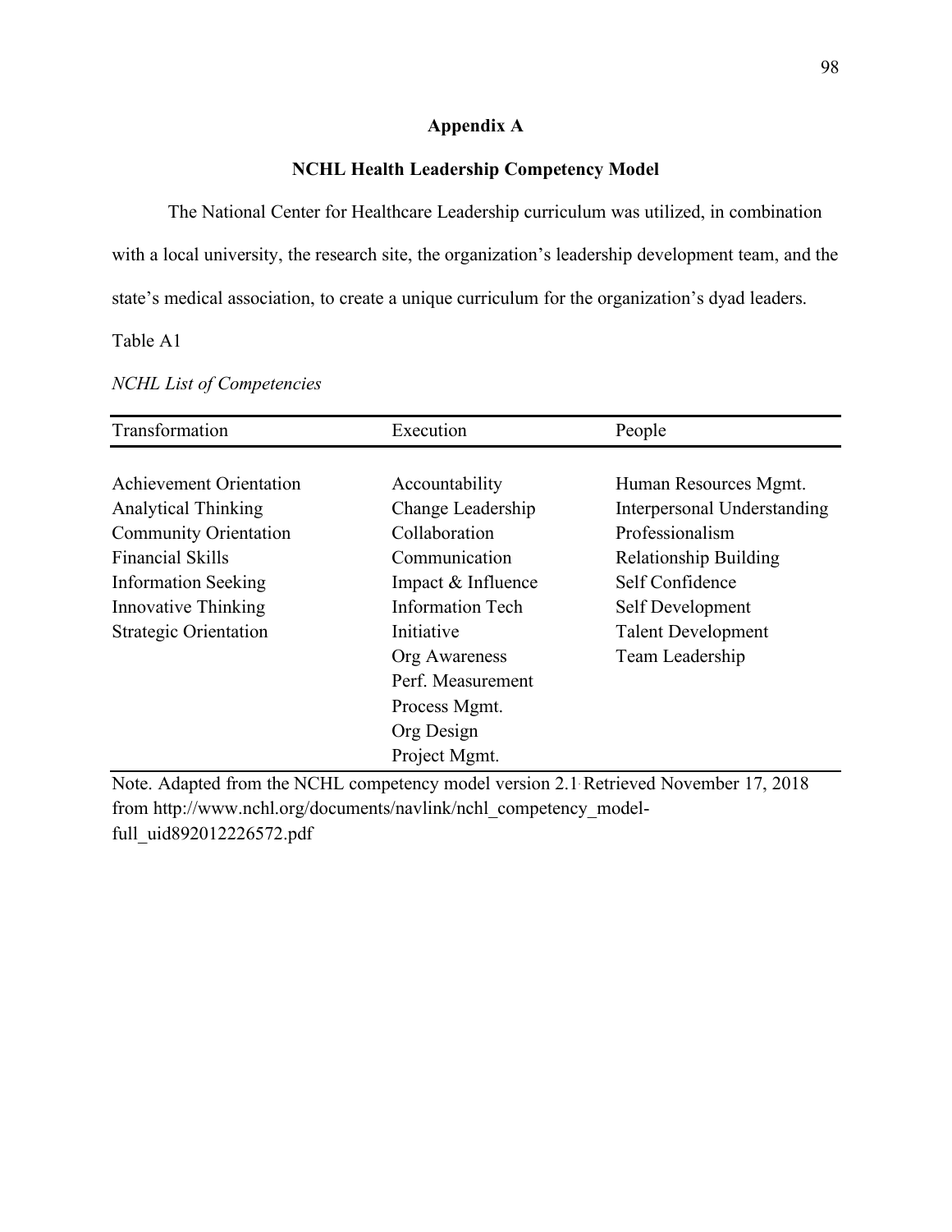# Appendix A

## NCHL Health Leadership Competency Model

The National Center for Healthcare Leadership curriculum was utilized, in combination with a local university, the research site, the organization's leadership development team, and the state's medical association, to create a unique curriculum for the organization's dyad leaders.

Table A1

*NCHL List of Competencies*

| Transformation | Execution | People |
|---|---|---|
| Achievement Orientation | Accountability | Human Resources Mgmt. |
| Analytical Thinking | Change Leadership | Interpersonal Understanding |
| Community Orientation | Collaboration | Professionalism |
| Financial Skills | Communication | Relationship Building |
| Information Seeking | Impact & Influence | Self Confidence |
| Innovative Thinking | Information Tech | Self Development |
| Strategic Orientation | Initiative | Talent Development |
| | Org Awareness | Team Leadership |
| | Perf. Measurement | |
| | Process Mgmt. | |
| | Org Design | |
| | Project Mgmt. | |

Note. Adapted from the NCHL competency model version 2.1. Retrieved November 17, 2018 from http://www.nchl.org/documents/navlink/nchl_competency_model-full_uid892012226572.pdf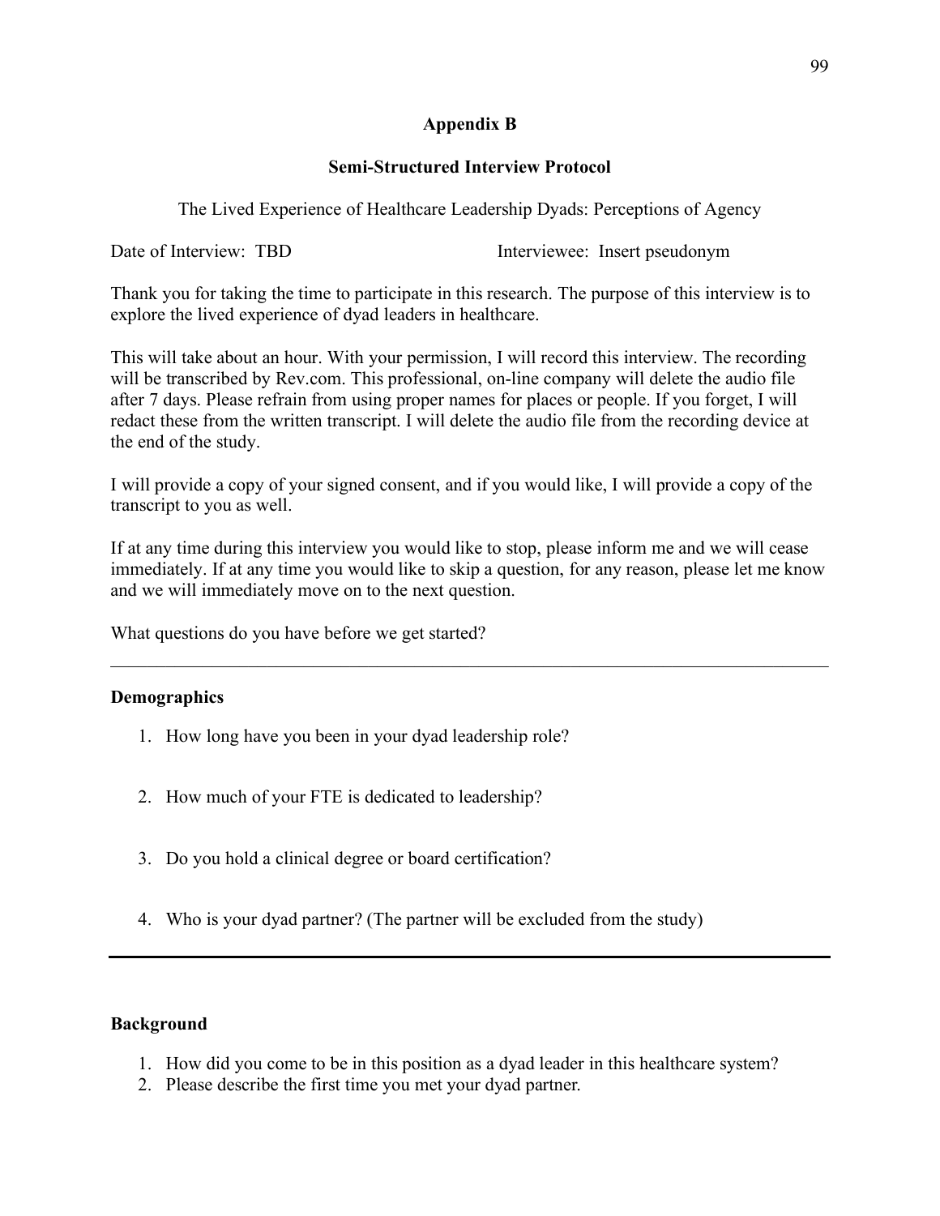## Appendix B

### Semi-Structured Interview Protocol

The Lived Experience of Healthcare Leadership Dyads: Perceptions of Agency

Date of Interview: TBD Interviewee: Insert pseudonym

Thank you for taking the time to participate in this research. The purpose of this interview is to explore the lived experience of dyad leaders in healthcare.

This will take about an hour. With your permission, I will record this interview. The recording will be transcribed by Rev.com. This professional, on-line company will delete the audio file after 7 days. Please refrain from using proper names for places or people. If you forget, I will redact these from the written transcript. I will delete the audio file from the recording device at the end of the study.

I will provide a copy of your signed consent, and if you would like, I will provide a copy of the transcript to you as well.

If at any time during this interview you would like to stop, please inform me and we will cease immediately. If at any time you would like to skip a question, for any reason, please let me know and we will immediately move on to the next question.

What questions do you have before we get started?

---

**Demographics**

1. How long have you been in your dyad leadership role?
2. How much of your FTE is dedicated to leadership?
3. Do you hold a clinical degree or board certification?
4. Who is your dyad partner? (The partner will be excluded from the study)

---

**Background**

1. How did you come to be in this position as a dyad leader in this healthcare system?
2. Please describe the first time you met your dyad partner.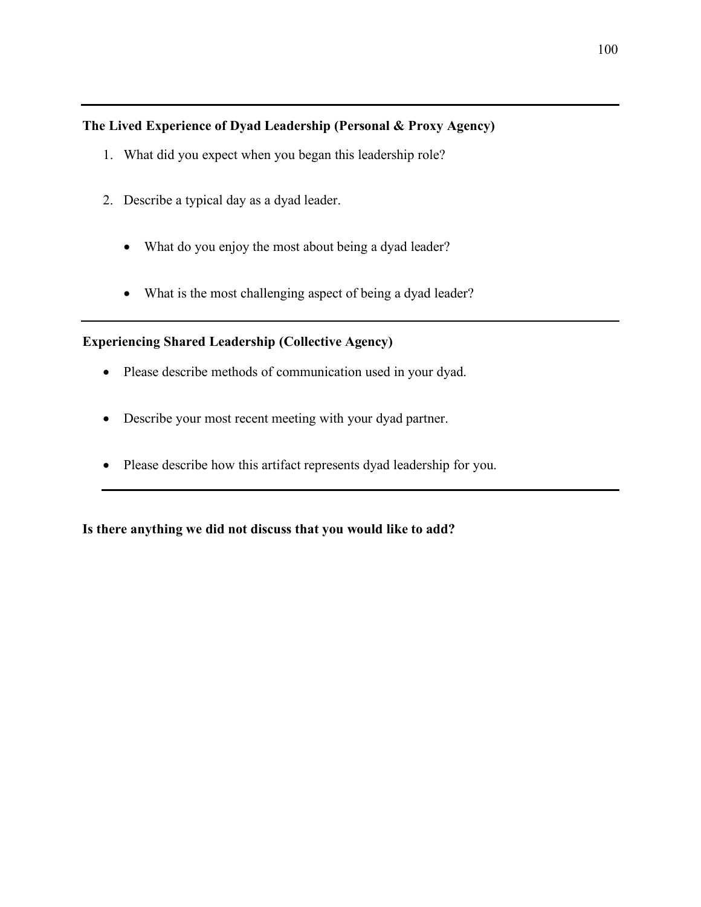**The Lived Experience of Dyad Leadership (Personal & Proxy Agency)**

1. What did you expect when you began this leadership role?

2. Describe a typical day as a dyad leader.

   - What do you enjoy the most about being a dyad leader?

   - What is the most challenging aspect of being a dyad leader?

**Experiencing Shared Leadership (Collective Agency)**

- Please describe methods of communication used in your dyad.

- Describe your most recent meeting with your dyad partner.

- Please describe how this artifact represents dyad leadership for you.

**Is there anything we did not discuss that you would like to add?**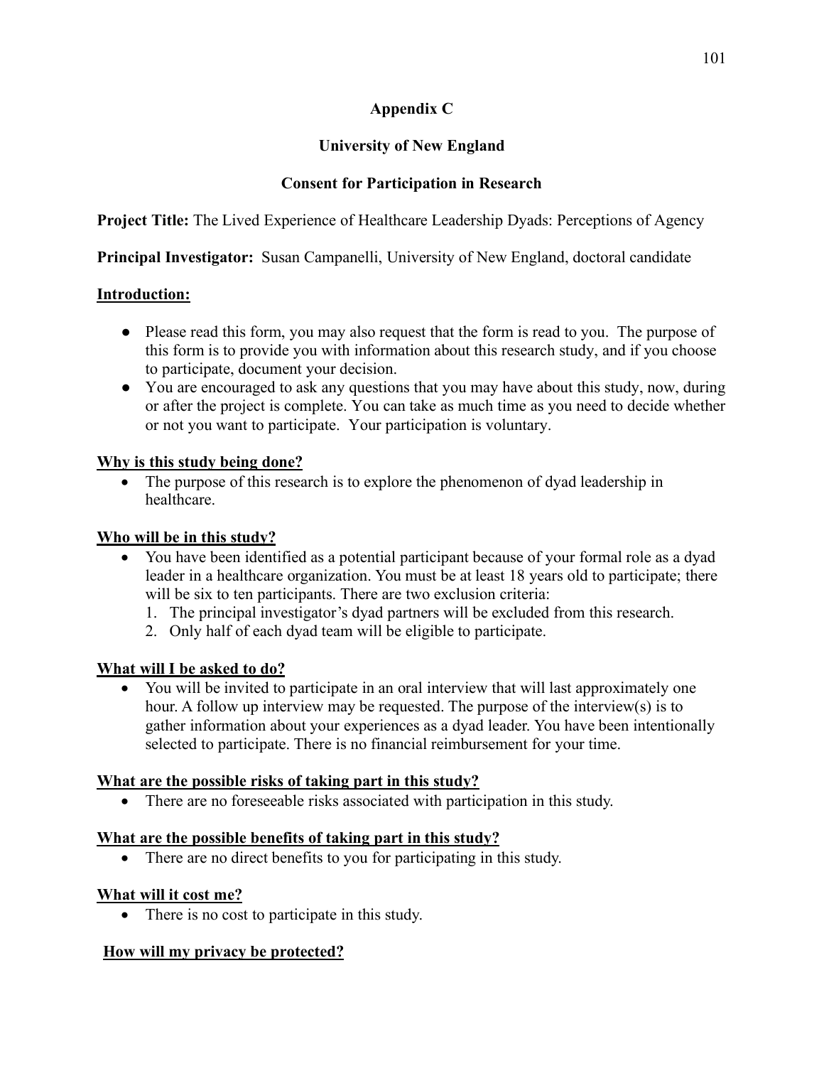## Appendix C

## University of New England

## Consent for Participation in Research

**Project Title:** The Lived Experience of Healthcare Leadership Dyads: Perceptions of Agency

**Principal Investigator:** Susan Campanelli, University of New England, doctoral candidate

**Introduction:**

- Please read this form, you may also request that the form is read to you. The purpose of this form is to provide you with information about this research study, and if you choose to participate, document your decision.
- You are encouraged to ask any questions that you may have about this study, now, during or after the project is complete. You can take as much time as you need to decide whether or not you want to participate. Your participation is voluntary.

**Why is this study being done?**

- The purpose of this research is to explore the phenomenon of dyad leadership in healthcare.

**Who will be in this study?**

- You have been identified as a potential participant because of your formal role as a dyad leader in a healthcare organization. You must be at least 18 years old to participate; there will be six to ten participants. There are two exclusion criteria:
  1. The principal investigator's dyad partners will be excluded from this research.
  2. Only half of each dyad team will be eligible to participate.

**What will I be asked to do?**

- You will be invited to participate in an oral interview that will last approximately one hour. A follow up interview may be requested. The purpose of the interview(s) is to gather information about your experiences as a dyad leader. You have been intentionally selected to participate. There is no financial reimbursement for your time.

**What are the possible risks of taking part in this study?**

- There are no foreseeable risks associated with participation in this study.

**What are the possible benefits of taking part in this study?**

- There are no direct benefits to you for participating in this study.

**What will it cost me?**

- There is no cost to participate in this study.

**How will my privacy be protected?**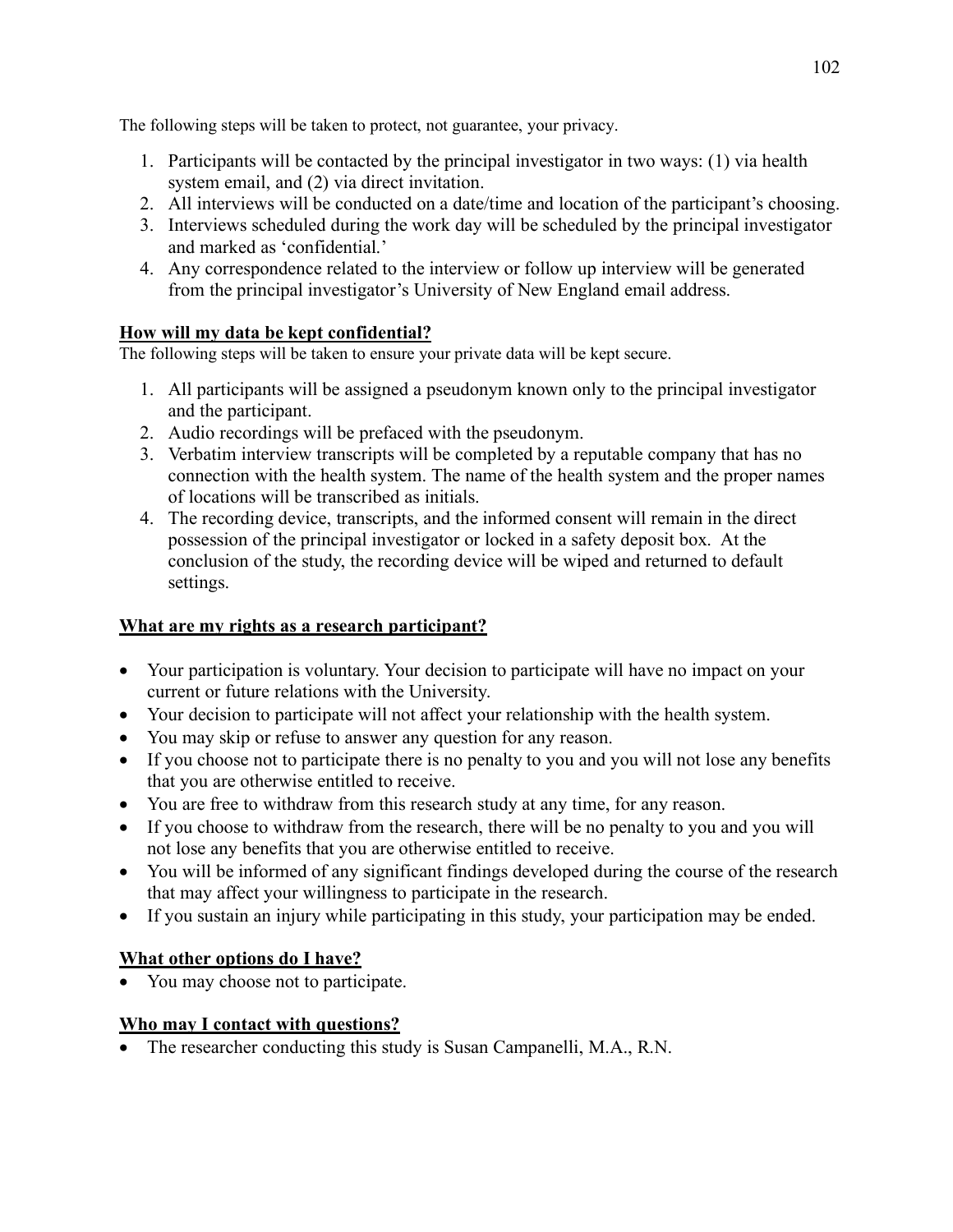The following steps will be taken to protect, not guarantee, your privacy.

1. Participants will be contacted by the principal investigator in two ways: (1) via health system email, and (2) via direct invitation.
2. All interviews will be conducted on a date/time and location of the participant's choosing.
3. Interviews scheduled during the work day will be scheduled by the principal investigator and marked as 'confidential.'
4. Any correspondence related to the interview or follow up interview will be generated from the principal investigator's University of New England email address.

**How will my data be kept confidential?**

The following steps will be taken to ensure your private data will be kept secure.

1. All participants will be assigned a pseudonym known only to the principal investigator and the participant.
2. Audio recordings will be prefaced with the pseudonym.
3. Verbatim interview transcripts will be completed by a reputable company that has no connection with the health system. The name of the health system and the proper names of locations will be transcribed as initials.
4. The recording device, transcripts, and the informed consent will remain in the direct possession of the principal investigator or locked in a safety deposit box. At the conclusion of the study, the recording device will be wiped and returned to default settings.

**What are my rights as a research participant?**

- Your participation is voluntary. Your decision to participate will have no impact on your current or future relations with the University.
- Your decision to participate will not affect your relationship with the health system.
- You may skip or refuse to answer any question for any reason.
- If you choose not to participate there is no penalty to you and you will not lose any benefits that you are otherwise entitled to receive.
- You are free to withdraw from this research study at any time, for any reason.
- If you choose to withdraw from the research, there will be no penalty to you and you will not lose any benefits that you are otherwise entitled to receive.
- You will be informed of any significant findings developed during the course of the research that may affect your willingness to participate in the research.
- If you sustain an injury while participating in this study, your participation may be ended.

**What other options do I have?**

- You may choose not to participate.

**Who may I contact with questions?**

- The researcher conducting this study is Susan Campanelli, M.A., R.N.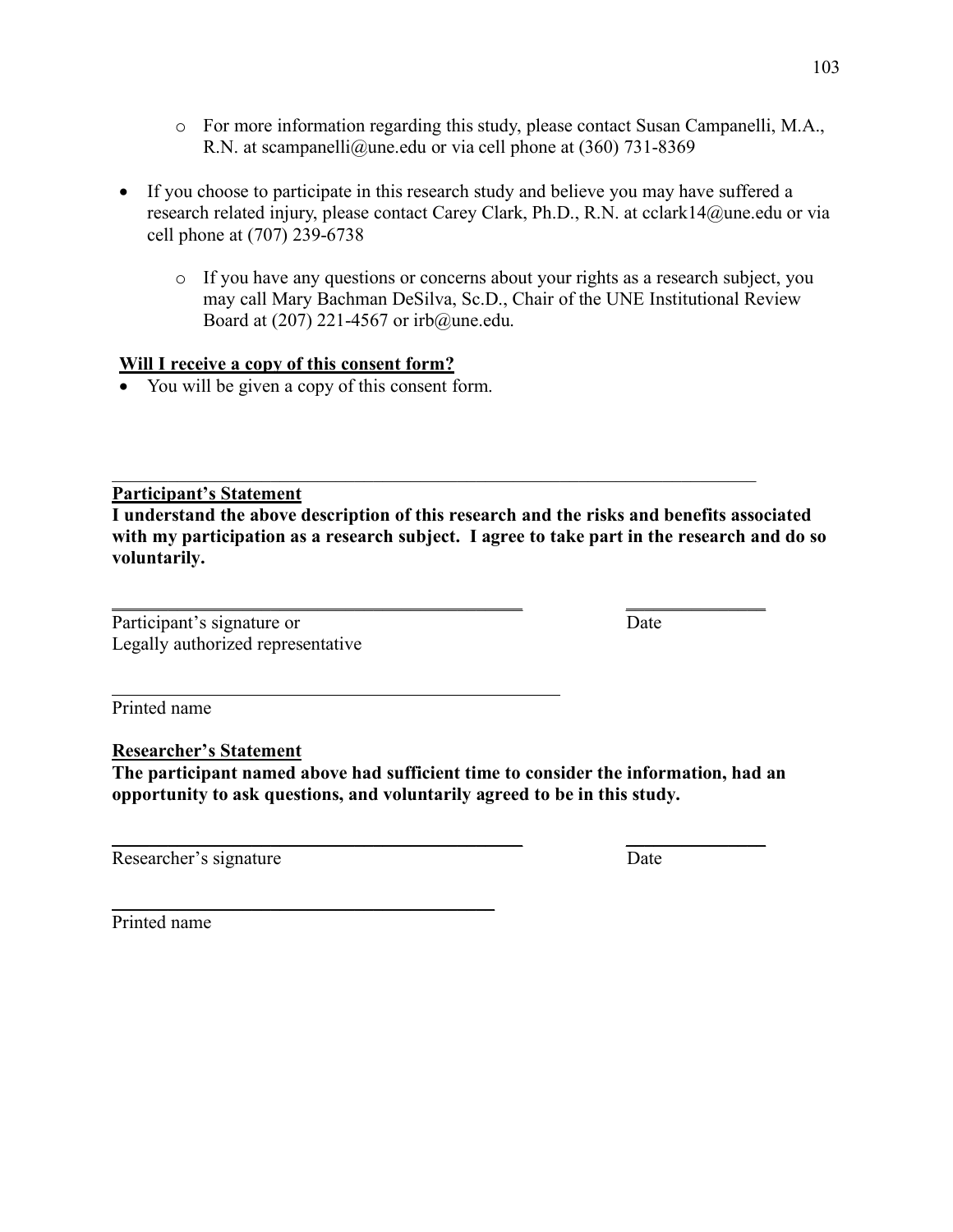- For more information regarding this study, please contact Susan Campanelli, M.A., R.N. at scampanelli@une.edu or via cell phone at (360) 731-8369

- If you choose to participate in this research study and believe you may have suffered a research related injury, please contact Carey Clark, Ph.D., R.N. at cclark14@une.edu or via cell phone at (707) 239-6738
  - If you have any questions or concerns about your rights as a research subject, you may call Mary Bachman DeSilva, Sc.D., Chair of the UNE Institutional Review Board at (207) 221-4567 or irb@une.edu.

**Will I receive a copy of this consent form?**

- You will be given a copy of this consent form.

---

**Participant's Statement**

**I understand the above description of this research and the risks and benefits associated with my participation as a research subject. I agree to take part in the research and do so voluntarily.**

______________________________________________ ________________

Participant's signature or Legally authorized representative — Date

______________________________________________

Printed name

**Researcher's Statement**

**The participant named above had sufficient time to consider the information, had an opportunity to ask questions, and voluntarily agreed to be in this study.**

______________________________________________ ________________

Researcher's signature — Date

______________________________________________

Printed name